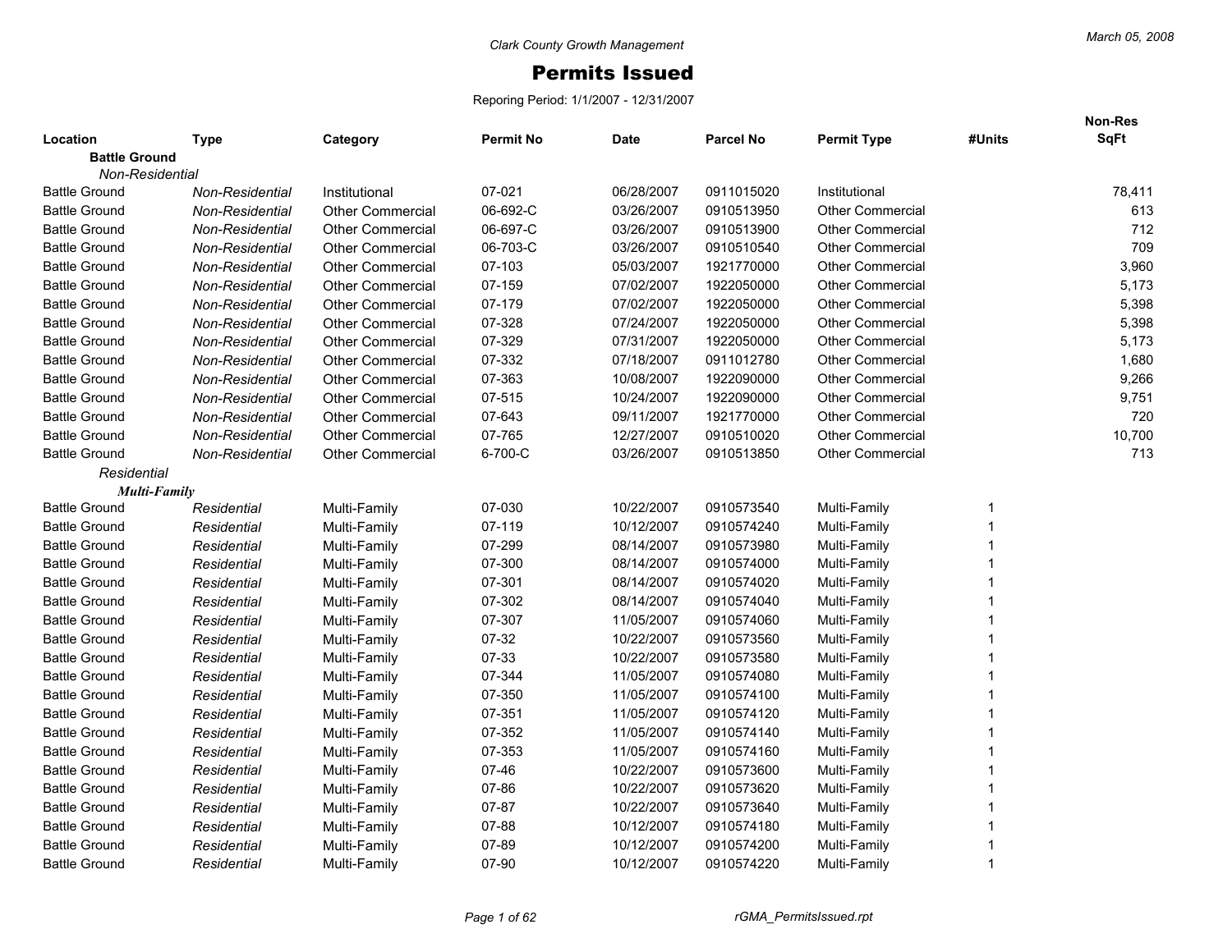Clark County Growth Management

# Permits Issued

Reporing Period: 1/1/2007 - 12/31/2007

| Location | Type | Category | Permit No | Date | Parcel No | Permit Type | #Units | Non-Res SqFt |
|---|---|---|---|---|---|---|---|---|
| **Battle Ground** | | | | | | | | |
| *Non-Residential* | | | | | | | | |
| Battle Ground | *Non-Residential* | Institutional | 07-021 | 06/28/2007 | 0911015020 | Institutional | | 78,411 |
| Battle Ground | *Non-Residential* | Other Commercial | 06-692-C | 03/26/2007 | 0910513950 | Other Commercial | | 613 |
| Battle Ground | *Non-Residential* | Other Commercial | 06-697-C | 03/26/2007 | 0910513900 | Other Commercial | | 712 |
| Battle Ground | *Non-Residential* | Other Commercial | 06-703-C | 03/26/2007 | 0910510540 | Other Commercial | | 709 |
| Battle Ground | *Non-Residential* | Other Commercial | 07-103 | 05/03/2007 | 1921770000 | Other Commercial | | 3,960 |
| Battle Ground | *Non-Residential* | Other Commercial | 07-159 | 07/02/2007 | 1922050000 | Other Commercial | | 5,173 |
| Battle Ground | *Non-Residential* | Other Commercial | 07-179 | 07/02/2007 | 1922050000 | Other Commercial | | 5,398 |
| Battle Ground | *Non-Residential* | Other Commercial | 07-328 | 07/24/2007 | 1922050000 | Other Commercial | | 5,398 |
| Battle Ground | *Non-Residential* | Other Commercial | 07-329 | 07/31/2007 | 1922050000 | Other Commercial | | 5,173 |
| Battle Ground | *Non-Residential* | Other Commercial | 07-332 | 07/18/2007 | 0911012780 | Other Commercial | | 1,680 |
| Battle Ground | *Non-Residential* | Other Commercial | 07-363 | 10/08/2007 | 1922090000 | Other Commercial | | 9,266 |
| Battle Ground | *Non-Residential* | Other Commercial | 07-515 | 10/24/2007 | 1922090000 | Other Commercial | | 9,751 |
| Battle Ground | *Non-Residential* | Other Commercial | 07-643 | 09/11/2007 | 1921770000 | Other Commercial | | 720 |
| Battle Ground | *Non-Residential* | Other Commercial | 07-765 | 12/27/2007 | 0910510020 | Other Commercial | | 10,700 |
| Battle Ground | *Non-Residential* | Other Commercial | 6-700-C | 03/26/2007 | 0910513850 | Other Commercial | | 713 |
| *Residential* | | | | | | | | |
| ***Multi-Family*** | | | | | | | | |
| Battle Ground | *Residential* | Multi-Family | 07-030 | 10/22/2007 | 0910573540 | Multi-Family | 1 | |
| Battle Ground | *Residential* | Multi-Family | 07-119 | 10/12/2007 | 0910574240 | Multi-Family | 1 | |
| Battle Ground | *Residential* | Multi-Family | 07-299 | 08/14/2007 | 0910573980 | Multi-Family | 1 | |
| Battle Ground | *Residential* | Multi-Family | 07-300 | 08/14/2007 | 0910574000 | Multi-Family | 1 | |
| Battle Ground | *Residential* | Multi-Family | 07-301 | 08/14/2007 | 0910574020 | Multi-Family | 1 | |
| Battle Ground | *Residential* | Multi-Family | 07-302 | 08/14/2007 | 0910574040 | Multi-Family | 1 | |
| Battle Ground | *Residential* | Multi-Family | 07-307 | 11/05/2007 | 0910574060 | Multi-Family | 1 | |
| Battle Ground | *Residential* | Multi-Family | 07-32 | 10/22/2007 | 0910573560 | Multi-Family | 1 | |
| Battle Ground | *Residential* | Multi-Family | 07-33 | 10/22/2007 | 0910573580 | Multi-Family | 1 | |
| Battle Ground | *Residential* | Multi-Family | 07-344 | 11/05/2007 | 0910574080 | Multi-Family | 1 | |
| Battle Ground | *Residential* | Multi-Family | 07-350 | 11/05/2007 | 0910574100 | Multi-Family | 1 | |
| Battle Ground | *Residential* | Multi-Family | 07-351 | 11/05/2007 | 0910574120 | Multi-Family | 1 | |
| Battle Ground | *Residential* | Multi-Family | 07-352 | 11/05/2007 | 0910574140 | Multi-Family | 1 | |
| Battle Ground | *Residential* | Multi-Family | 07-353 | 11/05/2007 | 0910574160 | Multi-Family | 1 | |
| Battle Ground | *Residential* | Multi-Family | 07-46 | 10/22/2007 | 0910573600 | Multi-Family | 1 | |
| Battle Ground | *Residential* | Multi-Family | 07-86 | 10/22/2007 | 0910573620 | Multi-Family | 1 | |
| Battle Ground | *Residential* | Multi-Family | 07-87 | 10/22/2007 | 0910573640 | Multi-Family | 1 | |
| Battle Ground | *Residential* | Multi-Family | 07-88 | 10/12/2007 | 0910574180 | Multi-Family | 1 | |
| Battle Ground | *Residential* | Multi-Family | 07-89 | 10/12/2007 | 0910574200 | Multi-Family | 1 | |
| Battle Ground | *Residential* | Multi-Family | 07-90 | 10/12/2007 | 0910574220 | Multi-Family | 1 | |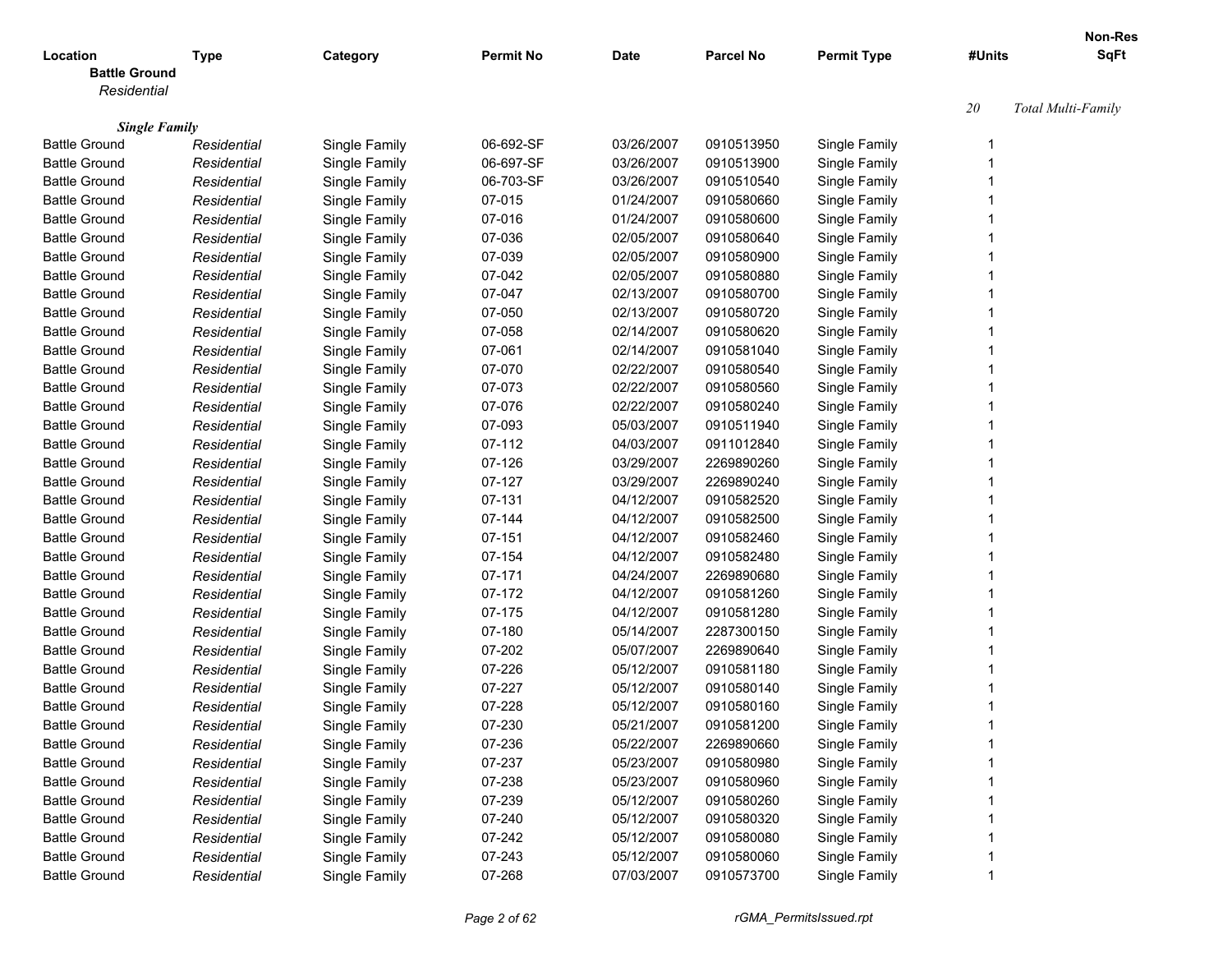| Location | Type | Category | Permit No | Date | Parcel No | Permit Type | #Units | Non-Res SqFt |
|---|---|---|---|---|---|---|---|---|
| **Battle Ground** | | | | | | | | |
| *Residential* | | | | | | | | |
| | | | | | | | *20* | *Total Multi-Family* |
| ***Single Family*** | | | | | | | | |
| Battle Ground | *Residential* | Single Family | 06-692-SF | 03/26/2007 | 0910513950 | Single Family | 1 | |
| Battle Ground | *Residential* | Single Family | 06-697-SF | 03/26/2007 | 0910513900 | Single Family | 1 | |
| Battle Ground | *Residential* | Single Family | 06-703-SF | 03/26/2007 | 0910510540 | Single Family | 1 | |
| Battle Ground | *Residential* | Single Family | 07-015 | 01/24/2007 | 0910580660 | Single Family | 1 | |
| Battle Ground | *Residential* | Single Family | 07-016 | 01/24/2007 | 0910580600 | Single Family | 1 | |
| Battle Ground | *Residential* | Single Family | 07-036 | 02/05/2007 | 0910580640 | Single Family | 1 | |
| Battle Ground | *Residential* | Single Family | 07-039 | 02/05/2007 | 0910580900 | Single Family | 1 | |
| Battle Ground | *Residential* | Single Family | 07-042 | 02/05/2007 | 0910580880 | Single Family | 1 | |
| Battle Ground | *Residential* | Single Family | 07-047 | 02/13/2007 | 0910580700 | Single Family | 1 | |
| Battle Ground | *Residential* | Single Family | 07-050 | 02/13/2007 | 0910580720 | Single Family | 1 | |
| Battle Ground | *Residential* | Single Family | 07-058 | 02/14/2007 | 0910580620 | Single Family | 1 | |
| Battle Ground | *Residential* | Single Family | 07-061 | 02/14/2007 | 0910581040 | Single Family | 1 | |
| Battle Ground | *Residential* | Single Family | 07-070 | 02/22/2007 | 0910580540 | Single Family | 1 | |
| Battle Ground | *Residential* | Single Family | 07-073 | 02/22/2007 | 0910580560 | Single Family | 1 | |
| Battle Ground | *Residential* | Single Family | 07-076 | 02/22/2007 | 0910580240 | Single Family | 1 | |
| Battle Ground | *Residential* | Single Family | 07-093 | 05/03/2007 | 0910511940 | Single Family | 1 | |
| Battle Ground | *Residential* | Single Family | 07-112 | 04/03/2007 | 0911012840 | Single Family | 1 | |
| Battle Ground | *Residential* | Single Family | 07-126 | 03/29/2007 | 2269890260 | Single Family | 1 | |
| Battle Ground | *Residential* | Single Family | 07-127 | 03/29/2007 | 2269890240 | Single Family | 1 | |
| Battle Ground | *Residential* | Single Family | 07-131 | 04/12/2007 | 0910582520 | Single Family | 1 | |
| Battle Ground | *Residential* | Single Family | 07-144 | 04/12/2007 | 0910582500 | Single Family | 1 | |
| Battle Ground | *Residential* | Single Family | 07-151 | 04/12/2007 | 0910582460 | Single Family | 1 | |
| Battle Ground | *Residential* | Single Family | 07-154 | 04/12/2007 | 0910582480 | Single Family | 1 | |
| Battle Ground | *Residential* | Single Family | 07-171 | 04/24/2007 | 2269890680 | Single Family | 1 | |
| Battle Ground | *Residential* | Single Family | 07-172 | 04/12/2007 | 0910581260 | Single Family | 1 | |
| Battle Ground | *Residential* | Single Family | 07-175 | 04/12/2007 | 0910581280 | Single Family | 1 | |
| Battle Ground | *Residential* | Single Family | 07-180 | 05/14/2007 | 2287300150 | Single Family | 1 | |
| Battle Ground | *Residential* | Single Family | 07-202 | 05/07/2007 | 2269890640 | Single Family | 1 | |
| Battle Ground | *Residential* | Single Family | 07-226 | 05/12/2007 | 0910581180 | Single Family | 1 | |
| Battle Ground | *Residential* | Single Family | 07-227 | 05/12/2007 | 0910580140 | Single Family | 1 | |
| Battle Ground | *Residential* | Single Family | 07-228 | 05/12/2007 | 0910580160 | Single Family | 1 | |
| Battle Ground | *Residential* | Single Family | 07-230 | 05/21/2007 | 0910581200 | Single Family | 1 | |
| Battle Ground | *Residential* | Single Family | 07-236 | 05/22/2007 | 2269890660 | Single Family | 1 | |
| Battle Ground | *Residential* | Single Family | 07-237 | 05/23/2007 | 0910580980 | Single Family | 1 | |
| Battle Ground | *Residential* | Single Family | 07-238 | 05/23/2007 | 0910580960 | Single Family | 1 | |
| Battle Ground | *Residential* | Single Family | 07-239 | 05/12/2007 | 0910580260 | Single Family | 1 | |
| Battle Ground | *Residential* | Single Family | 07-240 | 05/12/2007 | 0910580320 | Single Family | 1 | |
| Battle Ground | *Residential* | Single Family | 07-242 | 05/12/2007 | 0910580080 | Single Family | 1 | |
| Battle Ground | *Residential* | Single Family | 07-243 | 05/12/2007 | 0910580060 | Single Family | 1 | |
| Battle Ground | *Residential* | Single Family | 07-268 | 07/03/2007 | 0910573700 | Single Family | 1 | |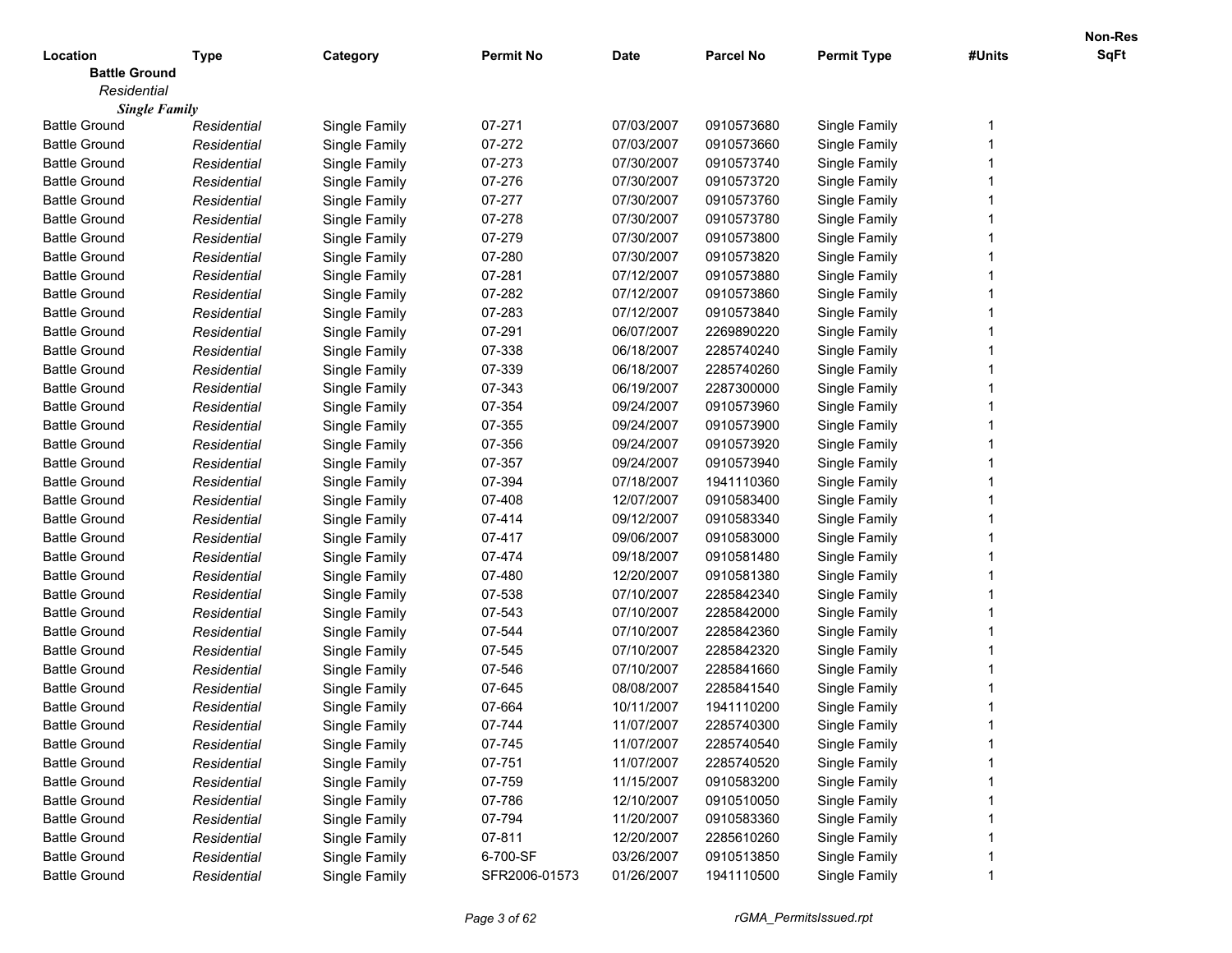| Location | Type | Category | Permit No | Date | Parcel No | Permit Type | #Units | Non-Res SqFt |
|---|---|---|---|---|---|---|---|---|
| **Battle Ground** | | | | | | | | |
| *Residential* | | | | | | | | |
| ***Single Family*** | | | | | | | | |
| Battle Ground | *Residential* | Single Family | 07-271 | 07/03/2007 | 0910573680 | Single Family | 1 | |
| Battle Ground | *Residential* | Single Family | 07-272 | 07/03/2007 | 0910573660 | Single Family | 1 | |
| Battle Ground | *Residential* | Single Family | 07-273 | 07/30/2007 | 0910573740 | Single Family | 1 | |
| Battle Ground | *Residential* | Single Family | 07-276 | 07/30/2007 | 0910573720 | Single Family | 1 | |
| Battle Ground | *Residential* | Single Family | 07-277 | 07/30/2007 | 0910573760 | Single Family | 1 | |
| Battle Ground | *Residential* | Single Family | 07-278 | 07/30/2007 | 0910573780 | Single Family | 1 | |
| Battle Ground | *Residential* | Single Family | 07-279 | 07/30/2007 | 0910573800 | Single Family | 1 | |
| Battle Ground | *Residential* | Single Family | 07-280 | 07/30/2007 | 0910573820 | Single Family | 1 | |
| Battle Ground | *Residential* | Single Family | 07-281 | 07/12/2007 | 0910573880 | Single Family | 1 | |
| Battle Ground | *Residential* | Single Family | 07-282 | 07/12/2007 | 0910573860 | Single Family | 1 | |
| Battle Ground | *Residential* | Single Family | 07-283 | 07/12/2007 | 0910573840 | Single Family | 1 | |
| Battle Ground | *Residential* | Single Family | 07-291 | 06/07/2007 | 2269890220 | Single Family | 1 | |
| Battle Ground | *Residential* | Single Family | 07-338 | 06/18/2007 | 2285740240 | Single Family | 1 | |
| Battle Ground | *Residential* | Single Family | 07-339 | 06/18/2007 | 2285740260 | Single Family | 1 | |
| Battle Ground | *Residential* | Single Family | 07-343 | 06/19/2007 | 2287300000 | Single Family | 1 | |
| Battle Ground | *Residential* | Single Family | 07-354 | 09/24/2007 | 0910573960 | Single Family | 1 | |
| Battle Ground | *Residential* | Single Family | 07-355 | 09/24/2007 | 0910573900 | Single Family | 1 | |
| Battle Ground | *Residential* | Single Family | 07-356 | 09/24/2007 | 0910573920 | Single Family | 1 | |
| Battle Ground | *Residential* | Single Family | 07-357 | 09/24/2007 | 0910573940 | Single Family | 1 | |
| Battle Ground | *Residential* | Single Family | 07-394 | 07/18/2007 | 1941110360 | Single Family | 1 | |
| Battle Ground | *Residential* | Single Family | 07-408 | 12/07/2007 | 0910583400 | Single Family | 1 | |
| Battle Ground | *Residential* | Single Family | 07-414 | 09/12/2007 | 0910583340 | Single Family | 1 | |
| Battle Ground | *Residential* | Single Family | 07-417 | 09/06/2007 | 0910583000 | Single Family | 1 | |
| Battle Ground | *Residential* | Single Family | 07-474 | 09/18/2007 | 0910581480 | Single Family | 1 | |
| Battle Ground | *Residential* | Single Family | 07-480 | 12/20/2007 | 0910581380 | Single Family | 1 | |
| Battle Ground | *Residential* | Single Family | 07-538 | 07/10/2007 | 2285842340 | Single Family | 1 | |
| Battle Ground | *Residential* | Single Family | 07-543 | 07/10/2007 | 2285842000 | Single Family | 1 | |
| Battle Ground | *Residential* | Single Family | 07-544 | 07/10/2007 | 2285842360 | Single Family | 1 | |
| Battle Ground | *Residential* | Single Family | 07-545 | 07/10/2007 | 2285842320 | Single Family | 1 | |
| Battle Ground | *Residential* | Single Family | 07-546 | 07/10/2007 | 2285841660 | Single Family | 1 | |
| Battle Ground | *Residential* | Single Family | 07-645 | 08/08/2007 | 2285841540 | Single Family | 1 | |
| Battle Ground | *Residential* | Single Family | 07-664 | 10/11/2007 | 1941110200 | Single Family | 1 | |
| Battle Ground | *Residential* | Single Family | 07-744 | 11/07/2007 | 2285740300 | Single Family | 1 | |
| Battle Ground | *Residential* | Single Family | 07-745 | 11/07/2007 | 2285740540 | Single Family | 1 | |
| Battle Ground | *Residential* | Single Family | 07-751 | 11/07/2007 | 2285740520 | Single Family | 1 | |
| Battle Ground | *Residential* | Single Family | 07-759 | 11/15/2007 | 0910583200 | Single Family | 1 | |
| Battle Ground | *Residential* | Single Family | 07-786 | 12/10/2007 | 0910510050 | Single Family | 1 | |
| Battle Ground | *Residential* | Single Family | 07-794 | 11/20/2007 | 0910583360 | Single Family | 1 | |
| Battle Ground | *Residential* | Single Family | 07-811 | 12/20/2007 | 2285610260 | Single Family | 1 | |
| Battle Ground | *Residential* | Single Family | 6-700-SF | 03/26/2007 | 0910513850 | Single Family | 1 | |
| Battle Ground | *Residential* | Single Family | SFR2006-01573 | 01/26/2007 | 1941110500 | Single Family | 1 | |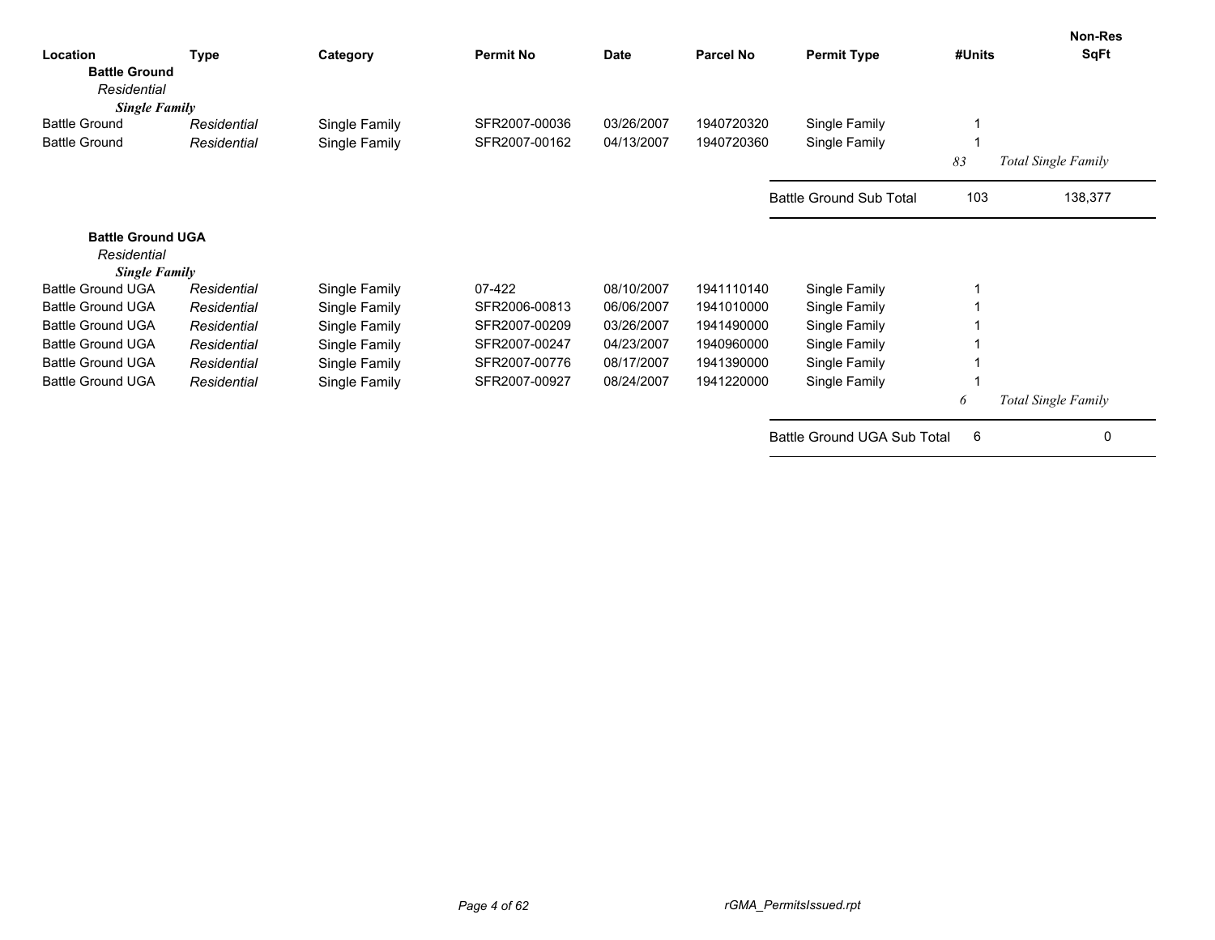| Location | Type | Category | Permit No | Date | Parcel No | Permit Type | #Units | Non-Res SqFt |
|---|---|---|---|---|---|---|---|---|
| **Battle Ground** | | | | | | | | |
| *Residential* | | | | | | | | |
| ***Single Family*** | | | | | | | | |
| Battle Ground | *Residential* | Single Family | SFR2007-00036 | 03/26/2007 | 1940720320 | Single Family | 1 | |
| Battle Ground | *Residential* | Single Family | SFR2007-00162 | 04/13/2007 | 1940720360 | Single Family | 1 | |
| | | | | | | | *83* | *Total Single Family* |
| | | | | | | Battle Ground Sub Total | 103 | 138,377 |
| **Battle Ground UGA** | | | | | | | | |
| *Residential* | | | | | | | | |
| ***Single Family*** | | | | | | | | |
| Battle Ground UGA | *Residential* | Single Family | 07-422 | 08/10/2007 | 1941110140 | Single Family | 1 | |
| Battle Ground UGA | *Residential* | Single Family | SFR2006-00813 | 06/06/2007 | 1941010000 | Single Family | 1 | |
| Battle Ground UGA | *Residential* | Single Family | SFR2007-00209 | 03/26/2007 | 1941490000 | Single Family | 1 | |
| Battle Ground UGA | *Residential* | Single Family | SFR2007-00247 | 04/23/2007 | 1940960000 | Single Family | 1 | |
| Battle Ground UGA | *Residential* | Single Family | SFR2007-00776 | 08/17/2007 | 1941390000 | Single Family | 1 | |
| Battle Ground UGA | *Residential* | Single Family | SFR2007-00927 | 08/24/2007 | 1941220000 | Single Family | 1 | |
| | | | | | | | *6* | *Total Single Family* |
| | | | | | | Battle Ground UGA Sub Total | 6 | 0 |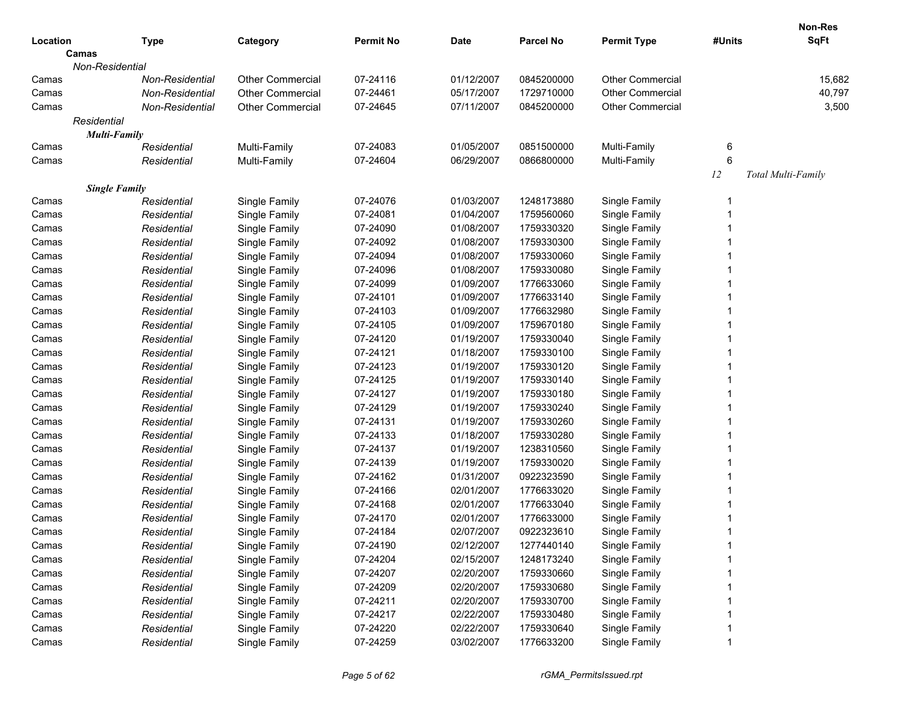| Location | Type | Category | Permit No | Date | Parcel No | Permit Type | #Units | Non-Res SqFt |
|---|---|---|---|---|---|---|---|---|
| **Camas** | | | | | | | | |
| *Non-Residential* | | | | | | | | |
| Camas | *Non-Residential* | Other Commercial | 07-24116 | 01/12/2007 | 0845200000 | Other Commercial | | 15,682 |
| Camas | *Non-Residential* | Other Commercial | 07-24461 | 05/17/2007 | 1729710000 | Other Commercial | | 40,797 |
| Camas | *Non-Residential* | Other Commercial | 07-24645 | 07/11/2007 | 0845200000 | Other Commercial | | 3,500 |
| *Residential* | | | | | | | | |
| ***Multi-Family*** | | | | | | | | |
| Camas | *Residential* | Multi-Family | 07-24083 | 01/05/2007 | 0851500000 | Multi-Family | 6 | |
| Camas | *Residential* | Multi-Family | 07-24604 | 06/29/2007 | 0866800000 | Multi-Family | 6 | |
| | | | | | | | *12* | *Total Multi-Family* |
| ***Single Family*** | | | | | | | | |
| Camas | *Residential* | Single Family | 07-24076 | 01/03/2007 | 1248173880 | Single Family | 1 | |
| Camas | *Residential* | Single Family | 07-24081 | 01/04/2007 | 1759560060 | Single Family | 1 | |
| Camas | *Residential* | Single Family | 07-24090 | 01/08/2007 | 1759330320 | Single Family | 1 | |
| Camas | *Residential* | Single Family | 07-24092 | 01/08/2007 | 1759330300 | Single Family | 1 | |
| Camas | *Residential* | Single Family | 07-24094 | 01/08/2007 | 1759330060 | Single Family | 1 | |
| Camas | *Residential* | Single Family | 07-24096 | 01/08/2007 | 1759330080 | Single Family | 1 | |
| Camas | *Residential* | Single Family | 07-24099 | 01/09/2007 | 1776633060 | Single Family | 1 | |
| Camas | *Residential* | Single Family | 07-24101 | 01/09/2007 | 1776633140 | Single Family | 1 | |
| Camas | *Residential* | Single Family | 07-24103 | 01/09/2007 | 1776632980 | Single Family | 1 | |
| Camas | *Residential* | Single Family | 07-24105 | 01/09/2007 | 1759670180 | Single Family | 1 | |
| Camas | *Residential* | Single Family | 07-24120 | 01/19/2007 | 1759330040 | Single Family | 1 | |
| Camas | *Residential* | Single Family | 07-24121 | 01/18/2007 | 1759330100 | Single Family | 1 | |
| Camas | *Residential* | Single Family | 07-24123 | 01/19/2007 | 1759330120 | Single Family | 1 | |
| Camas | *Residential* | Single Family | 07-24125 | 01/19/2007 | 1759330140 | Single Family | 1 | |
| Camas | *Residential* | Single Family | 07-24127 | 01/19/2007 | 1759330180 | Single Family | 1 | |
| Camas | *Residential* | Single Family | 07-24129 | 01/19/2007 | 1759330240 | Single Family | 1 | |
| Camas | *Residential* | Single Family | 07-24131 | 01/19/2007 | 1759330260 | Single Family | 1 | |
| Camas | *Residential* | Single Family | 07-24133 | 01/18/2007 | 1759330280 | Single Family | 1 | |
| Camas | *Residential* | Single Family | 07-24137 | 01/19/2007 | 1238310560 | Single Family | 1 | |
| Camas | *Residential* | Single Family | 07-24139 | 01/19/2007 | 1759330020 | Single Family | 1 | |
| Camas | *Residential* | Single Family | 07-24162 | 01/31/2007 | 0922323590 | Single Family | 1 | |
| Camas | *Residential* | Single Family | 07-24166 | 02/01/2007 | 1776633020 | Single Family | 1 | |
| Camas | *Residential* | Single Family | 07-24168 | 02/01/2007 | 1776633040 | Single Family | 1 | |
| Camas | *Residential* | Single Family | 07-24170 | 02/01/2007 | 1776633000 | Single Family | 1 | |
| Camas | *Residential* | Single Family | 07-24184 | 02/07/2007 | 0922323610 | Single Family | 1 | |
| Camas | *Residential* | Single Family | 07-24190 | 02/12/2007 | 1277440140 | Single Family | 1 | |
| Camas | *Residential* | Single Family | 07-24204 | 02/15/2007 | 1248173240 | Single Family | 1 | |
| Camas | *Residential* | Single Family | 07-24207 | 02/20/2007 | 1759330660 | Single Family | 1 | |
| Camas | *Residential* | Single Family | 07-24209 | 02/20/2007 | 1759330680 | Single Family | 1 | |
| Camas | *Residential* | Single Family | 07-24211 | 02/20/2007 | 1759330700 | Single Family | 1 | |
| Camas | *Residential* | Single Family | 07-24217 | 02/22/2007 | 1759330480 | Single Family | 1 | |
| Camas | *Residential* | Single Family | 07-24220 | 02/22/2007 | 1759330640 | Single Family | 1 | |
| Camas | *Residential* | Single Family | 07-24259 | 03/02/2007 | 1776633200 | Single Family | 1 | |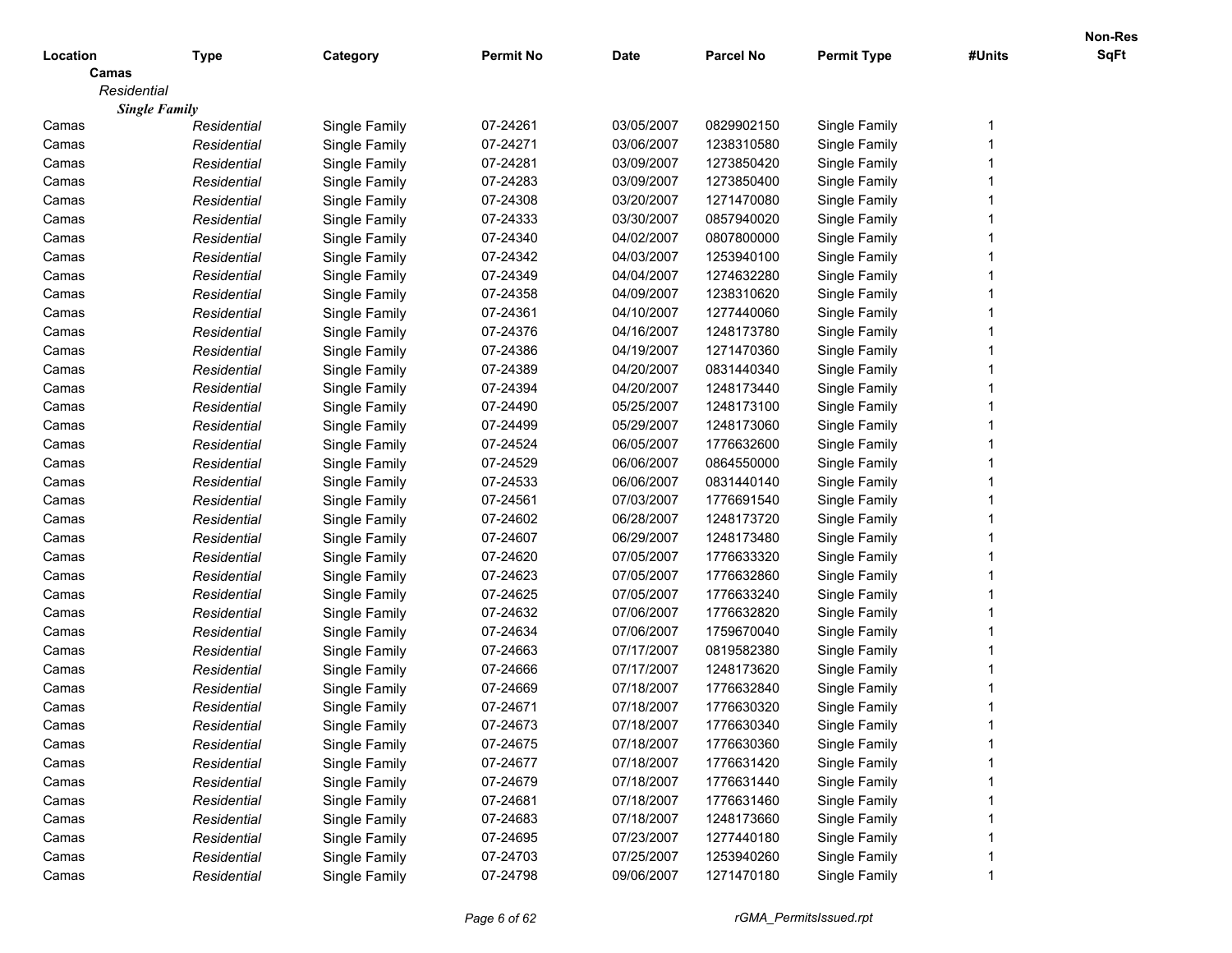| Location | Type | Category | Permit No | Date | Parcel No | Permit Type | #Units | Non-Res SqFt |
|---|---|---|---|---|---|---|---|---|
| **Camas** | | | | | | | | |
| *Residential* | | | | | | | | |
| ***Single Family*** | | | | | | | | |
| Camas | *Residential* | Single Family | 07-24261 | 03/05/2007 | 0829902150 | Single Family | 1 | |
| Camas | *Residential* | Single Family | 07-24271 | 03/06/2007 | 1238310580 | Single Family | 1 | |
| Camas | *Residential* | Single Family | 07-24281 | 03/09/2007 | 1273850420 | Single Family | 1 | |
| Camas | *Residential* | Single Family | 07-24283 | 03/09/2007 | 1273850400 | Single Family | 1 | |
| Camas | *Residential* | Single Family | 07-24308 | 03/20/2007 | 1271470080 | Single Family | 1 | |
| Camas | *Residential* | Single Family | 07-24333 | 03/30/2007 | 0857940020 | Single Family | 1 | |
| Camas | *Residential* | Single Family | 07-24340 | 04/02/2007 | 0807800000 | Single Family | 1 | |
| Camas | *Residential* | Single Family | 07-24342 | 04/03/2007 | 1253940100 | Single Family | 1 | |
| Camas | *Residential* | Single Family | 07-24349 | 04/04/2007 | 1274632280 | Single Family | 1 | |
| Camas | *Residential* | Single Family | 07-24358 | 04/09/2007 | 1238310620 | Single Family | 1 | |
| Camas | *Residential* | Single Family | 07-24361 | 04/10/2007 | 1277440060 | Single Family | 1 | |
| Camas | *Residential* | Single Family | 07-24376 | 04/16/2007 | 1248173780 | Single Family | 1 | |
| Camas | *Residential* | Single Family | 07-24386 | 04/19/2007 | 1271470360 | Single Family | 1 | |
| Camas | *Residential* | Single Family | 07-24389 | 04/20/2007 | 0831440340 | Single Family | 1 | |
| Camas | *Residential* | Single Family | 07-24394 | 04/20/2007 | 1248173440 | Single Family | 1 | |
| Camas | *Residential* | Single Family | 07-24490 | 05/25/2007 | 1248173100 | Single Family | 1 | |
| Camas | *Residential* | Single Family | 07-24499 | 05/29/2007 | 1248173060 | Single Family | 1 | |
| Camas | *Residential* | Single Family | 07-24524 | 06/05/2007 | 1776632600 | Single Family | 1 | |
| Camas | *Residential* | Single Family | 07-24529 | 06/06/2007 | 0864550000 | Single Family | 1 | |
| Camas | *Residential* | Single Family | 07-24533 | 06/06/2007 | 0831440140 | Single Family | 1 | |
| Camas | *Residential* | Single Family | 07-24561 | 07/03/2007 | 1776691540 | Single Family | 1 | |
| Camas | *Residential* | Single Family | 07-24602 | 06/28/2007 | 1248173720 | Single Family | 1 | |
| Camas | *Residential* | Single Family | 07-24607 | 06/29/2007 | 1248173480 | Single Family | 1 | |
| Camas | *Residential* | Single Family | 07-24620 | 07/05/2007 | 1776633320 | Single Family | 1 | |
| Camas | *Residential* | Single Family | 07-24623 | 07/05/2007 | 1776632860 | Single Family | 1 | |
| Camas | *Residential* | Single Family | 07-24625 | 07/05/2007 | 1776633240 | Single Family | 1 | |
| Camas | *Residential* | Single Family | 07-24632 | 07/06/2007 | 1776632820 | Single Family | 1 | |
| Camas | *Residential* | Single Family | 07-24634 | 07/06/2007 | 1759670040 | Single Family | 1 | |
| Camas | *Residential* | Single Family | 07-24663 | 07/17/2007 | 0819582380 | Single Family | 1 | |
| Camas | *Residential* | Single Family | 07-24666 | 07/17/2007 | 1248173620 | Single Family | 1 | |
| Camas | *Residential* | Single Family | 07-24669 | 07/18/2007 | 1776632840 | Single Family | 1 | |
| Camas | *Residential* | Single Family | 07-24671 | 07/18/2007 | 1776630320 | Single Family | 1 | |
| Camas | *Residential* | Single Family | 07-24673 | 07/18/2007 | 1776630340 | Single Family | 1 | |
| Camas | *Residential* | Single Family | 07-24675 | 07/18/2007 | 1776630360 | Single Family | 1 | |
| Camas | *Residential* | Single Family | 07-24677 | 07/18/2007 | 1776631420 | Single Family | 1 | |
| Camas | *Residential* | Single Family | 07-24679 | 07/18/2007 | 1776631440 | Single Family | 1 | |
| Camas | *Residential* | Single Family | 07-24681 | 07/18/2007 | 1776631460 | Single Family | 1 | |
| Camas | *Residential* | Single Family | 07-24683 | 07/18/2007 | 1248173660 | Single Family | 1 | |
| Camas | *Residential* | Single Family | 07-24695 | 07/23/2007 | 1277440180 | Single Family | 1 | |
| Camas | *Residential* | Single Family | 07-24703 | 07/25/2007 | 1253940260 | Single Family | 1 | |
| Camas | *Residential* | Single Family | 07-24798 | 09/06/2007 | 1271470180 | Single Family | 1 | |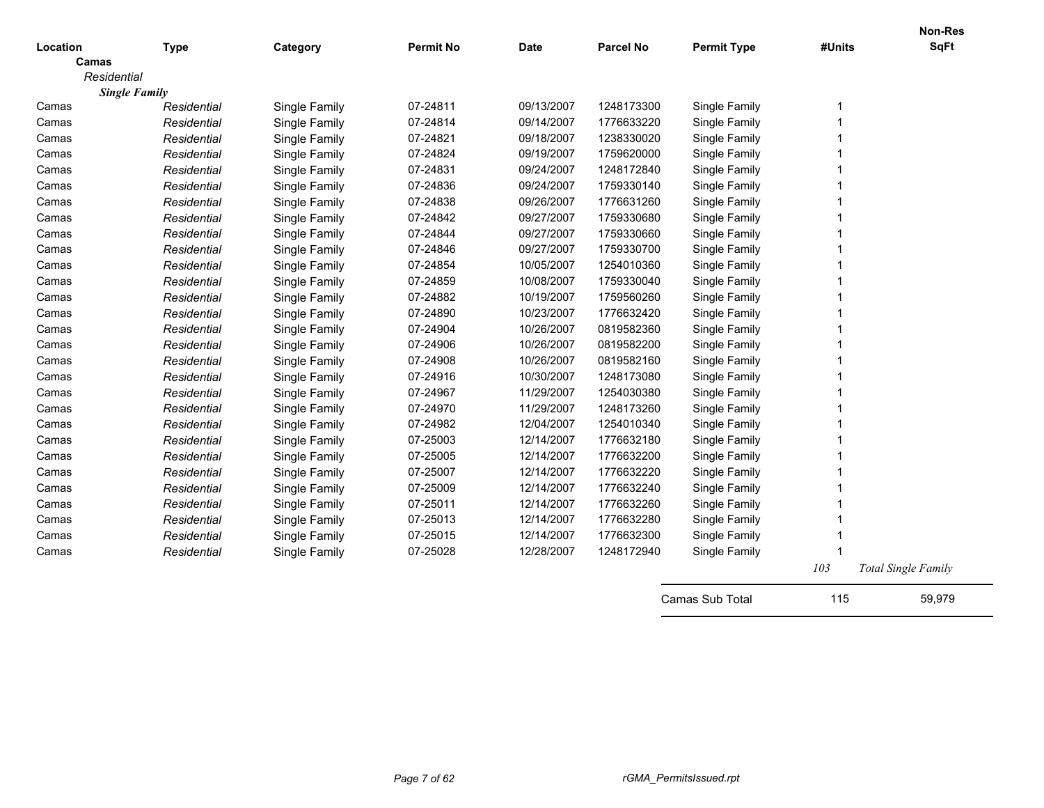| Location | Type | Category | Permit No | Date | Parcel No | Permit Type | #Units | Non-Res SqFt |
|---|---|---|---|---|---|---|---|---|
| **Camas** | | | | | | | | |
| *Residential* | | | | | | | | |
| ***Single Family*** | | | | | | | | |
| Camas | *Residential* | Single Family | 07-24811 | 09/13/2007 | 1248173300 | Single Family | 1 | |
| Camas | *Residential* | Single Family | 07-24814 | 09/14/2007 | 1776633220 | Single Family | 1 | |
| Camas | *Residential* | Single Family | 07-24821 | 09/18/2007 | 1238330020 | Single Family | 1 | |
| Camas | *Residential* | Single Family | 07-24824 | 09/19/2007 | 1759620000 | Single Family | 1 | |
| Camas | *Residential* | Single Family | 07-24831 | 09/24/2007 | 1248172840 | Single Family | 1 | |
| Camas | *Residential* | Single Family | 07-24836 | 09/24/2007 | 1759330140 | Single Family | 1 | |
| Camas | *Residential* | Single Family | 07-24838 | 09/26/2007 | 1776631260 | Single Family | 1 | |
| Camas | *Residential* | Single Family | 07-24842 | 09/27/2007 | 1759330680 | Single Family | 1 | |
| Camas | *Residential* | Single Family | 07-24844 | 09/27/2007 | 1759330660 | Single Family | 1 | |
| Camas | *Residential* | Single Family | 07-24846 | 09/27/2007 | 1759330700 | Single Family | 1 | |
| Camas | *Residential* | Single Family | 07-24854 | 10/05/2007 | 1254010360 | Single Family | 1 | |
| Camas | *Residential* | Single Family | 07-24859 | 10/08/2007 | 1759330040 | Single Family | 1 | |
| Camas | *Residential* | Single Family | 07-24882 | 10/19/2007 | 1759560260 | Single Family | 1 | |
| Camas | *Residential* | Single Family | 07-24890 | 10/23/2007 | 1776632420 | Single Family | 1 | |
| Camas | *Residential* | Single Family | 07-24904 | 10/26/2007 | 0819582360 | Single Family | 1 | |
| Camas | *Residential* | Single Family | 07-24906 | 10/26/2007 | 0819582200 | Single Family | 1 | |
| Camas | *Residential* | Single Family | 07-24908 | 10/26/2007 | 0819582160 | Single Family | 1 | |
| Camas | *Residential* | Single Family | 07-24916 | 10/30/2007 | 1248173080 | Single Family | 1 | |
| Camas | *Residential* | Single Family | 07-24967 | 11/29/2007 | 1254030380 | Single Family | 1 | |
| Camas | *Residential* | Single Family | 07-24970 | 11/29/2007 | 1248173260 | Single Family | 1 | |
| Camas | *Residential* | Single Family | 07-24982 | 12/04/2007 | 1254010340 | Single Family | 1 | |
| Camas | *Residential* | Single Family | 07-25003 | 12/14/2007 | 1776632180 | Single Family | 1 | |
| Camas | *Residential* | Single Family | 07-25005 | 12/14/2007 | 1776632200 | Single Family | 1 | |
| Camas | *Residential* | Single Family | 07-25007 | 12/14/2007 | 1776632220 | Single Family | 1 | |
| Camas | *Residential* | Single Family | 07-25009 | 12/14/2007 | 1776632240 | Single Family | 1 | |
| Camas | *Residential* | Single Family | 07-25011 | 12/14/2007 | 1776632260 | Single Family | 1 | |
| Camas | *Residential* | Single Family | 07-25013 | 12/14/2007 | 1776632280 | Single Family | 1 | |
| Camas | *Residential* | Single Family | 07-25015 | 12/14/2007 | 1776632300 | Single Family | 1 | |
| Camas | *Residential* | Single Family | 07-25028 | 12/28/2007 | 1248172940 | Single Family | 1 | |
| | | | | | | | *103* | *Total Single Family* |
| | | | | | | Camas Sub Total | 115 | 59,979 |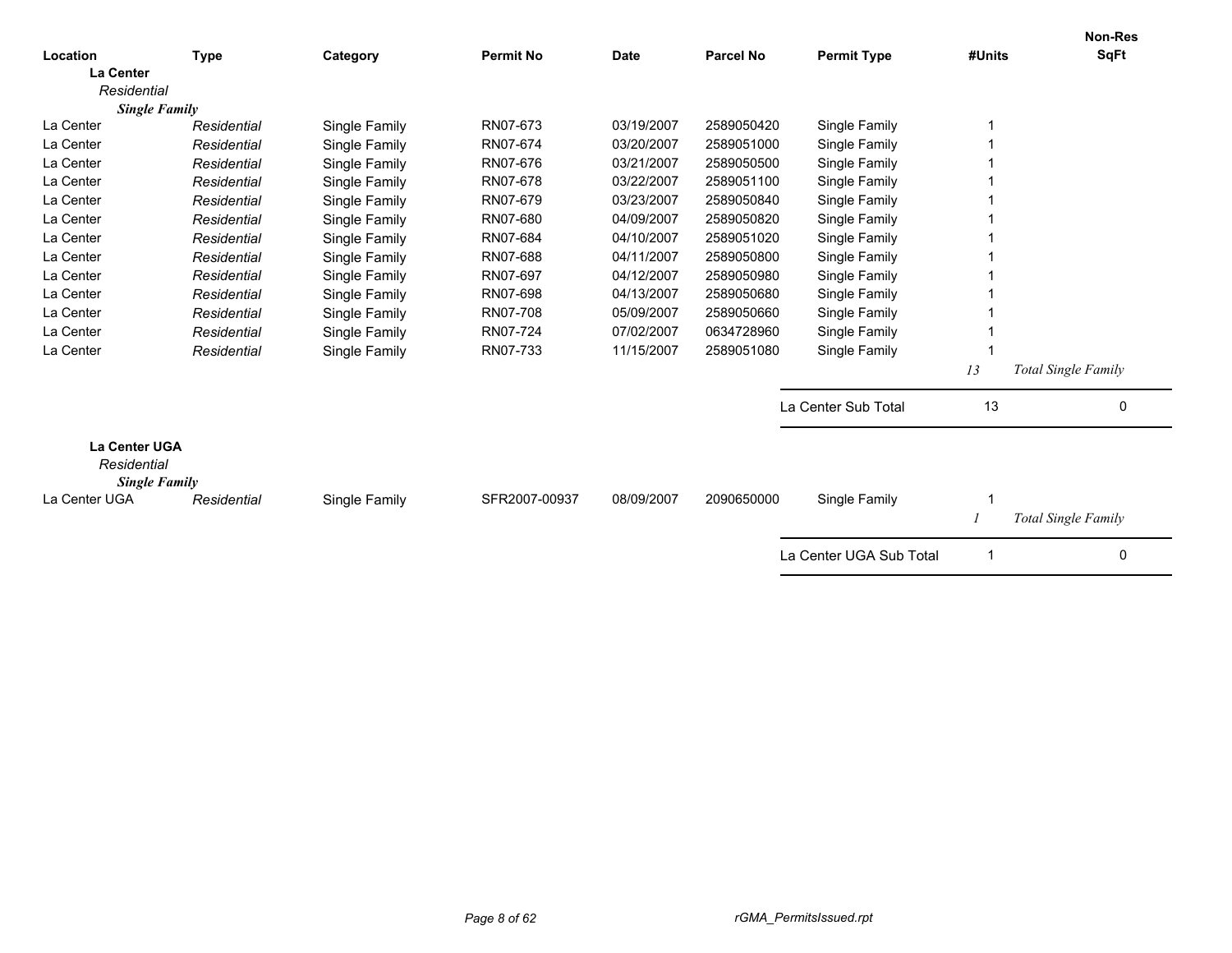| Location | Type | Category | Permit No | Date | Parcel No | Permit Type | #Units | Non-Res SqFt |
|---|---|---|---|---|---|---|---|---|
| **La Center** | | | | | | | | |
| *Residential* | | | | | | | | |
| ***Single Family*** | | | | | | | | |
| La Center | *Residential* | Single Family | RN07-673 | 03/19/2007 | 2589050420 | Single Family | 1 | |
| La Center | *Residential* | Single Family | RN07-674 | 03/20/2007 | 2589051000 | Single Family | 1 | |
| La Center | *Residential* | Single Family | RN07-676 | 03/21/2007 | 2589050500 | Single Family | 1 | |
| La Center | *Residential* | Single Family | RN07-678 | 03/22/2007 | 2589051100 | Single Family | 1 | |
| La Center | *Residential* | Single Family | RN07-679 | 03/23/2007 | 2589050840 | Single Family | 1 | |
| La Center | *Residential* | Single Family | RN07-680 | 04/09/2007 | 2589050820 | Single Family | 1 | |
| La Center | *Residential* | Single Family | RN07-684 | 04/10/2007 | 2589051020 | Single Family | 1 | |
| La Center | *Residential* | Single Family | RN07-688 | 04/11/2007 | 2589050800 | Single Family | 1 | |
| La Center | *Residential* | Single Family | RN07-697 | 04/12/2007 | 2589050980 | Single Family | 1 | |
| La Center | *Residential* | Single Family | RN07-698 | 04/13/2007 | 2589050680 | Single Family | 1 | |
| La Center | *Residential* | Single Family | RN07-708 | 05/09/2007 | 2589050660 | Single Family | 1 | |
| La Center | *Residential* | Single Family | RN07-724 | 07/02/2007 | 0634728960 | Single Family | 1 | |
| La Center | *Residential* | Single Family | RN07-733 | 11/15/2007 | 2589051080 | Single Family | 1 | |
| | | | | | | | *13* | *Total Single Family* |
| | | | | | | La Center Sub Total | 13 | 0 |
| **La Center UGA** | | | | | | | | |
| *Residential* | | | | | | | | |
| ***Single Family*** | | | | | | | | |
| La Center UGA | *Residential* | Single Family | SFR2007-00937 | 08/09/2007 | 2090650000 | Single Family | 1 | |
| | | | | | | | *1* | *Total Single Family* |
| | | | | | | La Center UGA Sub Total | 1 | 0 |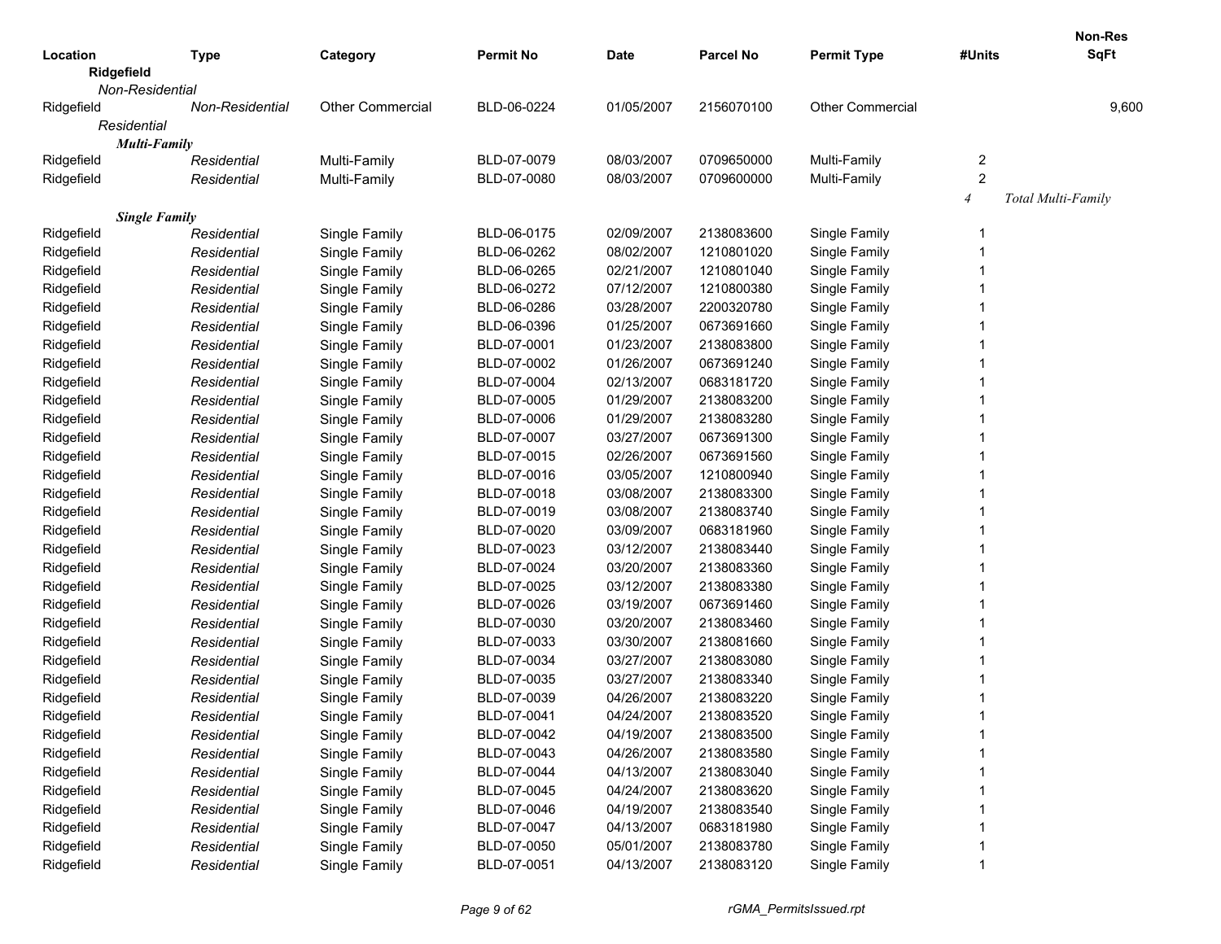| Location | Type | Category | Permit No | Date | Parcel No | Permit Type | #Units | Non-Res SqFt |
|---|---|---|---|---|---|---|---|---|
| **Ridgefield** | | | | | | | | |
| *Non-Residential* | | | | | | | | |
| Ridgefield | *Non-Residential* | Other Commercial | BLD-06-0224 | 01/05/2007 | 2156070100 | Other Commercial | | 9,600 |
| *Residential* | | | | | | | | |
| ***Multi-Family*** | | | | | | | | |
| Ridgefield | *Residential* | Multi-Family | BLD-07-0079 | 08/03/2007 | 0709650000 | Multi-Family | 2 | |
| Ridgefield | *Residential* | Multi-Family | BLD-07-0080 | 08/03/2007 | 0709600000 | Multi-Family | 2 | |
| | | | | | | | *4* | *Total Multi-Family* |
| ***Single Family*** | | | | | | | | |
| Ridgefield | *Residential* | Single Family | BLD-06-0175 | 02/09/2007 | 2138083600 | Single Family | 1 | |
| Ridgefield | *Residential* | Single Family | BLD-06-0262 | 08/02/2007 | 1210801020 | Single Family | 1 | |
| Ridgefield | *Residential* | Single Family | BLD-06-0265 | 02/21/2007 | 1210801040 | Single Family | 1 | |
| Ridgefield | *Residential* | Single Family | BLD-06-0272 | 07/12/2007 | 1210800380 | Single Family | 1 | |
| Ridgefield | *Residential* | Single Family | BLD-06-0286 | 03/28/2007 | 2200320780 | Single Family | 1 | |
| Ridgefield | *Residential* | Single Family | BLD-06-0396 | 01/25/2007 | 0673691660 | Single Family | 1 | |
| Ridgefield | *Residential* | Single Family | BLD-07-0001 | 01/23/2007 | 2138083800 | Single Family | 1 | |
| Ridgefield | *Residential* | Single Family | BLD-07-0002 | 01/26/2007 | 0673691240 | Single Family | 1 | |
| Ridgefield | *Residential* | Single Family | BLD-07-0004 | 02/13/2007 | 0683181720 | Single Family | 1 | |
| Ridgefield | *Residential* | Single Family | BLD-07-0005 | 01/29/2007 | 2138083200 | Single Family | 1 | |
| Ridgefield | *Residential* | Single Family | BLD-07-0006 | 01/29/2007 | 2138083280 | Single Family | 1 | |
| Ridgefield | *Residential* | Single Family | BLD-07-0007 | 03/27/2007 | 0673691300 | Single Family | 1 | |
| Ridgefield | *Residential* | Single Family | BLD-07-0015 | 02/26/2007 | 0673691560 | Single Family | 1 | |
| Ridgefield | *Residential* | Single Family | BLD-07-0016 | 03/05/2007 | 1210800940 | Single Family | 1 | |
| Ridgefield | *Residential* | Single Family | BLD-07-0018 | 03/08/2007 | 2138083300 | Single Family | 1 | |
| Ridgefield | *Residential* | Single Family | BLD-07-0019 | 03/08/2007 | 2138083740 | Single Family | 1 | |
| Ridgefield | *Residential* | Single Family | BLD-07-0020 | 03/09/2007 | 0683181960 | Single Family | 1 | |
| Ridgefield | *Residential* | Single Family | BLD-07-0023 | 03/12/2007 | 2138083440 | Single Family | 1 | |
| Ridgefield | *Residential* | Single Family | BLD-07-0024 | 03/20/2007 | 2138083360 | Single Family | 1 | |
| Ridgefield | *Residential* | Single Family | BLD-07-0025 | 03/12/2007 | 2138083380 | Single Family | 1 | |
| Ridgefield | *Residential* | Single Family | BLD-07-0026 | 03/19/2007 | 0673691460 | Single Family | 1 | |
| Ridgefield | *Residential* | Single Family | BLD-07-0030 | 03/20/2007 | 2138083460 | Single Family | 1 | |
| Ridgefield | *Residential* | Single Family | BLD-07-0033 | 03/30/2007 | 2138081660 | Single Family | 1 | |
| Ridgefield | *Residential* | Single Family | BLD-07-0034 | 03/27/2007 | 2138083080 | Single Family | 1 | |
| Ridgefield | *Residential* | Single Family | BLD-07-0035 | 03/27/2007 | 2138083340 | Single Family | 1 | |
| Ridgefield | *Residential* | Single Family | BLD-07-0039 | 04/26/2007 | 2138083220 | Single Family | 1 | |
| Ridgefield | *Residential* | Single Family | BLD-07-0041 | 04/24/2007 | 2138083520 | Single Family | 1 | |
| Ridgefield | *Residential* | Single Family | BLD-07-0042 | 04/19/2007 | 2138083500 | Single Family | 1 | |
| Ridgefield | *Residential* | Single Family | BLD-07-0043 | 04/26/2007 | 2138083580 | Single Family | 1 | |
| Ridgefield | *Residential* | Single Family | BLD-07-0044 | 04/13/2007 | 2138083040 | Single Family | 1 | |
| Ridgefield | *Residential* | Single Family | BLD-07-0045 | 04/24/2007 | 2138083620 | Single Family | 1 | |
| Ridgefield | *Residential* | Single Family | BLD-07-0046 | 04/19/2007 | 2138083540 | Single Family | 1 | |
| Ridgefield | *Residential* | Single Family | BLD-07-0047 | 04/13/2007 | 0683181980 | Single Family | 1 | |
| Ridgefield | *Residential* | Single Family | BLD-07-0050 | 05/01/2007 | 2138083780 | Single Family | 1 | |
| Ridgefield | *Residential* | Single Family | BLD-07-0051 | 04/13/2007 | 2138083120 | Single Family | 1 | |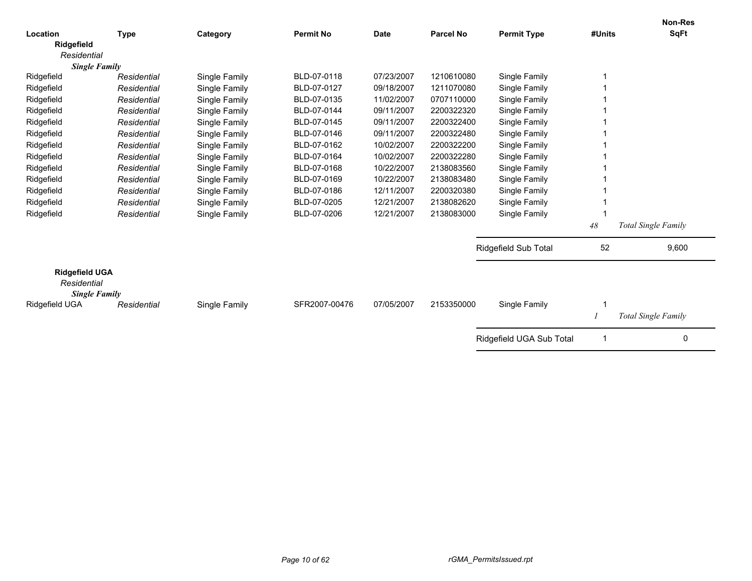| Location | Type | Category | Permit No | Date | Parcel No | Permit Type | #Units | Non-Res SqFt |
|---|---|---|---|---|---|---|---|---|
| **Ridgefield** | | | | | | | | |
| *Residential* | | | | | | | | |
| ***Single Family*** | | | | | | | | |
| Ridgefield | *Residential* | Single Family | BLD-07-0118 | 07/23/2007 | 1210610080 | Single Family | 1 | |
| Ridgefield | *Residential* | Single Family | BLD-07-0127 | 09/18/2007 | 1211070080 | Single Family | 1 | |
| Ridgefield | *Residential* | Single Family | BLD-07-0135 | 11/02/2007 | 0707110000 | Single Family | 1 | |
| Ridgefield | *Residential* | Single Family | BLD-07-0144 | 09/11/2007 | 2200322320 | Single Family | 1 | |
| Ridgefield | *Residential* | Single Family | BLD-07-0145 | 09/11/2007 | 2200322400 | Single Family | 1 | |
| Ridgefield | *Residential* | Single Family | BLD-07-0146 | 09/11/2007 | 2200322480 | Single Family | 1 | |
| Ridgefield | *Residential* | Single Family | BLD-07-0162 | 10/02/2007 | 2200322200 | Single Family | 1 | |
| Ridgefield | *Residential* | Single Family | BLD-07-0164 | 10/02/2007 | 2200322280 | Single Family | 1 | |
| Ridgefield | *Residential* | Single Family | BLD-07-0168 | 10/22/2007 | 2138083560 | Single Family | 1 | |
| Ridgefield | *Residential* | Single Family | BLD-07-0169 | 10/22/2007 | 2138083480 | Single Family | 1 | |
| Ridgefield | *Residential* | Single Family | BLD-07-0186 | 12/11/2007 | 2200320380 | Single Family | 1 | |
| Ridgefield | *Residential* | Single Family | BLD-07-0205 | 12/21/2007 | 2138082620 | Single Family | 1 | |
| Ridgefield | *Residential* | Single Family | BLD-07-0206 | 12/21/2007 | 2138083000 | Single Family | 1 | |
| | | | | | | | *48* | *Total Single Family* |
| | | | | | | Ridgefield Sub Total | 52 | 9,600 |
| **Ridgefield UGA** | | | | | | | | |
| *Residential* | | | | | | | | |
| ***Single Family*** | | | | | | | | |
| Ridgefield UGA | *Residential* | Single Family | SFR2007-00476 | 07/05/2007 | 2153350000 | Single Family | 1 | |
| | | | | | | | *1* | *Total Single Family* |
| | | | | | | Ridgefield UGA Sub Total | 1 | 0 |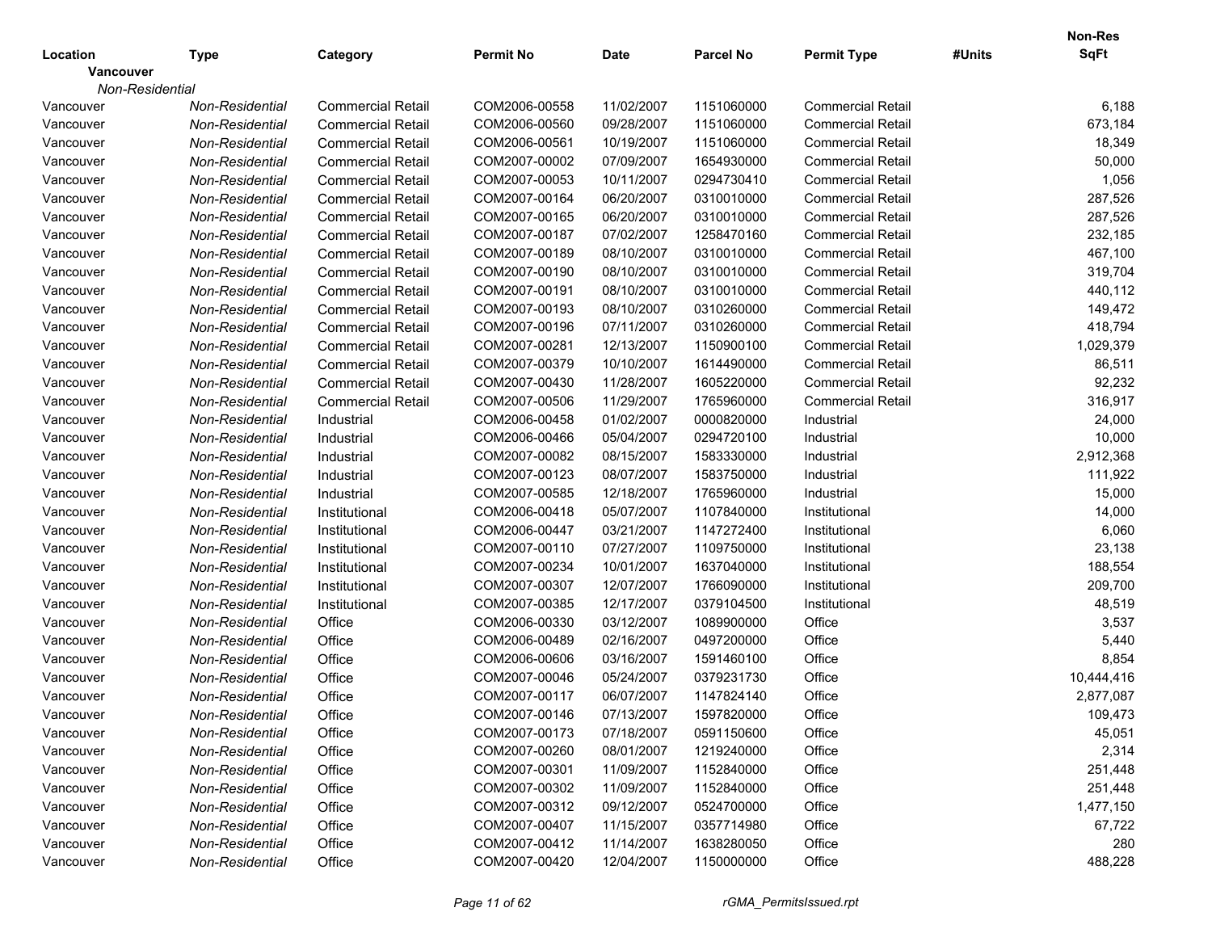| Location | Type | Category | Permit No | Date | Parcel No | Permit Type | #Units | Non-Res SqFt |
|---|---|---|---|---|---|---|---|---|
| **Vancouver** | | | | | | | | |
| *Non-Residential* | | | | | | | | |
| Vancouver | *Non-Residential* | Commercial Retail | COM2006-00558 | 11/02/2007 | 1151060000 | Commercial Retail | | 6,188 |
| Vancouver | *Non-Residential* | Commercial Retail | COM2006-00560 | 09/28/2007 | 1151060000 | Commercial Retail | | 673,184 |
| Vancouver | *Non-Residential* | Commercial Retail | COM2006-00561 | 10/19/2007 | 1151060000 | Commercial Retail | | 18,349 |
| Vancouver | *Non-Residential* | Commercial Retail | COM2007-00002 | 07/09/2007 | 1654930000 | Commercial Retail | | 50,000 |
| Vancouver | *Non-Residential* | Commercial Retail | COM2007-00053 | 10/11/2007 | 0294730410 | Commercial Retail | | 1,056 |
| Vancouver | *Non-Residential* | Commercial Retail | COM2007-00164 | 06/20/2007 | 0310010000 | Commercial Retail | | 287,526 |
| Vancouver | *Non-Residential* | Commercial Retail | COM2007-00165 | 06/20/2007 | 0310010000 | Commercial Retail | | 287,526 |
| Vancouver | *Non-Residential* | Commercial Retail | COM2007-00187 | 07/02/2007 | 1258470160 | Commercial Retail | | 232,185 |
| Vancouver | *Non-Residential* | Commercial Retail | COM2007-00189 | 08/10/2007 | 0310010000 | Commercial Retail | | 467,100 |
| Vancouver | *Non-Residential* | Commercial Retail | COM2007-00190 | 08/10/2007 | 0310010000 | Commercial Retail | | 319,704 |
| Vancouver | *Non-Residential* | Commercial Retail | COM2007-00191 | 08/10/2007 | 0310010000 | Commercial Retail | | 440,112 |
| Vancouver | *Non-Residential* | Commercial Retail | COM2007-00193 | 08/10/2007 | 0310260000 | Commercial Retail | | 149,472 |
| Vancouver | *Non-Residential* | Commercial Retail | COM2007-00196 | 07/11/2007 | 0310260000 | Commercial Retail | | 418,794 |
| Vancouver | *Non-Residential* | Commercial Retail | COM2007-00281 | 12/13/2007 | 1150900100 | Commercial Retail | | 1,029,379 |
| Vancouver | *Non-Residential* | Commercial Retail | COM2007-00379 | 10/10/2007 | 1614490000 | Commercial Retail | | 86,511 |
| Vancouver | *Non-Residential* | Commercial Retail | COM2007-00430 | 11/28/2007 | 1605220000 | Commercial Retail | | 92,232 |
| Vancouver | *Non-Residential* | Commercial Retail | COM2007-00506 | 11/29/2007 | 1765960000 | Commercial Retail | | 316,917 |
| Vancouver | *Non-Residential* | Industrial | COM2006-00458 | 01/02/2007 | 0000820000 | Industrial | | 24,000 |
| Vancouver | *Non-Residential* | Industrial | COM2006-00466 | 05/04/2007 | 0294720100 | Industrial | | 10,000 |
| Vancouver | *Non-Residential* | Industrial | COM2007-00082 | 08/15/2007 | 1583330000 | Industrial | | 2,912,368 |
| Vancouver | *Non-Residential* | Industrial | COM2007-00123 | 08/07/2007 | 1583750000 | Industrial | | 111,922 |
| Vancouver | *Non-Residential* | Industrial | COM2007-00585 | 12/18/2007 | 1765960000 | Industrial | | 15,000 |
| Vancouver | *Non-Residential* | Institutional | COM2006-00418 | 05/07/2007 | 1107840000 | Institutional | | 14,000 |
| Vancouver | *Non-Residential* | Institutional | COM2006-00447 | 03/21/2007 | 1147272400 | Institutional | | 6,060 |
| Vancouver | *Non-Residential* | Institutional | COM2007-00110 | 07/27/2007 | 1109750000 | Institutional | | 23,138 |
| Vancouver | *Non-Residential* | Institutional | COM2007-00234 | 10/01/2007 | 1637040000 | Institutional | | 188,554 |
| Vancouver | *Non-Residential* | Institutional | COM2007-00307 | 12/07/2007 | 1766090000 | Institutional | | 209,700 |
| Vancouver | *Non-Residential* | Institutional | COM2007-00385 | 12/17/2007 | 0379104500 | Institutional | | 48,519 |
| Vancouver | *Non-Residential* | Office | COM2006-00330 | 03/12/2007 | 1089900000 | Office | | 3,537 |
| Vancouver | *Non-Residential* | Office | COM2006-00489 | 02/16/2007 | 0497200000 | Office | | 5,440 |
| Vancouver | *Non-Residential* | Office | COM2006-00606 | 03/16/2007 | 1591460100 | Office | | 8,854 |
| Vancouver | *Non-Residential* | Office | COM2007-00046 | 05/24/2007 | 0379231730 | Office | | 10,444,416 |
| Vancouver | *Non-Residential* | Office | COM2007-00117 | 06/07/2007 | 1147824140 | Office | | 2,877,087 |
| Vancouver | *Non-Residential* | Office | COM2007-00146 | 07/13/2007 | 1597820000 | Office | | 109,473 |
| Vancouver | *Non-Residential* | Office | COM2007-00173 | 07/18/2007 | 0591150600 | Office | | 45,051 |
| Vancouver | *Non-Residential* | Office | COM2007-00260 | 08/01/2007 | 1219240000 | Office | | 2,314 |
| Vancouver | *Non-Residential* | Office | COM2007-00301 | 11/09/2007 | 1152840000 | Office | | 251,448 |
| Vancouver | *Non-Residential* | Office | COM2007-00302 | 11/09/2007 | 1152840000 | Office | | 251,448 |
| Vancouver | *Non-Residential* | Office | COM2007-00312 | 09/12/2007 | 0524700000 | Office | | 1,477,150 |
| Vancouver | *Non-Residential* | Office | COM2007-00407 | 11/15/2007 | 0357714980 | Office | | 67,722 |
| Vancouver | *Non-Residential* | Office | COM2007-00412 | 11/14/2007 | 1638280050 | Office | | 280 |
| Vancouver | *Non-Residential* | Office | COM2007-00420 | 12/04/2007 | 1150000000 | Office | | 488,228 |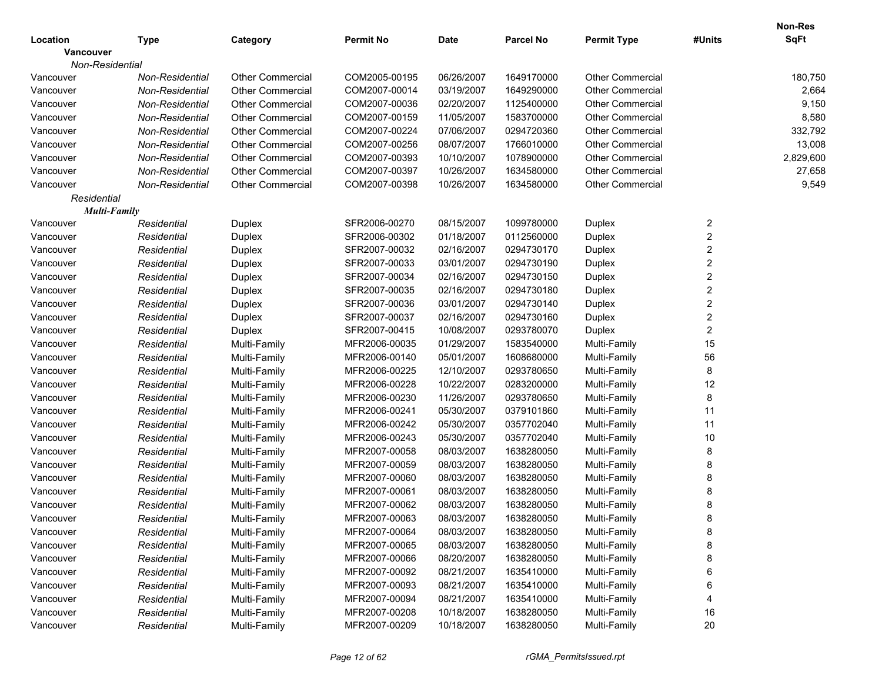| Location | Type | Category | Permit No | Date | Parcel No | Permit Type | #Units | Non-Res SqFt |
|---|---|---|---|---|---|---|---|---|
| **Vancouver** | | | | | | | | |
| *Non-Residential* | | | | | | | | |
| Vancouver | *Non-Residential* | Other Commercial | COM2005-00195 | 06/26/2007 | 1649170000 | Other Commercial | | 180,750 |
| Vancouver | *Non-Residential* | Other Commercial | COM2007-00014 | 03/19/2007 | 1649290000 | Other Commercial | | 2,664 |
| Vancouver | *Non-Residential* | Other Commercial | COM2007-00036 | 02/20/2007 | 1125400000 | Other Commercial | | 9,150 |
| Vancouver | *Non-Residential* | Other Commercial | COM2007-00159 | 11/05/2007 | 1583700000 | Other Commercial | | 8,580 |
| Vancouver | *Non-Residential* | Other Commercial | COM2007-00224 | 07/06/2007 | 0294720360 | Other Commercial | | 332,792 |
| Vancouver | *Non-Residential* | Other Commercial | COM2007-00256 | 08/07/2007 | 1766010000 | Other Commercial | | 13,008 |
| Vancouver | *Non-Residential* | Other Commercial | COM2007-00393 | 10/10/2007 | 1078900000 | Other Commercial | | 2,829,600 |
| Vancouver | *Non-Residential* | Other Commercial | COM2007-00397 | 10/26/2007 | 1634580000 | Other Commercial | | 27,658 |
| Vancouver | *Non-Residential* | Other Commercial | COM2007-00398 | 10/26/2007 | 1634580000 | Other Commercial | | 9,549 |
| *Residential* | | | | | | | | |
| ***Multi-Family*** | | | | | | | | |
| Vancouver | *Residential* | Duplex | SFR2006-00270 | 08/15/2007 | 1099780000 | Duplex | 2 | |
| Vancouver | *Residential* | Duplex | SFR2006-00302 | 01/18/2007 | 0112560000 | Duplex | 2 | |
| Vancouver | *Residential* | Duplex | SFR2007-00032 | 02/16/2007 | 0294730170 | Duplex | 2 | |
| Vancouver | *Residential* | Duplex | SFR2007-00033 | 03/01/2007 | 0294730190 | Duplex | 2 | |
| Vancouver | *Residential* | Duplex | SFR2007-00034 | 02/16/2007 | 0294730150 | Duplex | 2 | |
| Vancouver | *Residential* | Duplex | SFR2007-00035 | 02/16/2007 | 0294730180 | Duplex | 2 | |
| Vancouver | *Residential* | Duplex | SFR2007-00036 | 03/01/2007 | 0294730140 | Duplex | 2 | |
| Vancouver | *Residential* | Duplex | SFR2007-00037 | 02/16/2007 | 0294730160 | Duplex | 2 | |
| Vancouver | *Residential* | Duplex | SFR2007-00415 | 10/08/2007 | 0293780070 | Duplex | 2 | |
| Vancouver | *Residential* | Multi-Family | MFR2006-00035 | 01/29/2007 | 1583540000 | Multi-Family | 15 | |
| Vancouver | *Residential* | Multi-Family | MFR2006-00140 | 05/01/2007 | 1608680000 | Multi-Family | 56 | |
| Vancouver | *Residential* | Multi-Family | MFR2006-00225 | 12/10/2007 | 0293780650 | Multi-Family | 8 | |
| Vancouver | *Residential* | Multi-Family | MFR2006-00228 | 10/22/2007 | 0283200000 | Multi-Family | 12 | |
| Vancouver | *Residential* | Multi-Family | MFR2006-00230 | 11/26/2007 | 0293780650 | Multi-Family | 8 | |
| Vancouver | *Residential* | Multi-Family | MFR2006-00241 | 05/30/2007 | 0379101860 | Multi-Family | 11 | |
| Vancouver | *Residential* | Multi-Family | MFR2006-00242 | 05/30/2007 | 0357702040 | Multi-Family | 11 | |
| Vancouver | *Residential* | Multi-Family | MFR2006-00243 | 05/30/2007 | 0357702040 | Multi-Family | 10 | |
| Vancouver | *Residential* | Multi-Family | MFR2007-00058 | 08/03/2007 | 1638280050 | Multi-Family | 8 | |
| Vancouver | *Residential* | Multi-Family | MFR2007-00059 | 08/03/2007 | 1638280050 | Multi-Family | 8 | |
| Vancouver | *Residential* | Multi-Family | MFR2007-00060 | 08/03/2007 | 1638280050 | Multi-Family | 8 | |
| Vancouver | *Residential* | Multi-Family | MFR2007-00061 | 08/03/2007 | 1638280050 | Multi-Family | 8 | |
| Vancouver | *Residential* | Multi-Family | MFR2007-00062 | 08/03/2007 | 1638280050 | Multi-Family | 8 | |
| Vancouver | *Residential* | Multi-Family | MFR2007-00063 | 08/03/2007 | 1638280050 | Multi-Family | 8 | |
| Vancouver | *Residential* | Multi-Family | MFR2007-00064 | 08/03/2007 | 1638280050 | Multi-Family | 8 | |
| Vancouver | *Residential* | Multi-Family | MFR2007-00065 | 08/03/2007 | 1638280050 | Multi-Family | 8 | |
| Vancouver | *Residential* | Multi-Family | MFR2007-00066 | 08/20/2007 | 1638280050 | Multi-Family | 8 | |
| Vancouver | *Residential* | Multi-Family | MFR2007-00092 | 08/21/2007 | 1635410000 | Multi-Family | 6 | |
| Vancouver | *Residential* | Multi-Family | MFR2007-00093 | 08/21/2007 | 1635410000 | Multi-Family | 6 | |
| Vancouver | *Residential* | Multi-Family | MFR2007-00094 | 08/21/2007 | 1635410000 | Multi-Family | 4 | |
| Vancouver | *Residential* | Multi-Family | MFR2007-00208 | 10/18/2007 | 1638280050 | Multi-Family | 16 | |
| Vancouver | *Residential* | Multi-Family | MFR2007-00209 | 10/18/2007 | 1638280050 | Multi-Family | 20 | |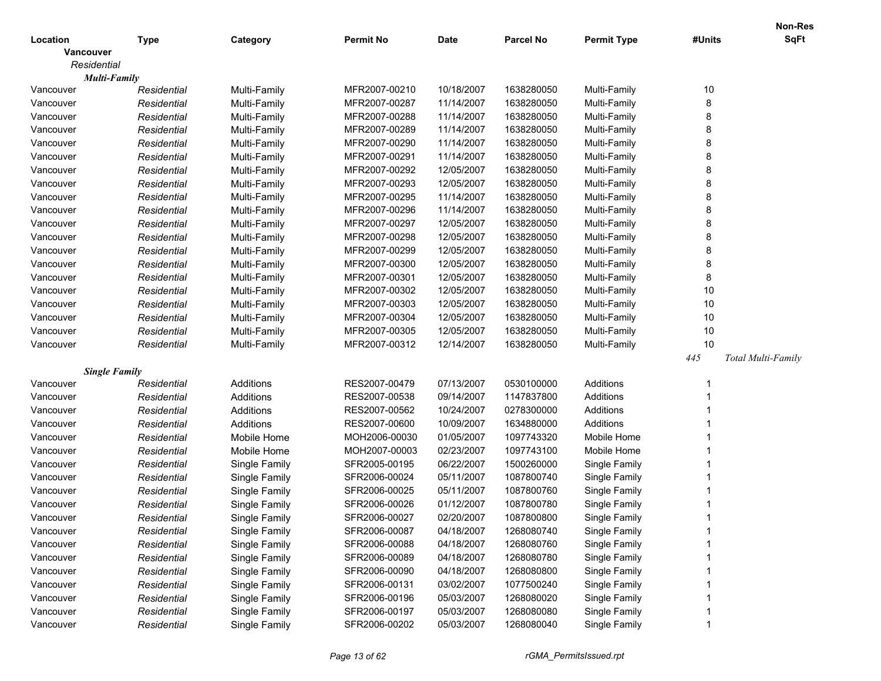| Location | Type | Category | Permit No | Date | Parcel No | Permit Type | #Units | Non-Res SqFt |
|---|---|---|---|---|---|---|---|---|
| **Vancouver** | | | | | | | | |
| *Residential* | | | | | | | | |
| ***Multi-Family*** | | | | | | | | |
| Vancouver | *Residential* | Multi-Family | MFR2007-00210 | 10/18/2007 | 1638280050 | Multi-Family | 10 | |
| Vancouver | *Residential* | Multi-Family | MFR2007-00287 | 11/14/2007 | 1638280050 | Multi-Family | 8 | |
| Vancouver | *Residential* | Multi-Family | MFR2007-00288 | 11/14/2007 | 1638280050 | Multi-Family | 8 | |
| Vancouver | *Residential* | Multi-Family | MFR2007-00289 | 11/14/2007 | 1638280050 | Multi-Family | 8 | |
| Vancouver | *Residential* | Multi-Family | MFR2007-00290 | 11/14/2007 | 1638280050 | Multi-Family | 8 | |
| Vancouver | *Residential* | Multi-Family | MFR2007-00291 | 11/14/2007 | 1638280050 | Multi-Family | 8 | |
| Vancouver | *Residential* | Multi-Family | MFR2007-00292 | 12/05/2007 | 1638280050 | Multi-Family | 8 | |
| Vancouver | *Residential* | Multi-Family | MFR2007-00293 | 12/05/2007 | 1638280050 | Multi-Family | 8 | |
| Vancouver | *Residential* | Multi-Family | MFR2007-00295 | 11/14/2007 | 1638280050 | Multi-Family | 8 | |
| Vancouver | *Residential* | Multi-Family | MFR2007-00296 | 11/14/2007 | 1638280050 | Multi-Family | 8 | |
| Vancouver | *Residential* | Multi-Family | MFR2007-00297 | 12/05/2007 | 1638280050 | Multi-Family | 8 | |
| Vancouver | *Residential* | Multi-Family | MFR2007-00298 | 12/05/2007 | 1638280050 | Multi-Family | 8 | |
| Vancouver | *Residential* | Multi-Family | MFR2007-00299 | 12/05/2007 | 1638280050 | Multi-Family | 8 | |
| Vancouver | *Residential* | Multi-Family | MFR2007-00300 | 12/05/2007 | 1638280050 | Multi-Family | 8 | |
| Vancouver | *Residential* | Multi-Family | MFR2007-00301 | 12/05/2007 | 1638280050 | Multi-Family | 8 | |
| Vancouver | *Residential* | Multi-Family | MFR2007-00302 | 12/05/2007 | 1638280050 | Multi-Family | 10 | |
| Vancouver | *Residential* | Multi-Family | MFR2007-00303 | 12/05/2007 | 1638280050 | Multi-Family | 10 | |
| Vancouver | *Residential* | Multi-Family | MFR2007-00304 | 12/05/2007 | 1638280050 | Multi-Family | 10 | |
| Vancouver | *Residential* | Multi-Family | MFR2007-00305 | 12/05/2007 | 1638280050 | Multi-Family | 10 | |
| Vancouver | *Residential* | Multi-Family | MFR2007-00312 | 12/14/2007 | 1638280050 | Multi-Family | 10 | |
| | | | | | | | *445* | *Total Multi-Family* |
| ***Single Family*** | | | | | | | | |
| Vancouver | *Residential* | Additions | RES2007-00479 | 07/13/2007 | 0530100000 | Additions | 1 | |
| Vancouver | *Residential* | Additions | RES2007-00538 | 09/14/2007 | 1147837800 | Additions | 1 | |
| Vancouver | *Residential* | Additions | RES2007-00562 | 10/24/2007 | 0278300000 | Additions | 1 | |
| Vancouver | *Residential* | Additions | RES2007-00600 | 10/09/2007 | 1634880000 | Additions | 1 | |
| Vancouver | *Residential* | Mobile Home | MOH2006-00030 | 01/05/2007 | 1097743320 | Mobile Home | 1 | |
| Vancouver | *Residential* | Mobile Home | MOH2007-00003 | 02/23/2007 | 1097743100 | Mobile Home | 1 | |
| Vancouver | *Residential* | Single Family | SFR2005-00195 | 06/22/2007 | 1500260000 | Single Family | 1 | |
| Vancouver | *Residential* | Single Family | SFR2006-00024 | 05/11/2007 | 1087800740 | Single Family | 1 | |
| Vancouver | *Residential* | Single Family | SFR2006-00025 | 05/11/2007 | 1087800760 | Single Family | 1 | |
| Vancouver | *Residential* | Single Family | SFR2006-00026 | 01/12/2007 | 1087800780 | Single Family | 1 | |
| Vancouver | *Residential* | Single Family | SFR2006-00027 | 02/20/2007 | 1087800800 | Single Family | 1 | |
| Vancouver | *Residential* | Single Family | SFR2006-00087 | 04/18/2007 | 1268080740 | Single Family | 1 | |
| Vancouver | *Residential* | Single Family | SFR2006-00088 | 04/18/2007 | 1268080760 | Single Family | 1 | |
| Vancouver | *Residential* | Single Family | SFR2006-00089 | 04/18/2007 | 1268080780 | Single Family | 1 | |
| Vancouver | *Residential* | Single Family | SFR2006-00090 | 04/18/2007 | 1268080800 | Single Family | 1 | |
| Vancouver | *Residential* | Single Family | SFR2006-00131 | 03/02/2007 | 1077500240 | Single Family | 1 | |
| Vancouver | *Residential* | Single Family | SFR2006-00196 | 05/03/2007 | 1268080020 | Single Family | 1 | |
| Vancouver | *Residential* | Single Family | SFR2006-00197 | 05/03/2007 | 1268080080 | Single Family | 1 | |
| Vancouver | *Residential* | Single Family | SFR2006-00202 | 05/03/2007 | 1268080040 | Single Family | 1 | |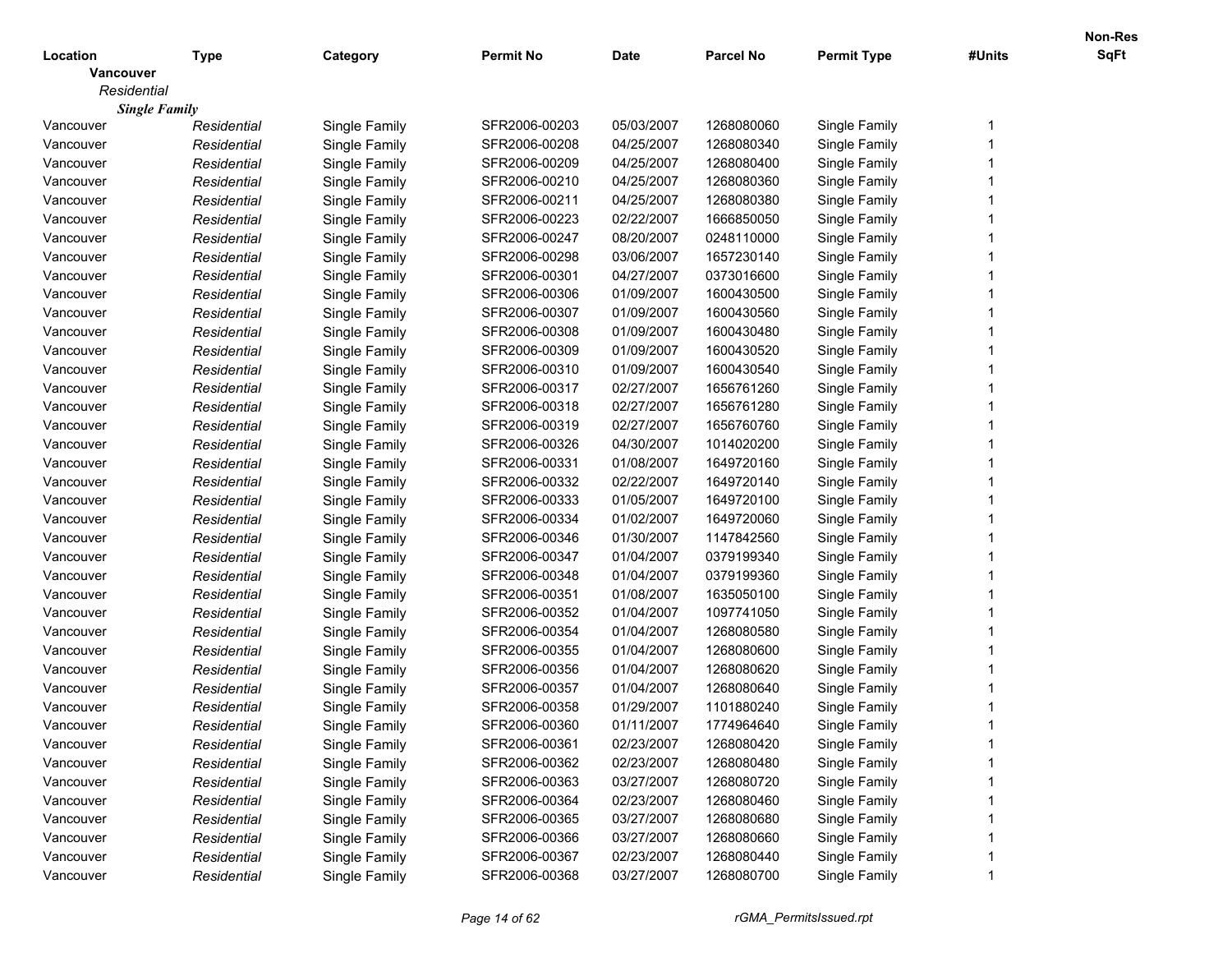| Location | Type | Category | Permit No | Date | Parcel No | Permit Type | #Units | Non-Res SqFt |
|---|---|---|---|---|---|---|---|---|
| **Vancouver** | | | | | | | | |
| *Residential* | | | | | | | | |
| ***Single Family*** | | | | | | | | |
| Vancouver | *Residential* | Single Family | SFR2006-00203 | 05/03/2007 | 1268080060 | Single Family | 1 | |
| Vancouver | *Residential* | Single Family | SFR2006-00208 | 04/25/2007 | 1268080340 | Single Family | 1 | |
| Vancouver | *Residential* | Single Family | SFR2006-00209 | 04/25/2007 | 1268080400 | Single Family | 1 | |
| Vancouver | *Residential* | Single Family | SFR2006-00210 | 04/25/2007 | 1268080360 | Single Family | 1 | |
| Vancouver | *Residential* | Single Family | SFR2006-00211 | 04/25/2007 | 1268080380 | Single Family | 1 | |
| Vancouver | *Residential* | Single Family | SFR2006-00223 | 02/22/2007 | 1666850050 | Single Family | 1 | |
| Vancouver | *Residential* | Single Family | SFR2006-00247 | 08/20/2007 | 0248110000 | Single Family | 1 | |
| Vancouver | *Residential* | Single Family | SFR2006-00298 | 03/06/2007 | 1657230140 | Single Family | 1 | |
| Vancouver | *Residential* | Single Family | SFR2006-00301 | 04/27/2007 | 0373016600 | Single Family | 1 | |
| Vancouver | *Residential* | Single Family | SFR2006-00306 | 01/09/2007 | 1600430500 | Single Family | 1 | |
| Vancouver | *Residential* | Single Family | SFR2006-00307 | 01/09/2007 | 1600430560 | Single Family | 1 | |
| Vancouver | *Residential* | Single Family | SFR2006-00308 | 01/09/2007 | 1600430480 | Single Family | 1 | |
| Vancouver | *Residential* | Single Family | SFR2006-00309 | 01/09/2007 | 1600430520 | Single Family | 1 | |
| Vancouver | *Residential* | Single Family | SFR2006-00310 | 01/09/2007 | 1600430540 | Single Family | 1 | |
| Vancouver | *Residential* | Single Family | SFR2006-00317 | 02/27/2007 | 1656761260 | Single Family | 1 | |
| Vancouver | *Residential* | Single Family | SFR2006-00318 | 02/27/2007 | 1656761280 | Single Family | 1 | |
| Vancouver | *Residential* | Single Family | SFR2006-00319 | 02/27/2007 | 1656760760 | Single Family | 1 | |
| Vancouver | *Residential* | Single Family | SFR2006-00326 | 04/30/2007 | 1014020200 | Single Family | 1 | |
| Vancouver | *Residential* | Single Family | SFR2006-00331 | 01/08/2007 | 1649720160 | Single Family | 1 | |
| Vancouver | *Residential* | Single Family | SFR2006-00332 | 02/22/2007 | 1649720140 | Single Family | 1 | |
| Vancouver | *Residential* | Single Family | SFR2006-00333 | 01/05/2007 | 1649720100 | Single Family | 1 | |
| Vancouver | *Residential* | Single Family | SFR2006-00334 | 01/02/2007 | 1649720060 | Single Family | 1 | |
| Vancouver | *Residential* | Single Family | SFR2006-00346 | 01/30/2007 | 1147842560 | Single Family | 1 | |
| Vancouver | *Residential* | Single Family | SFR2006-00347 | 01/04/2007 | 0379199340 | Single Family | 1 | |
| Vancouver | *Residential* | Single Family | SFR2006-00348 | 01/04/2007 | 0379199360 | Single Family | 1 | |
| Vancouver | *Residential* | Single Family | SFR2006-00351 | 01/08/2007 | 1635050100 | Single Family | 1 | |
| Vancouver | *Residential* | Single Family | SFR2006-00352 | 01/04/2007 | 1097741050 | Single Family | 1 | |
| Vancouver | *Residential* | Single Family | SFR2006-00354 | 01/04/2007 | 1268080580 | Single Family | 1 | |
| Vancouver | *Residential* | Single Family | SFR2006-00355 | 01/04/2007 | 1268080600 | Single Family | 1 | |
| Vancouver | *Residential* | Single Family | SFR2006-00356 | 01/04/2007 | 1268080620 | Single Family | 1 | |
| Vancouver | *Residential* | Single Family | SFR2006-00357 | 01/04/2007 | 1268080640 | Single Family | 1 | |
| Vancouver | *Residential* | Single Family | SFR2006-00358 | 01/29/2007 | 1101880240 | Single Family | 1 | |
| Vancouver | *Residential* | Single Family | SFR2006-00360 | 01/11/2007 | 1774964640 | Single Family | 1 | |
| Vancouver | *Residential* | Single Family | SFR2006-00361 | 02/23/2007 | 1268080420 | Single Family | 1 | |
| Vancouver | *Residential* | Single Family | SFR2006-00362 | 02/23/2007 | 1268080480 | Single Family | 1 | |
| Vancouver | *Residential* | Single Family | SFR2006-00363 | 03/27/2007 | 1268080720 | Single Family | 1 | |
| Vancouver | *Residential* | Single Family | SFR2006-00364 | 02/23/2007 | 1268080460 | Single Family | 1 | |
| Vancouver | *Residential* | Single Family | SFR2006-00365 | 03/27/2007 | 1268080680 | Single Family | 1 | |
| Vancouver | *Residential* | Single Family | SFR2006-00366 | 03/27/2007 | 1268080660 | Single Family | 1 | |
| Vancouver | *Residential* | Single Family | SFR2006-00367 | 02/23/2007 | 1268080440 | Single Family | 1 | |
| Vancouver | *Residential* | Single Family | SFR2006-00368 | 03/27/2007 | 1268080700 | Single Family | 1 | |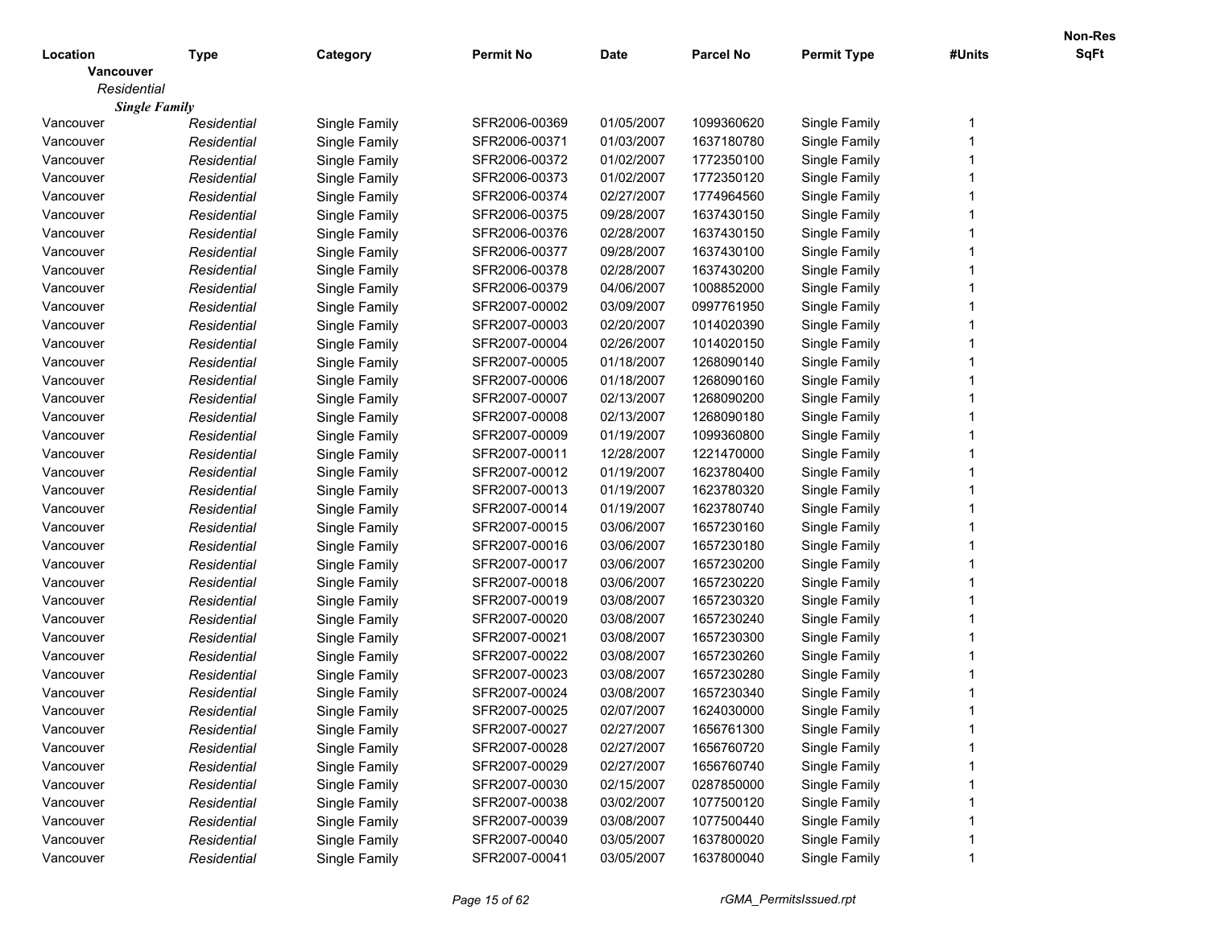| Location | Type | Category | Permit No | Date | Parcel No | Permit Type | #Units | Non-Res SqFt |
|---|---|---|---|---|---|---|---|---|
| **Vancouver** | | | | | | | | |
| *Residential* | | | | | | | | |
| ***Single Family*** | | | | | | | | |
| Vancouver | *Residential* | Single Family | SFR2006-00369 | 01/05/2007 | 1099360620 | Single Family | 1 | |
| Vancouver | *Residential* | Single Family | SFR2006-00371 | 01/03/2007 | 1637180780 | Single Family | 1 | |
| Vancouver | *Residential* | Single Family | SFR2006-00372 | 01/02/2007 | 1772350100 | Single Family | 1 | |
| Vancouver | *Residential* | Single Family | SFR2006-00373 | 01/02/2007 | 1772350120 | Single Family | 1 | |
| Vancouver | *Residential* | Single Family | SFR2006-00374 | 02/27/2007 | 1774964560 | Single Family | 1 | |
| Vancouver | *Residential* | Single Family | SFR2006-00375 | 09/28/2007 | 1637430150 | Single Family | 1 | |
| Vancouver | *Residential* | Single Family | SFR2006-00376 | 02/28/2007 | 1637430150 | Single Family | 1 | |
| Vancouver | *Residential* | Single Family | SFR2006-00377 | 09/28/2007 | 1637430100 | Single Family | 1 | |
| Vancouver | *Residential* | Single Family | SFR2006-00378 | 02/28/2007 | 1637430200 | Single Family | 1 | |
| Vancouver | *Residential* | Single Family | SFR2006-00379 | 04/06/2007 | 1008852000 | Single Family | 1 | |
| Vancouver | *Residential* | Single Family | SFR2007-00002 | 03/09/2007 | 0997761950 | Single Family | 1 | |
| Vancouver | *Residential* | Single Family | SFR2007-00003 | 02/20/2007 | 1014020390 | Single Family | 1 | |
| Vancouver | *Residential* | Single Family | SFR2007-00004 | 02/26/2007 | 1014020150 | Single Family | 1 | |
| Vancouver | *Residential* | Single Family | SFR2007-00005 | 01/18/2007 | 1268090140 | Single Family | 1 | |
| Vancouver | *Residential* | Single Family | SFR2007-00006 | 01/18/2007 | 1268090160 | Single Family | 1 | |
| Vancouver | *Residential* | Single Family | SFR2007-00007 | 02/13/2007 | 1268090200 | Single Family | 1 | |
| Vancouver | *Residential* | Single Family | SFR2007-00008 | 02/13/2007 | 1268090180 | Single Family | 1 | |
| Vancouver | *Residential* | Single Family | SFR2007-00009 | 01/19/2007 | 1099360800 | Single Family | 1 | |
| Vancouver | *Residential* | Single Family | SFR2007-00011 | 12/28/2007 | 1221470000 | Single Family | 1 | |
| Vancouver | *Residential* | Single Family | SFR2007-00012 | 01/19/2007 | 1623780400 | Single Family | 1 | |
| Vancouver | *Residential* | Single Family | SFR2007-00013 | 01/19/2007 | 1623780320 | Single Family | 1 | |
| Vancouver | *Residential* | Single Family | SFR2007-00014 | 01/19/2007 | 1623780740 | Single Family | 1 | |
| Vancouver | *Residential* | Single Family | SFR2007-00015 | 03/06/2007 | 1657230160 | Single Family | 1 | |
| Vancouver | *Residential* | Single Family | SFR2007-00016 | 03/06/2007 | 1657230180 | Single Family | 1 | |
| Vancouver | *Residential* | Single Family | SFR2007-00017 | 03/06/2007 | 1657230200 | Single Family | 1 | |
| Vancouver | *Residential* | Single Family | SFR2007-00018 | 03/06/2007 | 1657230220 | Single Family | 1 | |
| Vancouver | *Residential* | Single Family | SFR2007-00019 | 03/08/2007 | 1657230320 | Single Family | 1 | |
| Vancouver | *Residential* | Single Family | SFR2007-00020 | 03/08/2007 | 1657230240 | Single Family | 1 | |
| Vancouver | *Residential* | Single Family | SFR2007-00021 | 03/08/2007 | 1657230300 | Single Family | 1 | |
| Vancouver | *Residential* | Single Family | SFR2007-00022 | 03/08/2007 | 1657230260 | Single Family | 1 | |
| Vancouver | *Residential* | Single Family | SFR2007-00023 | 03/08/2007 | 1657230280 | Single Family | 1 | |
| Vancouver | *Residential* | Single Family | SFR2007-00024 | 03/08/2007 | 1657230340 | Single Family | 1 | |
| Vancouver | *Residential* | Single Family | SFR2007-00025 | 02/07/2007 | 1624030000 | Single Family | 1 | |
| Vancouver | *Residential* | Single Family | SFR2007-00027 | 02/27/2007 | 1656761300 | Single Family | 1 | |
| Vancouver | *Residential* | Single Family | SFR2007-00028 | 02/27/2007 | 1656760720 | Single Family | 1 | |
| Vancouver | *Residential* | Single Family | SFR2007-00029 | 02/27/2007 | 1656760740 | Single Family | 1 | |
| Vancouver | *Residential* | Single Family | SFR2007-00030 | 02/15/2007 | 0287850000 | Single Family | 1 | |
| Vancouver | *Residential* | Single Family | SFR2007-00038 | 03/02/2007 | 1077500120 | Single Family | 1 | |
| Vancouver | *Residential* | Single Family | SFR2007-00039 | 03/08/2007 | 1077500440 | Single Family | 1 | |
| Vancouver | *Residential* | Single Family | SFR2007-00040 | 03/05/2007 | 1637800020 | Single Family | 1 | |
| Vancouver | *Residential* | Single Family | SFR2007-00041 | 03/05/2007 | 1637800040 | Single Family | 1 | |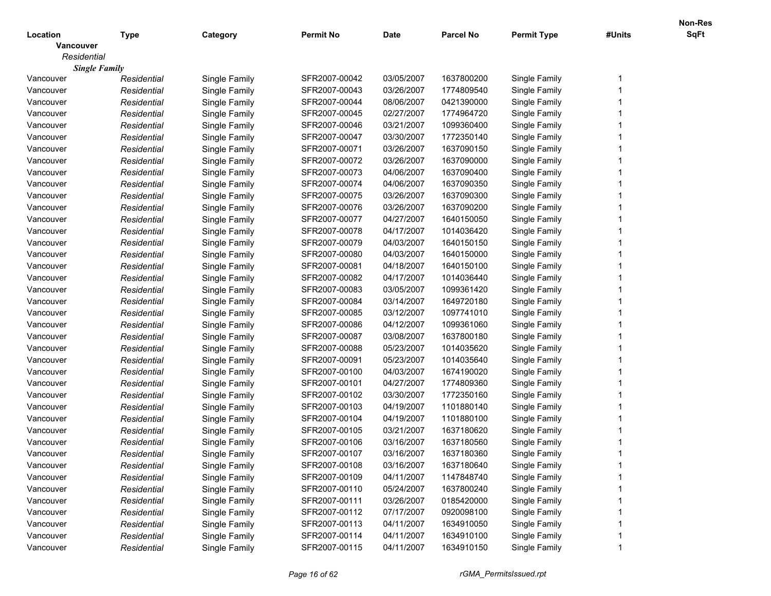| Location | Type | Category | Permit No | Date | Parcel No | Permit Type | #Units | Non-Res SqFt |
|---|---|---|---|---|---|---|---|---|
| **Vancouver** | | | | | | | | |
| *Residential* | | | | | | | | |
| ***Single Family*** | | | | | | | | |
| Vancouver | *Residential* | Single Family | SFR2007-00042 | 03/05/2007 | 1637800200 | Single Family | 1 | |
| Vancouver | *Residential* | Single Family | SFR2007-00043 | 03/26/2007 | 1774809540 | Single Family | 1 | |
| Vancouver | *Residential* | Single Family | SFR2007-00044 | 08/06/2007 | 0421390000 | Single Family | 1 | |
| Vancouver | *Residential* | Single Family | SFR2007-00045 | 02/27/2007 | 1774964720 | Single Family | 1 | |
| Vancouver | *Residential* | Single Family | SFR2007-00046 | 03/21/2007 | 1099360400 | Single Family | 1 | |
| Vancouver | *Residential* | Single Family | SFR2007-00047 | 03/30/2007 | 1772350140 | Single Family | 1 | |
| Vancouver | *Residential* | Single Family | SFR2007-00071 | 03/26/2007 | 1637090150 | Single Family | 1 | |
| Vancouver | *Residential* | Single Family | SFR2007-00072 | 03/26/2007 | 1637090000 | Single Family | 1 | |
| Vancouver | *Residential* | Single Family | SFR2007-00073 | 04/06/2007 | 1637090400 | Single Family | 1 | |
| Vancouver | *Residential* | Single Family | SFR2007-00074 | 04/06/2007 | 1637090350 | Single Family | 1 | |
| Vancouver | *Residential* | Single Family | SFR2007-00075 | 03/26/2007 | 1637090300 | Single Family | 1 | |
| Vancouver | *Residential* | Single Family | SFR2007-00076 | 03/26/2007 | 1637090200 | Single Family | 1 | |
| Vancouver | *Residential* | Single Family | SFR2007-00077 | 04/27/2007 | 1640150050 | Single Family | 1 | |
| Vancouver | *Residential* | Single Family | SFR2007-00078 | 04/17/2007 | 1014036420 | Single Family | 1 | |
| Vancouver | *Residential* | Single Family | SFR2007-00079 | 04/03/2007 | 1640150150 | Single Family | 1 | |
| Vancouver | *Residential* | Single Family | SFR2007-00080 | 04/03/2007 | 1640150000 | Single Family | 1 | |
| Vancouver | *Residential* | Single Family | SFR2007-00081 | 04/18/2007 | 1640150100 | Single Family | 1 | |
| Vancouver | *Residential* | Single Family | SFR2007-00082 | 04/17/2007 | 1014036440 | Single Family | 1 | |
| Vancouver | *Residential* | Single Family | SFR2007-00083 | 03/05/2007 | 1099361420 | Single Family | 1 | |
| Vancouver | *Residential* | Single Family | SFR2007-00084 | 03/14/2007 | 1649720180 | Single Family | 1 | |
| Vancouver | *Residential* | Single Family | SFR2007-00085 | 03/12/2007 | 1097741010 | Single Family | 1 | |
| Vancouver | *Residential* | Single Family | SFR2007-00086 | 04/12/2007 | 1099361060 | Single Family | 1 | |
| Vancouver | *Residential* | Single Family | SFR2007-00087 | 03/08/2007 | 1637800180 | Single Family | 1 | |
| Vancouver | *Residential* | Single Family | SFR2007-00088 | 05/23/2007 | 1014035620 | Single Family | 1 | |
| Vancouver | *Residential* | Single Family | SFR2007-00091 | 05/23/2007 | 1014035640 | Single Family | 1 | |
| Vancouver | *Residential* | Single Family | SFR2007-00100 | 04/03/2007 | 1674190020 | Single Family | 1 | |
| Vancouver | *Residential* | Single Family | SFR2007-00101 | 04/27/2007 | 1774809360 | Single Family | 1 | |
| Vancouver | *Residential* | Single Family | SFR2007-00102 | 03/30/2007 | 1772350160 | Single Family | 1 | |
| Vancouver | *Residential* | Single Family | SFR2007-00103 | 04/19/2007 | 1101880140 | Single Family | 1 | |
| Vancouver | *Residential* | Single Family | SFR2007-00104 | 04/19/2007 | 1101880100 | Single Family | 1 | |
| Vancouver | *Residential* | Single Family | SFR2007-00105 | 03/21/2007 | 1637180620 | Single Family | 1 | |
| Vancouver | *Residential* | Single Family | SFR2007-00106 | 03/16/2007 | 1637180560 | Single Family | 1 | |
| Vancouver | *Residential* | Single Family | SFR2007-00107 | 03/16/2007 | 1637180360 | Single Family | 1 | |
| Vancouver | *Residential* | Single Family | SFR2007-00108 | 03/16/2007 | 1637180640 | Single Family | 1 | |
| Vancouver | *Residential* | Single Family | SFR2007-00109 | 04/11/2007 | 1147848740 | Single Family | 1 | |
| Vancouver | *Residential* | Single Family | SFR2007-00110 | 05/24/2007 | 1637800240 | Single Family | 1 | |
| Vancouver | *Residential* | Single Family | SFR2007-00111 | 03/26/2007 | 0185420000 | Single Family | 1 | |
| Vancouver | *Residential* | Single Family | SFR2007-00112 | 07/17/2007 | 0920098100 | Single Family | 1 | |
| Vancouver | *Residential* | Single Family | SFR2007-00113 | 04/11/2007 | 1634910050 | Single Family | 1 | |
| Vancouver | *Residential* | Single Family | SFR2007-00114 | 04/11/2007 | 1634910100 | Single Family | 1 | |
| Vancouver | *Residential* | Single Family | SFR2007-00115 | 04/11/2007 | 1634910150 | Single Family | 1 | |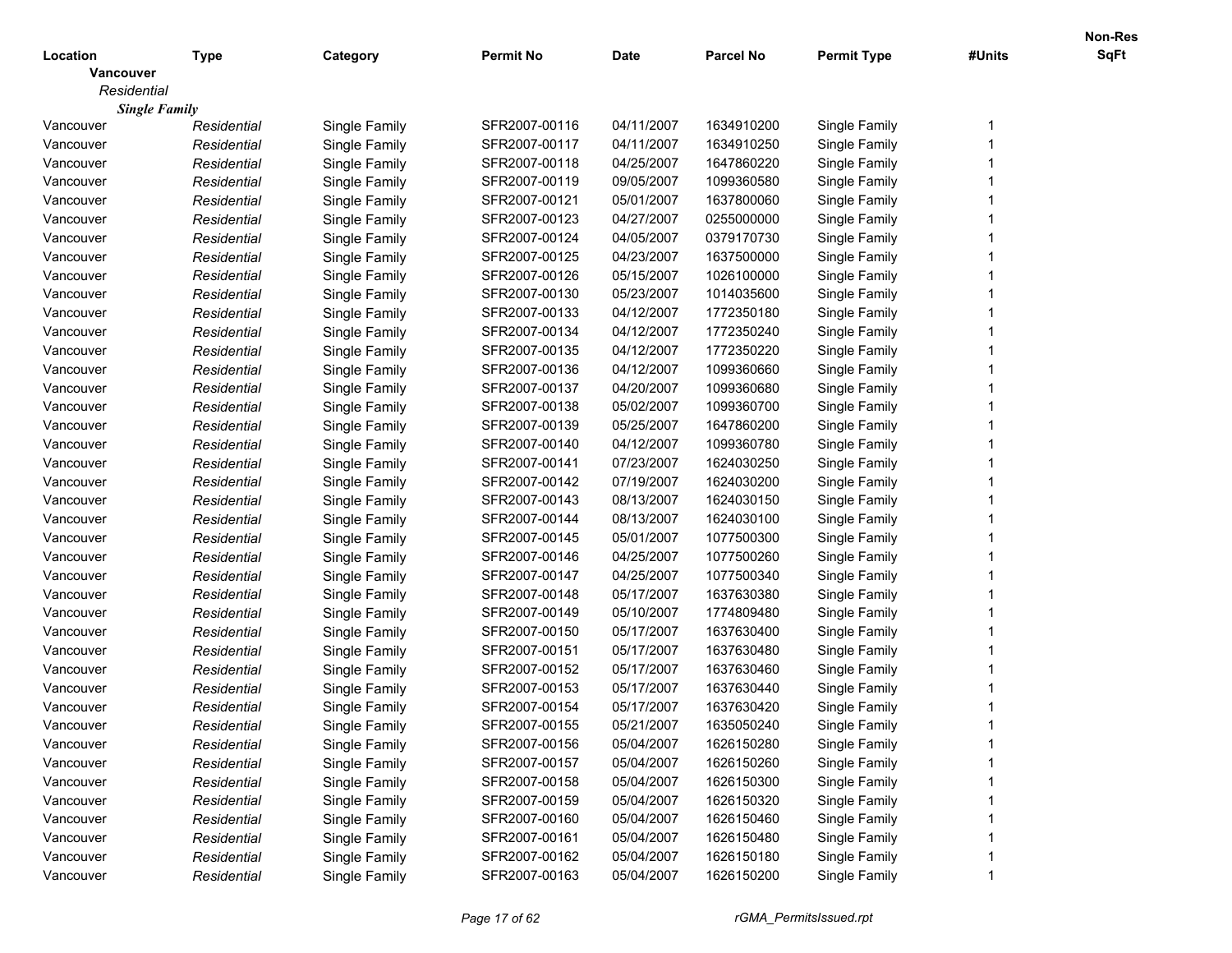| Location | Type | Category | Permit No | Date | Parcel No | Permit Type | #Units | Non-Res SqFt |
|---|---|---|---|---|---|---|---|---|
| **Vancouver** | | | | | | | | |
| *Residential* | | | | | | | | |
| ***Single Family*** | | | | | | | | |
| Vancouver | *Residential* | Single Family | SFR2007-00116 | 04/11/2007 | 1634910200 | Single Family | 1 | |
| Vancouver | *Residential* | Single Family | SFR2007-00117 | 04/11/2007 | 1634910250 | Single Family | 1 | |
| Vancouver | *Residential* | Single Family | SFR2007-00118 | 04/25/2007 | 1647860220 | Single Family | 1 | |
| Vancouver | *Residential* | Single Family | SFR2007-00119 | 09/05/2007 | 1099360580 | Single Family | 1 | |
| Vancouver | *Residential* | Single Family | SFR2007-00121 | 05/01/2007 | 1637800060 | Single Family | 1 | |
| Vancouver | *Residential* | Single Family | SFR2007-00123 | 04/27/2007 | 0255000000 | Single Family | 1 | |
| Vancouver | *Residential* | Single Family | SFR2007-00124 | 04/05/2007 | 0379170730 | Single Family | 1 | |
| Vancouver | *Residential* | Single Family | SFR2007-00125 | 04/23/2007 | 1637500000 | Single Family | 1 | |
| Vancouver | *Residential* | Single Family | SFR2007-00126 | 05/15/2007 | 1026100000 | Single Family | 1 | |
| Vancouver | *Residential* | Single Family | SFR2007-00130 | 05/23/2007 | 1014035600 | Single Family | 1 | |
| Vancouver | *Residential* | Single Family | SFR2007-00133 | 04/12/2007 | 1772350180 | Single Family | 1 | |
| Vancouver | *Residential* | Single Family | SFR2007-00134 | 04/12/2007 | 1772350240 | Single Family | 1 | |
| Vancouver | *Residential* | Single Family | SFR2007-00135 | 04/12/2007 | 1772350220 | Single Family | 1 | |
| Vancouver | *Residential* | Single Family | SFR2007-00136 | 04/12/2007 | 1099360660 | Single Family | 1 | |
| Vancouver | *Residential* | Single Family | SFR2007-00137 | 04/20/2007 | 1099360680 | Single Family | 1 | |
| Vancouver | *Residential* | Single Family | SFR2007-00138 | 05/02/2007 | 1099360700 | Single Family | 1 | |
| Vancouver | *Residential* | Single Family | SFR2007-00139 | 05/25/2007 | 1647860200 | Single Family | 1 | |
| Vancouver | *Residential* | Single Family | SFR2007-00140 | 04/12/2007 | 1099360780 | Single Family | 1 | |
| Vancouver | *Residential* | Single Family | SFR2007-00141 | 07/23/2007 | 1624030250 | Single Family | 1 | |
| Vancouver | *Residential* | Single Family | SFR2007-00142 | 07/19/2007 | 1624030200 | Single Family | 1 | |
| Vancouver | *Residential* | Single Family | SFR2007-00143 | 08/13/2007 | 1624030150 | Single Family | 1 | |
| Vancouver | *Residential* | Single Family | SFR2007-00144 | 08/13/2007 | 1624030100 | Single Family | 1 | |
| Vancouver | *Residential* | Single Family | SFR2007-00145 | 05/01/2007 | 1077500300 | Single Family | 1 | |
| Vancouver | *Residential* | Single Family | SFR2007-00146 | 04/25/2007 | 1077500260 | Single Family | 1 | |
| Vancouver | *Residential* | Single Family | SFR2007-00147 | 04/25/2007 | 1077500340 | Single Family | 1 | |
| Vancouver | *Residential* | Single Family | SFR2007-00148 | 05/17/2007 | 1637630380 | Single Family | 1 | |
| Vancouver | *Residential* | Single Family | SFR2007-00149 | 05/10/2007 | 1774809480 | Single Family | 1 | |
| Vancouver | *Residential* | Single Family | SFR2007-00150 | 05/17/2007 | 1637630400 | Single Family | 1 | |
| Vancouver | *Residential* | Single Family | SFR2007-00151 | 05/17/2007 | 1637630480 | Single Family | 1 | |
| Vancouver | *Residential* | Single Family | SFR2007-00152 | 05/17/2007 | 1637630460 | Single Family | 1 | |
| Vancouver | *Residential* | Single Family | SFR2007-00153 | 05/17/2007 | 1637630440 | Single Family | 1 | |
| Vancouver | *Residential* | Single Family | SFR2007-00154 | 05/17/2007 | 1637630420 | Single Family | 1 | |
| Vancouver | *Residential* | Single Family | SFR2007-00155 | 05/21/2007 | 1635050240 | Single Family | 1 | |
| Vancouver | *Residential* | Single Family | SFR2007-00156 | 05/04/2007 | 1626150280 | Single Family | 1 | |
| Vancouver | *Residential* | Single Family | SFR2007-00157 | 05/04/2007 | 1626150260 | Single Family | 1 | |
| Vancouver | *Residential* | Single Family | SFR2007-00158 | 05/04/2007 | 1626150300 | Single Family | 1 | |
| Vancouver | *Residential* | Single Family | SFR2007-00159 | 05/04/2007 | 1626150320 | Single Family | 1 | |
| Vancouver | *Residential* | Single Family | SFR2007-00160 | 05/04/2007 | 1626150460 | Single Family | 1 | |
| Vancouver | *Residential* | Single Family | SFR2007-00161 | 05/04/2007 | 1626150480 | Single Family | 1 | |
| Vancouver | *Residential* | Single Family | SFR2007-00162 | 05/04/2007 | 1626150180 | Single Family | 1 | |
| Vancouver | *Residential* | Single Family | SFR2007-00163 | 05/04/2007 | 1626150200 | Single Family | 1 | |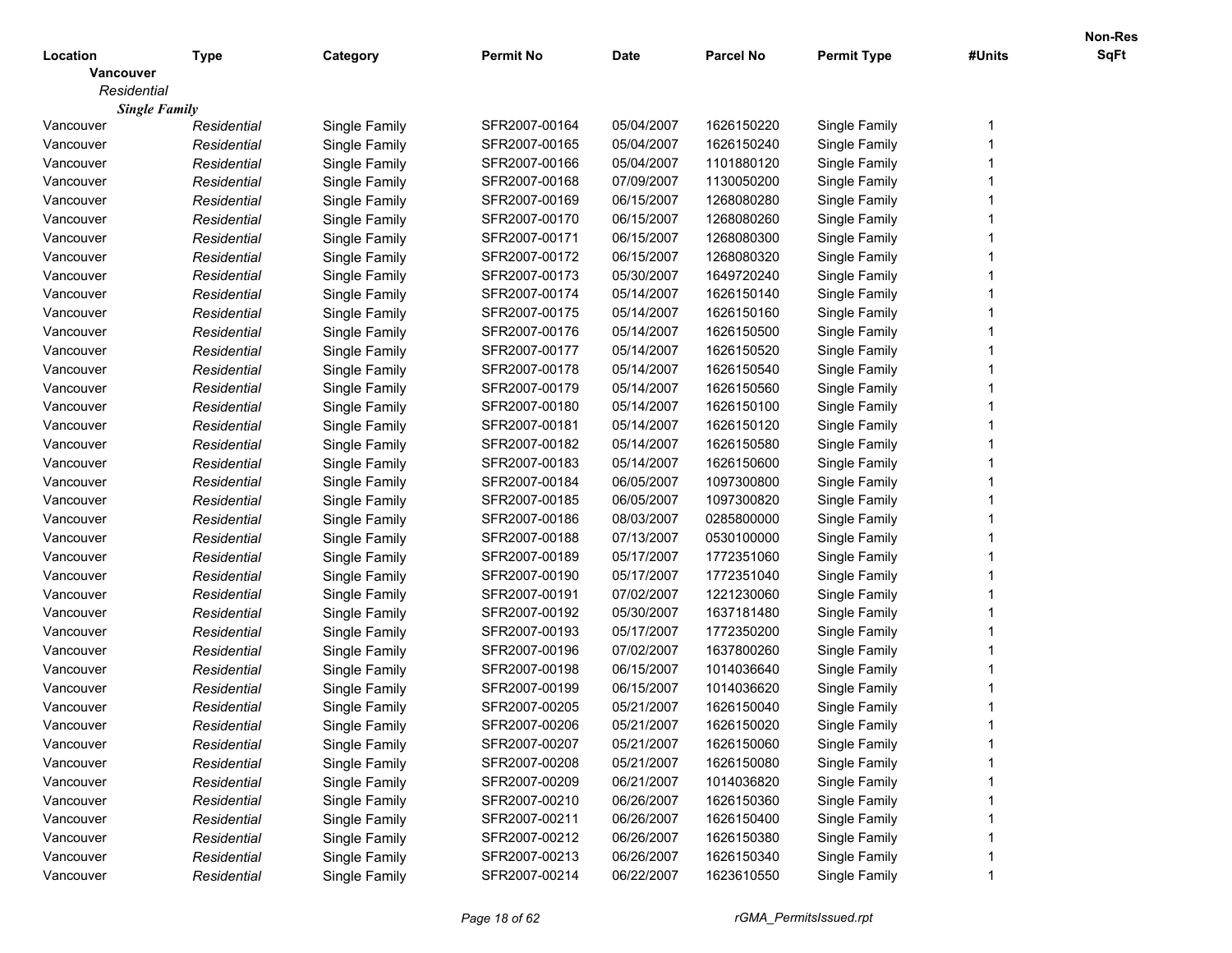| Location | Type | Category | Permit No | Date | Parcel No | Permit Type | #Units | Non-Res SqFt |
|---|---|---|---|---|---|---|---|---|
| **Vancouver** | | | | | | | | |
| *Residential* | | | | | | | | |
| ***Single Family*** | | | | | | | | |
| Vancouver | *Residential* | Single Family | SFR2007-00164 | 05/04/2007 | 1626150220 | Single Family | 1 | |
| Vancouver | *Residential* | Single Family | SFR2007-00165 | 05/04/2007 | 1626150240 | Single Family | 1 | |
| Vancouver | *Residential* | Single Family | SFR2007-00166 | 05/04/2007 | 1101880120 | Single Family | 1 | |
| Vancouver | *Residential* | Single Family | SFR2007-00168 | 07/09/2007 | 1130050200 | Single Family | 1 | |
| Vancouver | *Residential* | Single Family | SFR2007-00169 | 06/15/2007 | 1268080280 | Single Family | 1 | |
| Vancouver | *Residential* | Single Family | SFR2007-00170 | 06/15/2007 | 1268080260 | Single Family | 1 | |
| Vancouver | *Residential* | Single Family | SFR2007-00171 | 06/15/2007 | 1268080300 | Single Family | 1 | |
| Vancouver | *Residential* | Single Family | SFR2007-00172 | 06/15/2007 | 1268080320 | Single Family | 1 | |
| Vancouver | *Residential* | Single Family | SFR2007-00173 | 05/30/2007 | 1649720240 | Single Family | 1 | |
| Vancouver | *Residential* | Single Family | SFR2007-00174 | 05/14/2007 | 1626150140 | Single Family | 1 | |
| Vancouver | *Residential* | Single Family | SFR2007-00175 | 05/14/2007 | 1626150160 | Single Family | 1 | |
| Vancouver | *Residential* | Single Family | SFR2007-00176 | 05/14/2007 | 1626150500 | Single Family | 1 | |
| Vancouver | *Residential* | Single Family | SFR2007-00177 | 05/14/2007 | 1626150520 | Single Family | 1 | |
| Vancouver | *Residential* | Single Family | SFR2007-00178 | 05/14/2007 | 1626150540 | Single Family | 1 | |
| Vancouver | *Residential* | Single Family | SFR2007-00179 | 05/14/2007 | 1626150560 | Single Family | 1 | |
| Vancouver | *Residential* | Single Family | SFR2007-00180 | 05/14/2007 | 1626150100 | Single Family | 1 | |
| Vancouver | *Residential* | Single Family | SFR2007-00181 | 05/14/2007 | 1626150120 | Single Family | 1 | |
| Vancouver | *Residential* | Single Family | SFR2007-00182 | 05/14/2007 | 1626150580 | Single Family | 1 | |
| Vancouver | *Residential* | Single Family | SFR2007-00183 | 05/14/2007 | 1626150600 | Single Family | 1 | |
| Vancouver | *Residential* | Single Family | SFR2007-00184 | 06/05/2007 | 1097300800 | Single Family | 1 | |
| Vancouver | *Residential* | Single Family | SFR2007-00185 | 06/05/2007 | 1097300820 | Single Family | 1 | |
| Vancouver | *Residential* | Single Family | SFR2007-00186 | 08/03/2007 | 0285800000 | Single Family | 1 | |
| Vancouver | *Residential* | Single Family | SFR2007-00188 | 07/13/2007 | 0530100000 | Single Family | 1 | |
| Vancouver | *Residential* | Single Family | SFR2007-00189 | 05/17/2007 | 1772351060 | Single Family | 1 | |
| Vancouver | *Residential* | Single Family | SFR2007-00190 | 05/17/2007 | 1772351040 | Single Family | 1 | |
| Vancouver | *Residential* | Single Family | SFR2007-00191 | 07/02/2007 | 1221230060 | Single Family | 1 | |
| Vancouver | *Residential* | Single Family | SFR2007-00192 | 05/30/2007 | 1637181480 | Single Family | 1 | |
| Vancouver | *Residential* | Single Family | SFR2007-00193 | 05/17/2007 | 1772350200 | Single Family | 1 | |
| Vancouver | *Residential* | Single Family | SFR2007-00196 | 07/02/2007 | 1637800260 | Single Family | 1 | |
| Vancouver | *Residential* | Single Family | SFR2007-00198 | 06/15/2007 | 1014036640 | Single Family | 1 | |
| Vancouver | *Residential* | Single Family | SFR2007-00199 | 06/15/2007 | 1014036620 | Single Family | 1 | |
| Vancouver | *Residential* | Single Family | SFR2007-00205 | 05/21/2007 | 1626150040 | Single Family | 1 | |
| Vancouver | *Residential* | Single Family | SFR2007-00206 | 05/21/2007 | 1626150020 | Single Family | 1 | |
| Vancouver | *Residential* | Single Family | SFR2007-00207 | 05/21/2007 | 1626150060 | Single Family | 1 | |
| Vancouver | *Residential* | Single Family | SFR2007-00208 | 05/21/2007 | 1626150080 | Single Family | 1 | |
| Vancouver | *Residential* | Single Family | SFR2007-00209 | 06/21/2007 | 1014036820 | Single Family | 1 | |
| Vancouver | *Residential* | Single Family | SFR2007-00210 | 06/26/2007 | 1626150360 | Single Family | 1 | |
| Vancouver | *Residential* | Single Family | SFR2007-00211 | 06/26/2007 | 1626150400 | Single Family | 1 | |
| Vancouver | *Residential* | Single Family | SFR2007-00212 | 06/26/2007 | 1626150380 | Single Family | 1 | |
| Vancouver | *Residential* | Single Family | SFR2007-00213 | 06/26/2007 | 1626150340 | Single Family | 1 | |
| Vancouver | *Residential* | Single Family | SFR2007-00214 | 06/22/2007 | 1623610550 | Single Family | 1 | |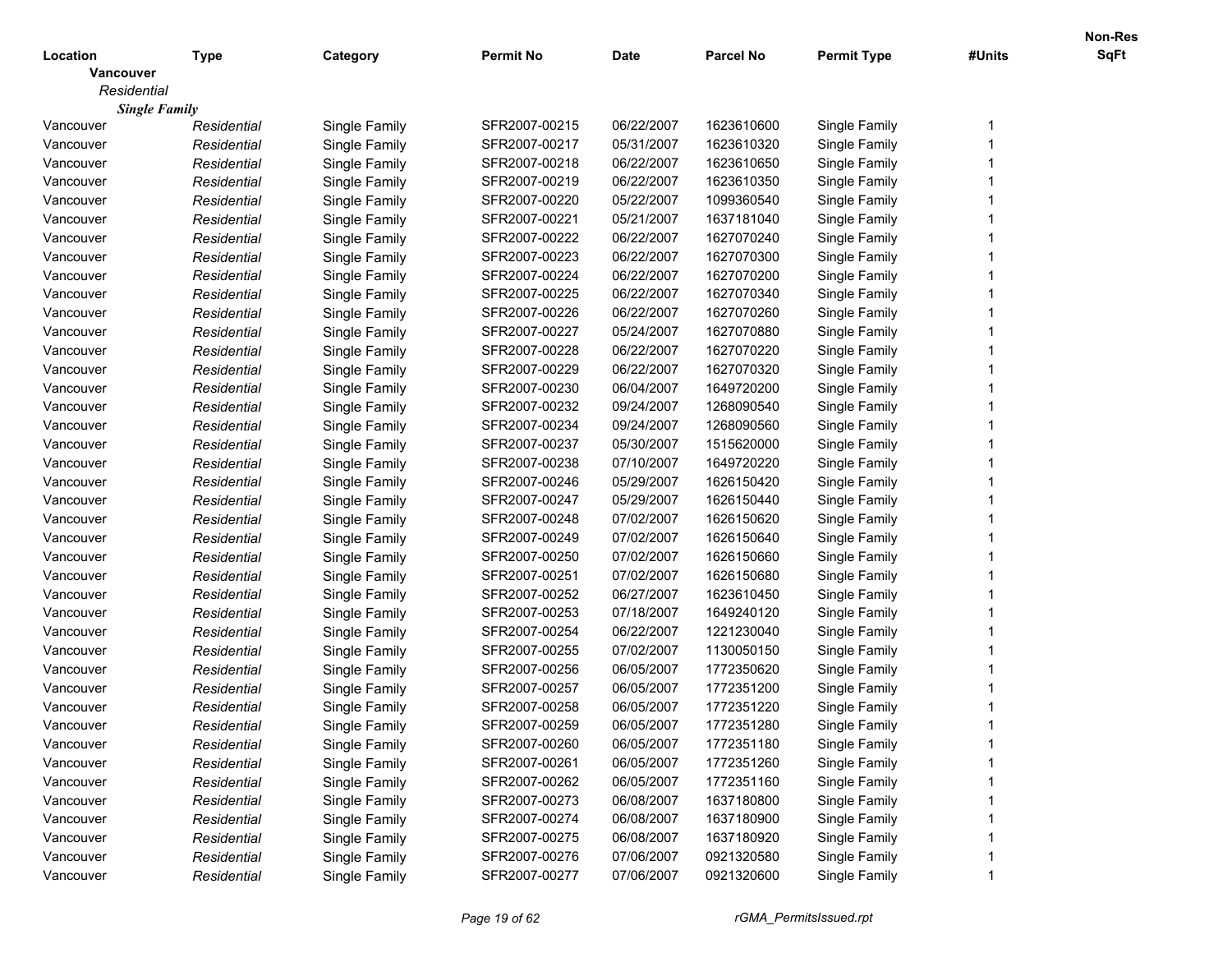| Location | Type | Category | Permit No | Date | Parcel No | Permit Type | #Units | Non-Res SqFt |
|---|---|---|---|---|---|---|---|---|
| **Vancouver** | | | | | | | | |
| *Residential* | | | | | | | | |
| ***Single Family*** | | | | | | | | |
| Vancouver | *Residential* | Single Family | SFR2007-00215 | 06/22/2007 | 1623610600 | Single Family | 1 | |
| Vancouver | *Residential* | Single Family | SFR2007-00217 | 05/31/2007 | 1623610320 | Single Family | 1 | |
| Vancouver | *Residential* | Single Family | SFR2007-00218 | 06/22/2007 | 1623610650 | Single Family | 1 | |
| Vancouver | *Residential* | Single Family | SFR2007-00219 | 06/22/2007 | 1623610350 | Single Family | 1 | |
| Vancouver | *Residential* | Single Family | SFR2007-00220 | 05/22/2007 | 1099360540 | Single Family | 1 | |
| Vancouver | *Residential* | Single Family | SFR2007-00221 | 05/21/2007 | 1637181040 | Single Family | 1 | |
| Vancouver | *Residential* | Single Family | SFR2007-00222 | 06/22/2007 | 1627070240 | Single Family | 1 | |
| Vancouver | *Residential* | Single Family | SFR2007-00223 | 06/22/2007 | 1627070300 | Single Family | 1 | |
| Vancouver | *Residential* | Single Family | SFR2007-00224 | 06/22/2007 | 1627070200 | Single Family | 1 | |
| Vancouver | *Residential* | Single Family | SFR2007-00225 | 06/22/2007 | 1627070340 | Single Family | 1 | |
| Vancouver | *Residential* | Single Family | SFR2007-00226 | 06/22/2007 | 1627070260 | Single Family | 1 | |
| Vancouver | *Residential* | Single Family | SFR2007-00227 | 05/24/2007 | 1627070880 | Single Family | 1 | |
| Vancouver | *Residential* | Single Family | SFR2007-00228 | 06/22/2007 | 1627070220 | Single Family | 1 | |
| Vancouver | *Residential* | Single Family | SFR2007-00229 | 06/22/2007 | 1627070320 | Single Family | 1 | |
| Vancouver | *Residential* | Single Family | SFR2007-00230 | 06/04/2007 | 1649720200 | Single Family | 1 | |
| Vancouver | *Residential* | Single Family | SFR2007-00232 | 09/24/2007 | 1268090540 | Single Family | 1 | |
| Vancouver | *Residential* | Single Family | SFR2007-00234 | 09/24/2007 | 1268090560 | Single Family | 1 | |
| Vancouver | *Residential* | Single Family | SFR2007-00237 | 05/30/2007 | 1515620000 | Single Family | 1 | |
| Vancouver | *Residential* | Single Family | SFR2007-00238 | 07/10/2007 | 1649720220 | Single Family | 1 | |
| Vancouver | *Residential* | Single Family | SFR2007-00246 | 05/29/2007 | 1626150420 | Single Family | 1 | |
| Vancouver | *Residential* | Single Family | SFR2007-00247 | 05/29/2007 | 1626150440 | Single Family | 1 | |
| Vancouver | *Residential* | Single Family | SFR2007-00248 | 07/02/2007 | 1626150620 | Single Family | 1 | |
| Vancouver | *Residential* | Single Family | SFR2007-00249 | 07/02/2007 | 1626150640 | Single Family | 1 | |
| Vancouver | *Residential* | Single Family | SFR2007-00250 | 07/02/2007 | 1626150660 | Single Family | 1 | |
| Vancouver | *Residential* | Single Family | SFR2007-00251 | 07/02/2007 | 1626150680 | Single Family | 1 | |
| Vancouver | *Residential* | Single Family | SFR2007-00252 | 06/27/2007 | 1623610450 | Single Family | 1 | |
| Vancouver | *Residential* | Single Family | SFR2007-00253 | 07/18/2007 | 1649240120 | Single Family | 1 | |
| Vancouver | *Residential* | Single Family | SFR2007-00254 | 06/22/2007 | 1221230040 | Single Family | 1 | |
| Vancouver | *Residential* | Single Family | SFR2007-00255 | 07/02/2007 | 1130050150 | Single Family | 1 | |
| Vancouver | *Residential* | Single Family | SFR2007-00256 | 06/05/2007 | 1772350620 | Single Family | 1 | |
| Vancouver | *Residential* | Single Family | SFR2007-00257 | 06/05/2007 | 1772351200 | Single Family | 1 | |
| Vancouver | *Residential* | Single Family | SFR2007-00258 | 06/05/2007 | 1772351220 | Single Family | 1 | |
| Vancouver | *Residential* | Single Family | SFR2007-00259 | 06/05/2007 | 1772351280 | Single Family | 1 | |
| Vancouver | *Residential* | Single Family | SFR2007-00260 | 06/05/2007 | 1772351180 | Single Family | 1 | |
| Vancouver | *Residential* | Single Family | SFR2007-00261 | 06/05/2007 | 1772351260 | Single Family | 1 | |
| Vancouver | *Residential* | Single Family | SFR2007-00262 | 06/05/2007 | 1772351160 | Single Family | 1 | |
| Vancouver | *Residential* | Single Family | SFR2007-00273 | 06/08/2007 | 1637180800 | Single Family | 1 | |
| Vancouver | *Residential* | Single Family | SFR2007-00274 | 06/08/2007 | 1637180900 | Single Family | 1 | |
| Vancouver | *Residential* | Single Family | SFR2007-00275 | 06/08/2007 | 1637180920 | Single Family | 1 | |
| Vancouver | *Residential* | Single Family | SFR2007-00276 | 07/06/2007 | 0921320580 | Single Family | 1 | |
| Vancouver | *Residential* | Single Family | SFR2007-00277 | 07/06/2007 | 0921320600 | Single Family | 1 | |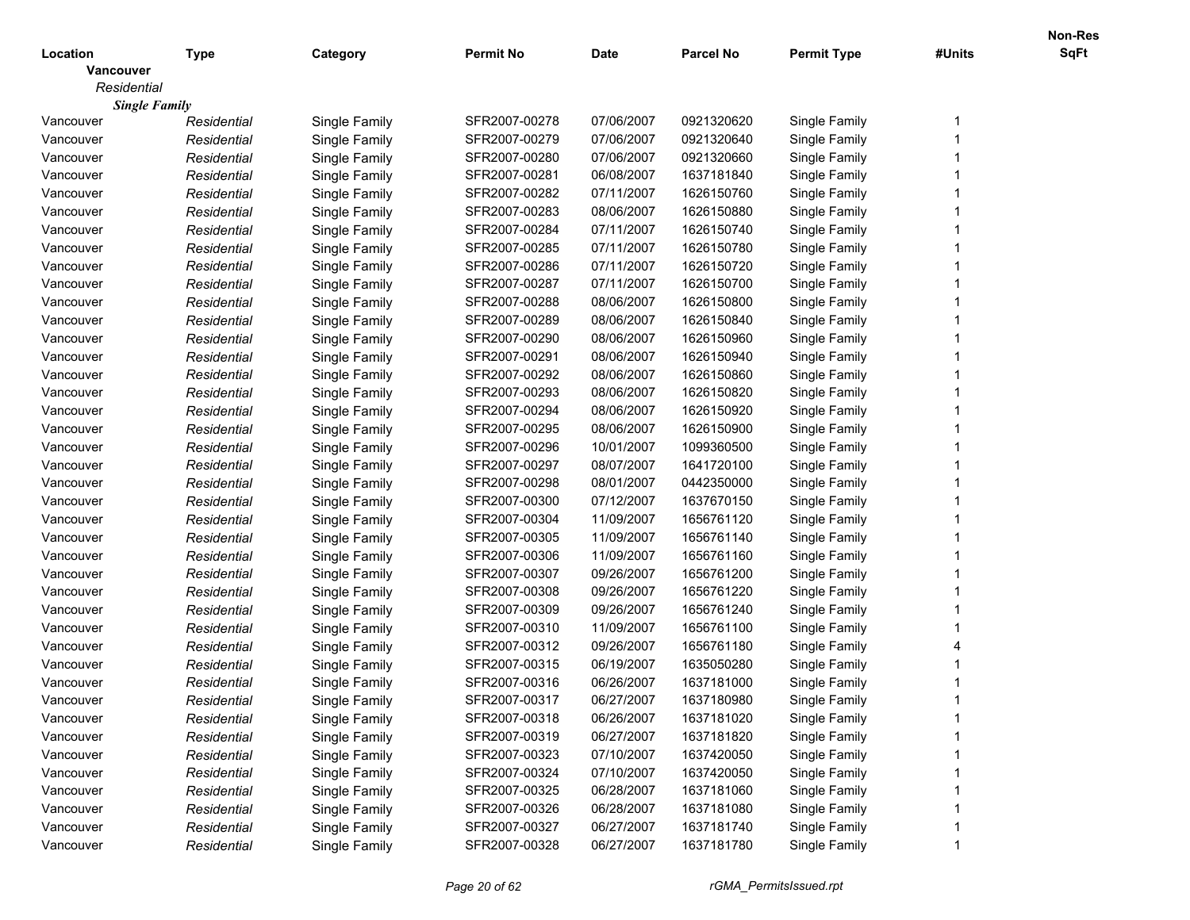| Location | Type | Category | Permit No | Date | Parcel No | Permit Type | #Units | Non-Res SqFt |
|---|---|---|---|---|---|---|---|---|
| **Vancouver** | | | | | | | | |
| *Residential* | | | | | | | | |
| ***Single Family*** | | | | | | | | |
| Vancouver | *Residential* | Single Family | SFR2007-00278 | 07/06/2007 | 0921320620 | Single Family | 1 | |
| Vancouver | *Residential* | Single Family | SFR2007-00279 | 07/06/2007 | 0921320640 | Single Family | 1 | |
| Vancouver | *Residential* | Single Family | SFR2007-00280 | 07/06/2007 | 0921320660 | Single Family | 1 | |
| Vancouver | *Residential* | Single Family | SFR2007-00281 | 06/08/2007 | 1637181840 | Single Family | 1 | |
| Vancouver | *Residential* | Single Family | SFR2007-00282 | 07/11/2007 | 1626150760 | Single Family | 1 | |
| Vancouver | *Residential* | Single Family | SFR2007-00283 | 08/06/2007 | 1626150880 | Single Family | 1 | |
| Vancouver | *Residential* | Single Family | SFR2007-00284 | 07/11/2007 | 1626150740 | Single Family | 1 | |
| Vancouver | *Residential* | Single Family | SFR2007-00285 | 07/11/2007 | 1626150780 | Single Family | 1 | |
| Vancouver | *Residential* | Single Family | SFR2007-00286 | 07/11/2007 | 1626150720 | Single Family | 1 | |
| Vancouver | *Residential* | Single Family | SFR2007-00287 | 07/11/2007 | 1626150700 | Single Family | 1 | |
| Vancouver | *Residential* | Single Family | SFR2007-00288 | 08/06/2007 | 1626150800 | Single Family | 1 | |
| Vancouver | *Residential* | Single Family | SFR2007-00289 | 08/06/2007 | 1626150840 | Single Family | 1 | |
| Vancouver | *Residential* | Single Family | SFR2007-00290 | 08/06/2007 | 1626150960 | Single Family | 1 | |
| Vancouver | *Residential* | Single Family | SFR2007-00291 | 08/06/2007 | 1626150940 | Single Family | 1 | |
| Vancouver | *Residential* | Single Family | SFR2007-00292 | 08/06/2007 | 1626150860 | Single Family | 1 | |
| Vancouver | *Residential* | Single Family | SFR2007-00293 | 08/06/2007 | 1626150820 | Single Family | 1 | |
| Vancouver | *Residential* | Single Family | SFR2007-00294 | 08/06/2007 | 1626150920 | Single Family | 1 | |
| Vancouver | *Residential* | Single Family | SFR2007-00295 | 08/06/2007 | 1626150900 | Single Family | 1 | |
| Vancouver | *Residential* | Single Family | SFR2007-00296 | 10/01/2007 | 1099360500 | Single Family | 1 | |
| Vancouver | *Residential* | Single Family | SFR2007-00297 | 08/07/2007 | 1641720100 | Single Family | 1 | |
| Vancouver | *Residential* | Single Family | SFR2007-00298 | 08/01/2007 | 0442350000 | Single Family | 1 | |
| Vancouver | *Residential* | Single Family | SFR2007-00300 | 07/12/2007 | 1637670150 | Single Family | 1 | |
| Vancouver | *Residential* | Single Family | SFR2007-00304 | 11/09/2007 | 1656761120 | Single Family | 1 | |
| Vancouver | *Residential* | Single Family | SFR2007-00305 | 11/09/2007 | 1656761140 | Single Family | 1 | |
| Vancouver | *Residential* | Single Family | SFR2007-00306 | 11/09/2007 | 1656761160 | Single Family | 1 | |
| Vancouver | *Residential* | Single Family | SFR2007-00307 | 09/26/2007 | 1656761200 | Single Family | 1 | |
| Vancouver | *Residential* | Single Family | SFR2007-00308 | 09/26/2007 | 1656761220 | Single Family | 1 | |
| Vancouver | *Residential* | Single Family | SFR2007-00309 | 09/26/2007 | 1656761240 | Single Family | 1 | |
| Vancouver | *Residential* | Single Family | SFR2007-00310 | 11/09/2007 | 1656761100 | Single Family | 1 | |
| Vancouver | *Residential* | Single Family | SFR2007-00312 | 09/26/2007 | 1656761180 | Single Family | 4 | |
| Vancouver | *Residential* | Single Family | SFR2007-00315 | 06/19/2007 | 1635050280 | Single Family | 1 | |
| Vancouver | *Residential* | Single Family | SFR2007-00316 | 06/26/2007 | 1637181000 | Single Family | 1 | |
| Vancouver | *Residential* | Single Family | SFR2007-00317 | 06/27/2007 | 1637180980 | Single Family | 1 | |
| Vancouver | *Residential* | Single Family | SFR2007-00318 | 06/26/2007 | 1637181020 | Single Family | 1 | |
| Vancouver | *Residential* | Single Family | SFR2007-00319 | 06/27/2007 | 1637181820 | Single Family | 1 | |
| Vancouver | *Residential* | Single Family | SFR2007-00323 | 07/10/2007 | 1637420050 | Single Family | 1 | |
| Vancouver | *Residential* | Single Family | SFR2007-00324 | 07/10/2007 | 1637420050 | Single Family | 1 | |
| Vancouver | *Residential* | Single Family | SFR2007-00325 | 06/28/2007 | 1637181060 | Single Family | 1 | |
| Vancouver | *Residential* | Single Family | SFR2007-00326 | 06/28/2007 | 1637181080 | Single Family | 1 | |
| Vancouver | *Residential* | Single Family | SFR2007-00327 | 06/27/2007 | 1637181740 | Single Family | 1 | |
| Vancouver | *Residential* | Single Family | SFR2007-00328 | 06/27/2007 | 1637181780 | Single Family | 1 | |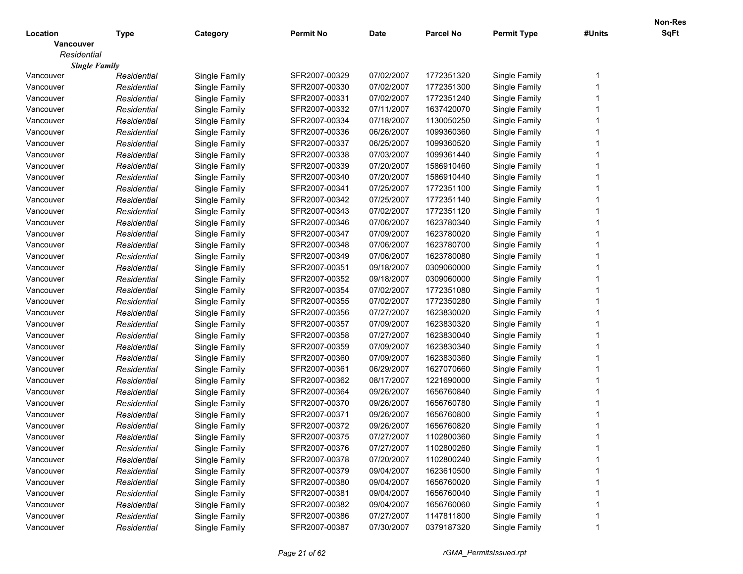| Location | Type | Category | Permit No | Date | Parcel No | Permit Type | #Units | Non-Res SqFt |
|---|---|---|---|---|---|---|---|---|
| **Vancouver** | | | | | | | | |
| *Residential* | | | | | | | | |
| ***Single Family*** | | | | | | | | |
| Vancouver | *Residential* | Single Family | SFR2007-00329 | 07/02/2007 | 1772351320 | Single Family | 1 | |
| Vancouver | *Residential* | Single Family | SFR2007-00330 | 07/02/2007 | 1772351300 | Single Family | 1 | |
| Vancouver | *Residential* | Single Family | SFR2007-00331 | 07/02/2007 | 1772351240 | Single Family | 1 | |
| Vancouver | *Residential* | Single Family | SFR2007-00332 | 07/11/2007 | 1637420070 | Single Family | 1 | |
| Vancouver | *Residential* | Single Family | SFR2007-00334 | 07/18/2007 | 1130050250 | Single Family | 1 | |
| Vancouver | *Residential* | Single Family | SFR2007-00336 | 06/26/2007 | 1099360360 | Single Family | 1 | |
| Vancouver | *Residential* | Single Family | SFR2007-00337 | 06/25/2007 | 1099360520 | Single Family | 1 | |
| Vancouver | *Residential* | Single Family | SFR2007-00338 | 07/03/2007 | 1099361440 | Single Family | 1 | |
| Vancouver | *Residential* | Single Family | SFR2007-00339 | 07/20/2007 | 1586910460 | Single Family | 1 | |
| Vancouver | *Residential* | Single Family | SFR2007-00340 | 07/20/2007 | 1586910440 | Single Family | 1 | |
| Vancouver | *Residential* | Single Family | SFR2007-00341 | 07/25/2007 | 1772351100 | Single Family | 1 | |
| Vancouver | *Residential* | Single Family | SFR2007-00342 | 07/25/2007 | 1772351140 | Single Family | 1 | |
| Vancouver | *Residential* | Single Family | SFR2007-00343 | 07/02/2007 | 1772351120 | Single Family | 1 | |
| Vancouver | *Residential* | Single Family | SFR2007-00346 | 07/06/2007 | 1623780340 | Single Family | 1 | |
| Vancouver | *Residential* | Single Family | SFR2007-00347 | 07/09/2007 | 1623780020 | Single Family | 1 | |
| Vancouver | *Residential* | Single Family | SFR2007-00348 | 07/06/2007 | 1623780700 | Single Family | 1 | |
| Vancouver | *Residential* | Single Family | SFR2007-00349 | 07/06/2007 | 1623780080 | Single Family | 1 | |
| Vancouver | *Residential* | Single Family | SFR2007-00351 | 09/18/2007 | 0309060000 | Single Family | 1 | |
| Vancouver | *Residential* | Single Family | SFR2007-00352 | 09/18/2007 | 0309060000 | Single Family | 1 | |
| Vancouver | *Residential* | Single Family | SFR2007-00354 | 07/02/2007 | 1772351080 | Single Family | 1 | |
| Vancouver | *Residential* | Single Family | SFR2007-00355 | 07/02/2007 | 1772350280 | Single Family | 1 | |
| Vancouver | *Residential* | Single Family | SFR2007-00356 | 07/27/2007 | 1623830020 | Single Family | 1 | |
| Vancouver | *Residential* | Single Family | SFR2007-00357 | 07/09/2007 | 1623830320 | Single Family | 1 | |
| Vancouver | *Residential* | Single Family | SFR2007-00358 | 07/27/2007 | 1623830040 | Single Family | 1 | |
| Vancouver | *Residential* | Single Family | SFR2007-00359 | 07/09/2007 | 1623830340 | Single Family | 1 | |
| Vancouver | *Residential* | Single Family | SFR2007-00360 | 07/09/2007 | 1623830360 | Single Family | 1 | |
| Vancouver | *Residential* | Single Family | SFR2007-00361 | 06/29/2007 | 1627070660 | Single Family | 1 | |
| Vancouver | *Residential* | Single Family | SFR2007-00362 | 08/17/2007 | 1221690000 | Single Family | 1 | |
| Vancouver | *Residential* | Single Family | SFR2007-00364 | 09/26/2007 | 1656760840 | Single Family | 1 | |
| Vancouver | *Residential* | Single Family | SFR2007-00370 | 09/26/2007 | 1656760780 | Single Family | 1 | |
| Vancouver | *Residential* | Single Family | SFR2007-00371 | 09/26/2007 | 1656760800 | Single Family | 1 | |
| Vancouver | *Residential* | Single Family | SFR2007-00372 | 09/26/2007 | 1656760820 | Single Family | 1 | |
| Vancouver | *Residential* | Single Family | SFR2007-00375 | 07/27/2007 | 1102800360 | Single Family | 1 | |
| Vancouver | *Residential* | Single Family | SFR2007-00376 | 07/27/2007 | 1102800260 | Single Family | 1 | |
| Vancouver | *Residential* | Single Family | SFR2007-00378 | 07/20/2007 | 1102800240 | Single Family | 1 | |
| Vancouver | *Residential* | Single Family | SFR2007-00379 | 09/04/2007 | 1623610500 | Single Family | 1 | |
| Vancouver | *Residential* | Single Family | SFR2007-00380 | 09/04/2007 | 1656760020 | Single Family | 1 | |
| Vancouver | *Residential* | Single Family | SFR2007-00381 | 09/04/2007 | 1656760040 | Single Family | 1 | |
| Vancouver | *Residential* | Single Family | SFR2007-00382 | 09/04/2007 | 1656760060 | Single Family | 1 | |
| Vancouver | *Residential* | Single Family | SFR2007-00386 | 07/27/2007 | 1147811800 | Single Family | 1 | |
| Vancouver | *Residential* | Single Family | SFR2007-00387 | 07/30/2007 | 0379187320 | Single Family | 1 | |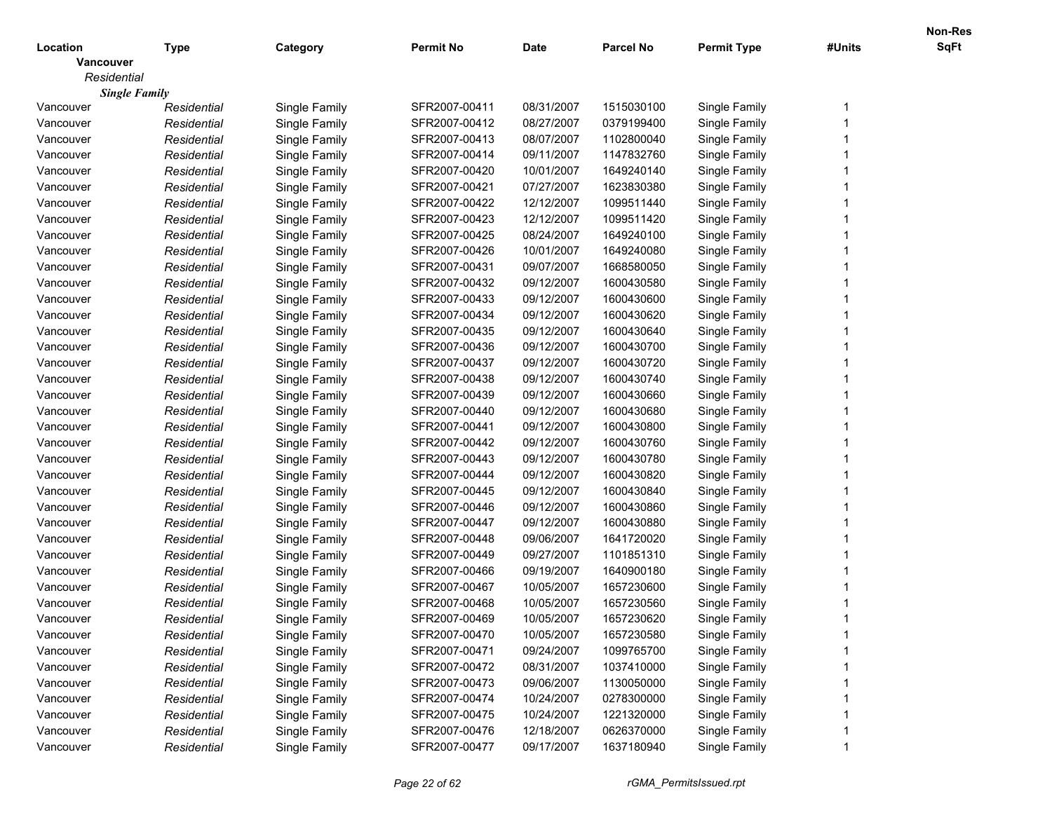| Location | Type | Category | Permit No | Date | Parcel No | Permit Type | #Units | Non-Res SqFt |
|---|---|---|---|---|---|---|---|---|
| **Vancouver** | | | | | | | | |
| *Residential* | | | | | | | | |
| ***Single Family*** | | | | | | | | |
| Vancouver | *Residential* | Single Family | SFR2007-00411 | 08/31/2007 | 1515030100 | Single Family | 1 | |
| Vancouver | *Residential* | Single Family | SFR2007-00412 | 08/27/2007 | 0379199400 | Single Family | 1 | |
| Vancouver | *Residential* | Single Family | SFR2007-00413 | 08/07/2007 | 1102800040 | Single Family | 1 | |
| Vancouver | *Residential* | Single Family | SFR2007-00414 | 09/11/2007 | 1147832760 | Single Family | 1 | |
| Vancouver | *Residential* | Single Family | SFR2007-00420 | 10/01/2007 | 1649240140 | Single Family | 1 | |
| Vancouver | *Residential* | Single Family | SFR2007-00421 | 07/27/2007 | 1623830380 | Single Family | 1 | |
| Vancouver | *Residential* | Single Family | SFR2007-00422 | 12/12/2007 | 1099511440 | Single Family | 1 | |
| Vancouver | *Residential* | Single Family | SFR2007-00423 | 12/12/2007 | 1099511420 | Single Family | 1 | |
| Vancouver | *Residential* | Single Family | SFR2007-00425 | 08/24/2007 | 1649240100 | Single Family | 1 | |
| Vancouver | *Residential* | Single Family | SFR2007-00426 | 10/01/2007 | 1649240080 | Single Family | 1 | |
| Vancouver | *Residential* | Single Family | SFR2007-00431 | 09/07/2007 | 1668580050 | Single Family | 1 | |
| Vancouver | *Residential* | Single Family | SFR2007-00432 | 09/12/2007 | 1600430580 | Single Family | 1 | |
| Vancouver | *Residential* | Single Family | SFR2007-00433 | 09/12/2007 | 1600430600 | Single Family | 1 | |
| Vancouver | *Residential* | Single Family | SFR2007-00434 | 09/12/2007 | 1600430620 | Single Family | 1 | |
| Vancouver | *Residential* | Single Family | SFR2007-00435 | 09/12/2007 | 1600430640 | Single Family | 1 | |
| Vancouver | *Residential* | Single Family | SFR2007-00436 | 09/12/2007 | 1600430700 | Single Family | 1 | |
| Vancouver | *Residential* | Single Family | SFR2007-00437 | 09/12/2007 | 1600430720 | Single Family | 1 | |
| Vancouver | *Residential* | Single Family | SFR2007-00438 | 09/12/2007 | 1600430740 | Single Family | 1 | |
| Vancouver | *Residential* | Single Family | SFR2007-00439 | 09/12/2007 | 1600430660 | Single Family | 1 | |
| Vancouver | *Residential* | Single Family | SFR2007-00440 | 09/12/2007 | 1600430680 | Single Family | 1 | |
| Vancouver | *Residential* | Single Family | SFR2007-00441 | 09/12/2007 | 1600430800 | Single Family | 1 | |
| Vancouver | *Residential* | Single Family | SFR2007-00442 | 09/12/2007 | 1600430760 | Single Family | 1 | |
| Vancouver | *Residential* | Single Family | SFR2007-00443 | 09/12/2007 | 1600430780 | Single Family | 1 | |
| Vancouver | *Residential* | Single Family | SFR2007-00444 | 09/12/2007 | 1600430820 | Single Family | 1 | |
| Vancouver | *Residential* | Single Family | SFR2007-00445 | 09/12/2007 | 1600430840 | Single Family | 1 | |
| Vancouver | *Residential* | Single Family | SFR2007-00446 | 09/12/2007 | 1600430860 | Single Family | 1 | |
| Vancouver | *Residential* | Single Family | SFR2007-00447 | 09/12/2007 | 1600430880 | Single Family | 1 | |
| Vancouver | *Residential* | Single Family | SFR2007-00448 | 09/06/2007 | 1641720020 | Single Family | 1 | |
| Vancouver | *Residential* | Single Family | SFR2007-00449 | 09/27/2007 | 1101851310 | Single Family | 1 | |
| Vancouver | *Residential* | Single Family | SFR2007-00466 | 09/19/2007 | 1640900180 | Single Family | 1 | |
| Vancouver | *Residential* | Single Family | SFR2007-00467 | 10/05/2007 | 1657230600 | Single Family | 1 | |
| Vancouver | *Residential* | Single Family | SFR2007-00468 | 10/05/2007 | 1657230560 | Single Family | 1 | |
| Vancouver | *Residential* | Single Family | SFR2007-00469 | 10/05/2007 | 1657230620 | Single Family | 1 | |
| Vancouver | *Residential* | Single Family | SFR2007-00470 | 10/05/2007 | 1657230580 | Single Family | 1 | |
| Vancouver | *Residential* | Single Family | SFR2007-00471 | 09/24/2007 | 1099765700 | Single Family | 1 | |
| Vancouver | *Residential* | Single Family | SFR2007-00472 | 08/31/2007 | 1037410000 | Single Family | 1 | |
| Vancouver | *Residential* | Single Family | SFR2007-00473 | 09/06/2007 | 1130050000 | Single Family | 1 | |
| Vancouver | *Residential* | Single Family | SFR2007-00474 | 10/24/2007 | 0278300000 | Single Family | 1 | |
| Vancouver | *Residential* | Single Family | SFR2007-00475 | 10/24/2007 | 1221320000 | Single Family | 1 | |
| Vancouver | *Residential* | Single Family | SFR2007-00476 | 12/18/2007 | 0626370000 | Single Family | 1 | |
| Vancouver | *Residential* | Single Family | SFR2007-00477 | 09/17/2007 | 1637180940 | Single Family | 1 | |

*rGMA_PermitsIssued.rpt*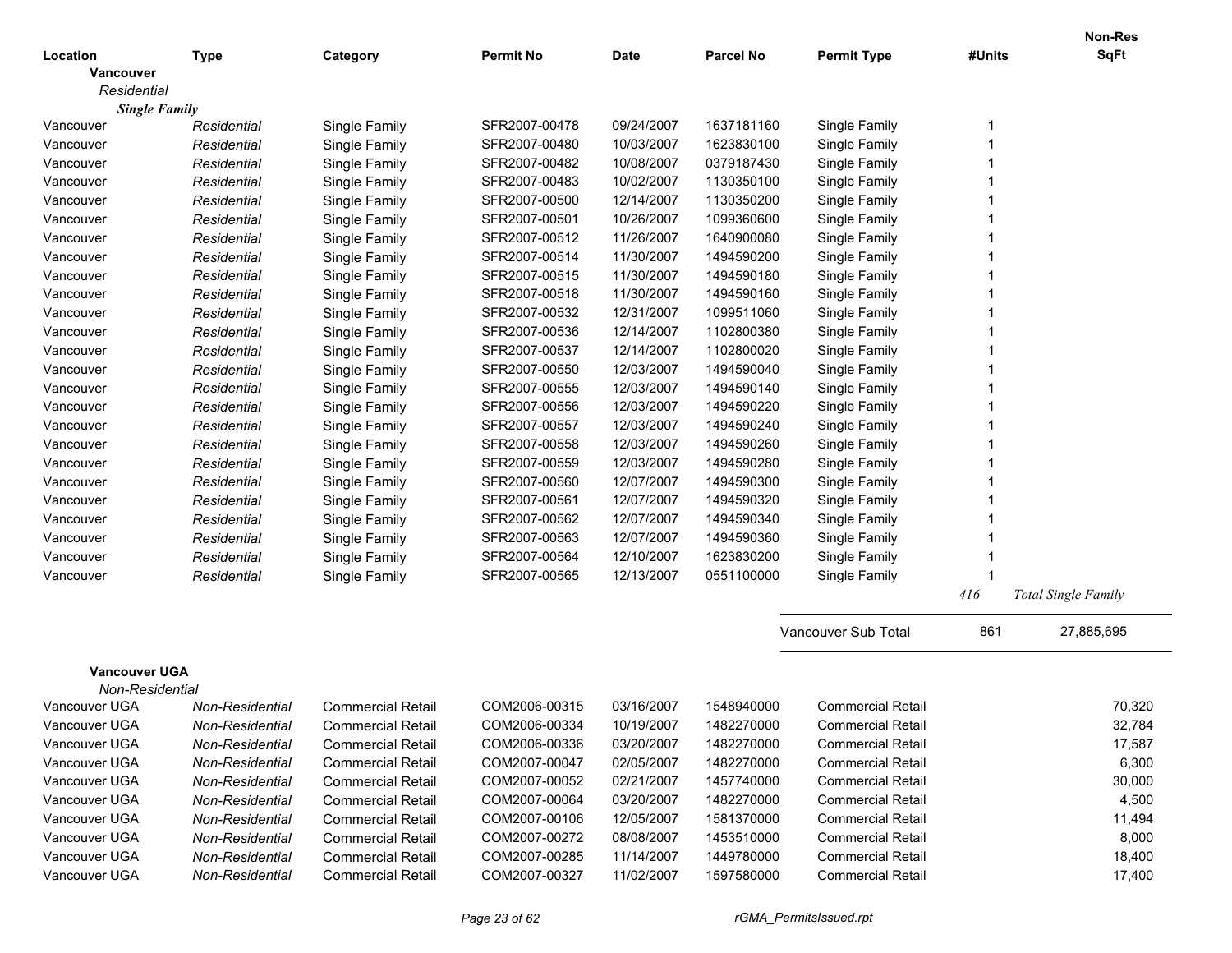| Location | Type | Category | Permit No | Date | Parcel No | Permit Type | #Units | Non-Res SqFt |
|---|---|---|---|---|---|---|---|---|
| **Vancouver** | | | | | | | | |
| *Residential* | | | | | | | | |
| ***Single Family*** | | | | | | | | |
| Vancouver | *Residential* | Single Family | SFR2007-00478 | 09/24/2007 | 1637181160 | Single Family | 1 | |
| Vancouver | *Residential* | Single Family | SFR2007-00480 | 10/03/2007 | 1623830100 | Single Family | 1 | |
| Vancouver | *Residential* | Single Family | SFR2007-00482 | 10/08/2007 | 0379187430 | Single Family | 1 | |
| Vancouver | *Residential* | Single Family | SFR2007-00483 | 10/02/2007 | 1130350100 | Single Family | 1 | |
| Vancouver | *Residential* | Single Family | SFR2007-00500 | 12/14/2007 | 1130350200 | Single Family | 1 | |
| Vancouver | *Residential* | Single Family | SFR2007-00501 | 10/26/2007 | 1099360600 | Single Family | 1 | |
| Vancouver | *Residential* | Single Family | SFR2007-00512 | 11/26/2007 | 1640900080 | Single Family | 1 | |
| Vancouver | *Residential* | Single Family | SFR2007-00514 | 11/30/2007 | 1494590200 | Single Family | 1 | |
| Vancouver | *Residential* | Single Family | SFR2007-00515 | 11/30/2007 | 1494590180 | Single Family | 1 | |
| Vancouver | *Residential* | Single Family | SFR2007-00518 | 11/30/2007 | 1494590160 | Single Family | 1 | |
| Vancouver | *Residential* | Single Family | SFR2007-00532 | 12/31/2007 | 1099511060 | Single Family | 1 | |
| Vancouver | *Residential* | Single Family | SFR2007-00536 | 12/14/2007 | 1102800380 | Single Family | 1 | |
| Vancouver | *Residential* | Single Family | SFR2007-00537 | 12/14/2007 | 1102800020 | Single Family | 1 | |
| Vancouver | *Residential* | Single Family | SFR2007-00550 | 12/03/2007 | 1494590040 | Single Family | 1 | |
| Vancouver | *Residential* | Single Family | SFR2007-00555 | 12/03/2007 | 1494590140 | Single Family | 1 | |
| Vancouver | *Residential* | Single Family | SFR2007-00556 | 12/03/2007 | 1494590220 | Single Family | 1 | |
| Vancouver | *Residential* | Single Family | SFR2007-00557 | 12/03/2007 | 1494590240 | Single Family | 1 | |
| Vancouver | *Residential* | Single Family | SFR2007-00558 | 12/03/2007 | 1494590260 | Single Family | 1 | |
| Vancouver | *Residential* | Single Family | SFR2007-00559 | 12/03/2007 | 1494590280 | Single Family | 1 | |
| Vancouver | *Residential* | Single Family | SFR2007-00560 | 12/07/2007 | 1494590300 | Single Family | 1 | |
| Vancouver | *Residential* | Single Family | SFR2007-00561 | 12/07/2007 | 1494590320 | Single Family | 1 | |
| Vancouver | *Residential* | Single Family | SFR2007-00562 | 12/07/2007 | 1494590340 | Single Family | 1 | |
| Vancouver | *Residential* | Single Family | SFR2007-00563 | 12/07/2007 | 1494590360 | Single Family | 1 | |
| Vancouver | *Residential* | Single Family | SFR2007-00564 | 12/10/2007 | 1623830200 | Single Family | 1 | |
| Vancouver | *Residential* | Single Family | SFR2007-00565 | 12/13/2007 | 0551100000 | Single Family | 1 | |
| | | | | | | | *416* | *Total Single Family* |
| | | | | | | Vancouver Sub Total | 861 | 27,885,695 |

| Location | Type | Category | Permit No | Date | Parcel No | Permit Type | #Units | Non-Res SqFt |
|---|---|---|---|---|---|---|---|---|
| **Vancouver UGA** | | | | | | | | |
| *Non-Residential* | | | | | | | | |
| Vancouver UGA | *Non-Residential* | Commercial Retail | COM2006-00315 | 03/16/2007 | 1548940000 | Commercial Retail | | 70,320 |
| Vancouver UGA | *Non-Residential* | Commercial Retail | COM2006-00334 | 10/19/2007 | 1482270000 | Commercial Retail | | 32,784 |
| Vancouver UGA | *Non-Residential* | Commercial Retail | COM2006-00336 | 03/20/2007 | 1482270000 | Commercial Retail | | 17,587 |
| Vancouver UGA | *Non-Residential* | Commercial Retail | COM2007-00047 | 02/05/2007 | 1482270000 | Commercial Retail | | 6,300 |
| Vancouver UGA | *Non-Residential* | Commercial Retail | COM2007-00052 | 02/21/2007 | 1457740000 | Commercial Retail | | 30,000 |
| Vancouver UGA | *Non-Residential* | Commercial Retail | COM2007-00064 | 03/20/2007 | 1482270000 | Commercial Retail | | 4,500 |
| Vancouver UGA | *Non-Residential* | Commercial Retail | COM2007-00106 | 12/05/2007 | 1581370000 | Commercial Retail | | 11,494 |
| Vancouver UGA | *Non-Residential* | Commercial Retail | COM2007-00272 | 08/08/2007 | 1453510000 | Commercial Retail | | 8,000 |
| Vancouver UGA | *Non-Residential* | Commercial Retail | COM2007-00285 | 11/14/2007 | 1449780000 | Commercial Retail | | 18,400 |
| Vancouver UGA | *Non-Residential* | Commercial Retail | COM2007-00327 | 11/02/2007 | 1597580000 | Commercial Retail | | 17,400 |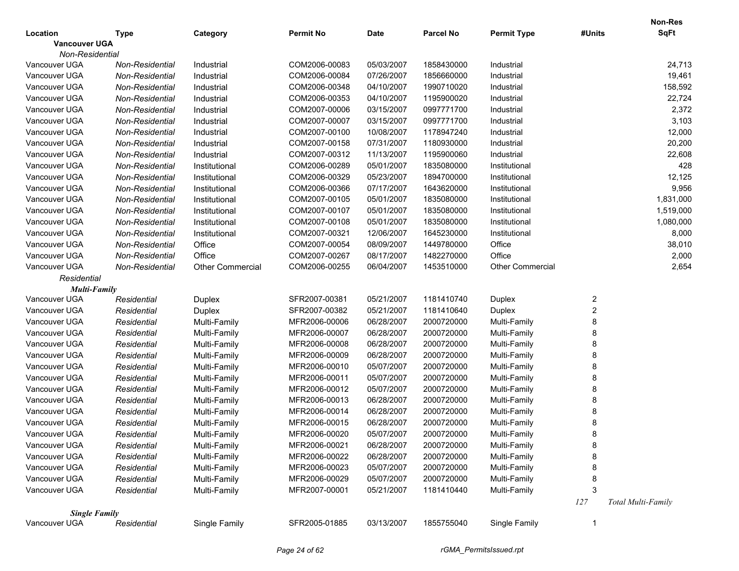| Location | Type | Category | Permit No | Date | Parcel No | Permit Type | #Units | Non-Res SqFt |
|---|---|---|---|---|---|---|---|---|
| **Vancouver UGA** | | | | | | | | |
| *Non-Residential* | | | | | | | | |
| Vancouver UGA | *Non-Residential* | Industrial | COM2006-00083 | 05/03/2007 | 1858430000 | Industrial | | 24,713 |
| Vancouver UGA | *Non-Residential* | Industrial | COM2006-00084 | 07/26/2007 | 1856660000 | Industrial | | 19,461 |
| Vancouver UGA | *Non-Residential* | Industrial | COM2006-00348 | 04/10/2007 | 1990710020 | Industrial | | 158,592 |
| Vancouver UGA | *Non-Residential* | Industrial | COM2006-00353 | 04/10/2007 | 1195900020 | Industrial | | 22,724 |
| Vancouver UGA | *Non-Residential* | Industrial | COM2007-00006 | 03/15/2007 | 0997771700 | Industrial | | 2,372 |
| Vancouver UGA | *Non-Residential* | Industrial | COM2007-00007 | 03/15/2007 | 0997771700 | Industrial | | 3,103 |
| Vancouver UGA | *Non-Residential* | Industrial | COM2007-00100 | 10/08/2007 | 1178947240 | Industrial | | 12,000 |
| Vancouver UGA | *Non-Residential* | Industrial | COM2007-00158 | 07/31/2007 | 1180930000 | Industrial | | 20,200 |
| Vancouver UGA | *Non-Residential* | Industrial | COM2007-00312 | 11/13/2007 | 1195900060 | Industrial | | 22,608 |
| Vancouver UGA | *Non-Residential* | Institutional | COM2006-00289 | 05/01/2007 | 1835080000 | Institutional | | 428 |
| Vancouver UGA | *Non-Residential* | Institutional | COM2006-00329 | 05/23/2007 | 1894700000 | Institutional | | 12,125 |
| Vancouver UGA | *Non-Residential* | Institutional | COM2006-00366 | 07/17/2007 | 1643620000 | Institutional | | 9,956 |
| Vancouver UGA | *Non-Residential* | Institutional | COM2007-00105 | 05/01/2007 | 1835080000 | Institutional | | 1,831,000 |
| Vancouver UGA | *Non-Residential* | Institutional | COM2007-00107 | 05/01/2007 | 1835080000 | Institutional | | 1,519,000 |
| Vancouver UGA | *Non-Residential* | Institutional | COM2007-00108 | 05/01/2007 | 1835080000 | Institutional | | 1,080,000 |
| Vancouver UGA | *Non-Residential* | Institutional | COM2007-00321 | 12/06/2007 | 1645230000 | Institutional | | 8,000 |
| Vancouver UGA | *Non-Residential* | Office | COM2007-00054 | 08/09/2007 | 1449780000 | Office | | 38,010 |
| Vancouver UGA | *Non-Residential* | Office | COM2007-00267 | 08/17/2007 | 1482270000 | Office | | 2,000 |
| Vancouver UGA | *Non-Residential* | Other Commercial | COM2006-00255 | 06/04/2007 | 1453510000 | Other Commercial | | 2,654 |
| *Residential* | | | | | | | | |
| ***Multi-Family*** | | | | | | | | |
| Vancouver UGA | *Residential* | Duplex | SFR2007-00381 | 05/21/2007 | 1181410740 | Duplex | 2 | |
| Vancouver UGA | *Residential* | Duplex | SFR2007-00382 | 05/21/2007 | 1181410640 | Duplex | 2 | |
| Vancouver UGA | *Residential* | Multi-Family | MFR2006-00006 | 06/28/2007 | 2000720000 | Multi-Family | 8 | |
| Vancouver UGA | *Residential* | Multi-Family | MFR2006-00007 | 06/28/2007 | 2000720000 | Multi-Family | 8 | |
| Vancouver UGA | *Residential* | Multi-Family | MFR2006-00008 | 06/28/2007 | 2000720000 | Multi-Family | 8 | |
| Vancouver UGA | *Residential* | Multi-Family | MFR2006-00009 | 06/28/2007 | 2000720000 | Multi-Family | 8 | |
| Vancouver UGA | *Residential* | Multi-Family | MFR2006-00010 | 05/07/2007 | 2000720000 | Multi-Family | 8 | |
| Vancouver UGA | *Residential* | Multi-Family | MFR2006-00011 | 05/07/2007 | 2000720000 | Multi-Family | 8 | |
| Vancouver UGA | *Residential* | Multi-Family | MFR2006-00012 | 05/07/2007 | 2000720000 | Multi-Family | 8 | |
| Vancouver UGA | *Residential* | Multi-Family | MFR2006-00013 | 06/28/2007 | 2000720000 | Multi-Family | 8 | |
| Vancouver UGA | *Residential* | Multi-Family | MFR2006-00014 | 06/28/2007 | 2000720000 | Multi-Family | 8 | |
| Vancouver UGA | *Residential* | Multi-Family | MFR2006-00015 | 06/28/2007 | 2000720000 | Multi-Family | 8 | |
| Vancouver UGA | *Residential* | Multi-Family | MFR2006-00020 | 05/07/2007 | 2000720000 | Multi-Family | 8 | |
| Vancouver UGA | *Residential* | Multi-Family | MFR2006-00021 | 06/28/2007 | 2000720000 | Multi-Family | 8 | |
| Vancouver UGA | *Residential* | Multi-Family | MFR2006-00022 | 06/28/2007 | 2000720000 | Multi-Family | 8 | |
| Vancouver UGA | *Residential* | Multi-Family | MFR2006-00023 | 05/07/2007 | 2000720000 | Multi-Family | 8 | |
| Vancouver UGA | *Residential* | Multi-Family | MFR2006-00029 | 05/07/2007 | 2000720000 | Multi-Family | 8 | |
| Vancouver UGA | *Residential* | Multi-Family | MFR2007-00001 | 05/21/2007 | 1181410440 | Multi-Family | 3 | |
| | | | | | | | *127* | *Total Multi-Family* |
| ***Single Family*** | | | | | | | | |
| Vancouver UGA | *Residential* | Single Family | SFR2005-01885 | 03/13/2007 | 1855755040 | Single Family | 1 | |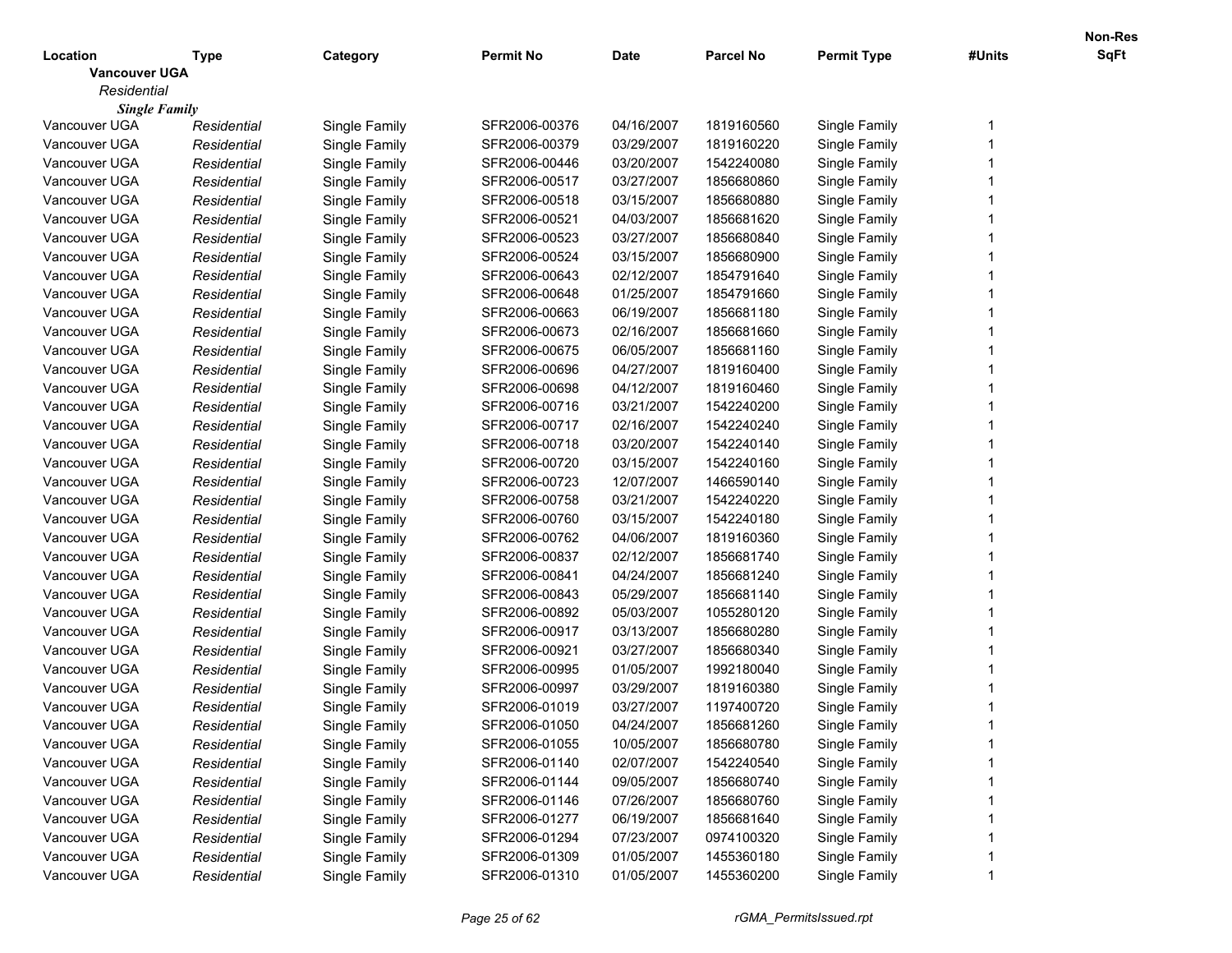| Location | Type | Category | Permit No | Date | Parcel No | Permit Type | #Units | Non-Res SqFt |
|---|---|---|---|---|---|---|---|---|
| **Vancouver UGA** | | | | | | | | |
| *Residential* | | | | | | | | |
| ***Single Family*** | | | | | | | | |
| Vancouver UGA | *Residential* | Single Family | SFR2006-00376 | 04/16/2007 | 1819160560 | Single Family | 1 | |
| Vancouver UGA | *Residential* | Single Family | SFR2006-00379 | 03/29/2007 | 1819160220 | Single Family | 1 | |
| Vancouver UGA | *Residential* | Single Family | SFR2006-00446 | 03/20/2007 | 1542240080 | Single Family | 1 | |
| Vancouver UGA | *Residential* | Single Family | SFR2006-00517 | 03/27/2007 | 1856680860 | Single Family | 1 | |
| Vancouver UGA | *Residential* | Single Family | SFR2006-00518 | 03/15/2007 | 1856680880 | Single Family | 1 | |
| Vancouver UGA | *Residential* | Single Family | SFR2006-00521 | 04/03/2007 | 1856681620 | Single Family | 1 | |
| Vancouver UGA | *Residential* | Single Family | SFR2006-00523 | 03/27/2007 | 1856680840 | Single Family | 1 | |
| Vancouver UGA | *Residential* | Single Family | SFR2006-00524 | 03/15/2007 | 1856680900 | Single Family | 1 | |
| Vancouver UGA | *Residential* | Single Family | SFR2006-00643 | 02/12/2007 | 1854791640 | Single Family | 1 | |
| Vancouver UGA | *Residential* | Single Family | SFR2006-00648 | 01/25/2007 | 1854791660 | Single Family | 1 | |
| Vancouver UGA | *Residential* | Single Family | SFR2006-00663 | 06/19/2007 | 1856681180 | Single Family | 1 | |
| Vancouver UGA | *Residential* | Single Family | SFR2006-00673 | 02/16/2007 | 1856681660 | Single Family | 1 | |
| Vancouver UGA | *Residential* | Single Family | SFR2006-00675 | 06/05/2007 | 1856681160 | Single Family | 1 | |
| Vancouver UGA | *Residential* | Single Family | SFR2006-00696 | 04/27/2007 | 1819160400 | Single Family | 1 | |
| Vancouver UGA | *Residential* | Single Family | SFR2006-00698 | 04/12/2007 | 1819160460 | Single Family | 1 | |
| Vancouver UGA | *Residential* | Single Family | SFR2006-00716 | 03/21/2007 | 1542240200 | Single Family | 1 | |
| Vancouver UGA | *Residential* | Single Family | SFR2006-00717 | 02/16/2007 | 1542240240 | Single Family | 1 | |
| Vancouver UGA | *Residential* | Single Family | SFR2006-00718 | 03/20/2007 | 1542240140 | Single Family | 1 | |
| Vancouver UGA | *Residential* | Single Family | SFR2006-00720 | 03/15/2007 | 1542240160 | Single Family | 1 | |
| Vancouver UGA | *Residential* | Single Family | SFR2006-00723 | 12/07/2007 | 1466590140 | Single Family | 1 | |
| Vancouver UGA | *Residential* | Single Family | SFR2006-00758 | 03/21/2007 | 1542240220 | Single Family | 1 | |
| Vancouver UGA | *Residential* | Single Family | SFR2006-00760 | 03/15/2007 | 1542240180 | Single Family | 1 | |
| Vancouver UGA | *Residential* | Single Family | SFR2006-00762 | 04/06/2007 | 1819160360 | Single Family | 1 | |
| Vancouver UGA | *Residential* | Single Family | SFR2006-00837 | 02/12/2007 | 1856681740 | Single Family | 1 | |
| Vancouver UGA | *Residential* | Single Family | SFR2006-00841 | 04/24/2007 | 1856681240 | Single Family | 1 | |
| Vancouver UGA | *Residential* | Single Family | SFR2006-00843 | 05/29/2007 | 1856681140 | Single Family | 1 | |
| Vancouver UGA | *Residential* | Single Family | SFR2006-00892 | 05/03/2007 | 1055280120 | Single Family | 1 | |
| Vancouver UGA | *Residential* | Single Family | SFR2006-00917 | 03/13/2007 | 1856680280 | Single Family | 1 | |
| Vancouver UGA | *Residential* | Single Family | SFR2006-00921 | 03/27/2007 | 1856680340 | Single Family | 1 | |
| Vancouver UGA | *Residential* | Single Family | SFR2006-00995 | 01/05/2007 | 1992180040 | Single Family | 1 | |
| Vancouver UGA | *Residential* | Single Family | SFR2006-00997 | 03/29/2007 | 1819160380 | Single Family | 1 | |
| Vancouver UGA | *Residential* | Single Family | SFR2006-01019 | 03/27/2007 | 1197400720 | Single Family | 1 | |
| Vancouver UGA | *Residential* | Single Family | SFR2006-01050 | 04/24/2007 | 1856681260 | Single Family | 1 | |
| Vancouver UGA | *Residential* | Single Family | SFR2006-01055 | 10/05/2007 | 1856680780 | Single Family | 1 | |
| Vancouver UGA | *Residential* | Single Family | SFR2006-01140 | 02/07/2007 | 1542240540 | Single Family | 1 | |
| Vancouver UGA | *Residential* | Single Family | SFR2006-01144 | 09/05/2007 | 1856680740 | Single Family | 1 | |
| Vancouver UGA | *Residential* | Single Family | SFR2006-01146 | 07/26/2007 | 1856680760 | Single Family | 1 | |
| Vancouver UGA | *Residential* | Single Family | SFR2006-01277 | 06/19/2007 | 1856681640 | Single Family | 1 | |
| Vancouver UGA | *Residential* | Single Family | SFR2006-01294 | 07/23/2007 | 0974100320 | Single Family | 1 | |
| Vancouver UGA | *Residential* | Single Family | SFR2006-01309 | 01/05/2007 | 1455360180 | Single Family | 1 | |
| Vancouver UGA | *Residential* | Single Family | SFR2006-01310 | 01/05/2007 | 1455360200 | Single Family | 1 | |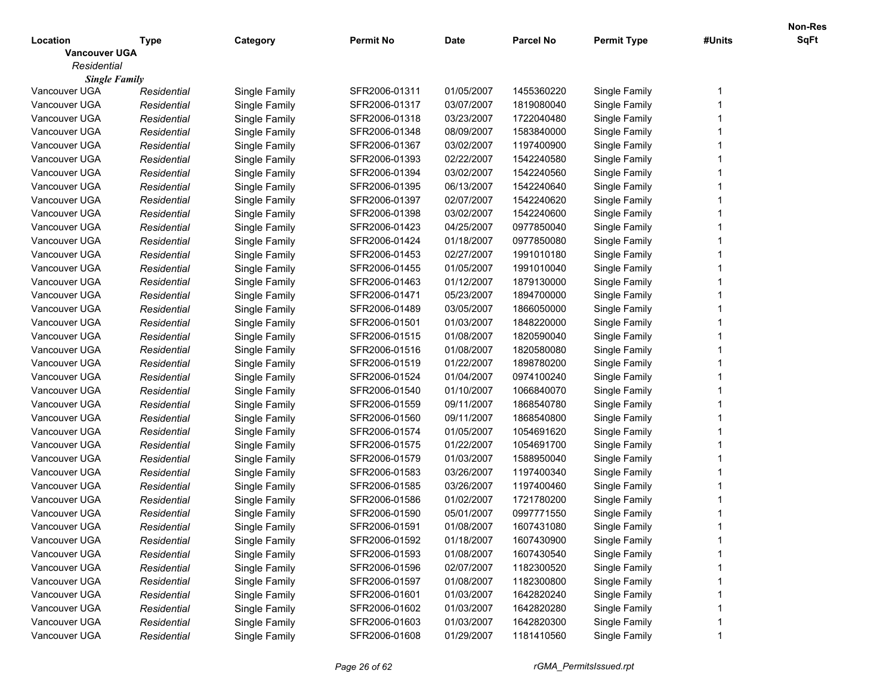| Location | Type | Category | Permit No | Date | Parcel No | Permit Type | #Units | Non-Res SqFt |
|---|---|---|---|---|---|---|---|---|
| **Vancouver UGA** | | | | | | | | |
| *Residential* | | | | | | | | |
| ***Single Family*** | | | | | | | | |
| Vancouver UGA | *Residential* | Single Family | SFR2006-01311 | 01/05/2007 | 1455360220 | Single Family | 1 | |
| Vancouver UGA | *Residential* | Single Family | SFR2006-01317 | 03/07/2007 | 1819080040 | Single Family | 1 | |
| Vancouver UGA | *Residential* | Single Family | SFR2006-01318 | 03/23/2007 | 1722040480 | Single Family | 1 | |
| Vancouver UGA | *Residential* | Single Family | SFR2006-01348 | 08/09/2007 | 1583840000 | Single Family | 1 | |
| Vancouver UGA | *Residential* | Single Family | SFR2006-01367 | 03/02/2007 | 1197400900 | Single Family | 1 | |
| Vancouver UGA | *Residential* | Single Family | SFR2006-01393 | 02/22/2007 | 1542240580 | Single Family | 1 | |
| Vancouver UGA | *Residential* | Single Family | SFR2006-01394 | 03/02/2007 | 1542240560 | Single Family | 1 | |
| Vancouver UGA | *Residential* | Single Family | SFR2006-01395 | 06/13/2007 | 1542240640 | Single Family | 1 | |
| Vancouver UGA | *Residential* | Single Family | SFR2006-01397 | 02/07/2007 | 1542240620 | Single Family | 1 | |
| Vancouver UGA | *Residential* | Single Family | SFR2006-01398 | 03/02/2007 | 1542240600 | Single Family | 1 | |
| Vancouver UGA | *Residential* | Single Family | SFR2006-01423 | 04/25/2007 | 0977850040 | Single Family | 1 | |
| Vancouver UGA | *Residential* | Single Family | SFR2006-01424 | 01/18/2007 | 0977850080 | Single Family | 1 | |
| Vancouver UGA | *Residential* | Single Family | SFR2006-01453 | 02/27/2007 | 1991010180 | Single Family | 1 | |
| Vancouver UGA | *Residential* | Single Family | SFR2006-01455 | 01/05/2007 | 1991010040 | Single Family | 1 | |
| Vancouver UGA | *Residential* | Single Family | SFR2006-01463 | 01/12/2007 | 1879130000 | Single Family | 1 | |
| Vancouver UGA | *Residential* | Single Family | SFR2006-01471 | 05/23/2007 | 1894700000 | Single Family | 1 | |
| Vancouver UGA | *Residential* | Single Family | SFR2006-01489 | 03/05/2007 | 1866050000 | Single Family | 1 | |
| Vancouver UGA | *Residential* | Single Family | SFR2006-01501 | 01/03/2007 | 1848220000 | Single Family | 1 | |
| Vancouver UGA | *Residential* | Single Family | SFR2006-01515 | 01/08/2007 | 1820590040 | Single Family | 1 | |
| Vancouver UGA | *Residential* | Single Family | SFR2006-01516 | 01/08/2007 | 1820580080 | Single Family | 1 | |
| Vancouver UGA | *Residential* | Single Family | SFR2006-01519 | 01/22/2007 | 1898780200 | Single Family | 1 | |
| Vancouver UGA | *Residential* | Single Family | SFR2006-01524 | 01/04/2007 | 0974100240 | Single Family | 1 | |
| Vancouver UGA | *Residential* | Single Family | SFR2006-01540 | 01/10/2007 | 1066840070 | Single Family | 1 | |
| Vancouver UGA | *Residential* | Single Family | SFR2006-01559 | 09/11/2007 | 1868540780 | Single Family | 1 | |
| Vancouver UGA | *Residential* | Single Family | SFR2006-01560 | 09/11/2007 | 1868540800 | Single Family | 1 | |
| Vancouver UGA | *Residential* | Single Family | SFR2006-01574 | 01/05/2007 | 1054691620 | Single Family | 1 | |
| Vancouver UGA | *Residential* | Single Family | SFR2006-01575 | 01/22/2007 | 1054691700 | Single Family | 1 | |
| Vancouver UGA | *Residential* | Single Family | SFR2006-01579 | 01/03/2007 | 1588950040 | Single Family | 1 | |
| Vancouver UGA | *Residential* | Single Family | SFR2006-01583 | 03/26/2007 | 1197400340 | Single Family | 1 | |
| Vancouver UGA | *Residential* | Single Family | SFR2006-01585 | 03/26/2007 | 1197400460 | Single Family | 1 | |
| Vancouver UGA | *Residential* | Single Family | SFR2006-01586 | 01/02/2007 | 1721780200 | Single Family | 1 | |
| Vancouver UGA | *Residential* | Single Family | SFR2006-01590 | 05/01/2007 | 0997771550 | Single Family | 1 | |
| Vancouver UGA | *Residential* | Single Family | SFR2006-01591 | 01/08/2007 | 1607431080 | Single Family | 1 | |
| Vancouver UGA | *Residential* | Single Family | SFR2006-01592 | 01/18/2007 | 1607430900 | Single Family | 1 | |
| Vancouver UGA | *Residential* | Single Family | SFR2006-01593 | 01/08/2007 | 1607430540 | Single Family | 1 | |
| Vancouver UGA | *Residential* | Single Family | SFR2006-01596 | 02/07/2007 | 1182300520 | Single Family | 1 | |
| Vancouver UGA | *Residential* | Single Family | SFR2006-01597 | 01/08/2007 | 1182300800 | Single Family | 1 | |
| Vancouver UGA | *Residential* | Single Family | SFR2006-01601 | 01/03/2007 | 1642820240 | Single Family | 1 | |
| Vancouver UGA | *Residential* | Single Family | SFR2006-01602 | 01/03/2007 | 1642820280 | Single Family | 1 | |
| Vancouver UGA | *Residential* | Single Family | SFR2006-01603 | 01/03/2007 | 1642820300 | Single Family | 1 | |
| Vancouver UGA | *Residential* | Single Family | SFR2006-01608 | 01/29/2007 | 1181410560 | Single Family | 1 | |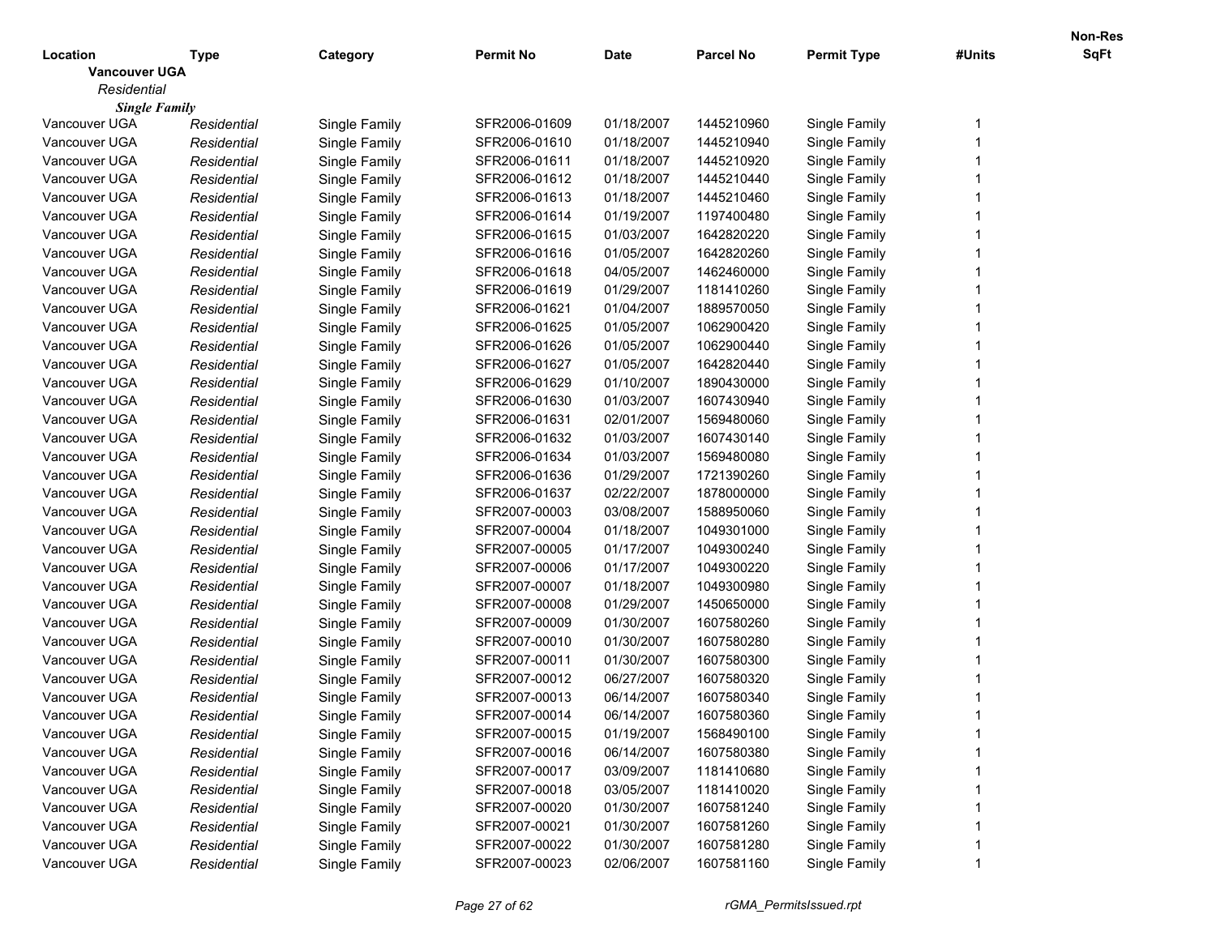| Location | Type | Category | Permit No | Date | Parcel No | Permit Type | #Units | Non-Res SqFt |
|---|---|---|---|---|---|---|---|---|
| **Vancouver UGA** | | | | | | | | |
| *Residential* | | | | | | | | |
| ***Single Family*** | | | | | | | | |
| Vancouver UGA | *Residential* | Single Family | SFR2006-01609 | 01/18/2007 | 1445210960 | Single Family | 1 | |
| Vancouver UGA | *Residential* | Single Family | SFR2006-01610 | 01/18/2007 | 1445210940 | Single Family | 1 | |
| Vancouver UGA | *Residential* | Single Family | SFR2006-01611 | 01/18/2007 | 1445210920 | Single Family | 1 | |
| Vancouver UGA | *Residential* | Single Family | SFR2006-01612 | 01/18/2007 | 1445210440 | Single Family | 1 | |
| Vancouver UGA | *Residential* | Single Family | SFR2006-01613 | 01/18/2007 | 1445210460 | Single Family | 1 | |
| Vancouver UGA | *Residential* | Single Family | SFR2006-01614 | 01/19/2007 | 1197400480 | Single Family | 1 | |
| Vancouver UGA | *Residential* | Single Family | SFR2006-01615 | 01/03/2007 | 1642820220 | Single Family | 1 | |
| Vancouver UGA | *Residential* | Single Family | SFR2006-01616 | 01/05/2007 | 1642820260 | Single Family | 1 | |
| Vancouver UGA | *Residential* | Single Family | SFR2006-01618 | 04/05/2007 | 1462460000 | Single Family | 1 | |
| Vancouver UGA | *Residential* | Single Family | SFR2006-01619 | 01/29/2007 | 1181410260 | Single Family | 1 | |
| Vancouver UGA | *Residential* | Single Family | SFR2006-01621 | 01/04/2007 | 1889570050 | Single Family | 1 | |
| Vancouver UGA | *Residential* | Single Family | SFR2006-01625 | 01/05/2007 | 1062900420 | Single Family | 1 | |
| Vancouver UGA | *Residential* | Single Family | SFR2006-01626 | 01/05/2007 | 1062900440 | Single Family | 1 | |
| Vancouver UGA | *Residential* | Single Family | SFR2006-01627 | 01/05/2007 | 1642820440 | Single Family | 1 | |
| Vancouver UGA | *Residential* | Single Family | SFR2006-01629 | 01/10/2007 | 1890430000 | Single Family | 1 | |
| Vancouver UGA | *Residential* | Single Family | SFR2006-01630 | 01/03/2007 | 1607430940 | Single Family | 1 | |
| Vancouver UGA | *Residential* | Single Family | SFR2006-01631 | 02/01/2007 | 1569480060 | Single Family | 1 | |
| Vancouver UGA | *Residential* | Single Family | SFR2006-01632 | 01/03/2007 | 1607430140 | Single Family | 1 | |
| Vancouver UGA | *Residential* | Single Family | SFR2006-01634 | 01/03/2007 | 1569480080 | Single Family | 1 | |
| Vancouver UGA | *Residential* | Single Family | SFR2006-01636 | 01/29/2007 | 1721390260 | Single Family | 1 | |
| Vancouver UGA | *Residential* | Single Family | SFR2006-01637 | 02/22/2007 | 1878000000 | Single Family | 1 | |
| Vancouver UGA | *Residential* | Single Family | SFR2007-00003 | 03/08/2007 | 1588950060 | Single Family | 1 | |
| Vancouver UGA | *Residential* | Single Family | SFR2007-00004 | 01/18/2007 | 1049301000 | Single Family | 1 | |
| Vancouver UGA | *Residential* | Single Family | SFR2007-00005 | 01/17/2007 | 1049300240 | Single Family | 1 | |
| Vancouver UGA | *Residential* | Single Family | SFR2007-00006 | 01/17/2007 | 1049300220 | Single Family | 1 | |
| Vancouver UGA | *Residential* | Single Family | SFR2007-00007 | 01/18/2007 | 1049300980 | Single Family | 1 | |
| Vancouver UGA | *Residential* | Single Family | SFR2007-00008 | 01/29/2007 | 1450650000 | Single Family | 1 | |
| Vancouver UGA | *Residential* | Single Family | SFR2007-00009 | 01/30/2007 | 1607580260 | Single Family | 1 | |
| Vancouver UGA | *Residential* | Single Family | SFR2007-00010 | 01/30/2007 | 1607580280 | Single Family | 1 | |
| Vancouver UGA | *Residential* | Single Family | SFR2007-00011 | 01/30/2007 | 1607580300 | Single Family | 1 | |
| Vancouver UGA | *Residential* | Single Family | SFR2007-00012 | 06/27/2007 | 1607580320 | Single Family | 1 | |
| Vancouver UGA | *Residential* | Single Family | SFR2007-00013 | 06/14/2007 | 1607580340 | Single Family | 1 | |
| Vancouver UGA | *Residential* | Single Family | SFR2007-00014 | 06/14/2007 | 1607580360 | Single Family | 1 | |
| Vancouver UGA | *Residential* | Single Family | SFR2007-00015 | 01/19/2007 | 1568490100 | Single Family | 1 | |
| Vancouver UGA | *Residential* | Single Family | SFR2007-00016 | 06/14/2007 | 1607580380 | Single Family | 1 | |
| Vancouver UGA | *Residential* | Single Family | SFR2007-00017 | 03/09/2007 | 1181410680 | Single Family | 1 | |
| Vancouver UGA | *Residential* | Single Family | SFR2007-00018 | 03/05/2007 | 1181410020 | Single Family | 1 | |
| Vancouver UGA | *Residential* | Single Family | SFR2007-00020 | 01/30/2007 | 1607581240 | Single Family | 1 | |
| Vancouver UGA | *Residential* | Single Family | SFR2007-00021 | 01/30/2007 | 1607581260 | Single Family | 1 | |
| Vancouver UGA | *Residential* | Single Family | SFR2007-00022 | 01/30/2007 | 1607581280 | Single Family | 1 | |
| Vancouver UGA | *Residential* | Single Family | SFR2007-00023 | 02/06/2007 | 1607581160 | Single Family | 1 | |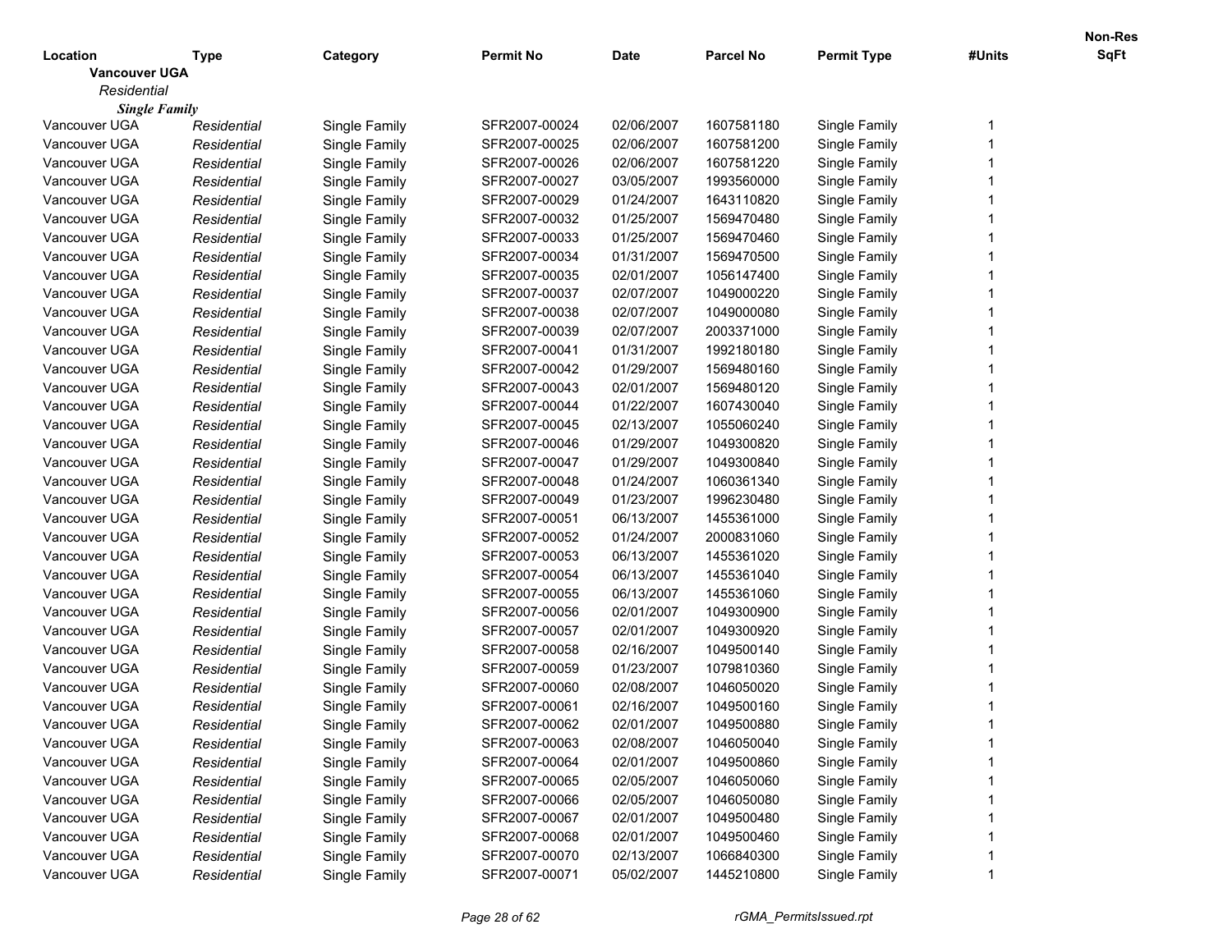| Location | Type | Category | Permit No | Date | Parcel No | Permit Type | #Units | Non-Res SqFt |
|---|---|---|---|---|---|---|---|---|
| **Vancouver UGA** | | | | | | | | |
| *Residential* | | | | | | | | |
| ***Single Family*** | | | | | | | | |
| Vancouver UGA | *Residential* | Single Family | SFR2007-00024 | 02/06/2007 | 1607581180 | Single Family | 1 | |
| Vancouver UGA | *Residential* | Single Family | SFR2007-00025 | 02/06/2007 | 1607581200 | Single Family | 1 | |
| Vancouver UGA | *Residential* | Single Family | SFR2007-00026 | 02/06/2007 | 1607581220 | Single Family | 1 | |
| Vancouver UGA | *Residential* | Single Family | SFR2007-00027 | 03/05/2007 | 1993560000 | Single Family | 1 | |
| Vancouver UGA | *Residential* | Single Family | SFR2007-00029 | 01/24/2007 | 1643110820 | Single Family | 1 | |
| Vancouver UGA | *Residential* | Single Family | SFR2007-00032 | 01/25/2007 | 1569470480 | Single Family | 1 | |
| Vancouver UGA | *Residential* | Single Family | SFR2007-00033 | 01/25/2007 | 1569470460 | Single Family | 1 | |
| Vancouver UGA | *Residential* | Single Family | SFR2007-00034 | 01/31/2007 | 1569470500 | Single Family | 1 | |
| Vancouver UGA | *Residential* | Single Family | SFR2007-00035 | 02/01/2007 | 1056147400 | Single Family | 1 | |
| Vancouver UGA | *Residential* | Single Family | SFR2007-00037 | 02/07/2007 | 1049000220 | Single Family | 1 | |
| Vancouver UGA | *Residential* | Single Family | SFR2007-00038 | 02/07/2007 | 1049000080 | Single Family | 1 | |
| Vancouver UGA | *Residential* | Single Family | SFR2007-00039 | 02/07/2007 | 2003371000 | Single Family | 1 | |
| Vancouver UGA | *Residential* | Single Family | SFR2007-00041 | 01/31/2007 | 1992180180 | Single Family | 1 | |
| Vancouver UGA | *Residential* | Single Family | SFR2007-00042 | 01/29/2007 | 1569480160 | Single Family | 1 | |
| Vancouver UGA | *Residential* | Single Family | SFR2007-00043 | 02/01/2007 | 1569480120 | Single Family | 1 | |
| Vancouver UGA | *Residential* | Single Family | SFR2007-00044 | 01/22/2007 | 1607430040 | Single Family | 1 | |
| Vancouver UGA | *Residential* | Single Family | SFR2007-00045 | 02/13/2007 | 1055060240 | Single Family | 1 | |
| Vancouver UGA | *Residential* | Single Family | SFR2007-00046 | 01/29/2007 | 1049300820 | Single Family | 1 | |
| Vancouver UGA | *Residential* | Single Family | SFR2007-00047 | 01/29/2007 | 1049300840 | Single Family | 1 | |
| Vancouver UGA | *Residential* | Single Family | SFR2007-00048 | 01/24/2007 | 1060361340 | Single Family | 1 | |
| Vancouver UGA | *Residential* | Single Family | SFR2007-00049 | 01/23/2007 | 1996230480 | Single Family | 1 | |
| Vancouver UGA | *Residential* | Single Family | SFR2007-00051 | 06/13/2007 | 1455361000 | Single Family | 1 | |
| Vancouver UGA | *Residential* | Single Family | SFR2007-00052 | 01/24/2007 | 2000831060 | Single Family | 1 | |
| Vancouver UGA | *Residential* | Single Family | SFR2007-00053 | 06/13/2007 | 1455361020 | Single Family | 1 | |
| Vancouver UGA | *Residential* | Single Family | SFR2007-00054 | 06/13/2007 | 1455361040 | Single Family | 1 | |
| Vancouver UGA | *Residential* | Single Family | SFR2007-00055 | 06/13/2007 | 1455361060 | Single Family | 1 | |
| Vancouver UGA | *Residential* | Single Family | SFR2007-00056 | 02/01/2007 | 1049300900 | Single Family | 1 | |
| Vancouver UGA | *Residential* | Single Family | SFR2007-00057 | 02/01/2007 | 1049300920 | Single Family | 1 | |
| Vancouver UGA | *Residential* | Single Family | SFR2007-00058 | 02/16/2007 | 1049500140 | Single Family | 1 | |
| Vancouver UGA | *Residential* | Single Family | SFR2007-00059 | 01/23/2007 | 1079810360 | Single Family | 1 | |
| Vancouver UGA | *Residential* | Single Family | SFR2007-00060 | 02/08/2007 | 1046050020 | Single Family | 1 | |
| Vancouver UGA | *Residential* | Single Family | SFR2007-00061 | 02/16/2007 | 1049500160 | Single Family | 1 | |
| Vancouver UGA | *Residential* | Single Family | SFR2007-00062 | 02/01/2007 | 1049500880 | Single Family | 1 | |
| Vancouver UGA | *Residential* | Single Family | SFR2007-00063 | 02/08/2007 | 1046050040 | Single Family | 1 | |
| Vancouver UGA | *Residential* | Single Family | SFR2007-00064 | 02/01/2007 | 1049500860 | Single Family | 1 | |
| Vancouver UGA | *Residential* | Single Family | SFR2007-00065 | 02/05/2007 | 1046050060 | Single Family | 1 | |
| Vancouver UGA | *Residential* | Single Family | SFR2007-00066 | 02/05/2007 | 1046050080 | Single Family | 1 | |
| Vancouver UGA | *Residential* | Single Family | SFR2007-00067 | 02/01/2007 | 1049500480 | Single Family | 1 | |
| Vancouver UGA | *Residential* | Single Family | SFR2007-00068 | 02/01/2007 | 1049500460 | Single Family | 1 | |
| Vancouver UGA | *Residential* | Single Family | SFR2007-00070 | 02/13/2007 | 1066840300 | Single Family | 1 | |
| Vancouver UGA | *Residential* | Single Family | SFR2007-00071 | 05/02/2007 | 1445210800 | Single Family | 1 | |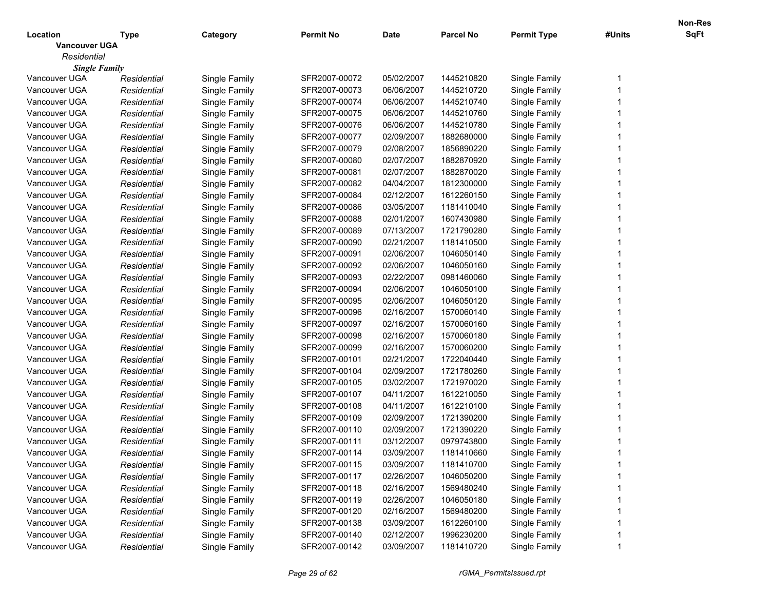| Location | Type | Category | Permit No | Date | Parcel No | Permit Type | #Units | Non-Res SqFt |
|---|---|---|---|---|---|---|---|---|
| **Vancouver UGA** | | | | | | | | |
| *Residential* | | | | | | | | |
| ***Single Family*** | | | | | | | | |
| Vancouver UGA | *Residential* | Single Family | SFR2007-00072 | 05/02/2007 | 1445210820 | Single Family | 1 | |
| Vancouver UGA | *Residential* | Single Family | SFR2007-00073 | 06/06/2007 | 1445210720 | Single Family | 1 | |
| Vancouver UGA | *Residential* | Single Family | SFR2007-00074 | 06/06/2007 | 1445210740 | Single Family | 1 | |
| Vancouver UGA | *Residential* | Single Family | SFR2007-00075 | 06/06/2007 | 1445210760 | Single Family | 1 | |
| Vancouver UGA | *Residential* | Single Family | SFR2007-00076 | 06/06/2007 | 1445210780 | Single Family | 1 | |
| Vancouver UGA | *Residential* | Single Family | SFR2007-00077 | 02/09/2007 | 1882680000 | Single Family | 1 | |
| Vancouver UGA | *Residential* | Single Family | SFR2007-00079 | 02/08/2007 | 1856890220 | Single Family | 1 | |
| Vancouver UGA | *Residential* | Single Family | SFR2007-00080 | 02/07/2007 | 1882870920 | Single Family | 1 | |
| Vancouver UGA | *Residential* | Single Family | SFR2007-00081 | 02/07/2007 | 1882870020 | Single Family | 1 | |
| Vancouver UGA | *Residential* | Single Family | SFR2007-00082 | 04/04/2007 | 1812300000 | Single Family | 1 | |
| Vancouver UGA | *Residential* | Single Family | SFR2007-00084 | 02/12/2007 | 1612260150 | Single Family | 1 | |
| Vancouver UGA | *Residential* | Single Family | SFR2007-00086 | 03/05/2007 | 1181410040 | Single Family | 1 | |
| Vancouver UGA | *Residential* | Single Family | SFR2007-00088 | 02/01/2007 | 1607430980 | Single Family | 1 | |
| Vancouver UGA | *Residential* | Single Family | SFR2007-00089 | 07/13/2007 | 1721790280 | Single Family | 1 | |
| Vancouver UGA | *Residential* | Single Family | SFR2007-00090 | 02/21/2007 | 1181410500 | Single Family | 1 | |
| Vancouver UGA | *Residential* | Single Family | SFR2007-00091 | 02/06/2007 | 1046050140 | Single Family | 1 | |
| Vancouver UGA | *Residential* | Single Family | SFR2007-00092 | 02/06/2007 | 1046050160 | Single Family | 1 | |
| Vancouver UGA | *Residential* | Single Family | SFR2007-00093 | 02/22/2007 | 0981460060 | Single Family | 1 | |
| Vancouver UGA | *Residential* | Single Family | SFR2007-00094 | 02/06/2007 | 1046050100 | Single Family | 1 | |
| Vancouver UGA | *Residential* | Single Family | SFR2007-00095 | 02/06/2007 | 1046050120 | Single Family | 1 | |
| Vancouver UGA | *Residential* | Single Family | SFR2007-00096 | 02/16/2007 | 1570060140 | Single Family | 1 | |
| Vancouver UGA | *Residential* | Single Family | SFR2007-00097 | 02/16/2007 | 1570060160 | Single Family | 1 | |
| Vancouver UGA | *Residential* | Single Family | SFR2007-00098 | 02/16/2007 | 1570060180 | Single Family | 1 | |
| Vancouver UGA | *Residential* | Single Family | SFR2007-00099 | 02/16/2007 | 1570060200 | Single Family | 1 | |
| Vancouver UGA | *Residential* | Single Family | SFR2007-00101 | 02/21/2007 | 1722040440 | Single Family | 1 | |
| Vancouver UGA | *Residential* | Single Family | SFR2007-00104 | 02/09/2007 | 1721780260 | Single Family | 1 | |
| Vancouver UGA | *Residential* | Single Family | SFR2007-00105 | 03/02/2007 | 1721970020 | Single Family | 1 | |
| Vancouver UGA | *Residential* | Single Family | SFR2007-00107 | 04/11/2007 | 1612210050 | Single Family | 1 | |
| Vancouver UGA | *Residential* | Single Family | SFR2007-00108 | 04/11/2007 | 1612210100 | Single Family | 1 | |
| Vancouver UGA | *Residential* | Single Family | SFR2007-00109 | 02/09/2007 | 1721390200 | Single Family | 1 | |
| Vancouver UGA | *Residential* | Single Family | SFR2007-00110 | 02/09/2007 | 1721390220 | Single Family | 1 | |
| Vancouver UGA | *Residential* | Single Family | SFR2007-00111 | 03/12/2007 | 0979743800 | Single Family | 1 | |
| Vancouver UGA | *Residential* | Single Family | SFR2007-00114 | 03/09/2007 | 1181410660 | Single Family | 1 | |
| Vancouver UGA | *Residential* | Single Family | SFR2007-00115 | 03/09/2007 | 1181410700 | Single Family | 1 | |
| Vancouver UGA | *Residential* | Single Family | SFR2007-00117 | 02/26/2007 | 1046050200 | Single Family | 1 | |
| Vancouver UGA | *Residential* | Single Family | SFR2007-00118 | 02/16/2007 | 1569480240 | Single Family | 1 | |
| Vancouver UGA | *Residential* | Single Family | SFR2007-00119 | 02/26/2007 | 1046050180 | Single Family | 1 | |
| Vancouver UGA | *Residential* | Single Family | SFR2007-00120 | 02/16/2007 | 1569480200 | Single Family | 1 | |
| Vancouver UGA | *Residential* | Single Family | SFR2007-00138 | 03/09/2007 | 1612260100 | Single Family | 1 | |
| Vancouver UGA | *Residential* | Single Family | SFR2007-00140 | 02/12/2007 | 1996230200 | Single Family | 1 | |
| Vancouver UGA | *Residential* | Single Family | SFR2007-00142 | 03/09/2007 | 1181410720 | Single Family | 1 | |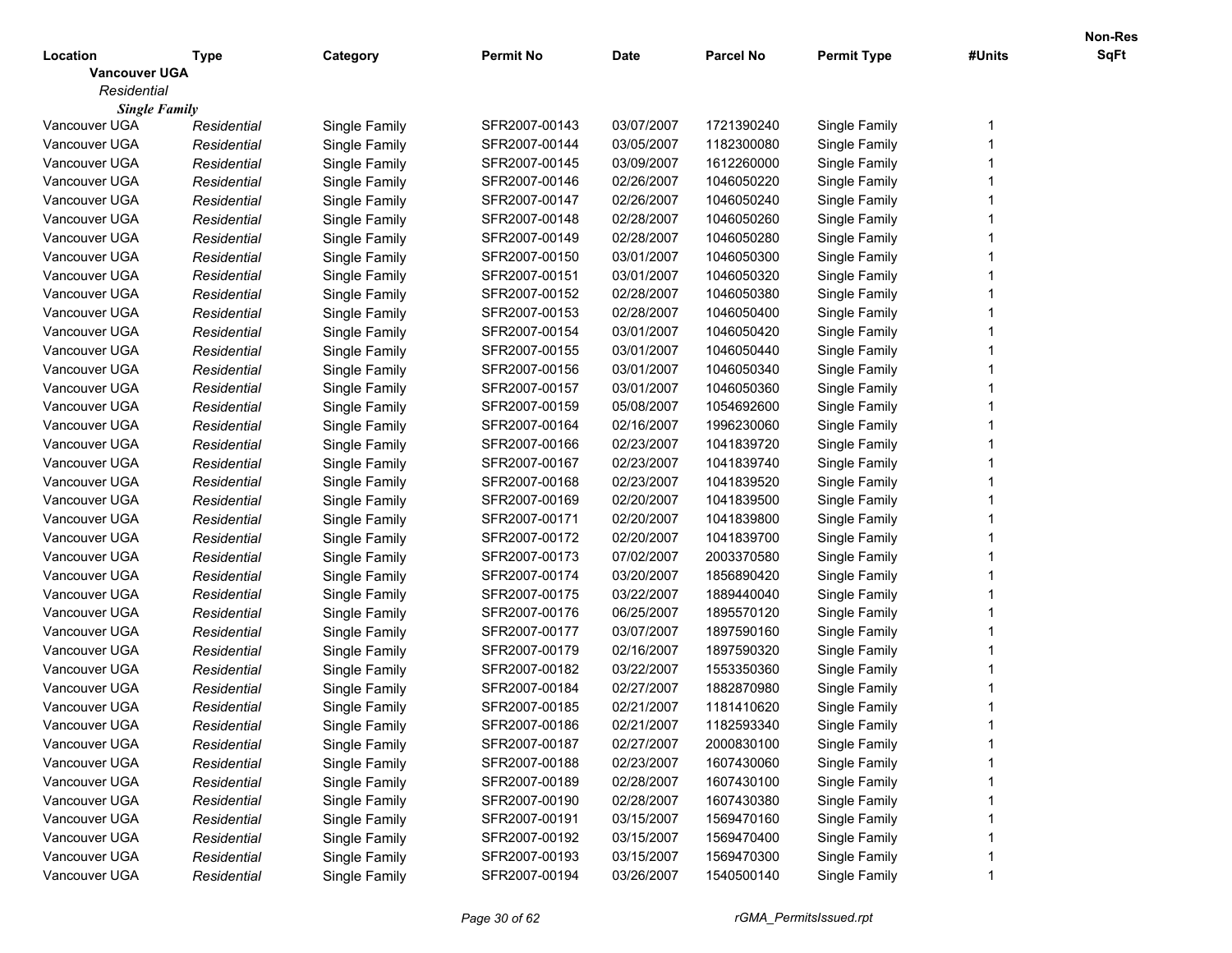| Location | Type | Category | Permit No | Date | Parcel No | Permit Type | #Units | Non-Res SqFt |
|---|---|---|---|---|---|---|---|---|
| **Vancouver UGA** | | | | | | | | |
| *Residential* | | | | | | | | |
| ***Single Family*** | | | | | | | | |
| Vancouver UGA | *Residential* | Single Family | SFR2007-00143 | 03/07/2007 | 1721390240 | Single Family | 1 | |
| Vancouver UGA | *Residential* | Single Family | SFR2007-00144 | 03/05/2007 | 1182300080 | Single Family | 1 | |
| Vancouver UGA | *Residential* | Single Family | SFR2007-00145 | 03/09/2007 | 1612260000 | Single Family | 1 | |
| Vancouver UGA | *Residential* | Single Family | SFR2007-00146 | 02/26/2007 | 1046050220 | Single Family | 1 | |
| Vancouver UGA | *Residential* | Single Family | SFR2007-00147 | 02/26/2007 | 1046050240 | Single Family | 1 | |
| Vancouver UGA | *Residential* | Single Family | SFR2007-00148 | 02/28/2007 | 1046050260 | Single Family | 1 | |
| Vancouver UGA | *Residential* | Single Family | SFR2007-00149 | 02/28/2007 | 1046050280 | Single Family | 1 | |
| Vancouver UGA | *Residential* | Single Family | SFR2007-00150 | 03/01/2007 | 1046050300 | Single Family | 1 | |
| Vancouver UGA | *Residential* | Single Family | SFR2007-00151 | 03/01/2007 | 1046050320 | Single Family | 1 | |
| Vancouver UGA | *Residential* | Single Family | SFR2007-00152 | 02/28/2007 | 1046050380 | Single Family | 1 | |
| Vancouver UGA | *Residential* | Single Family | SFR2007-00153 | 02/28/2007 | 1046050400 | Single Family | 1 | |
| Vancouver UGA | *Residential* | Single Family | SFR2007-00154 | 03/01/2007 | 1046050420 | Single Family | 1 | |
| Vancouver UGA | *Residential* | Single Family | SFR2007-00155 | 03/01/2007 | 1046050440 | Single Family | 1 | |
| Vancouver UGA | *Residential* | Single Family | SFR2007-00156 | 03/01/2007 | 1046050340 | Single Family | 1 | |
| Vancouver UGA | *Residential* | Single Family | SFR2007-00157 | 03/01/2007 | 1046050360 | Single Family | 1 | |
| Vancouver UGA | *Residential* | Single Family | SFR2007-00159 | 05/08/2007 | 1054692600 | Single Family | 1 | |
| Vancouver UGA | *Residential* | Single Family | SFR2007-00164 | 02/16/2007 | 1996230060 | Single Family | 1 | |
| Vancouver UGA | *Residential* | Single Family | SFR2007-00166 | 02/23/2007 | 1041839720 | Single Family | 1 | |
| Vancouver UGA | *Residential* | Single Family | SFR2007-00167 | 02/23/2007 | 1041839740 | Single Family | 1 | |
| Vancouver UGA | *Residential* | Single Family | SFR2007-00168 | 02/23/2007 | 1041839520 | Single Family | 1 | |
| Vancouver UGA | *Residential* | Single Family | SFR2007-00169 | 02/20/2007 | 1041839500 | Single Family | 1 | |
| Vancouver UGA | *Residential* | Single Family | SFR2007-00171 | 02/20/2007 | 1041839800 | Single Family | 1 | |
| Vancouver UGA | *Residential* | Single Family | SFR2007-00172 | 02/20/2007 | 1041839700 | Single Family | 1 | |
| Vancouver UGA | *Residential* | Single Family | SFR2007-00173 | 07/02/2007 | 2003370580 | Single Family | 1 | |
| Vancouver UGA | *Residential* | Single Family | SFR2007-00174 | 03/20/2007 | 1856890420 | Single Family | 1 | |
| Vancouver UGA | *Residential* | Single Family | SFR2007-00175 | 03/22/2007 | 1889440040 | Single Family | 1 | |
| Vancouver UGA | *Residential* | Single Family | SFR2007-00176 | 06/25/2007 | 1895570120 | Single Family | 1 | |
| Vancouver UGA | *Residential* | Single Family | SFR2007-00177 | 03/07/2007 | 1897590160 | Single Family | 1 | |
| Vancouver UGA | *Residential* | Single Family | SFR2007-00179 | 02/16/2007 | 1897590320 | Single Family | 1 | |
| Vancouver UGA | *Residential* | Single Family | SFR2007-00182 | 03/22/2007 | 1553350360 | Single Family | 1 | |
| Vancouver UGA | *Residential* | Single Family | SFR2007-00184 | 02/27/2007 | 1882870980 | Single Family | 1 | |
| Vancouver UGA | *Residential* | Single Family | SFR2007-00185 | 02/21/2007 | 1181410620 | Single Family | 1 | |
| Vancouver UGA | *Residential* | Single Family | SFR2007-00186 | 02/21/2007 | 1182593340 | Single Family | 1 | |
| Vancouver UGA | *Residential* | Single Family | SFR2007-00187 | 02/27/2007 | 2000830100 | Single Family | 1 | |
| Vancouver UGA | *Residential* | Single Family | SFR2007-00188 | 02/23/2007 | 1607430060 | Single Family | 1 | |
| Vancouver UGA | *Residential* | Single Family | SFR2007-00189 | 02/28/2007 | 1607430100 | Single Family | 1 | |
| Vancouver UGA | *Residential* | Single Family | SFR2007-00190 | 02/28/2007 | 1607430380 | Single Family | 1 | |
| Vancouver UGA | *Residential* | Single Family | SFR2007-00191 | 03/15/2007 | 1569470160 | Single Family | 1 | |
| Vancouver UGA | *Residential* | Single Family | SFR2007-00192 | 03/15/2007 | 1569470400 | Single Family | 1 | |
| Vancouver UGA | *Residential* | Single Family | SFR2007-00193 | 03/15/2007 | 1569470300 | Single Family | 1 | |
| Vancouver UGA | *Residential* | Single Family | SFR2007-00194 | 03/26/2007 | 1540500140 | Single Family | 1 | |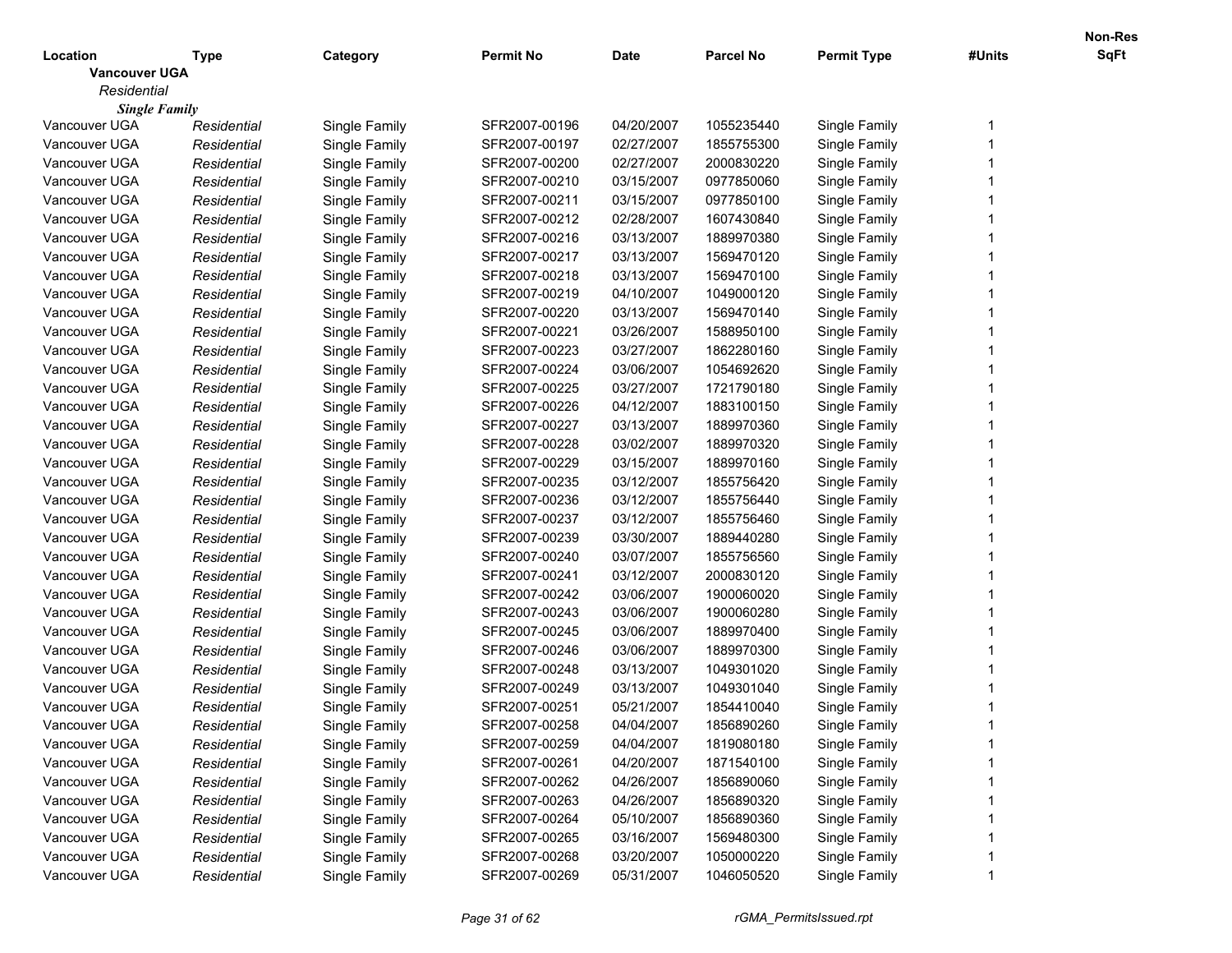| Location | Type | Category | Permit No | Date | Parcel No | Permit Type | #Units | Non-Res SqFt |
|---|---|---|---|---|---|---|---|---|
| **Vancouver UGA** | | | | | | | | |
| *Residential* | | | | | | | | |
| ***Single Family*** | | | | | | | | |
| Vancouver UGA | *Residential* | Single Family | SFR2007-00196 | 04/20/2007 | 1055235440 | Single Family | 1 | |
| Vancouver UGA | *Residential* | Single Family | SFR2007-00197 | 02/27/2007 | 1855755300 | Single Family | 1 | |
| Vancouver UGA | *Residential* | Single Family | SFR2007-00200 | 02/27/2007 | 2000830220 | Single Family | 1 | |
| Vancouver UGA | *Residential* | Single Family | SFR2007-00210 | 03/15/2007 | 0977850060 | Single Family | 1 | |
| Vancouver UGA | *Residential* | Single Family | SFR2007-00211 | 03/15/2007 | 0977850100 | Single Family | 1 | |
| Vancouver UGA | *Residential* | Single Family | SFR2007-00212 | 02/28/2007 | 1607430840 | Single Family | 1 | |
| Vancouver UGA | *Residential* | Single Family | SFR2007-00216 | 03/13/2007 | 1889970380 | Single Family | 1 | |
| Vancouver UGA | *Residential* | Single Family | SFR2007-00217 | 03/13/2007 | 1569470120 | Single Family | 1 | |
| Vancouver UGA | *Residential* | Single Family | SFR2007-00218 | 03/13/2007 | 1569470100 | Single Family | 1 | |
| Vancouver UGA | *Residential* | Single Family | SFR2007-00219 | 04/10/2007 | 1049000120 | Single Family | 1 | |
| Vancouver UGA | *Residential* | Single Family | SFR2007-00220 | 03/13/2007 | 1569470140 | Single Family | 1 | |
| Vancouver UGA | *Residential* | Single Family | SFR2007-00221 | 03/26/2007 | 1588950100 | Single Family | 1 | |
| Vancouver UGA | *Residential* | Single Family | SFR2007-00223 | 03/27/2007 | 1862280160 | Single Family | 1 | |
| Vancouver UGA | *Residential* | Single Family | SFR2007-00224 | 03/06/2007 | 1054692620 | Single Family | 1 | |
| Vancouver UGA | *Residential* | Single Family | SFR2007-00225 | 03/27/2007 | 1721790180 | Single Family | 1 | |
| Vancouver UGA | *Residential* | Single Family | SFR2007-00226 | 04/12/2007 | 1883100150 | Single Family | 1 | |
| Vancouver UGA | *Residential* | Single Family | SFR2007-00227 | 03/13/2007 | 1889970360 | Single Family | 1 | |
| Vancouver UGA | *Residential* | Single Family | SFR2007-00228 | 03/02/2007 | 1889970320 | Single Family | 1 | |
| Vancouver UGA | *Residential* | Single Family | SFR2007-00229 | 03/15/2007 | 1889970160 | Single Family | 1 | |
| Vancouver UGA | *Residential* | Single Family | SFR2007-00235 | 03/12/2007 | 1855756420 | Single Family | 1 | |
| Vancouver UGA | *Residential* | Single Family | SFR2007-00236 | 03/12/2007 | 1855756440 | Single Family | 1 | |
| Vancouver UGA | *Residential* | Single Family | SFR2007-00237 | 03/12/2007 | 1855756460 | Single Family | 1 | |
| Vancouver UGA | *Residential* | Single Family | SFR2007-00239 | 03/30/2007 | 1889440280 | Single Family | 1 | |
| Vancouver UGA | *Residential* | Single Family | SFR2007-00240 | 03/07/2007 | 1855756560 | Single Family | 1 | |
| Vancouver UGA | *Residential* | Single Family | SFR2007-00241 | 03/12/2007 | 2000830120 | Single Family | 1 | |
| Vancouver UGA | *Residential* | Single Family | SFR2007-00242 | 03/06/2007 | 1900060020 | Single Family | 1 | |
| Vancouver UGA | *Residential* | Single Family | SFR2007-00243 | 03/06/2007 | 1900060280 | Single Family | 1 | |
| Vancouver UGA | *Residential* | Single Family | SFR2007-00245 | 03/06/2007 | 1889970400 | Single Family | 1 | |
| Vancouver UGA | *Residential* | Single Family | SFR2007-00246 | 03/06/2007 | 1889970300 | Single Family | 1 | |
| Vancouver UGA | *Residential* | Single Family | SFR2007-00248 | 03/13/2007 | 1049301020 | Single Family | 1 | |
| Vancouver UGA | *Residential* | Single Family | SFR2007-00249 | 03/13/2007 | 1049301040 | Single Family | 1 | |
| Vancouver UGA | *Residential* | Single Family | SFR2007-00251 | 05/21/2007 | 1854410040 | Single Family | 1 | |
| Vancouver UGA | *Residential* | Single Family | SFR2007-00258 | 04/04/2007 | 1856890260 | Single Family | 1 | |
| Vancouver UGA | *Residential* | Single Family | SFR2007-00259 | 04/04/2007 | 1819080180 | Single Family | 1 | |
| Vancouver UGA | *Residential* | Single Family | SFR2007-00261 | 04/20/2007 | 1871540100 | Single Family | 1 | |
| Vancouver UGA | *Residential* | Single Family | SFR2007-00262 | 04/26/2007 | 1856890060 | Single Family | 1 | |
| Vancouver UGA | *Residential* | Single Family | SFR2007-00263 | 04/26/2007 | 1856890320 | Single Family | 1 | |
| Vancouver UGA | *Residential* | Single Family | SFR2007-00264 | 05/10/2007 | 1856890360 | Single Family | 1 | |
| Vancouver UGA | *Residential* | Single Family | SFR2007-00265 | 03/16/2007 | 1569480300 | Single Family | 1 | |
| Vancouver UGA | *Residential* | Single Family | SFR2007-00268 | 03/20/2007 | 1050000220 | Single Family | 1 | |
| Vancouver UGA | *Residential* | Single Family | SFR2007-00269 | 05/31/2007 | 1046050520 | Single Family | 1 | |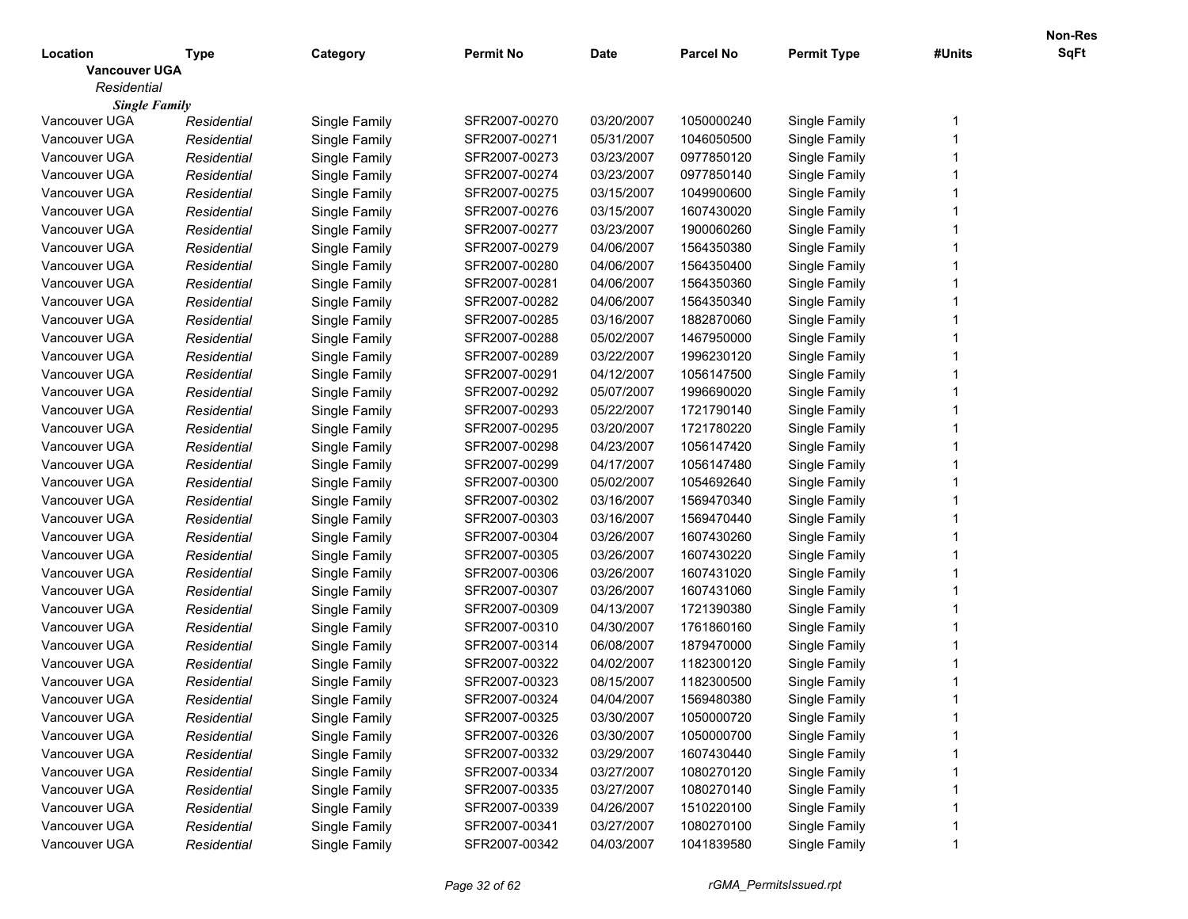| Location | Type | Category | Permit No | Date | Parcel No | Permit Type | #Units | Non-Res SqFt |
|---|---|---|---|---|---|---|---|---|
| **Vancouver UGA** | | | | | | | | |
| *Residential* | | | | | | | | |
| ***Single Family*** | | | | | | | | |
| Vancouver UGA | *Residential* | Single Family | SFR2007-00270 | 03/20/2007 | 1050000240 | Single Family | 1 | |
| Vancouver UGA | *Residential* | Single Family | SFR2007-00271 | 05/31/2007 | 1046050500 | Single Family | 1 | |
| Vancouver UGA | *Residential* | Single Family | SFR2007-00273 | 03/23/2007 | 0977850120 | Single Family | 1 | |
| Vancouver UGA | *Residential* | Single Family | SFR2007-00274 | 03/23/2007 | 0977850140 | Single Family | 1 | |
| Vancouver UGA | *Residential* | Single Family | SFR2007-00275 | 03/15/2007 | 1049900600 | Single Family | 1 | |
| Vancouver UGA | *Residential* | Single Family | SFR2007-00276 | 03/15/2007 | 1607430020 | Single Family | 1 | |
| Vancouver UGA | *Residential* | Single Family | SFR2007-00277 | 03/23/2007 | 1900060260 | Single Family | 1 | |
| Vancouver UGA | *Residential* | Single Family | SFR2007-00279 | 04/06/2007 | 1564350380 | Single Family | 1 | |
| Vancouver UGA | *Residential* | Single Family | SFR2007-00280 | 04/06/2007 | 1564350400 | Single Family | 1 | |
| Vancouver UGA | *Residential* | Single Family | SFR2007-00281 | 04/06/2007 | 1564350360 | Single Family | 1 | |
| Vancouver UGA | *Residential* | Single Family | SFR2007-00282 | 04/06/2007 | 1564350340 | Single Family | 1 | |
| Vancouver UGA | *Residential* | Single Family | SFR2007-00285 | 03/16/2007 | 1882870060 | Single Family | 1 | |
| Vancouver UGA | *Residential* | Single Family | SFR2007-00288 | 05/02/2007 | 1467950000 | Single Family | 1 | |
| Vancouver UGA | *Residential* | Single Family | SFR2007-00289 | 03/22/2007 | 1996230120 | Single Family | 1 | |
| Vancouver UGA | *Residential* | Single Family | SFR2007-00291 | 04/12/2007 | 1056147500 | Single Family | 1 | |
| Vancouver UGA | *Residential* | Single Family | SFR2007-00292 | 05/07/2007 | 1996690020 | Single Family | 1 | |
| Vancouver UGA | *Residential* | Single Family | SFR2007-00293 | 05/22/2007 | 1721790140 | Single Family | 1 | |
| Vancouver UGA | *Residential* | Single Family | SFR2007-00295 | 03/20/2007 | 1721780220 | Single Family | 1 | |
| Vancouver UGA | *Residential* | Single Family | SFR2007-00298 | 04/23/2007 | 1056147420 | Single Family | 1 | |
| Vancouver UGA | *Residential* | Single Family | SFR2007-00299 | 04/17/2007 | 1056147480 | Single Family | 1 | |
| Vancouver UGA | *Residential* | Single Family | SFR2007-00300 | 05/02/2007 | 1054692640 | Single Family | 1 | |
| Vancouver UGA | *Residential* | Single Family | SFR2007-00302 | 03/16/2007 | 1569470340 | Single Family | 1 | |
| Vancouver UGA | *Residential* | Single Family | SFR2007-00303 | 03/16/2007 | 1569470440 | Single Family | 1 | |
| Vancouver UGA | *Residential* | Single Family | SFR2007-00304 | 03/26/2007 | 1607430260 | Single Family | 1 | |
| Vancouver UGA | *Residential* | Single Family | SFR2007-00305 | 03/26/2007 | 1607430220 | Single Family | 1 | |
| Vancouver UGA | *Residential* | Single Family | SFR2007-00306 | 03/26/2007 | 1607431020 | Single Family | 1 | |
| Vancouver UGA | *Residential* | Single Family | SFR2007-00307 | 03/26/2007 | 1607431060 | Single Family | 1 | |
| Vancouver UGA | *Residential* | Single Family | SFR2007-00309 | 04/13/2007 | 1721390380 | Single Family | 1 | |
| Vancouver UGA | *Residential* | Single Family | SFR2007-00310 | 04/30/2007 | 1761860160 | Single Family | 1 | |
| Vancouver UGA | *Residential* | Single Family | SFR2007-00314 | 06/08/2007 | 1879470000 | Single Family | 1 | |
| Vancouver UGA | *Residential* | Single Family | SFR2007-00322 | 04/02/2007 | 1182300120 | Single Family | 1 | |
| Vancouver UGA | *Residential* | Single Family | SFR2007-00323 | 08/15/2007 | 1182300500 | Single Family | 1 | |
| Vancouver UGA | *Residential* | Single Family | SFR2007-00324 | 04/04/2007 | 1569480380 | Single Family | 1 | |
| Vancouver UGA | *Residential* | Single Family | SFR2007-00325 | 03/30/2007 | 1050000720 | Single Family | 1 | |
| Vancouver UGA | *Residential* | Single Family | SFR2007-00326 | 03/30/2007 | 1050000700 | Single Family | 1 | |
| Vancouver UGA | *Residential* | Single Family | SFR2007-00332 | 03/29/2007 | 1607430440 | Single Family | 1 | |
| Vancouver UGA | *Residential* | Single Family | SFR2007-00334 | 03/27/2007 | 1080270120 | Single Family | 1 | |
| Vancouver UGA | *Residential* | Single Family | SFR2007-00335 | 03/27/2007 | 1080270140 | Single Family | 1 | |
| Vancouver UGA | *Residential* | Single Family | SFR2007-00339 | 04/26/2007 | 1510220100 | Single Family | 1 | |
| Vancouver UGA | *Residential* | Single Family | SFR2007-00341 | 03/27/2007 | 1080270100 | Single Family | 1 | |
| Vancouver UGA | *Residential* | Single Family | SFR2007-00342 | 04/03/2007 | 1041839580 | Single Family | 1 | |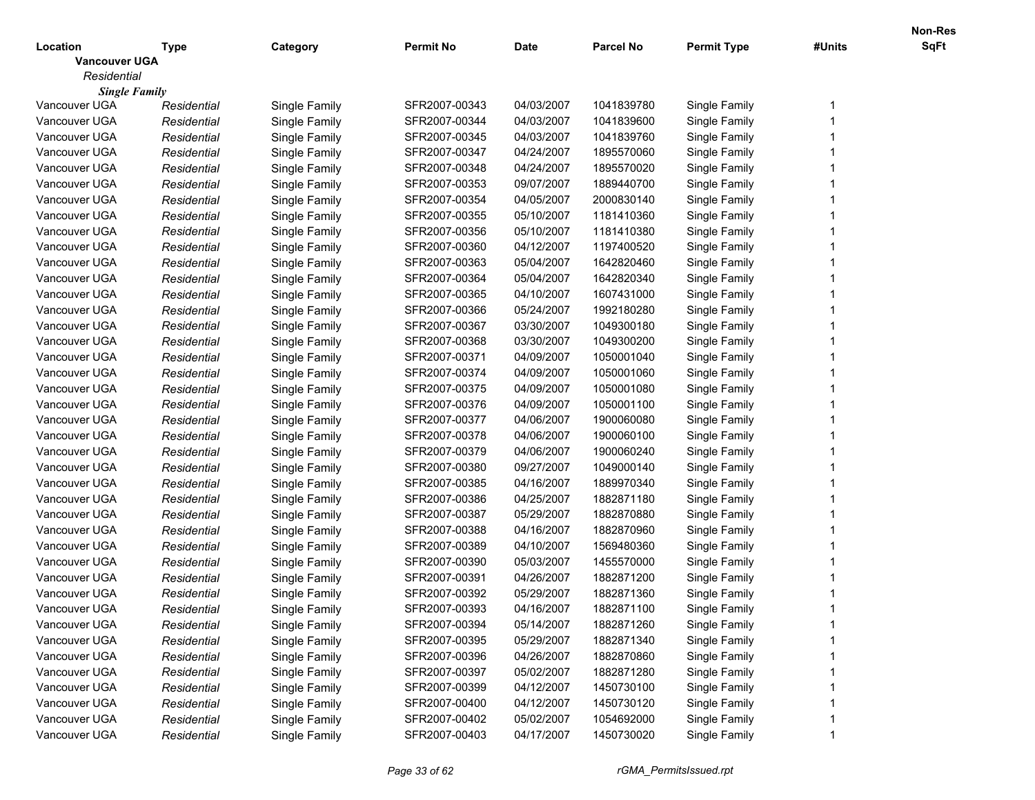| Location | Type | Category | Permit No | Date | Parcel No | Permit Type | #Units | Non-Res SqFt |
|---|---|---|---|---|---|---|---|---|
| **Vancouver UGA** | | | | | | | | |
| *Residential* | | | | | | | | |
| ***Single Family*** | | | | | | | | |
| Vancouver UGA | *Residential* | Single Family | SFR2007-00343 | 04/03/2007 | 1041839780 | Single Family | 1 | |
| Vancouver UGA | *Residential* | Single Family | SFR2007-00344 | 04/03/2007 | 1041839600 | Single Family | 1 | |
| Vancouver UGA | *Residential* | Single Family | SFR2007-00345 | 04/03/2007 | 1041839760 | Single Family | 1 | |
| Vancouver UGA | *Residential* | Single Family | SFR2007-00347 | 04/24/2007 | 1895570060 | Single Family | 1 | |
| Vancouver UGA | *Residential* | Single Family | SFR2007-00348 | 04/24/2007 | 1895570020 | Single Family | 1 | |
| Vancouver UGA | *Residential* | Single Family | SFR2007-00353 | 09/07/2007 | 1889440700 | Single Family | 1 | |
| Vancouver UGA | *Residential* | Single Family | SFR2007-00354 | 04/05/2007 | 2000830140 | Single Family | 1 | |
| Vancouver UGA | *Residential* | Single Family | SFR2007-00355 | 05/10/2007 | 1181410360 | Single Family | 1 | |
| Vancouver UGA | *Residential* | Single Family | SFR2007-00356 | 05/10/2007 | 1181410380 | Single Family | 1 | |
| Vancouver UGA | *Residential* | Single Family | SFR2007-00360 | 04/12/2007 | 1197400520 | Single Family | 1 | |
| Vancouver UGA | *Residential* | Single Family | SFR2007-00363 | 05/04/2007 | 1642820460 | Single Family | 1 | |
| Vancouver UGA | *Residential* | Single Family | SFR2007-00364 | 05/04/2007 | 1642820340 | Single Family | 1 | |
| Vancouver UGA | *Residential* | Single Family | SFR2007-00365 | 04/10/2007 | 1607431000 | Single Family | 1 | |
| Vancouver UGA | *Residential* | Single Family | SFR2007-00366 | 05/24/2007 | 1992180280 | Single Family | 1 | |
| Vancouver UGA | *Residential* | Single Family | SFR2007-00367 | 03/30/2007 | 1049300180 | Single Family | 1 | |
| Vancouver UGA | *Residential* | Single Family | SFR2007-00368 | 03/30/2007 | 1049300200 | Single Family | 1 | |
| Vancouver UGA | *Residential* | Single Family | SFR2007-00371 | 04/09/2007 | 1050001040 | Single Family | 1 | |
| Vancouver UGA | *Residential* | Single Family | SFR2007-00374 | 04/09/2007 | 1050001060 | Single Family | 1 | |
| Vancouver UGA | *Residential* | Single Family | SFR2007-00375 | 04/09/2007 | 1050001080 | Single Family | 1 | |
| Vancouver UGA | *Residential* | Single Family | SFR2007-00376 | 04/09/2007 | 1050001100 | Single Family | 1 | |
| Vancouver UGA | *Residential* | Single Family | SFR2007-00377 | 04/06/2007 | 1900060080 | Single Family | 1 | |
| Vancouver UGA | *Residential* | Single Family | SFR2007-00378 | 04/06/2007 | 1900060100 | Single Family | 1 | |
| Vancouver UGA | *Residential* | Single Family | SFR2007-00379 | 04/06/2007 | 1900060240 | Single Family | 1 | |
| Vancouver UGA | *Residential* | Single Family | SFR2007-00380 | 09/27/2007 | 1049000140 | Single Family | 1 | |
| Vancouver UGA | *Residential* | Single Family | SFR2007-00385 | 04/16/2007 | 1889970340 | Single Family | 1 | |
| Vancouver UGA | *Residential* | Single Family | SFR2007-00386 | 04/25/2007 | 1882871180 | Single Family | 1 | |
| Vancouver UGA | *Residential* | Single Family | SFR2007-00387 | 05/29/2007 | 1882870880 | Single Family | 1 | |
| Vancouver UGA | *Residential* | Single Family | SFR2007-00388 | 04/16/2007 | 1882870960 | Single Family | 1 | |
| Vancouver UGA | *Residential* | Single Family | SFR2007-00389 | 04/10/2007 | 1569480360 | Single Family | 1 | |
| Vancouver UGA | *Residential* | Single Family | SFR2007-00390 | 05/03/2007 | 1455570000 | Single Family | 1 | |
| Vancouver UGA | *Residential* | Single Family | SFR2007-00391 | 04/26/2007 | 1882871200 | Single Family | 1 | |
| Vancouver UGA | *Residential* | Single Family | SFR2007-00392 | 05/29/2007 | 1882871360 | Single Family | 1 | |
| Vancouver UGA | *Residential* | Single Family | SFR2007-00393 | 04/16/2007 | 1882871100 | Single Family | 1 | |
| Vancouver UGA | *Residential* | Single Family | SFR2007-00394 | 05/14/2007 | 1882871260 | Single Family | 1 | |
| Vancouver UGA | *Residential* | Single Family | SFR2007-00395 | 05/29/2007 | 1882871340 | Single Family | 1 | |
| Vancouver UGA | *Residential* | Single Family | SFR2007-00396 | 04/26/2007 | 1882870860 | Single Family | 1 | |
| Vancouver UGA | *Residential* | Single Family | SFR2007-00397 | 05/02/2007 | 1882871280 | Single Family | 1 | |
| Vancouver UGA | *Residential* | Single Family | SFR2007-00399 | 04/12/2007 | 1450730100 | Single Family | 1 | |
| Vancouver UGA | *Residential* | Single Family | SFR2007-00400 | 04/12/2007 | 1450730120 | Single Family | 1 | |
| Vancouver UGA | *Residential* | Single Family | SFR2007-00402 | 05/02/2007 | 1054692000 | Single Family | 1 | |
| Vancouver UGA | *Residential* | Single Family | SFR2007-00403 | 04/17/2007 | 1450730020 | Single Family | 1 | |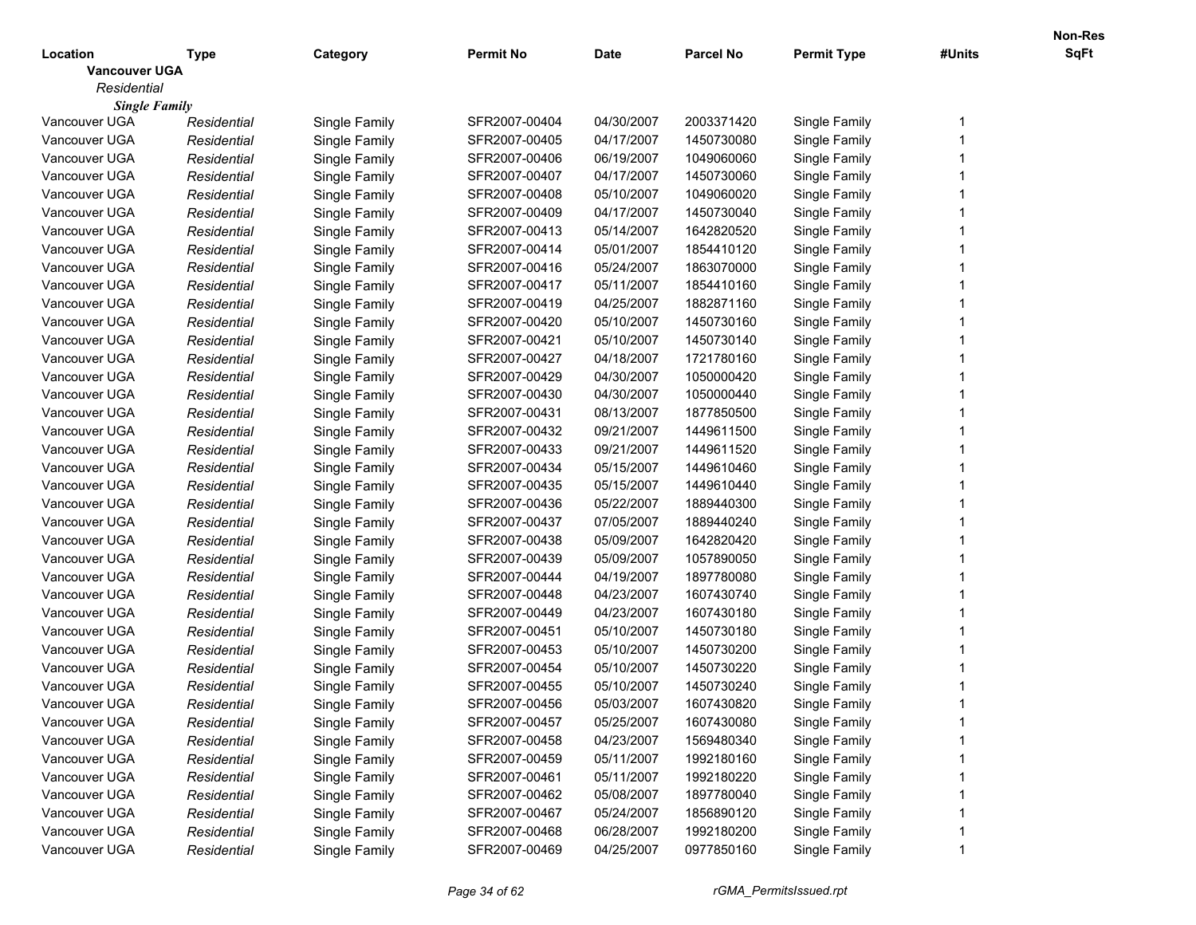| Location | Type | Category | Permit No | Date | Parcel No | Permit Type | #Units | Non-Res SqFt |
|---|---|---|---|---|---|---|---|---|
| **Vancouver UGA** | | | | | | | | |
| *Residential* | | | | | | | | |
| ***Single Family*** | | | | | | | | |
| Vancouver UGA | *Residential* | Single Family | SFR2007-00404 | 04/30/2007 | 2003371420 | Single Family | 1 | |
| Vancouver UGA | *Residential* | Single Family | SFR2007-00405 | 04/17/2007 | 1450730080 | Single Family | 1 | |
| Vancouver UGA | *Residential* | Single Family | SFR2007-00406 | 06/19/2007 | 1049060060 | Single Family | 1 | |
| Vancouver UGA | *Residential* | Single Family | SFR2007-00407 | 04/17/2007 | 1450730060 | Single Family | 1 | |
| Vancouver UGA | *Residential* | Single Family | SFR2007-00408 | 05/10/2007 | 1049060020 | Single Family | 1 | |
| Vancouver UGA | *Residential* | Single Family | SFR2007-00409 | 04/17/2007 | 1450730040 | Single Family | 1 | |
| Vancouver UGA | *Residential* | Single Family | SFR2007-00413 | 05/14/2007 | 1642820520 | Single Family | 1 | |
| Vancouver UGA | *Residential* | Single Family | SFR2007-00414 | 05/01/2007 | 1854410120 | Single Family | 1 | |
| Vancouver UGA | *Residential* | Single Family | SFR2007-00416 | 05/24/2007 | 1863070000 | Single Family | 1 | |
| Vancouver UGA | *Residential* | Single Family | SFR2007-00417 | 05/11/2007 | 1854410160 | Single Family | 1 | |
| Vancouver UGA | *Residential* | Single Family | SFR2007-00419 | 04/25/2007 | 1882871160 | Single Family | 1 | |
| Vancouver UGA | *Residential* | Single Family | SFR2007-00420 | 05/10/2007 | 1450730160 | Single Family | 1 | |
| Vancouver UGA | *Residential* | Single Family | SFR2007-00421 | 05/10/2007 | 1450730140 | Single Family | 1 | |
| Vancouver UGA | *Residential* | Single Family | SFR2007-00427 | 04/18/2007 | 1721780160 | Single Family | 1 | |
| Vancouver UGA | *Residential* | Single Family | SFR2007-00429 | 04/30/2007 | 1050000420 | Single Family | 1 | |
| Vancouver UGA | *Residential* | Single Family | SFR2007-00430 | 04/30/2007 | 1050000440 | Single Family | 1 | |
| Vancouver UGA | *Residential* | Single Family | SFR2007-00431 | 08/13/2007 | 1877850500 | Single Family | 1 | |
| Vancouver UGA | *Residential* | Single Family | SFR2007-00432 | 09/21/2007 | 1449611500 | Single Family | 1 | |
| Vancouver UGA | *Residential* | Single Family | SFR2007-00433 | 09/21/2007 | 1449611520 | Single Family | 1 | |
| Vancouver UGA | *Residential* | Single Family | SFR2007-00434 | 05/15/2007 | 1449610460 | Single Family | 1 | |
| Vancouver UGA | *Residential* | Single Family | SFR2007-00435 | 05/15/2007 | 1449610440 | Single Family | 1 | |
| Vancouver UGA | *Residential* | Single Family | SFR2007-00436 | 05/22/2007 | 1889440300 | Single Family | 1 | |
| Vancouver UGA | *Residential* | Single Family | SFR2007-00437 | 07/05/2007 | 1889440240 | Single Family | 1 | |
| Vancouver UGA | *Residential* | Single Family | SFR2007-00438 | 05/09/2007 | 1642820420 | Single Family | 1 | |
| Vancouver UGA | *Residential* | Single Family | SFR2007-00439 | 05/09/2007 | 1057890050 | Single Family | 1 | |
| Vancouver UGA | *Residential* | Single Family | SFR2007-00444 | 04/19/2007 | 1897780080 | Single Family | 1 | |
| Vancouver UGA | *Residential* | Single Family | SFR2007-00448 | 04/23/2007 | 1607430740 | Single Family | 1 | |
| Vancouver UGA | *Residential* | Single Family | SFR2007-00449 | 04/23/2007 | 1607430180 | Single Family | 1 | |
| Vancouver UGA | *Residential* | Single Family | SFR2007-00451 | 05/10/2007 | 1450730180 | Single Family | 1 | |
| Vancouver UGA | *Residential* | Single Family | SFR2007-00453 | 05/10/2007 | 1450730200 | Single Family | 1 | |
| Vancouver UGA | *Residential* | Single Family | SFR2007-00454 | 05/10/2007 | 1450730220 | Single Family | 1 | |
| Vancouver UGA | *Residential* | Single Family | SFR2007-00455 | 05/10/2007 | 1450730240 | Single Family | 1 | |
| Vancouver UGA | *Residential* | Single Family | SFR2007-00456 | 05/03/2007 | 1607430820 | Single Family | 1 | |
| Vancouver UGA | *Residential* | Single Family | SFR2007-00457 | 05/25/2007 | 1607430080 | Single Family | 1 | |
| Vancouver UGA | *Residential* | Single Family | SFR2007-00458 | 04/23/2007 | 1569480340 | Single Family | 1 | |
| Vancouver UGA | *Residential* | Single Family | SFR2007-00459 | 05/11/2007 | 1992180160 | Single Family | 1 | |
| Vancouver UGA | *Residential* | Single Family | SFR2007-00461 | 05/11/2007 | 1992180220 | Single Family | 1 | |
| Vancouver UGA | *Residential* | Single Family | SFR2007-00462 | 05/08/2007 | 1897780040 | Single Family | 1 | |
| Vancouver UGA | *Residential* | Single Family | SFR2007-00467 | 05/24/2007 | 1856890120 | Single Family | 1 | |
| Vancouver UGA | *Residential* | Single Family | SFR2007-00468 | 06/28/2007 | 1992180200 | Single Family | 1 | |
| Vancouver UGA | *Residential* | Single Family | SFR2007-00469 | 04/25/2007 | 0977850160 | Single Family | 1 | |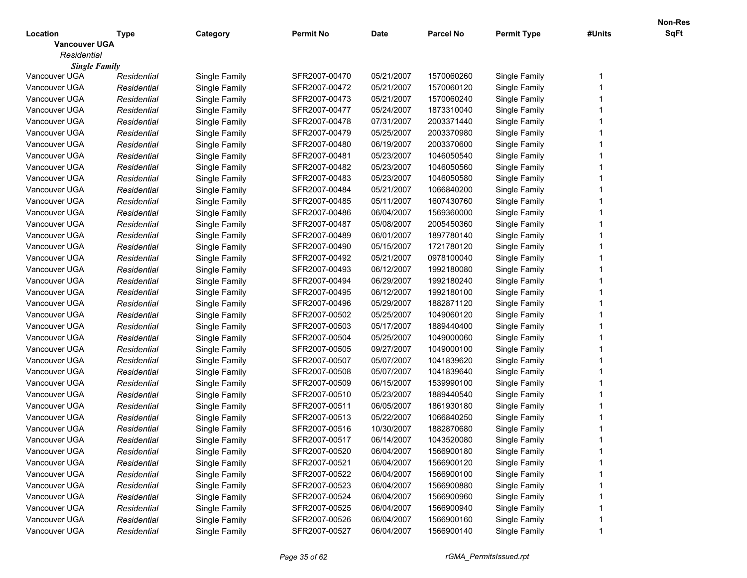| Location | Type | Category | Permit No | Date | Parcel No | Permit Type | #Units | Non-Res SqFt |
|---|---|---|---|---|---|---|---|---|
| **Vancouver UGA** | | | | | | | | |
| *Residential* | | | | | | | | |
| ***Single Family*** | | | | | | | | |
| Vancouver UGA | *Residential* | Single Family | SFR2007-00470 | 05/21/2007 | 1570060260 | Single Family | 1 | |
| Vancouver UGA | *Residential* | Single Family | SFR2007-00472 | 05/21/2007 | 1570060120 | Single Family | 1 | |
| Vancouver UGA | *Residential* | Single Family | SFR2007-00473 | 05/21/2007 | 1570060240 | Single Family | 1 | |
| Vancouver UGA | *Residential* | Single Family | SFR2007-00477 | 05/24/2007 | 1873310040 | Single Family | 1 | |
| Vancouver UGA | *Residential* | Single Family | SFR2007-00478 | 07/31/2007 | 2003371440 | Single Family | 1 | |
| Vancouver UGA | *Residential* | Single Family | SFR2007-00479 | 05/25/2007 | 2003370980 | Single Family | 1 | |
| Vancouver UGA | *Residential* | Single Family | SFR2007-00480 | 06/19/2007 | 2003370600 | Single Family | 1 | |
| Vancouver UGA | *Residential* | Single Family | SFR2007-00481 | 05/23/2007 | 1046050540 | Single Family | 1 | |
| Vancouver UGA | *Residential* | Single Family | SFR2007-00482 | 05/23/2007 | 1046050560 | Single Family | 1 | |
| Vancouver UGA | *Residential* | Single Family | SFR2007-00483 | 05/23/2007 | 1046050580 | Single Family | 1 | |
| Vancouver UGA | *Residential* | Single Family | SFR2007-00484 | 05/21/2007 | 1066840200 | Single Family | 1 | |
| Vancouver UGA | *Residential* | Single Family | SFR2007-00485 | 05/11/2007 | 1607430760 | Single Family | 1 | |
| Vancouver UGA | *Residential* | Single Family | SFR2007-00486 | 06/04/2007 | 1569360000 | Single Family | 1 | |
| Vancouver UGA | *Residential* | Single Family | SFR2007-00487 | 05/08/2007 | 2005450360 | Single Family | 1 | |
| Vancouver UGA | *Residential* | Single Family | SFR2007-00489 | 06/01/2007 | 1897780140 | Single Family | 1 | |
| Vancouver UGA | *Residential* | Single Family | SFR2007-00490 | 05/15/2007 | 1721780120 | Single Family | 1 | |
| Vancouver UGA | *Residential* | Single Family | SFR2007-00492 | 05/21/2007 | 0978100040 | Single Family | 1 | |
| Vancouver UGA | *Residential* | Single Family | SFR2007-00493 | 06/12/2007 | 1992180080 | Single Family | 1 | |
| Vancouver UGA | *Residential* | Single Family | SFR2007-00494 | 06/29/2007 | 1992180240 | Single Family | 1 | |
| Vancouver UGA | *Residential* | Single Family | SFR2007-00495 | 06/12/2007 | 1992180100 | Single Family | 1 | |
| Vancouver UGA | *Residential* | Single Family | SFR2007-00496 | 05/29/2007 | 1882871120 | Single Family | 1 | |
| Vancouver UGA | *Residential* | Single Family | SFR2007-00502 | 05/25/2007 | 1049060120 | Single Family | 1 | |
| Vancouver UGA | *Residential* | Single Family | SFR2007-00503 | 05/17/2007 | 1889440400 | Single Family | 1 | |
| Vancouver UGA | *Residential* | Single Family | SFR2007-00504 | 05/25/2007 | 1049000060 | Single Family | 1 | |
| Vancouver UGA | *Residential* | Single Family | SFR2007-00505 | 09/27/2007 | 1049000100 | Single Family | 1 | |
| Vancouver UGA | *Residential* | Single Family | SFR2007-00507 | 05/07/2007 | 1041839620 | Single Family | 1 | |
| Vancouver UGA | *Residential* | Single Family | SFR2007-00508 | 05/07/2007 | 1041839640 | Single Family | 1 | |
| Vancouver UGA | *Residential* | Single Family | SFR2007-00509 | 06/15/2007 | 1539990100 | Single Family | 1 | |
| Vancouver UGA | *Residential* | Single Family | SFR2007-00510 | 05/23/2007 | 1889440540 | Single Family | 1 | |
| Vancouver UGA | *Residential* | Single Family | SFR2007-00511 | 06/05/2007 | 1861930180 | Single Family | 1 | |
| Vancouver UGA | *Residential* | Single Family | SFR2007-00513 | 05/22/2007 | 1066840250 | Single Family | 1 | |
| Vancouver UGA | *Residential* | Single Family | SFR2007-00516 | 10/30/2007 | 1882870680 | Single Family | 1 | |
| Vancouver UGA | *Residential* | Single Family | SFR2007-00517 | 06/14/2007 | 1043520080 | Single Family | 1 | |
| Vancouver UGA | *Residential* | Single Family | SFR2007-00520 | 06/04/2007 | 1566900180 | Single Family | 1 | |
| Vancouver UGA | *Residential* | Single Family | SFR2007-00521 | 06/04/2007 | 1566900120 | Single Family | 1 | |
| Vancouver UGA | *Residential* | Single Family | SFR2007-00522 | 06/04/2007 | 1566900100 | Single Family | 1 | |
| Vancouver UGA | *Residential* | Single Family | SFR2007-00523 | 06/04/2007 | 1566900880 | Single Family | 1 | |
| Vancouver UGA | *Residential* | Single Family | SFR2007-00524 | 06/04/2007 | 1566900960 | Single Family | 1 | |
| Vancouver UGA | *Residential* | Single Family | SFR2007-00525 | 06/04/2007 | 1566900940 | Single Family | 1 | |
| Vancouver UGA | *Residential* | Single Family | SFR2007-00526 | 06/04/2007 | 1566900160 | Single Family | 1 | |
| Vancouver UGA | *Residential* | Single Family | SFR2007-00527 | 06/04/2007 | 1566900140 | Single Family | 1 | |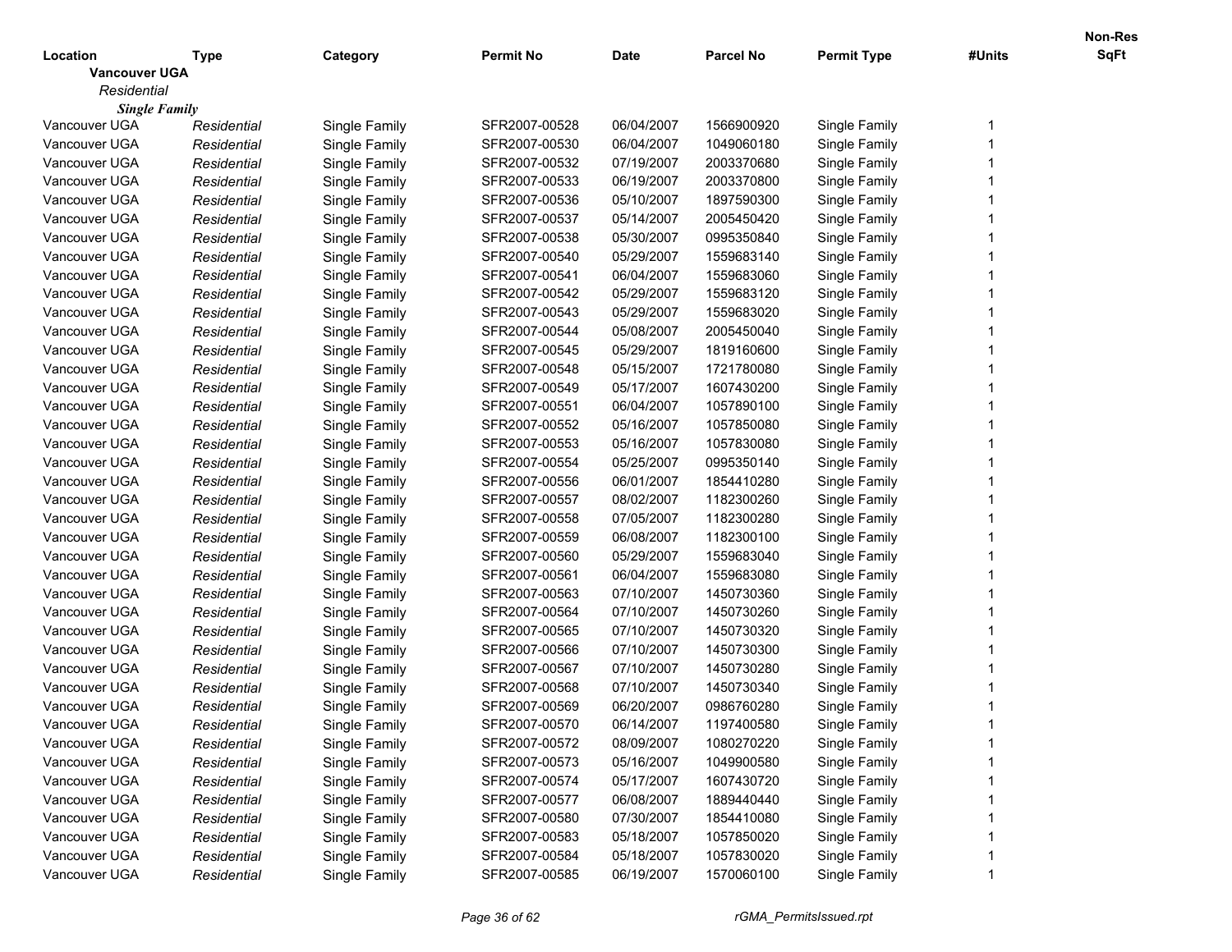| Location | Type | Category | Permit No | Date | Parcel No | Permit Type | #Units | Non-Res SqFt |
|---|---|---|---|---|---|---|---|---|
| **Vancouver UGA** | | | | | | | | |
| *Residential* | | | | | | | | |
| ***Single Family*** | | | | | | | | |
| Vancouver UGA | *Residential* | Single Family | SFR2007-00528 | 06/04/2007 | 1566900920 | Single Family | 1 | |
| Vancouver UGA | *Residential* | Single Family | SFR2007-00530 | 06/04/2007 | 1049060180 | Single Family | 1 | |
| Vancouver UGA | *Residential* | Single Family | SFR2007-00532 | 07/19/2007 | 2003370680 | Single Family | 1 | |
| Vancouver UGA | *Residential* | Single Family | SFR2007-00533 | 06/19/2007 | 2003370800 | Single Family | 1 | |
| Vancouver UGA | *Residential* | Single Family | SFR2007-00536 | 05/10/2007 | 1897590300 | Single Family | 1 | |
| Vancouver UGA | *Residential* | Single Family | SFR2007-00537 | 05/14/2007 | 2005450420 | Single Family | 1 | |
| Vancouver UGA | *Residential* | Single Family | SFR2007-00538 | 05/30/2007 | 0995350840 | Single Family | 1 | |
| Vancouver UGA | *Residential* | Single Family | SFR2007-00540 | 05/29/2007 | 1559683140 | Single Family | 1 | |
| Vancouver UGA | *Residential* | Single Family | SFR2007-00541 | 06/04/2007 | 1559683060 | Single Family | 1 | |
| Vancouver UGA | *Residential* | Single Family | SFR2007-00542 | 05/29/2007 | 1559683120 | Single Family | 1 | |
| Vancouver UGA | *Residential* | Single Family | SFR2007-00543 | 05/29/2007 | 1559683020 | Single Family | 1 | |
| Vancouver UGA | *Residential* | Single Family | SFR2007-00544 | 05/08/2007 | 2005450040 | Single Family | 1 | |
| Vancouver UGA | *Residential* | Single Family | SFR2007-00545 | 05/29/2007 | 1819160600 | Single Family | 1 | |
| Vancouver UGA | *Residential* | Single Family | SFR2007-00548 | 05/15/2007 | 1721780080 | Single Family | 1 | |
| Vancouver UGA | *Residential* | Single Family | SFR2007-00549 | 05/17/2007 | 1607430200 | Single Family | 1 | |
| Vancouver UGA | *Residential* | Single Family | SFR2007-00551 | 06/04/2007 | 1057890100 | Single Family | 1 | |
| Vancouver UGA | *Residential* | Single Family | SFR2007-00552 | 05/16/2007 | 1057850080 | Single Family | 1 | |
| Vancouver UGA | *Residential* | Single Family | SFR2007-00553 | 05/16/2007 | 1057830080 | Single Family | 1 | |
| Vancouver UGA | *Residential* | Single Family | SFR2007-00554 | 05/25/2007 | 0995350140 | Single Family | 1 | |
| Vancouver UGA | *Residential* | Single Family | SFR2007-00556 | 06/01/2007 | 1854410280 | Single Family | 1 | |
| Vancouver UGA | *Residential* | Single Family | SFR2007-00557 | 08/02/2007 | 1182300260 | Single Family | 1 | |
| Vancouver UGA | *Residential* | Single Family | SFR2007-00558 | 07/05/2007 | 1182300280 | Single Family | 1 | |
| Vancouver UGA | *Residential* | Single Family | SFR2007-00559 | 06/08/2007 | 1182300100 | Single Family | 1 | |
| Vancouver UGA | *Residential* | Single Family | SFR2007-00560 | 05/29/2007 | 1559683040 | Single Family | 1 | |
| Vancouver UGA | *Residential* | Single Family | SFR2007-00561 | 06/04/2007 | 1559683080 | Single Family | 1 | |
| Vancouver UGA | *Residential* | Single Family | SFR2007-00563 | 07/10/2007 | 1450730360 | Single Family | 1 | |
| Vancouver UGA | *Residential* | Single Family | SFR2007-00564 | 07/10/2007 | 1450730260 | Single Family | 1 | |
| Vancouver UGA | *Residential* | Single Family | SFR2007-00565 | 07/10/2007 | 1450730320 | Single Family | 1 | |
| Vancouver UGA | *Residential* | Single Family | SFR2007-00566 | 07/10/2007 | 1450730300 | Single Family | 1 | |
| Vancouver UGA | *Residential* | Single Family | SFR2007-00567 | 07/10/2007 | 1450730280 | Single Family | 1 | |
| Vancouver UGA | *Residential* | Single Family | SFR2007-00568 | 07/10/2007 | 1450730340 | Single Family | 1 | |
| Vancouver UGA | *Residential* | Single Family | SFR2007-00569 | 06/20/2007 | 0986760280 | Single Family | 1 | |
| Vancouver UGA | *Residential* | Single Family | SFR2007-00570 | 06/14/2007 | 1197400580 | Single Family | 1 | |
| Vancouver UGA | *Residential* | Single Family | SFR2007-00572 | 08/09/2007 | 1080270220 | Single Family | 1 | |
| Vancouver UGA | *Residential* | Single Family | SFR2007-00573 | 05/16/2007 | 1049900580 | Single Family | 1 | |
| Vancouver UGA | *Residential* | Single Family | SFR2007-00574 | 05/17/2007 | 1607430720 | Single Family | 1 | |
| Vancouver UGA | *Residential* | Single Family | SFR2007-00577 | 06/08/2007 | 1889440440 | Single Family | 1 | |
| Vancouver UGA | *Residential* | Single Family | SFR2007-00580 | 07/30/2007 | 1854410080 | Single Family | 1 | |
| Vancouver UGA | *Residential* | Single Family | SFR2007-00583 | 05/18/2007 | 1057850020 | Single Family | 1 | |
| Vancouver UGA | *Residential* | Single Family | SFR2007-00584 | 05/18/2007 | 1057830020 | Single Family | 1 | |
| Vancouver UGA | *Residential* | Single Family | SFR2007-00585 | 06/19/2007 | 1570060100 | Single Family | 1 | |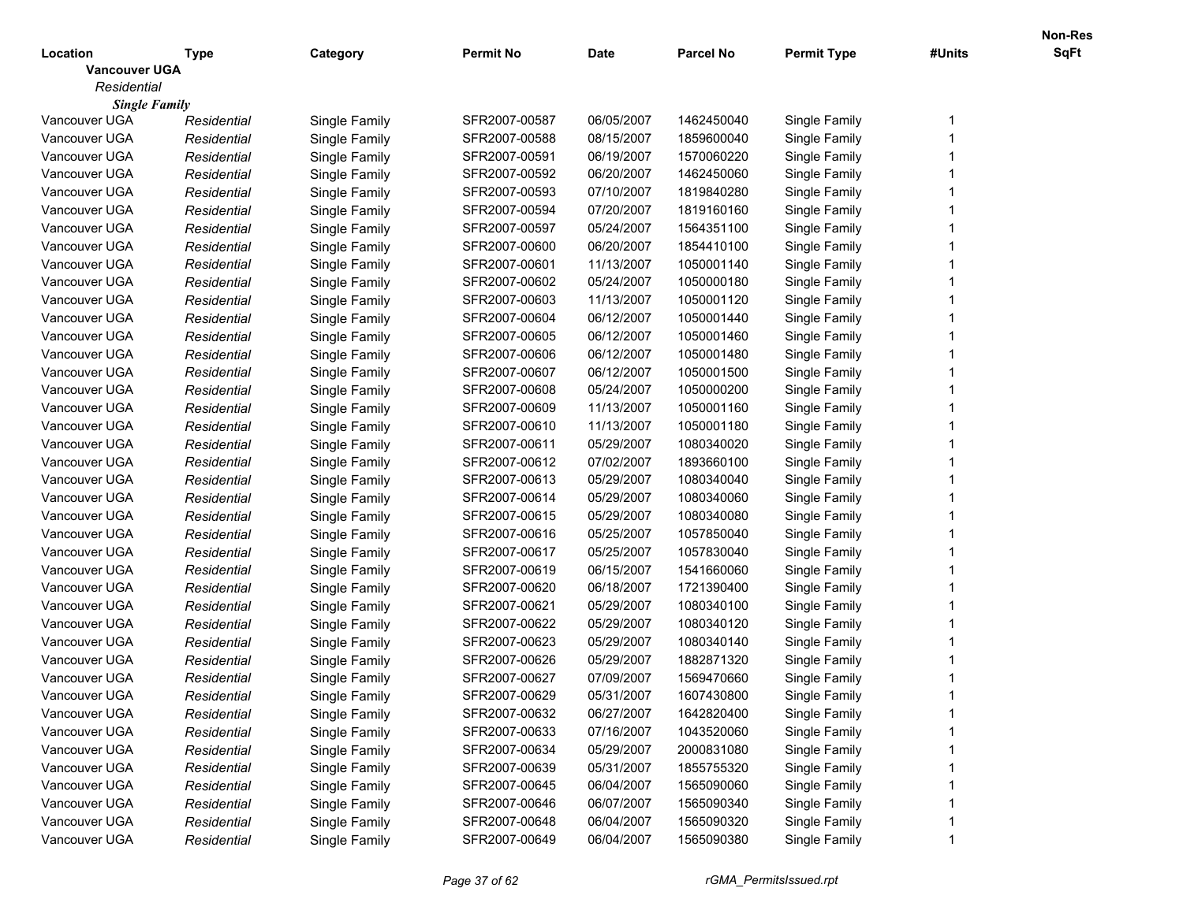| Location | Type | Category | Permit No | Date | Parcel No | Permit Type | #Units | Non-Res SqFt |
|---|---|---|---|---|---|---|---|---|
| **Vancouver UGA** | | | | | | | | |
| *Residential* | | | | | | | | |
| ***Single Family*** | | | | | | | | |
| Vancouver UGA | *Residential* | Single Family | SFR2007-00587 | 06/05/2007 | 1462450040 | Single Family | 1 | |
| Vancouver UGA | *Residential* | Single Family | SFR2007-00588 | 08/15/2007 | 1859600040 | Single Family | 1 | |
| Vancouver UGA | *Residential* | Single Family | SFR2007-00591 | 06/19/2007 | 1570060220 | Single Family | 1 | |
| Vancouver UGA | *Residential* | Single Family | SFR2007-00592 | 06/20/2007 | 1462450060 | Single Family | 1 | |
| Vancouver UGA | *Residential* | Single Family | SFR2007-00593 | 07/10/2007 | 1819840280 | Single Family | 1 | |
| Vancouver UGA | *Residential* | Single Family | SFR2007-00594 | 07/20/2007 | 1819160160 | Single Family | 1 | |
| Vancouver UGA | *Residential* | Single Family | SFR2007-00597 | 05/24/2007 | 1564351100 | Single Family | 1 | |
| Vancouver UGA | *Residential* | Single Family | SFR2007-00600 | 06/20/2007 | 1854410100 | Single Family | 1 | |
| Vancouver UGA | *Residential* | Single Family | SFR2007-00601 | 11/13/2007 | 1050001140 | Single Family | 1 | |
| Vancouver UGA | *Residential* | Single Family | SFR2007-00602 | 05/24/2007 | 1050000180 | Single Family | 1 | |
| Vancouver UGA | *Residential* | Single Family | SFR2007-00603 | 11/13/2007 | 1050001120 | Single Family | 1 | |
| Vancouver UGA | *Residential* | Single Family | SFR2007-00604 | 06/12/2007 | 1050001440 | Single Family | 1 | |
| Vancouver UGA | *Residential* | Single Family | SFR2007-00605 | 06/12/2007 | 1050001460 | Single Family | 1 | |
| Vancouver UGA | *Residential* | Single Family | SFR2007-00606 | 06/12/2007 | 1050001480 | Single Family | 1 | |
| Vancouver UGA | *Residential* | Single Family | SFR2007-00607 | 06/12/2007 | 1050001500 | Single Family | 1 | |
| Vancouver UGA | *Residential* | Single Family | SFR2007-00608 | 05/24/2007 | 1050000200 | Single Family | 1 | |
| Vancouver UGA | *Residential* | Single Family | SFR2007-00609 | 11/13/2007 | 1050001160 | Single Family | 1 | |
| Vancouver UGA | *Residential* | Single Family | SFR2007-00610 | 11/13/2007 | 1050001180 | Single Family | 1 | |
| Vancouver UGA | *Residential* | Single Family | SFR2007-00611 | 05/29/2007 | 1080340020 | Single Family | 1 | |
| Vancouver UGA | *Residential* | Single Family | SFR2007-00612 | 07/02/2007 | 1893660100 | Single Family | 1 | |
| Vancouver UGA | *Residential* | Single Family | SFR2007-00613 | 05/29/2007 | 1080340040 | Single Family | 1 | |
| Vancouver UGA | *Residential* | Single Family | SFR2007-00614 | 05/29/2007 | 1080340060 | Single Family | 1 | |
| Vancouver UGA | *Residential* | Single Family | SFR2007-00615 | 05/29/2007 | 1080340080 | Single Family | 1 | |
| Vancouver UGA | *Residential* | Single Family | SFR2007-00616 | 05/25/2007 | 1057850040 | Single Family | 1 | |
| Vancouver UGA | *Residential* | Single Family | SFR2007-00617 | 05/25/2007 | 1057830040 | Single Family | 1 | |
| Vancouver UGA | *Residential* | Single Family | SFR2007-00619 | 06/15/2007 | 1541660060 | Single Family | 1 | |
| Vancouver UGA | *Residential* | Single Family | SFR2007-00620 | 06/18/2007 | 1721390400 | Single Family | 1 | |
| Vancouver UGA | *Residential* | Single Family | SFR2007-00621 | 05/29/2007 | 1080340100 | Single Family | 1 | |
| Vancouver UGA | *Residential* | Single Family | SFR2007-00622 | 05/29/2007 | 1080340120 | Single Family | 1 | |
| Vancouver UGA | *Residential* | Single Family | SFR2007-00623 | 05/29/2007 | 1080340140 | Single Family | 1 | |
| Vancouver UGA | *Residential* | Single Family | SFR2007-00626 | 05/29/2007 | 1882871320 | Single Family | 1 | |
| Vancouver UGA | *Residential* | Single Family | SFR2007-00627 | 07/09/2007 | 1569470660 | Single Family | 1 | |
| Vancouver UGA | *Residential* | Single Family | SFR2007-00629 | 05/31/2007 | 1607430800 | Single Family | 1 | |
| Vancouver UGA | *Residential* | Single Family | SFR2007-00632 | 06/27/2007 | 1642820400 | Single Family | 1 | |
| Vancouver UGA | *Residential* | Single Family | SFR2007-00633 | 07/16/2007 | 1043520060 | Single Family | 1 | |
| Vancouver UGA | *Residential* | Single Family | SFR2007-00634 | 05/29/2007 | 2000831080 | Single Family | 1 | |
| Vancouver UGA | *Residential* | Single Family | SFR2007-00639 | 05/31/2007 | 1855755320 | Single Family | 1 | |
| Vancouver UGA | *Residential* | Single Family | SFR2007-00645 | 06/04/2007 | 1565090060 | Single Family | 1 | |
| Vancouver UGA | *Residential* | Single Family | SFR2007-00646 | 06/07/2007 | 1565090340 | Single Family | 1 | |
| Vancouver UGA | *Residential* | Single Family | SFR2007-00648 | 06/04/2007 | 1565090320 | Single Family | 1 | |
| Vancouver UGA | *Residential* | Single Family | SFR2007-00649 | 06/04/2007 | 1565090380 | Single Family | 1 | |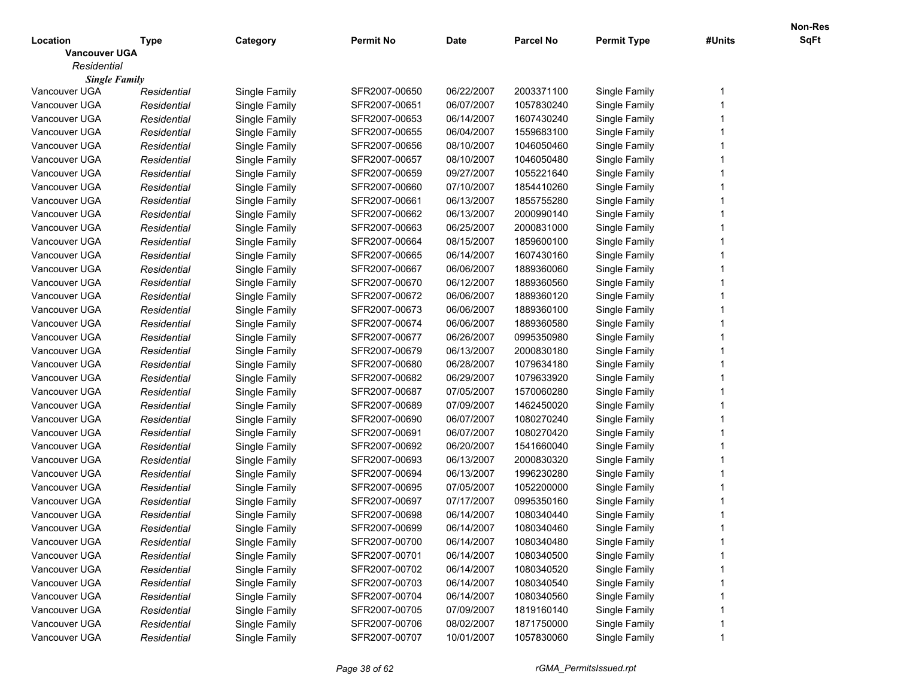| Location | Type | Category | Permit No | Date | Parcel No | Permit Type | #Units | Non-Res SqFt |
|---|---|---|---|---|---|---|---|---|
| **Vancouver UGA** | | | | | | | | |
| *Residential* | | | | | | | | |
| ***Single Family*** | | | | | | | | |
| Vancouver UGA | *Residential* | Single Family | SFR2007-00650 | 06/22/2007 | 2003371100 | Single Family | 1 | |
| Vancouver UGA | *Residential* | Single Family | SFR2007-00651 | 06/07/2007 | 1057830240 | Single Family | 1 | |
| Vancouver UGA | *Residential* | Single Family | SFR2007-00653 | 06/14/2007 | 1607430240 | Single Family | 1 | |
| Vancouver UGA | *Residential* | Single Family | SFR2007-00655 | 06/04/2007 | 1559683100 | Single Family | 1 | |
| Vancouver UGA | *Residential* | Single Family | SFR2007-00656 | 08/10/2007 | 1046050460 | Single Family | 1 | |
| Vancouver UGA | *Residential* | Single Family | SFR2007-00657 | 08/10/2007 | 1046050480 | Single Family | 1 | |
| Vancouver UGA | *Residential* | Single Family | SFR2007-00659 | 09/27/2007 | 1055221640 | Single Family | 1 | |
| Vancouver UGA | *Residential* | Single Family | SFR2007-00660 | 07/10/2007 | 1854410260 | Single Family | 1 | |
| Vancouver UGA | *Residential* | Single Family | SFR2007-00661 | 06/13/2007 | 1855755280 | Single Family | 1 | |
| Vancouver UGA | *Residential* | Single Family | SFR2007-00662 | 06/13/2007 | 2000990140 | Single Family | 1 | |
| Vancouver UGA | *Residential* | Single Family | SFR2007-00663 | 06/25/2007 | 2000831000 | Single Family | 1 | |
| Vancouver UGA | *Residential* | Single Family | SFR2007-00664 | 08/15/2007 | 1859600100 | Single Family | 1 | |
| Vancouver UGA | *Residential* | Single Family | SFR2007-00665 | 06/14/2007 | 1607430160 | Single Family | 1 | |
| Vancouver UGA | *Residential* | Single Family | SFR2007-00667 | 06/06/2007 | 1889360060 | Single Family | 1 | |
| Vancouver UGA | *Residential* | Single Family | SFR2007-00670 | 06/12/2007 | 1889360560 | Single Family | 1 | |
| Vancouver UGA | *Residential* | Single Family | SFR2007-00672 | 06/06/2007 | 1889360120 | Single Family | 1 | |
| Vancouver UGA | *Residential* | Single Family | SFR2007-00673 | 06/06/2007 | 1889360100 | Single Family | 1 | |
| Vancouver UGA | *Residential* | Single Family | SFR2007-00674 | 06/06/2007 | 1889360580 | Single Family | 1 | |
| Vancouver UGA | *Residential* | Single Family | SFR2007-00677 | 06/26/2007 | 0995350980 | Single Family | 1 | |
| Vancouver UGA | *Residential* | Single Family | SFR2007-00679 | 06/13/2007 | 2000830180 | Single Family | 1 | |
| Vancouver UGA | *Residential* | Single Family | SFR2007-00680 | 06/28/2007 | 1079634180 | Single Family | 1 | |
| Vancouver UGA | *Residential* | Single Family | SFR2007-00682 | 06/29/2007 | 1079633920 | Single Family | 1 | |
| Vancouver UGA | *Residential* | Single Family | SFR2007-00687 | 07/05/2007 | 1570060280 | Single Family | 1 | |
| Vancouver UGA | *Residential* | Single Family | SFR2007-00689 | 07/09/2007 | 1462450020 | Single Family | 1 | |
| Vancouver UGA | *Residential* | Single Family | SFR2007-00690 | 06/07/2007 | 1080270240 | Single Family | 1 | |
| Vancouver UGA | *Residential* | Single Family | SFR2007-00691 | 06/07/2007 | 1080270420 | Single Family | 1 | |
| Vancouver UGA | *Residential* | Single Family | SFR2007-00692 | 06/20/2007 | 1541660040 | Single Family | 1 | |
| Vancouver UGA | *Residential* | Single Family | SFR2007-00693 | 06/13/2007 | 2000830320 | Single Family | 1 | |
| Vancouver UGA | *Residential* | Single Family | SFR2007-00694 | 06/13/2007 | 1996230280 | Single Family | 1 | |
| Vancouver UGA | *Residential* | Single Family | SFR2007-00695 | 07/05/2007 | 1052200000 | Single Family | 1 | |
| Vancouver UGA | *Residential* | Single Family | SFR2007-00697 | 07/17/2007 | 0995350160 | Single Family | 1 | |
| Vancouver UGA | *Residential* | Single Family | SFR2007-00698 | 06/14/2007 | 1080340440 | Single Family | 1 | |
| Vancouver UGA | *Residential* | Single Family | SFR2007-00699 | 06/14/2007 | 1080340460 | Single Family | 1 | |
| Vancouver UGA | *Residential* | Single Family | SFR2007-00700 | 06/14/2007 | 1080340480 | Single Family | 1 | |
| Vancouver UGA | *Residential* | Single Family | SFR2007-00701 | 06/14/2007 | 1080340500 | Single Family | 1 | |
| Vancouver UGA | *Residential* | Single Family | SFR2007-00702 | 06/14/2007 | 1080340520 | Single Family | 1 | |
| Vancouver UGA | *Residential* | Single Family | SFR2007-00703 | 06/14/2007 | 1080340540 | Single Family | 1 | |
| Vancouver UGA | *Residential* | Single Family | SFR2007-00704 | 06/14/2007 | 1080340560 | Single Family | 1 | |
| Vancouver UGA | *Residential* | Single Family | SFR2007-00705 | 07/09/2007 | 1819160140 | Single Family | 1 | |
| Vancouver UGA | *Residential* | Single Family | SFR2007-00706 | 08/02/2007 | 1871750000 | Single Family | 1 | |
| Vancouver UGA | *Residential* | Single Family | SFR2007-00707 | 10/01/2007 | 1057830060 | Single Family | 1 | |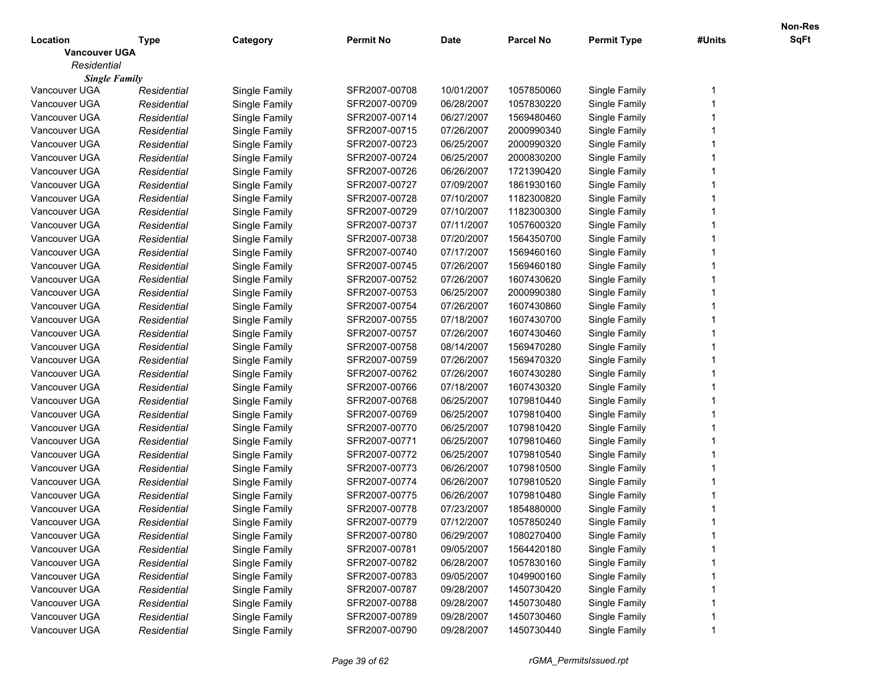| Location | Type | Category | Permit No | Date | Parcel No | Permit Type | #Units | Non-Res SqFt |
|---|---|---|---|---|---|---|---|---|
| **Vancouver UGA** | | | | | | | | |
| *Residential* | | | | | | | | |
| ***Single Family*** | | | | | | | | |
| Vancouver UGA | *Residential* | Single Family | SFR2007-00708 | 10/01/2007 | 1057850060 | Single Family | 1 | |
| Vancouver UGA | *Residential* | Single Family | SFR2007-00709 | 06/28/2007 | 1057830220 | Single Family | 1 | |
| Vancouver UGA | *Residential* | Single Family | SFR2007-00714 | 06/27/2007 | 1569480460 | Single Family | 1 | |
| Vancouver UGA | *Residential* | Single Family | SFR2007-00715 | 07/26/2007 | 2000990340 | Single Family | 1 | |
| Vancouver UGA | *Residential* | Single Family | SFR2007-00723 | 06/25/2007 | 2000990320 | Single Family | 1 | |
| Vancouver UGA | *Residential* | Single Family | SFR2007-00724 | 06/25/2007 | 2000830200 | Single Family | 1 | |
| Vancouver UGA | *Residential* | Single Family | SFR2007-00726 | 06/26/2007 | 1721390420 | Single Family | 1 | |
| Vancouver UGA | *Residential* | Single Family | SFR2007-00727 | 07/09/2007 | 1861930160 | Single Family | 1 | |
| Vancouver UGA | *Residential* | Single Family | SFR2007-00728 | 07/10/2007 | 1182300820 | Single Family | 1 | |
| Vancouver UGA | *Residential* | Single Family | SFR2007-00729 | 07/10/2007 | 1182300300 | Single Family | 1 | |
| Vancouver UGA | *Residential* | Single Family | SFR2007-00737 | 07/11/2007 | 1057600320 | Single Family | 1 | |
| Vancouver UGA | *Residential* | Single Family | SFR2007-00738 | 07/20/2007 | 1564350700 | Single Family | 1 | |
| Vancouver UGA | *Residential* | Single Family | SFR2007-00740 | 07/17/2007 | 1569460160 | Single Family | 1 | |
| Vancouver UGA | *Residential* | Single Family | SFR2007-00745 | 07/26/2007 | 1569460180 | Single Family | 1 | |
| Vancouver UGA | *Residential* | Single Family | SFR2007-00752 | 07/26/2007 | 1607430620 | Single Family | 1 | |
| Vancouver UGA | *Residential* | Single Family | SFR2007-00753 | 06/25/2007 | 2000990380 | Single Family | 1 | |
| Vancouver UGA | *Residential* | Single Family | SFR2007-00754 | 07/26/2007 | 1607430860 | Single Family | 1 | |
| Vancouver UGA | *Residential* | Single Family | SFR2007-00755 | 07/18/2007 | 1607430700 | Single Family | 1 | |
| Vancouver UGA | *Residential* | Single Family | SFR2007-00757 | 07/26/2007 | 1607430460 | Single Family | 1 | |
| Vancouver UGA | *Residential* | Single Family | SFR2007-00758 | 08/14/2007 | 1569470280 | Single Family | 1 | |
| Vancouver UGA | *Residential* | Single Family | SFR2007-00759 | 07/26/2007 | 1569470320 | Single Family | 1 | |
| Vancouver UGA | *Residential* | Single Family | SFR2007-00762 | 07/26/2007 | 1607430280 | Single Family | 1 | |
| Vancouver UGA | *Residential* | Single Family | SFR2007-00766 | 07/18/2007 | 1607430320 | Single Family | 1 | |
| Vancouver UGA | *Residential* | Single Family | SFR2007-00768 | 06/25/2007 | 1079810440 | Single Family | 1 | |
| Vancouver UGA | *Residential* | Single Family | SFR2007-00769 | 06/25/2007 | 1079810400 | Single Family | 1 | |
| Vancouver UGA | *Residential* | Single Family | SFR2007-00770 | 06/25/2007 | 1079810420 | Single Family | 1 | |
| Vancouver UGA | *Residential* | Single Family | SFR2007-00771 | 06/25/2007 | 1079810460 | Single Family | 1 | |
| Vancouver UGA | *Residential* | Single Family | SFR2007-00772 | 06/25/2007 | 1079810540 | Single Family | 1 | |
| Vancouver UGA | *Residential* | Single Family | SFR2007-00773 | 06/26/2007 | 1079810500 | Single Family | 1 | |
| Vancouver UGA | *Residential* | Single Family | SFR2007-00774 | 06/26/2007 | 1079810520 | Single Family | 1 | |
| Vancouver UGA | *Residential* | Single Family | SFR2007-00775 | 06/26/2007 | 1079810480 | Single Family | 1 | |
| Vancouver UGA | *Residential* | Single Family | SFR2007-00778 | 07/23/2007 | 1854880000 | Single Family | 1 | |
| Vancouver UGA | *Residential* | Single Family | SFR2007-00779 | 07/12/2007 | 1057850240 | Single Family | 1 | |
| Vancouver UGA | *Residential* | Single Family | SFR2007-00780 | 06/29/2007 | 1080270400 | Single Family | 1 | |
| Vancouver UGA | *Residential* | Single Family | SFR2007-00781 | 09/05/2007 | 1564420180 | Single Family | 1 | |
| Vancouver UGA | *Residential* | Single Family | SFR2007-00782 | 06/28/2007 | 1057830160 | Single Family | 1 | |
| Vancouver UGA | *Residential* | Single Family | SFR2007-00783 | 09/05/2007 | 1049900160 | Single Family | 1 | |
| Vancouver UGA | *Residential* | Single Family | SFR2007-00787 | 09/28/2007 | 1450730420 | Single Family | 1 | |
| Vancouver UGA | *Residential* | Single Family | SFR2007-00788 | 09/28/2007 | 1450730480 | Single Family | 1 | |
| Vancouver UGA | *Residential* | Single Family | SFR2007-00789 | 09/28/2007 | 1450730460 | Single Family | 1 | |
| Vancouver UGA | *Residential* | Single Family | SFR2007-00790 | 09/28/2007 | 1450730440 | Single Family | 1 | |

*rGMA_PermitsIssued.rpt*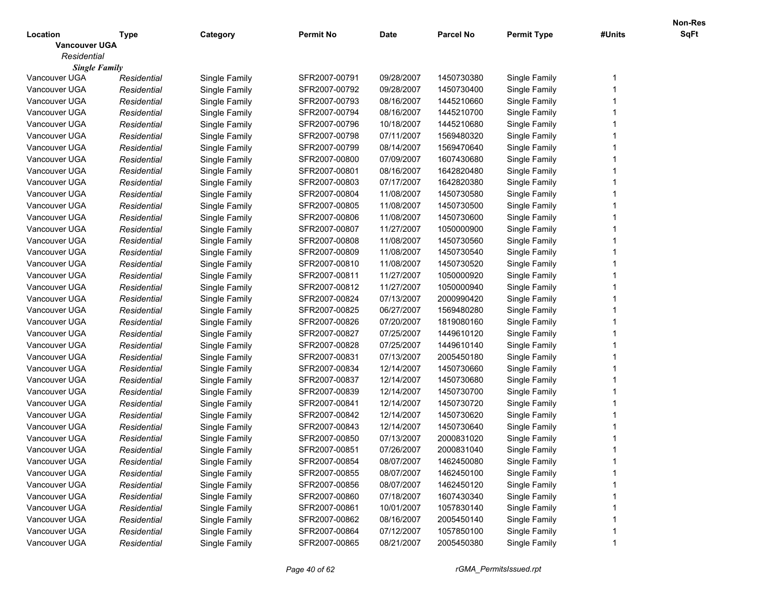| Location | Type | Category | Permit No | Date | Parcel No | Permit Type | #Units | Non-Res SqFt |
|---|---|---|---|---|---|---|---|---|
| **Vancouver UGA** | | | | | | | | |
| *Residential* | | | | | | | | |
| ***Single Family*** | | | | | | | | |
| Vancouver UGA | *Residential* | Single Family | SFR2007-00791 | 09/28/2007 | 1450730380 | Single Family | 1 | |
| Vancouver UGA | *Residential* | Single Family | SFR2007-00792 | 09/28/2007 | 1450730400 | Single Family | 1 | |
| Vancouver UGA | *Residential* | Single Family | SFR2007-00793 | 08/16/2007 | 1445210660 | Single Family | 1 | |
| Vancouver UGA | *Residential* | Single Family | SFR2007-00794 | 08/16/2007 | 1445210700 | Single Family | 1 | |
| Vancouver UGA | *Residential* | Single Family | SFR2007-00796 | 10/18/2007 | 1445210680 | Single Family | 1 | |
| Vancouver UGA | *Residential* | Single Family | SFR2007-00798 | 07/11/2007 | 1569480320 | Single Family | 1 | |
| Vancouver UGA | *Residential* | Single Family | SFR2007-00799 | 08/14/2007 | 1569470640 | Single Family | 1 | |
| Vancouver UGA | *Residential* | Single Family | SFR2007-00800 | 07/09/2007 | 1607430680 | Single Family | 1 | |
| Vancouver UGA | *Residential* | Single Family | SFR2007-00801 | 08/16/2007 | 1642820480 | Single Family | 1 | |
| Vancouver UGA | *Residential* | Single Family | SFR2007-00803 | 07/17/2007 | 1642820380 | Single Family | 1 | |
| Vancouver UGA | *Residential* | Single Family | SFR2007-00804 | 11/08/2007 | 1450730580 | Single Family | 1 | |
| Vancouver UGA | *Residential* | Single Family | SFR2007-00805 | 11/08/2007 | 1450730500 | Single Family | 1 | |
| Vancouver UGA | *Residential* | Single Family | SFR2007-00806 | 11/08/2007 | 1450730600 | Single Family | 1 | |
| Vancouver UGA | *Residential* | Single Family | SFR2007-00807 | 11/27/2007 | 1050000900 | Single Family | 1 | |
| Vancouver UGA | *Residential* | Single Family | SFR2007-00808 | 11/08/2007 | 1450730560 | Single Family | 1 | |
| Vancouver UGA | *Residential* | Single Family | SFR2007-00809 | 11/08/2007 | 1450730540 | Single Family | 1 | |
| Vancouver UGA | *Residential* | Single Family | SFR2007-00810 | 11/08/2007 | 1450730520 | Single Family | 1 | |
| Vancouver UGA | *Residential* | Single Family | SFR2007-00811 | 11/27/2007 | 1050000920 | Single Family | 1 | |
| Vancouver UGA | *Residential* | Single Family | SFR2007-00812 | 11/27/2007 | 1050000940 | Single Family | 1 | |
| Vancouver UGA | *Residential* | Single Family | SFR2007-00824 | 07/13/2007 | 2000990420 | Single Family | 1 | |
| Vancouver UGA | *Residential* | Single Family | SFR2007-00825 | 06/27/2007 | 1569480280 | Single Family | 1 | |
| Vancouver UGA | *Residential* | Single Family | SFR2007-00826 | 07/20/2007 | 1819080160 | Single Family | 1 | |
| Vancouver UGA | *Residential* | Single Family | SFR2007-00827 | 07/25/2007 | 1449610120 | Single Family | 1 | |
| Vancouver UGA | *Residential* | Single Family | SFR2007-00828 | 07/25/2007 | 1449610140 | Single Family | 1 | |
| Vancouver UGA | *Residential* | Single Family | SFR2007-00831 | 07/13/2007 | 2005450180 | Single Family | 1 | |
| Vancouver UGA | *Residential* | Single Family | SFR2007-00834 | 12/14/2007 | 1450730660 | Single Family | 1 | |
| Vancouver UGA | *Residential* | Single Family | SFR2007-00837 | 12/14/2007 | 1450730680 | Single Family | 1 | |
| Vancouver UGA | *Residential* | Single Family | SFR2007-00839 | 12/14/2007 | 1450730700 | Single Family | 1 | |
| Vancouver UGA | *Residential* | Single Family | SFR2007-00841 | 12/14/2007 | 1450730720 | Single Family | 1 | |
| Vancouver UGA | *Residential* | Single Family | SFR2007-00842 | 12/14/2007 | 1450730620 | Single Family | 1 | |
| Vancouver UGA | *Residential* | Single Family | SFR2007-00843 | 12/14/2007 | 1450730640 | Single Family | 1 | |
| Vancouver UGA | *Residential* | Single Family | SFR2007-00850 | 07/13/2007 | 2000831020 | Single Family | 1 | |
| Vancouver UGA | *Residential* | Single Family | SFR2007-00851 | 07/26/2007 | 2000831040 | Single Family | 1 | |
| Vancouver UGA | *Residential* | Single Family | SFR2007-00854 | 08/07/2007 | 1462450080 | Single Family | 1 | |
| Vancouver UGA | *Residential* | Single Family | SFR2007-00855 | 08/07/2007 | 1462450100 | Single Family | 1 | |
| Vancouver UGA | *Residential* | Single Family | SFR2007-00856 | 08/07/2007 | 1462450120 | Single Family | 1 | |
| Vancouver UGA | *Residential* | Single Family | SFR2007-00860 | 07/18/2007 | 1607430340 | Single Family | 1 | |
| Vancouver UGA | *Residential* | Single Family | SFR2007-00861 | 10/01/2007 | 1057830140 | Single Family | 1 | |
| Vancouver UGA | *Residential* | Single Family | SFR2007-00862 | 08/16/2007 | 2005450140 | Single Family | 1 | |
| Vancouver UGA | *Residential* | Single Family | SFR2007-00864 | 07/12/2007 | 1057850100 | Single Family | 1 | |
| Vancouver UGA | *Residential* | Single Family | SFR2007-00865 | 08/21/2007 | 2005450380 | Single Family | 1 | |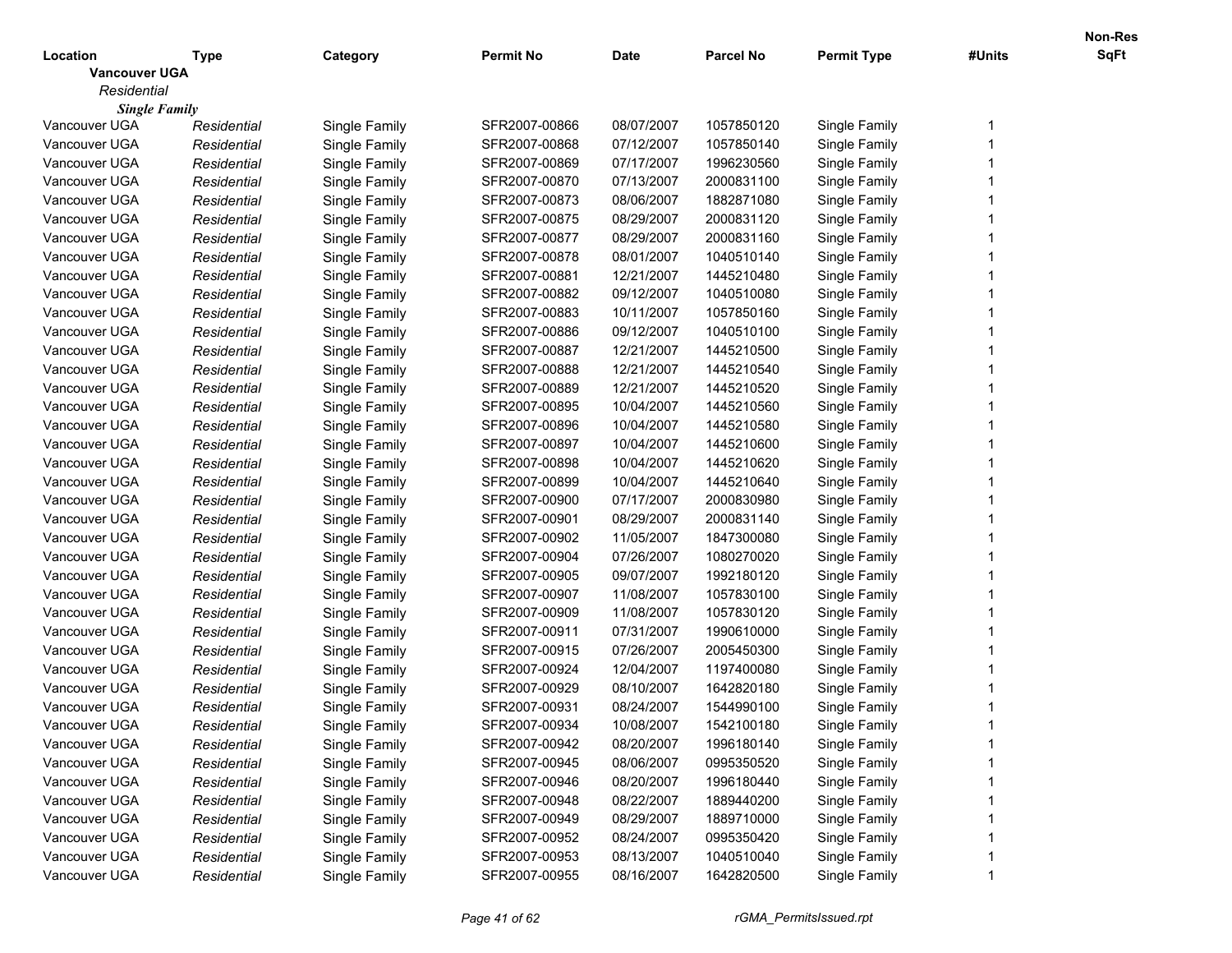| Location | Type | Category | Permit No | Date | Parcel No | Permit Type | #Units | Non-Res SqFt |
|---|---|---|---|---|---|---|---|---|
| **Vancouver UGA** | | | | | | | | |
| *Residential* | | | | | | | | |
| ***Single Family*** | | | | | | | | |
| Vancouver UGA | *Residential* | Single Family | SFR2007-00866 | 08/07/2007 | 1057850120 | Single Family | 1 | |
| Vancouver UGA | *Residential* | Single Family | SFR2007-00868 | 07/12/2007 | 1057850140 | Single Family | 1 | |
| Vancouver UGA | *Residential* | Single Family | SFR2007-00869 | 07/17/2007 | 1996230560 | Single Family | 1 | |
| Vancouver UGA | *Residential* | Single Family | SFR2007-00870 | 07/13/2007 | 2000831100 | Single Family | 1 | |
| Vancouver UGA | *Residential* | Single Family | SFR2007-00873 | 08/06/2007 | 1882871080 | Single Family | 1 | |
| Vancouver UGA | *Residential* | Single Family | SFR2007-00875 | 08/29/2007 | 2000831120 | Single Family | 1 | |
| Vancouver UGA | *Residential* | Single Family | SFR2007-00877 | 08/29/2007 | 2000831160 | Single Family | 1 | |
| Vancouver UGA | *Residential* | Single Family | SFR2007-00878 | 08/01/2007 | 1040510140 | Single Family | 1 | |
| Vancouver UGA | *Residential* | Single Family | SFR2007-00881 | 12/21/2007 | 1445210480 | Single Family | 1 | |
| Vancouver UGA | *Residential* | Single Family | SFR2007-00882 | 09/12/2007 | 1040510080 | Single Family | 1 | |
| Vancouver UGA | *Residential* | Single Family | SFR2007-00883 | 10/11/2007 | 1057850160 | Single Family | 1 | |
| Vancouver UGA | *Residential* | Single Family | SFR2007-00886 | 09/12/2007 | 1040510100 | Single Family | 1 | |
| Vancouver UGA | *Residential* | Single Family | SFR2007-00887 | 12/21/2007 | 1445210500 | Single Family | 1 | |
| Vancouver UGA | *Residential* | Single Family | SFR2007-00888 | 12/21/2007 | 1445210540 | Single Family | 1 | |
| Vancouver UGA | *Residential* | Single Family | SFR2007-00889 | 12/21/2007 | 1445210520 | Single Family | 1 | |
| Vancouver UGA | *Residential* | Single Family | SFR2007-00895 | 10/04/2007 | 1445210560 | Single Family | 1 | |
| Vancouver UGA | *Residential* | Single Family | SFR2007-00896 | 10/04/2007 | 1445210580 | Single Family | 1 | |
| Vancouver UGA | *Residential* | Single Family | SFR2007-00897 | 10/04/2007 | 1445210600 | Single Family | 1 | |
| Vancouver UGA | *Residential* | Single Family | SFR2007-00898 | 10/04/2007 | 1445210620 | Single Family | 1 | |
| Vancouver UGA | *Residential* | Single Family | SFR2007-00899 | 10/04/2007 | 1445210640 | Single Family | 1 | |
| Vancouver UGA | *Residential* | Single Family | SFR2007-00900 | 07/17/2007 | 2000830980 | Single Family | 1 | |
| Vancouver UGA | *Residential* | Single Family | SFR2007-00901 | 08/29/2007 | 2000831140 | Single Family | 1 | |
| Vancouver UGA | *Residential* | Single Family | SFR2007-00902 | 11/05/2007 | 1847300080 | Single Family | 1 | |
| Vancouver UGA | *Residential* | Single Family | SFR2007-00904 | 07/26/2007 | 1080270020 | Single Family | 1 | |
| Vancouver UGA | *Residential* | Single Family | SFR2007-00905 | 09/07/2007 | 1992180120 | Single Family | 1 | |
| Vancouver UGA | *Residential* | Single Family | SFR2007-00907 | 11/08/2007 | 1057830100 | Single Family | 1 | |
| Vancouver UGA | *Residential* | Single Family | SFR2007-00909 | 11/08/2007 | 1057830120 | Single Family | 1 | |
| Vancouver UGA | *Residential* | Single Family | SFR2007-00911 | 07/31/2007 | 1990610000 | Single Family | 1 | |
| Vancouver UGA | *Residential* | Single Family | SFR2007-00915 | 07/26/2007 | 2005450300 | Single Family | 1 | |
| Vancouver UGA | *Residential* | Single Family | SFR2007-00924 | 12/04/2007 | 1197400080 | Single Family | 1 | |
| Vancouver UGA | *Residential* | Single Family | SFR2007-00929 | 08/10/2007 | 1642820180 | Single Family | 1 | |
| Vancouver UGA | *Residential* | Single Family | SFR2007-00931 | 08/24/2007 | 1544990100 | Single Family | 1 | |
| Vancouver UGA | *Residential* | Single Family | SFR2007-00934 | 10/08/2007 | 1542100180 | Single Family | 1 | |
| Vancouver UGA | *Residential* | Single Family | SFR2007-00942 | 08/20/2007 | 1996180140 | Single Family | 1 | |
| Vancouver UGA | *Residential* | Single Family | SFR2007-00945 | 08/06/2007 | 0995350520 | Single Family | 1 | |
| Vancouver UGA | *Residential* | Single Family | SFR2007-00946 | 08/20/2007 | 1996180440 | Single Family | 1 | |
| Vancouver UGA | *Residential* | Single Family | SFR2007-00948 | 08/22/2007 | 1889440200 | Single Family | 1 | |
| Vancouver UGA | *Residential* | Single Family | SFR2007-00949 | 08/29/2007 | 1889710000 | Single Family | 1 | |
| Vancouver UGA | *Residential* | Single Family | SFR2007-00952 | 08/24/2007 | 0995350420 | Single Family | 1 | |
| Vancouver UGA | *Residential* | Single Family | SFR2007-00953 | 08/13/2007 | 1040510040 | Single Family | 1 | |
| Vancouver UGA | *Residential* | Single Family | SFR2007-00955 | 08/16/2007 | 1642820500 | Single Family | 1 | |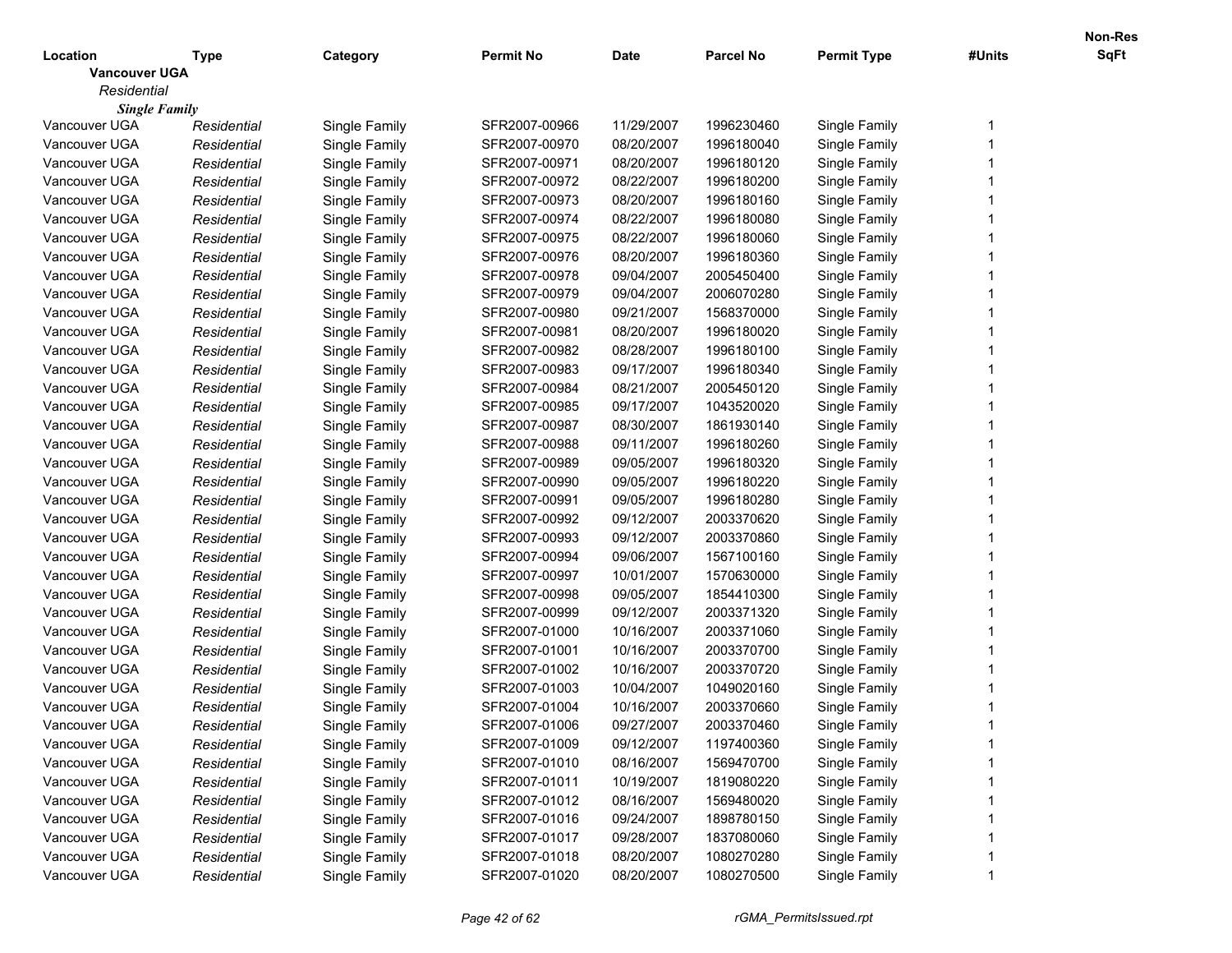| Location | Type | Category | Permit No | Date | Parcel No | Permit Type | #Units | Non-Res SqFt |
|---|---|---|---|---|---|---|---|---|
| **Vancouver UGA** | | | | | | | | |
| *Residential* | | | | | | | | |
| ***Single Family*** | | | | | | | | |
| Vancouver UGA | *Residential* | Single Family | SFR2007-00966 | 11/29/2007 | 1996230460 | Single Family | 1 | |
| Vancouver UGA | *Residential* | Single Family | SFR2007-00970 | 08/20/2007 | 1996180040 | Single Family | 1 | |
| Vancouver UGA | *Residential* | Single Family | SFR2007-00971 | 08/20/2007 | 1996180120 | Single Family | 1 | |
| Vancouver UGA | *Residential* | Single Family | SFR2007-00972 | 08/22/2007 | 1996180200 | Single Family | 1 | |
| Vancouver UGA | *Residential* | Single Family | SFR2007-00973 | 08/20/2007 | 1996180160 | Single Family | 1 | |
| Vancouver UGA | *Residential* | Single Family | SFR2007-00974 | 08/22/2007 | 1996180080 | Single Family | 1 | |
| Vancouver UGA | *Residential* | Single Family | SFR2007-00975 | 08/22/2007 | 1996180060 | Single Family | 1 | |
| Vancouver UGA | *Residential* | Single Family | SFR2007-00976 | 08/20/2007 | 1996180360 | Single Family | 1 | |
| Vancouver UGA | *Residential* | Single Family | SFR2007-00978 | 09/04/2007 | 2005450400 | Single Family | 1 | |
| Vancouver UGA | *Residential* | Single Family | SFR2007-00979 | 09/04/2007 | 2006070280 | Single Family | 1 | |
| Vancouver UGA | *Residential* | Single Family | SFR2007-00980 | 09/21/2007 | 1568370000 | Single Family | 1 | |
| Vancouver UGA | *Residential* | Single Family | SFR2007-00981 | 08/20/2007 | 1996180020 | Single Family | 1 | |
| Vancouver UGA | *Residential* | Single Family | SFR2007-00982 | 08/28/2007 | 1996180100 | Single Family | 1 | |
| Vancouver UGA | *Residential* | Single Family | SFR2007-00983 | 09/17/2007 | 1996180340 | Single Family | 1 | |
| Vancouver UGA | *Residential* | Single Family | SFR2007-00984 | 08/21/2007 | 2005450120 | Single Family | 1 | |
| Vancouver UGA | *Residential* | Single Family | SFR2007-00985 | 09/17/2007 | 1043520020 | Single Family | 1 | |
| Vancouver UGA | *Residential* | Single Family | SFR2007-00987 | 08/30/2007 | 1861930140 | Single Family | 1 | |
| Vancouver UGA | *Residential* | Single Family | SFR2007-00988 | 09/11/2007 | 1996180260 | Single Family | 1 | |
| Vancouver UGA | *Residential* | Single Family | SFR2007-00989 | 09/05/2007 | 1996180320 | Single Family | 1 | |
| Vancouver UGA | *Residential* | Single Family | SFR2007-00990 | 09/05/2007 | 1996180220 | Single Family | 1 | |
| Vancouver UGA | *Residential* | Single Family | SFR2007-00991 | 09/05/2007 | 1996180280 | Single Family | 1 | |
| Vancouver UGA | *Residential* | Single Family | SFR2007-00992 | 09/12/2007 | 2003370620 | Single Family | 1 | |
| Vancouver UGA | *Residential* | Single Family | SFR2007-00993 | 09/12/2007 | 2003370860 | Single Family | 1 | |
| Vancouver UGA | *Residential* | Single Family | SFR2007-00994 | 09/06/2007 | 1567100160 | Single Family | 1 | |
| Vancouver UGA | *Residential* | Single Family | SFR2007-00997 | 10/01/2007 | 1570630000 | Single Family | 1 | |
| Vancouver UGA | *Residential* | Single Family | SFR2007-00998 | 09/05/2007 | 1854410300 | Single Family | 1 | |
| Vancouver UGA | *Residential* | Single Family | SFR2007-00999 | 09/12/2007 | 2003371320 | Single Family | 1 | |
| Vancouver UGA | *Residential* | Single Family | SFR2007-01000 | 10/16/2007 | 2003371060 | Single Family | 1 | |
| Vancouver UGA | *Residential* | Single Family | SFR2007-01001 | 10/16/2007 | 2003370700 | Single Family | 1 | |
| Vancouver UGA | *Residential* | Single Family | SFR2007-01002 | 10/16/2007 | 2003370720 | Single Family | 1 | |
| Vancouver UGA | *Residential* | Single Family | SFR2007-01003 | 10/04/2007 | 1049020160 | Single Family | 1 | |
| Vancouver UGA | *Residential* | Single Family | SFR2007-01004 | 10/16/2007 | 2003370660 | Single Family | 1 | |
| Vancouver UGA | *Residential* | Single Family | SFR2007-01006 | 09/27/2007 | 2003370460 | Single Family | 1 | |
| Vancouver UGA | *Residential* | Single Family | SFR2007-01009 | 09/12/2007 | 1197400360 | Single Family | 1 | |
| Vancouver UGA | *Residential* | Single Family | SFR2007-01010 | 08/16/2007 | 1569470700 | Single Family | 1 | |
| Vancouver UGA | *Residential* | Single Family | SFR2007-01011 | 10/19/2007 | 1819080220 | Single Family | 1 | |
| Vancouver UGA | *Residential* | Single Family | SFR2007-01012 | 08/16/2007 | 1569480020 | Single Family | 1 | |
| Vancouver UGA | *Residential* | Single Family | SFR2007-01016 | 09/24/2007 | 1898780150 | Single Family | 1 | |
| Vancouver UGA | *Residential* | Single Family | SFR2007-01017 | 09/28/2007 | 1837080060 | Single Family | 1 | |
| Vancouver UGA | *Residential* | Single Family | SFR2007-01018 | 08/20/2007 | 1080270280 | Single Family | 1 | |
| Vancouver UGA | *Residential* | Single Family | SFR2007-01020 | 08/20/2007 | 1080270500 | Single Family | 1 | |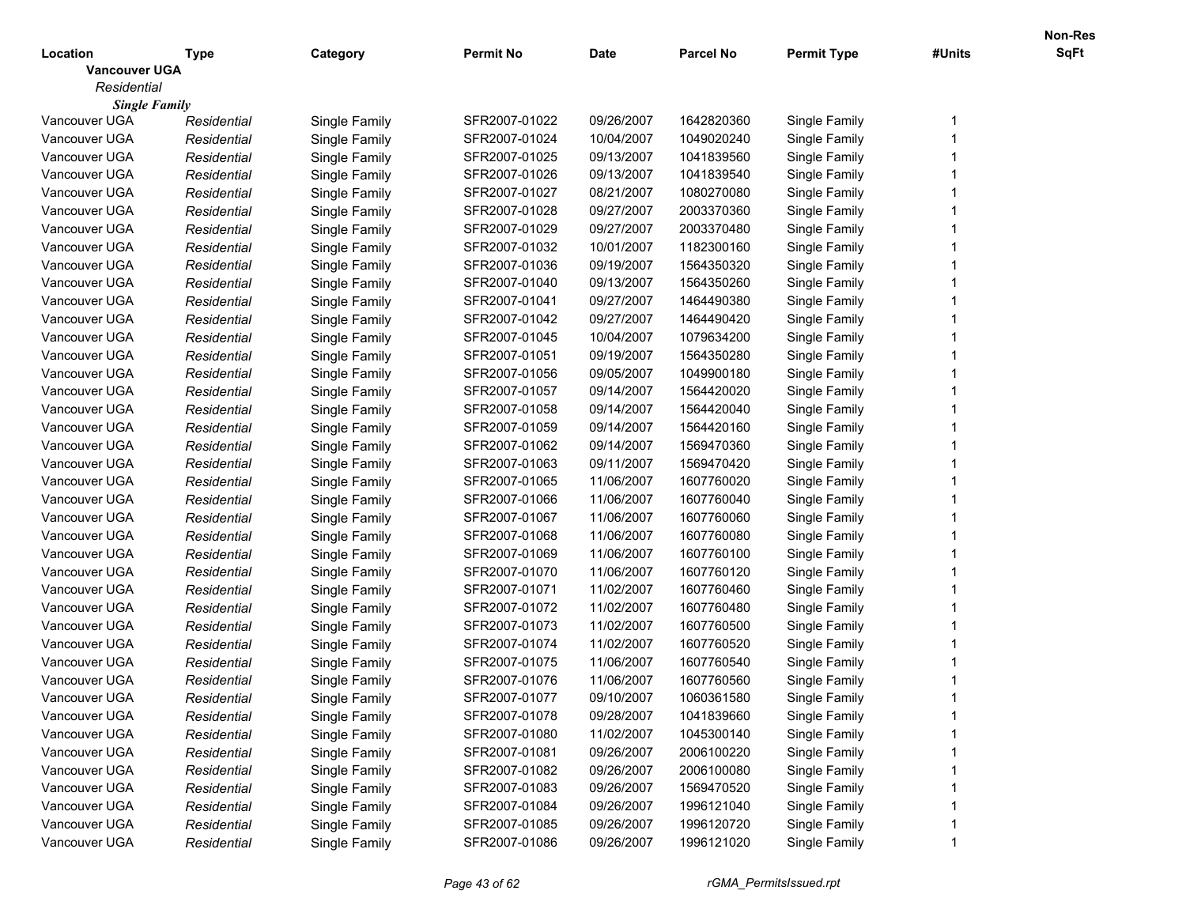| Location | Type | Category | Permit No | Date | Parcel No | Permit Type | #Units | Non-Res SqFt |
|---|---|---|---|---|---|---|---|---|
| **Vancouver UGA** | | | | | | | | |
| *Residential* | | | | | | | | |
| ***Single Family*** | | | | | | | | |
| Vancouver UGA | *Residential* | Single Family | SFR2007-01022 | 09/26/2007 | 1642820360 | Single Family | 1 | |
| Vancouver UGA | *Residential* | Single Family | SFR2007-01024 | 10/04/2007 | 1049020240 | Single Family | 1 | |
| Vancouver UGA | *Residential* | Single Family | SFR2007-01025 | 09/13/2007 | 1041839560 | Single Family | 1 | |
| Vancouver UGA | *Residential* | Single Family | SFR2007-01026 | 09/13/2007 | 1041839540 | Single Family | 1 | |
| Vancouver UGA | *Residential* | Single Family | SFR2007-01027 | 08/21/2007 | 1080270080 | Single Family | 1 | |
| Vancouver UGA | *Residential* | Single Family | SFR2007-01028 | 09/27/2007 | 2003370360 | Single Family | 1 | |
| Vancouver UGA | *Residential* | Single Family | SFR2007-01029 | 09/27/2007 | 2003370480 | Single Family | 1 | |
| Vancouver UGA | *Residential* | Single Family | SFR2007-01032 | 10/01/2007 | 1182300160 | Single Family | 1 | |
| Vancouver UGA | *Residential* | Single Family | SFR2007-01036 | 09/19/2007 | 1564350320 | Single Family | 1 | |
| Vancouver UGA | *Residential* | Single Family | SFR2007-01040 | 09/13/2007 | 1564350260 | Single Family | 1 | |
| Vancouver UGA | *Residential* | Single Family | SFR2007-01041 | 09/27/2007 | 1464490380 | Single Family | 1 | |
| Vancouver UGA | *Residential* | Single Family | SFR2007-01042 | 09/27/2007 | 1464490420 | Single Family | 1 | |
| Vancouver UGA | *Residential* | Single Family | SFR2007-01045 | 10/04/2007 | 1079634200 | Single Family | 1 | |
| Vancouver UGA | *Residential* | Single Family | SFR2007-01051 | 09/19/2007 | 1564350280 | Single Family | 1 | |
| Vancouver UGA | *Residential* | Single Family | SFR2007-01056 | 09/05/2007 | 1049900180 | Single Family | 1 | |
| Vancouver UGA | *Residential* | Single Family | SFR2007-01057 | 09/14/2007 | 1564420020 | Single Family | 1 | |
| Vancouver UGA | *Residential* | Single Family | SFR2007-01058 | 09/14/2007 | 1564420040 | Single Family | 1 | |
| Vancouver UGA | *Residential* | Single Family | SFR2007-01059 | 09/14/2007 | 1564420160 | Single Family | 1 | |
| Vancouver UGA | *Residential* | Single Family | SFR2007-01062 | 09/14/2007 | 1569470360 | Single Family | 1 | |
| Vancouver UGA | *Residential* | Single Family | SFR2007-01063 | 09/11/2007 | 1569470420 | Single Family | 1 | |
| Vancouver UGA | *Residential* | Single Family | SFR2007-01065 | 11/06/2007 | 1607760020 | Single Family | 1 | |
| Vancouver UGA | *Residential* | Single Family | SFR2007-01066 | 11/06/2007 | 1607760040 | Single Family | 1 | |
| Vancouver UGA | *Residential* | Single Family | SFR2007-01067 | 11/06/2007 | 1607760060 | Single Family | 1 | |
| Vancouver UGA | *Residential* | Single Family | SFR2007-01068 | 11/06/2007 | 1607760080 | Single Family | 1 | |
| Vancouver UGA | *Residential* | Single Family | SFR2007-01069 | 11/06/2007 | 1607760100 | Single Family | 1 | |
| Vancouver UGA | *Residential* | Single Family | SFR2007-01070 | 11/06/2007 | 1607760120 | Single Family | 1 | |
| Vancouver UGA | *Residential* | Single Family | SFR2007-01071 | 11/02/2007 | 1607760460 | Single Family | 1 | |
| Vancouver UGA | *Residential* | Single Family | SFR2007-01072 | 11/02/2007 | 1607760480 | Single Family | 1 | |
| Vancouver UGA | *Residential* | Single Family | SFR2007-01073 | 11/02/2007 | 1607760500 | Single Family | 1 | |
| Vancouver UGA | *Residential* | Single Family | SFR2007-01074 | 11/02/2007 | 1607760520 | Single Family | 1 | |
| Vancouver UGA | *Residential* | Single Family | SFR2007-01075 | 11/06/2007 | 1607760540 | Single Family | 1 | |
| Vancouver UGA | *Residential* | Single Family | SFR2007-01076 | 11/06/2007 | 1607760560 | Single Family | 1 | |
| Vancouver UGA | *Residential* | Single Family | SFR2007-01077 | 09/10/2007 | 1060361580 | Single Family | 1 | |
| Vancouver UGA | *Residential* | Single Family | SFR2007-01078 | 09/28/2007 | 1041839660 | Single Family | 1 | |
| Vancouver UGA | *Residential* | Single Family | SFR2007-01080 | 11/02/2007 | 1045300140 | Single Family | 1 | |
| Vancouver UGA | *Residential* | Single Family | SFR2007-01081 | 09/26/2007 | 2006100220 | Single Family | 1 | |
| Vancouver UGA | *Residential* | Single Family | SFR2007-01082 | 09/26/2007 | 2006100080 | Single Family | 1 | |
| Vancouver UGA | *Residential* | Single Family | SFR2007-01083 | 09/26/2007 | 1569470520 | Single Family | 1 | |
| Vancouver UGA | *Residential* | Single Family | SFR2007-01084 | 09/26/2007 | 1996121040 | Single Family | 1 | |
| Vancouver UGA | *Residential* | Single Family | SFR2007-01085 | 09/26/2007 | 1996120720 | Single Family | 1 | |
| Vancouver UGA | *Residential* | Single Family | SFR2007-01086 | 09/26/2007 | 1996121020 | Single Family | 1 | |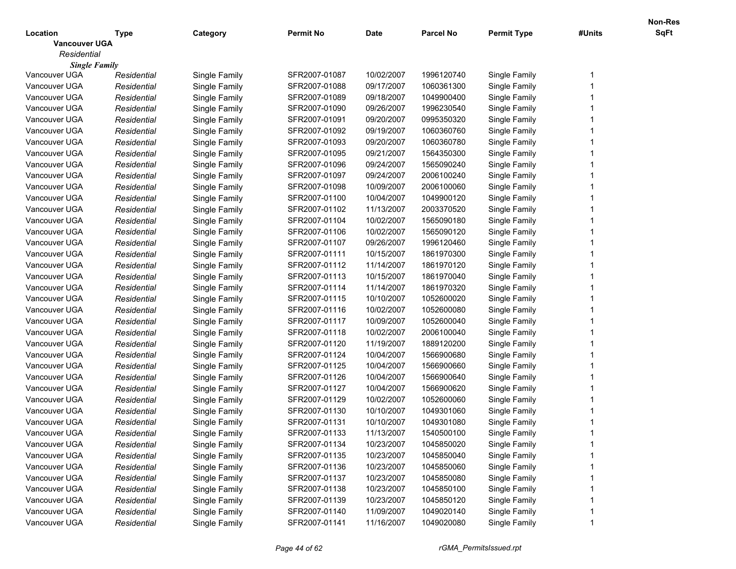| Location | Type | Category | Permit No | Date | Parcel No | Permit Type | #Units | Non-Res SqFt |
|---|---|---|---|---|---|---|---|---|
| **Vancouver UGA** | | | | | | | | |
| *Residential* | | | | | | | | |
| ***Single Family*** | | | | | | | | |
| Vancouver UGA | *Residential* | Single Family | SFR2007-01087 | 10/02/2007 | 1996120740 | Single Family | 1 | |
| Vancouver UGA | *Residential* | Single Family | SFR2007-01088 | 09/17/2007 | 1060361300 | Single Family | 1 | |
| Vancouver UGA | *Residential* | Single Family | SFR2007-01089 | 09/18/2007 | 1049900400 | Single Family | 1 | |
| Vancouver UGA | *Residential* | Single Family | SFR2007-01090 | 09/26/2007 | 1996230540 | Single Family | 1 | |
| Vancouver UGA | *Residential* | Single Family | SFR2007-01091 | 09/20/2007 | 0995350320 | Single Family | 1 | |
| Vancouver UGA | *Residential* | Single Family | SFR2007-01092 | 09/19/2007 | 1060360760 | Single Family | 1 | |
| Vancouver UGA | *Residential* | Single Family | SFR2007-01093 | 09/20/2007 | 1060360780 | Single Family | 1 | |
| Vancouver UGA | *Residential* | Single Family | SFR2007-01095 | 09/21/2007 | 1564350300 | Single Family | 1 | |
| Vancouver UGA | *Residential* | Single Family | SFR2007-01096 | 09/24/2007 | 1565090240 | Single Family | 1 | |
| Vancouver UGA | *Residential* | Single Family | SFR2007-01097 | 09/24/2007 | 2006100240 | Single Family | 1 | |
| Vancouver UGA | *Residential* | Single Family | SFR2007-01098 | 10/09/2007 | 2006100060 | Single Family | 1 | |
| Vancouver UGA | *Residential* | Single Family | SFR2007-01100 | 10/04/2007 | 1049900120 | Single Family | 1 | |
| Vancouver UGA | *Residential* | Single Family | SFR2007-01102 | 11/13/2007 | 2003370520 | Single Family | 1 | |
| Vancouver UGA | *Residential* | Single Family | SFR2007-01104 | 10/02/2007 | 1565090180 | Single Family | 1 | |
| Vancouver UGA | *Residential* | Single Family | SFR2007-01106 | 10/02/2007 | 1565090120 | Single Family | 1 | |
| Vancouver UGA | *Residential* | Single Family | SFR2007-01107 | 09/26/2007 | 1996120460 | Single Family | 1 | |
| Vancouver UGA | *Residential* | Single Family | SFR2007-01111 | 10/15/2007 | 1861970300 | Single Family | 1 | |
| Vancouver UGA | *Residential* | Single Family | SFR2007-01112 | 11/14/2007 | 1861970120 | Single Family | 1 | |
| Vancouver UGA | *Residential* | Single Family | SFR2007-01113 | 10/15/2007 | 1861970040 | Single Family | 1 | |
| Vancouver UGA | *Residential* | Single Family | SFR2007-01114 | 11/14/2007 | 1861970320 | Single Family | 1 | |
| Vancouver UGA | *Residential* | Single Family | SFR2007-01115 | 10/10/2007 | 1052600020 | Single Family | 1 | |
| Vancouver UGA | *Residential* | Single Family | SFR2007-01116 | 10/02/2007 | 1052600080 | Single Family | 1 | |
| Vancouver UGA | *Residential* | Single Family | SFR2007-01117 | 10/09/2007 | 1052600040 | Single Family | 1 | |
| Vancouver UGA | *Residential* | Single Family | SFR2007-01118 | 10/02/2007 | 2006100040 | Single Family | 1 | |
| Vancouver UGA | *Residential* | Single Family | SFR2007-01120 | 11/19/2007 | 1889120200 | Single Family | 1 | |
| Vancouver UGA | *Residential* | Single Family | SFR2007-01124 | 10/04/2007 | 1566900680 | Single Family | 1 | |
| Vancouver UGA | *Residential* | Single Family | SFR2007-01125 | 10/04/2007 | 1566900660 | Single Family | 1 | |
| Vancouver UGA | *Residential* | Single Family | SFR2007-01126 | 10/04/2007 | 1566900640 | Single Family | 1 | |
| Vancouver UGA | *Residential* | Single Family | SFR2007-01127 | 10/04/2007 | 1566900620 | Single Family | 1 | |
| Vancouver UGA | *Residential* | Single Family | SFR2007-01129 | 10/02/2007 | 1052600060 | Single Family | 1 | |
| Vancouver UGA | *Residential* | Single Family | SFR2007-01130 | 10/10/2007 | 1049301060 | Single Family | 1 | |
| Vancouver UGA | *Residential* | Single Family | SFR2007-01131 | 10/10/2007 | 1049301080 | Single Family | 1 | |
| Vancouver UGA | *Residential* | Single Family | SFR2007-01133 | 11/13/2007 | 1540500100 | Single Family | 1 | |
| Vancouver UGA | *Residential* | Single Family | SFR2007-01134 | 10/23/2007 | 1045850020 | Single Family | 1 | |
| Vancouver UGA | *Residential* | Single Family | SFR2007-01135 | 10/23/2007 | 1045850040 | Single Family | 1 | |
| Vancouver UGA | *Residential* | Single Family | SFR2007-01136 | 10/23/2007 | 1045850060 | Single Family | 1 | |
| Vancouver UGA | *Residential* | Single Family | SFR2007-01137 | 10/23/2007 | 1045850080 | Single Family | 1 | |
| Vancouver UGA | *Residential* | Single Family | SFR2007-01138 | 10/23/2007 | 1045850100 | Single Family | 1 | |
| Vancouver UGA | *Residential* | Single Family | SFR2007-01139 | 10/23/2007 | 1045850120 | Single Family | 1 | |
| Vancouver UGA | *Residential* | Single Family | SFR2007-01140 | 11/09/2007 | 1049020140 | Single Family | 1 | |
| Vancouver UGA | *Residential* | Single Family | SFR2007-01141 | 11/16/2007 | 1049020080 | Single Family | 1 | |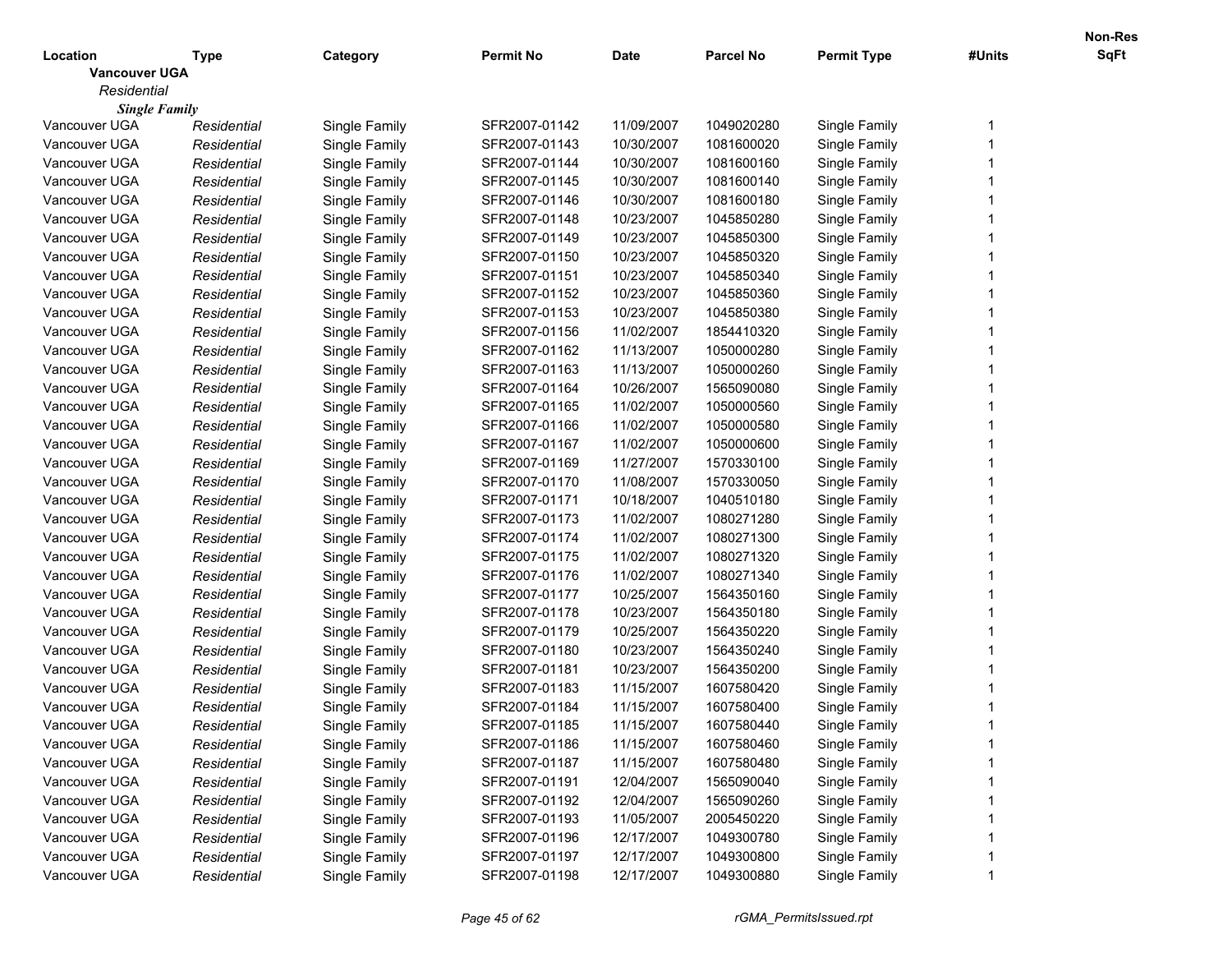| Location | Type | Category | Permit No | Date | Parcel No | Permit Type | #Units | Non-Res SqFt |
|---|---|---|---|---|---|---|---|---|
| **Vancouver UGA** | | | | | | | | |
| *Residential* | | | | | | | | |
| ***Single Family*** | | | | | | | | |
| Vancouver UGA | *Residential* | Single Family | SFR2007-01142 | 11/09/2007 | 1049020280 | Single Family | 1 | |
| Vancouver UGA | *Residential* | Single Family | SFR2007-01143 | 10/30/2007 | 1081600020 | Single Family | 1 | |
| Vancouver UGA | *Residential* | Single Family | SFR2007-01144 | 10/30/2007 | 1081600160 | Single Family | 1 | |
| Vancouver UGA | *Residential* | Single Family | SFR2007-01145 | 10/30/2007 | 1081600140 | Single Family | 1 | |
| Vancouver UGA | *Residential* | Single Family | SFR2007-01146 | 10/30/2007 | 1081600180 | Single Family | 1 | |
| Vancouver UGA | *Residential* | Single Family | SFR2007-01148 | 10/23/2007 | 1045850280 | Single Family | 1 | |
| Vancouver UGA | *Residential* | Single Family | SFR2007-01149 | 10/23/2007 | 1045850300 | Single Family | 1 | |
| Vancouver UGA | *Residential* | Single Family | SFR2007-01150 | 10/23/2007 | 1045850320 | Single Family | 1 | |
| Vancouver UGA | *Residential* | Single Family | SFR2007-01151 | 10/23/2007 | 1045850340 | Single Family | 1 | |
| Vancouver UGA | *Residential* | Single Family | SFR2007-01152 | 10/23/2007 | 1045850360 | Single Family | 1 | |
| Vancouver UGA | *Residential* | Single Family | SFR2007-01153 | 10/23/2007 | 1045850380 | Single Family | 1 | |
| Vancouver UGA | *Residential* | Single Family | SFR2007-01156 | 11/02/2007 | 1854410320 | Single Family | 1 | |
| Vancouver UGA | *Residential* | Single Family | SFR2007-01162 | 11/13/2007 | 1050000280 | Single Family | 1 | |
| Vancouver UGA | *Residential* | Single Family | SFR2007-01163 | 11/13/2007 | 1050000260 | Single Family | 1 | |
| Vancouver UGA | *Residential* | Single Family | SFR2007-01164 | 10/26/2007 | 1565090080 | Single Family | 1 | |
| Vancouver UGA | *Residential* | Single Family | SFR2007-01165 | 11/02/2007 | 1050000560 | Single Family | 1 | |
| Vancouver UGA | *Residential* | Single Family | SFR2007-01166 | 11/02/2007 | 1050000580 | Single Family | 1 | |
| Vancouver UGA | *Residential* | Single Family | SFR2007-01167 | 11/02/2007 | 1050000600 | Single Family | 1 | |
| Vancouver UGA | *Residential* | Single Family | SFR2007-01169 | 11/27/2007 | 1570330100 | Single Family | 1 | |
| Vancouver UGA | *Residential* | Single Family | SFR2007-01170 | 11/08/2007 | 1570330050 | Single Family | 1 | |
| Vancouver UGA | *Residential* | Single Family | SFR2007-01171 | 10/18/2007 | 1040510180 | Single Family | 1 | |
| Vancouver UGA | *Residential* | Single Family | SFR2007-01173 | 11/02/2007 | 1080271280 | Single Family | 1 | |
| Vancouver UGA | *Residential* | Single Family | SFR2007-01174 | 11/02/2007 | 1080271300 | Single Family | 1 | |
| Vancouver UGA | *Residential* | Single Family | SFR2007-01175 | 11/02/2007 | 1080271320 | Single Family | 1 | |
| Vancouver UGA | *Residential* | Single Family | SFR2007-01176 | 11/02/2007 | 1080271340 | Single Family | 1 | |
| Vancouver UGA | *Residential* | Single Family | SFR2007-01177 | 10/25/2007 | 1564350160 | Single Family | 1 | |
| Vancouver UGA | *Residential* | Single Family | SFR2007-01178 | 10/23/2007 | 1564350180 | Single Family | 1 | |
| Vancouver UGA | *Residential* | Single Family | SFR2007-01179 | 10/25/2007 | 1564350220 | Single Family | 1 | |
| Vancouver UGA | *Residential* | Single Family | SFR2007-01180 | 10/23/2007 | 1564350240 | Single Family | 1 | |
| Vancouver UGA | *Residential* | Single Family | SFR2007-01181 | 10/23/2007 | 1564350200 | Single Family | 1 | |
| Vancouver UGA | *Residential* | Single Family | SFR2007-01183 | 11/15/2007 | 1607580420 | Single Family | 1 | |
| Vancouver UGA | *Residential* | Single Family | SFR2007-01184 | 11/15/2007 | 1607580400 | Single Family | 1 | |
| Vancouver UGA | *Residential* | Single Family | SFR2007-01185 | 11/15/2007 | 1607580440 | Single Family | 1 | |
| Vancouver UGA | *Residential* | Single Family | SFR2007-01186 | 11/15/2007 | 1607580460 | Single Family | 1 | |
| Vancouver UGA | *Residential* | Single Family | SFR2007-01187 | 11/15/2007 | 1607580480 | Single Family | 1 | |
| Vancouver UGA | *Residential* | Single Family | SFR2007-01191 | 12/04/2007 | 1565090040 | Single Family | 1 | |
| Vancouver UGA | *Residential* | Single Family | SFR2007-01192 | 12/04/2007 | 1565090260 | Single Family | 1 | |
| Vancouver UGA | *Residential* | Single Family | SFR2007-01193 | 11/05/2007 | 2005450220 | Single Family | 1 | |
| Vancouver UGA | *Residential* | Single Family | SFR2007-01196 | 12/17/2007 | 1049300780 | Single Family | 1 | |
| Vancouver UGA | *Residential* | Single Family | SFR2007-01197 | 12/17/2007 | 1049300800 | Single Family | 1 | |
| Vancouver UGA | *Residential* | Single Family | SFR2007-01198 | 12/17/2007 | 1049300880 | Single Family | 1 | |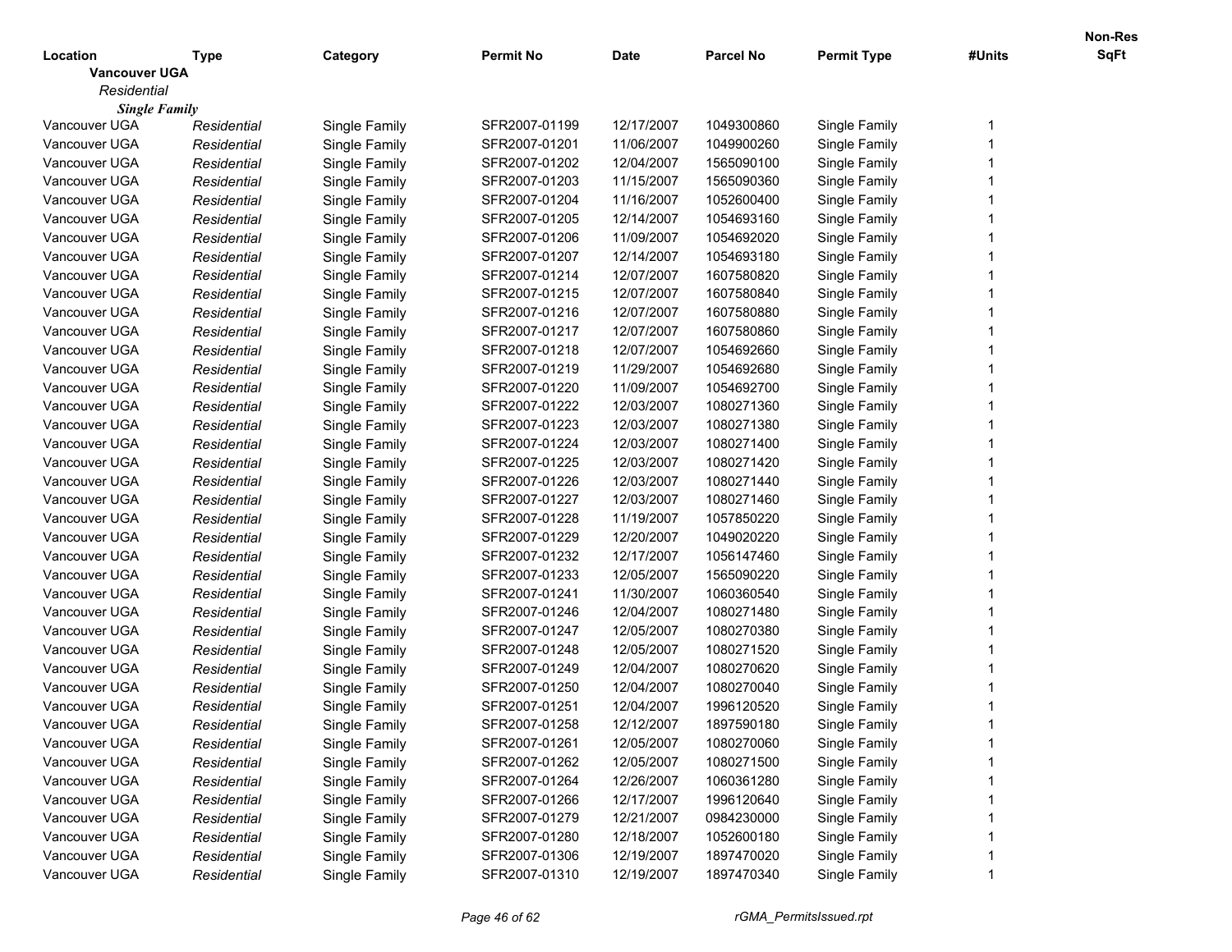| Location | Type | Category | Permit No | Date | Parcel No | Permit Type | #Units | Non-Res SqFt |
|---|---|---|---|---|---|---|---|---|
| **Vancouver UGA** | | | | | | | | |
| *Residential* | | | | | | | | |
| ***Single Family*** | | | | | | | | |
| Vancouver UGA | *Residential* | Single Family | SFR2007-01199 | 12/17/2007 | 1049300860 | Single Family | 1 | |
| Vancouver UGA | *Residential* | Single Family | SFR2007-01201 | 11/06/2007 | 1049900260 | Single Family | 1 | |
| Vancouver UGA | *Residential* | Single Family | SFR2007-01202 | 12/04/2007 | 1565090100 | Single Family | 1 | |
| Vancouver UGA | *Residential* | Single Family | SFR2007-01203 | 11/15/2007 | 1565090360 | Single Family | 1 | |
| Vancouver UGA | *Residential* | Single Family | SFR2007-01204 | 11/16/2007 | 1052600400 | Single Family | 1 | |
| Vancouver UGA | *Residential* | Single Family | SFR2007-01205 | 12/14/2007 | 1054693160 | Single Family | 1 | |
| Vancouver UGA | *Residential* | Single Family | SFR2007-01206 | 11/09/2007 | 1054692020 | Single Family | 1 | |
| Vancouver UGA | *Residential* | Single Family | SFR2007-01207 | 12/14/2007 | 1054693180 | Single Family | 1 | |
| Vancouver UGA | *Residential* | Single Family | SFR2007-01214 | 12/07/2007 | 1607580820 | Single Family | 1 | |
| Vancouver UGA | *Residential* | Single Family | SFR2007-01215 | 12/07/2007 | 1607580840 | Single Family | 1 | |
| Vancouver UGA | *Residential* | Single Family | SFR2007-01216 | 12/07/2007 | 1607580880 | Single Family | 1 | |
| Vancouver UGA | *Residential* | Single Family | SFR2007-01217 | 12/07/2007 | 1607580860 | Single Family | 1 | |
| Vancouver UGA | *Residential* | Single Family | SFR2007-01218 | 12/07/2007 | 1054692660 | Single Family | 1 | |
| Vancouver UGA | *Residential* | Single Family | SFR2007-01219 | 11/29/2007 | 1054692680 | Single Family | 1 | |
| Vancouver UGA | *Residential* | Single Family | SFR2007-01220 | 11/09/2007 | 1054692700 | Single Family | 1 | |
| Vancouver UGA | *Residential* | Single Family | SFR2007-01222 | 12/03/2007 | 1080271360 | Single Family | 1 | |
| Vancouver UGA | *Residential* | Single Family | SFR2007-01223 | 12/03/2007 | 1080271380 | Single Family | 1 | |
| Vancouver UGA | *Residential* | Single Family | SFR2007-01224 | 12/03/2007 | 1080271400 | Single Family | 1 | |
| Vancouver UGA | *Residential* | Single Family | SFR2007-01225 | 12/03/2007 | 1080271420 | Single Family | 1 | |
| Vancouver UGA | *Residential* | Single Family | SFR2007-01226 | 12/03/2007 | 1080271440 | Single Family | 1 | |
| Vancouver UGA | *Residential* | Single Family | SFR2007-01227 | 12/03/2007 | 1080271460 | Single Family | 1 | |
| Vancouver UGA | *Residential* | Single Family | SFR2007-01228 | 11/19/2007 | 1057850220 | Single Family | 1 | |
| Vancouver UGA | *Residential* | Single Family | SFR2007-01229 | 12/20/2007 | 1049020220 | Single Family | 1 | |
| Vancouver UGA | *Residential* | Single Family | SFR2007-01232 | 12/17/2007 | 1056147460 | Single Family | 1 | |
| Vancouver UGA | *Residential* | Single Family | SFR2007-01233 | 12/05/2007 | 1565090220 | Single Family | 1 | |
| Vancouver UGA | *Residential* | Single Family | SFR2007-01241 | 11/30/2007 | 1060360540 | Single Family | 1 | |
| Vancouver UGA | *Residential* | Single Family | SFR2007-01246 | 12/04/2007 | 1080271480 | Single Family | 1 | |
| Vancouver UGA | *Residential* | Single Family | SFR2007-01247 | 12/05/2007 | 1080270380 | Single Family | 1 | |
| Vancouver UGA | *Residential* | Single Family | SFR2007-01248 | 12/05/2007 | 1080271520 | Single Family | 1 | |
| Vancouver UGA | *Residential* | Single Family | SFR2007-01249 | 12/04/2007 | 1080270620 | Single Family | 1 | |
| Vancouver UGA | *Residential* | Single Family | SFR2007-01250 | 12/04/2007 | 1080270040 | Single Family | 1 | |
| Vancouver UGA | *Residential* | Single Family | SFR2007-01251 | 12/04/2007 | 1996120520 | Single Family | 1 | |
| Vancouver UGA | *Residential* | Single Family | SFR2007-01258 | 12/12/2007 | 1897590180 | Single Family | 1 | |
| Vancouver UGA | *Residential* | Single Family | SFR2007-01261 | 12/05/2007 | 1080270060 | Single Family | 1 | |
| Vancouver UGA | *Residential* | Single Family | SFR2007-01262 | 12/05/2007 | 1080271500 | Single Family | 1 | |
| Vancouver UGA | *Residential* | Single Family | SFR2007-01264 | 12/26/2007 | 1060361280 | Single Family | 1 | |
| Vancouver UGA | *Residential* | Single Family | SFR2007-01266 | 12/17/2007 | 1996120640 | Single Family | 1 | |
| Vancouver UGA | *Residential* | Single Family | SFR2007-01279 | 12/21/2007 | 0984230000 | Single Family | 1 | |
| Vancouver UGA | *Residential* | Single Family | SFR2007-01280 | 12/18/2007 | 1052600180 | Single Family | 1 | |
| Vancouver UGA | *Residential* | Single Family | SFR2007-01306 | 12/19/2007 | 1897470020 | Single Family | 1 | |
| Vancouver UGA | *Residential* | Single Family | SFR2007-01310 | 12/19/2007 | 1897470340 | Single Family | 1 | |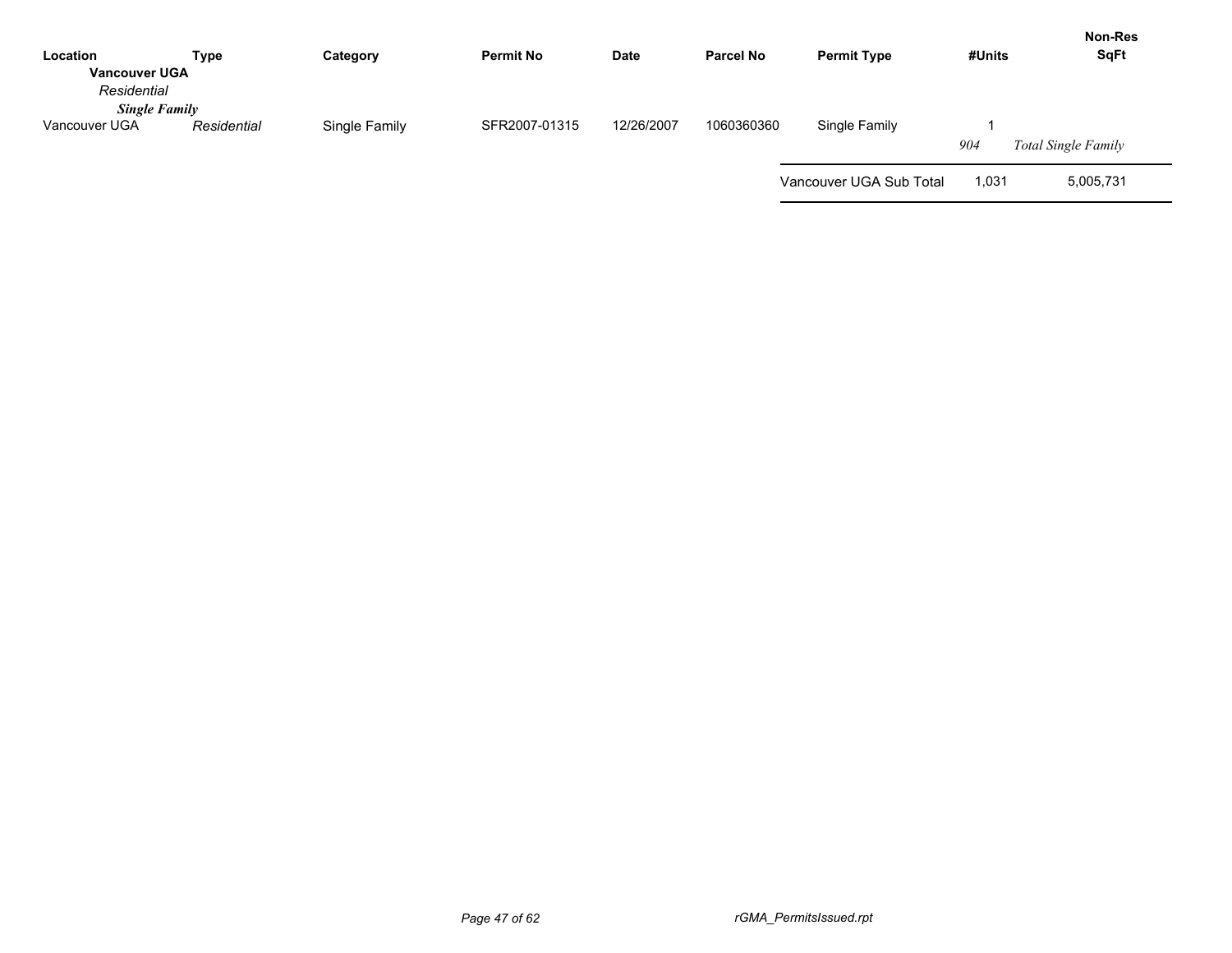| Location | Type | Category | Permit No | Date | Parcel No | Permit Type | #Units | Non-Res SqFt |
|---|---|---|---|---|---|---|---|---|
| **Vancouver UGA** | | | | | | | | |
| *Residential* | | | | | | | | |
| ***Single Family*** | | | | | | | | |
| Vancouver UGA | *Residential* | Single Family | SFR2007-01315 | 12/26/2007 | 1060360360 | Single Family | 1 | |
| | | | | | | | *904* | *Total Single Family* |
| | | | | | | Vancouver UGA Sub Total | 1,031 | 5,005,731 |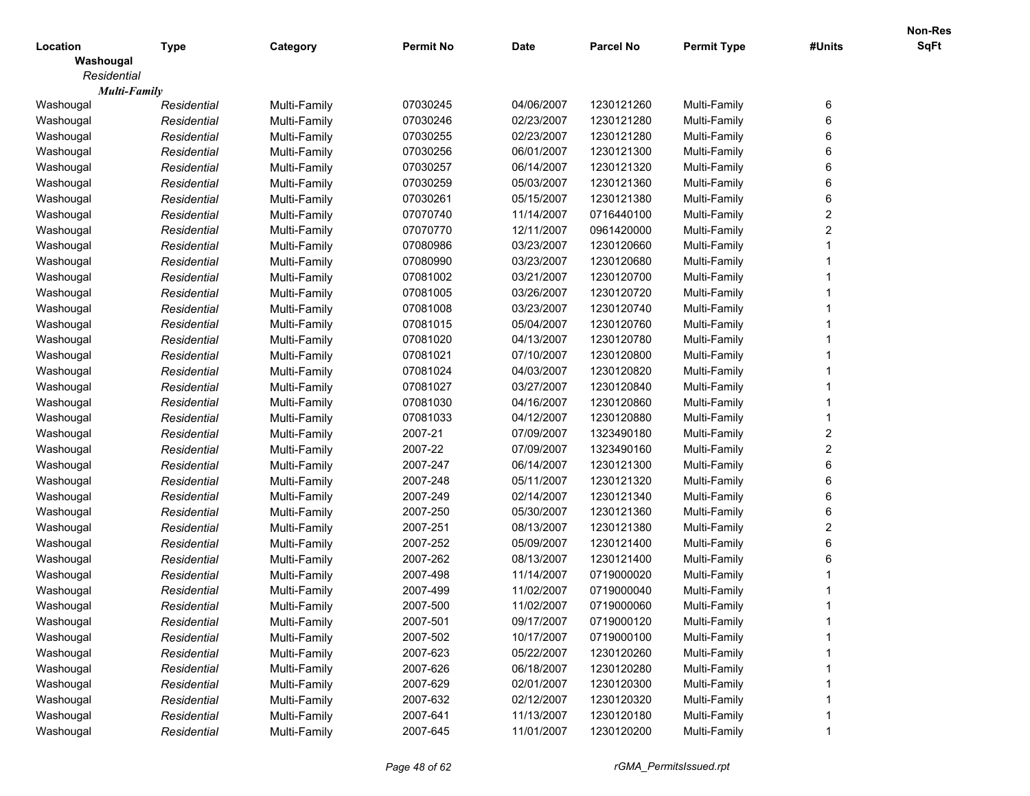| Location | Type | Category | Permit No | Date | Parcel No | Permit Type | #Units | Non-Res SqFt |
|---|---|---|---|---|---|---|---|---|
| **Washougal** | | | | | | | | |
| *Residential* | | | | | | | | |
| ***Multi-Family*** | | | | | | | | |
| Washougal | *Residential* | Multi-Family | 07030245 | 04/06/2007 | 1230121260 | Multi-Family | 6 | |
| Washougal | *Residential* | Multi-Family | 07030246 | 02/23/2007 | 1230121280 | Multi-Family | 6 | |
| Washougal | *Residential* | Multi-Family | 07030255 | 02/23/2007 | 1230121280 | Multi-Family | 6 | |
| Washougal | *Residential* | Multi-Family | 07030256 | 06/01/2007 | 1230121300 | Multi-Family | 6 | |
| Washougal | *Residential* | Multi-Family | 07030257 | 06/14/2007 | 1230121320 | Multi-Family | 6 | |
| Washougal | *Residential* | Multi-Family | 07030259 | 05/03/2007 | 1230121360 | Multi-Family | 6 | |
| Washougal | *Residential* | Multi-Family | 07030261 | 05/15/2007 | 1230121380 | Multi-Family | 6 | |
| Washougal | *Residential* | Multi-Family | 07070740 | 11/14/2007 | 0716440100 | Multi-Family | 2 | |
| Washougal | *Residential* | Multi-Family | 07070770 | 12/11/2007 | 0961420000 | Multi-Family | 2 | |
| Washougal | *Residential* | Multi-Family | 07080986 | 03/23/2007 | 1230120660 | Multi-Family | 1 | |
| Washougal | *Residential* | Multi-Family | 07080990 | 03/23/2007 | 1230120680 | Multi-Family | 1 | |
| Washougal | *Residential* | Multi-Family | 07081002 | 03/21/2007 | 1230120700 | Multi-Family | 1 | |
| Washougal | *Residential* | Multi-Family | 07081005 | 03/26/2007 | 1230120720 | Multi-Family | 1 | |
| Washougal | *Residential* | Multi-Family | 07081008 | 03/23/2007 | 1230120740 | Multi-Family | 1 | |
| Washougal | *Residential* | Multi-Family | 07081015 | 05/04/2007 | 1230120760 | Multi-Family | 1 | |
| Washougal | *Residential* | Multi-Family | 07081020 | 04/13/2007 | 1230120780 | Multi-Family | 1 | |
| Washougal | *Residential* | Multi-Family | 07081021 | 07/10/2007 | 1230120800 | Multi-Family | 1 | |
| Washougal | *Residential* | Multi-Family | 07081024 | 04/03/2007 | 1230120820 | Multi-Family | 1 | |
| Washougal | *Residential* | Multi-Family | 07081027 | 03/27/2007 | 1230120840 | Multi-Family | 1 | |
| Washougal | *Residential* | Multi-Family | 07081030 | 04/16/2007 | 1230120860 | Multi-Family | 1 | |
| Washougal | *Residential* | Multi-Family | 07081033 | 04/12/2007 | 1230120880 | Multi-Family | 1 | |
| Washougal | *Residential* | Multi-Family | 2007-21 | 07/09/2007 | 1323490180 | Multi-Family | 2 | |
| Washougal | *Residential* | Multi-Family | 2007-22 | 07/09/2007 | 1323490160 | Multi-Family | 2 | |
| Washougal | *Residential* | Multi-Family | 2007-247 | 06/14/2007 | 1230121300 | Multi-Family | 6 | |
| Washougal | *Residential* | Multi-Family | 2007-248 | 05/11/2007 | 1230121320 | Multi-Family | 6 | |
| Washougal | *Residential* | Multi-Family | 2007-249 | 02/14/2007 | 1230121340 | Multi-Family | 6 | |
| Washougal | *Residential* | Multi-Family | 2007-250 | 05/30/2007 | 1230121360 | Multi-Family | 6 | |
| Washougal | *Residential* | Multi-Family | 2007-251 | 08/13/2007 | 1230121380 | Multi-Family | 2 | |
| Washougal | *Residential* | Multi-Family | 2007-252 | 05/09/2007 | 1230121400 | Multi-Family | 6 | |
| Washougal | *Residential* | Multi-Family | 2007-262 | 08/13/2007 | 1230121400 | Multi-Family | 6 | |
| Washougal | *Residential* | Multi-Family | 2007-498 | 11/14/2007 | 0719000020 | Multi-Family | 1 | |
| Washougal | *Residential* | Multi-Family | 2007-499 | 11/02/2007 | 0719000040 | Multi-Family | 1 | |
| Washougal | *Residential* | Multi-Family | 2007-500 | 11/02/2007 | 0719000060 | Multi-Family | 1 | |
| Washougal | *Residential* | Multi-Family | 2007-501 | 09/17/2007 | 0719000120 | Multi-Family | 1 | |
| Washougal | *Residential* | Multi-Family | 2007-502 | 10/17/2007 | 0719000100 | Multi-Family | 1 | |
| Washougal | *Residential* | Multi-Family | 2007-623 | 05/22/2007 | 1230120260 | Multi-Family | 1 | |
| Washougal | *Residential* | Multi-Family | 2007-626 | 06/18/2007 | 1230120280 | Multi-Family | 1 | |
| Washougal | *Residential* | Multi-Family | 2007-629 | 02/01/2007 | 1230120300 | Multi-Family | 1 | |
| Washougal | *Residential* | Multi-Family | 2007-632 | 02/12/2007 | 1230120320 | Multi-Family | 1 | |
| Washougal | *Residential* | Multi-Family | 2007-641 | 11/13/2007 | 1230120180 | Multi-Family | 1 | |
| Washougal | *Residential* | Multi-Family | 2007-645 | 11/01/2007 | 1230120200 | Multi-Family | 1 | |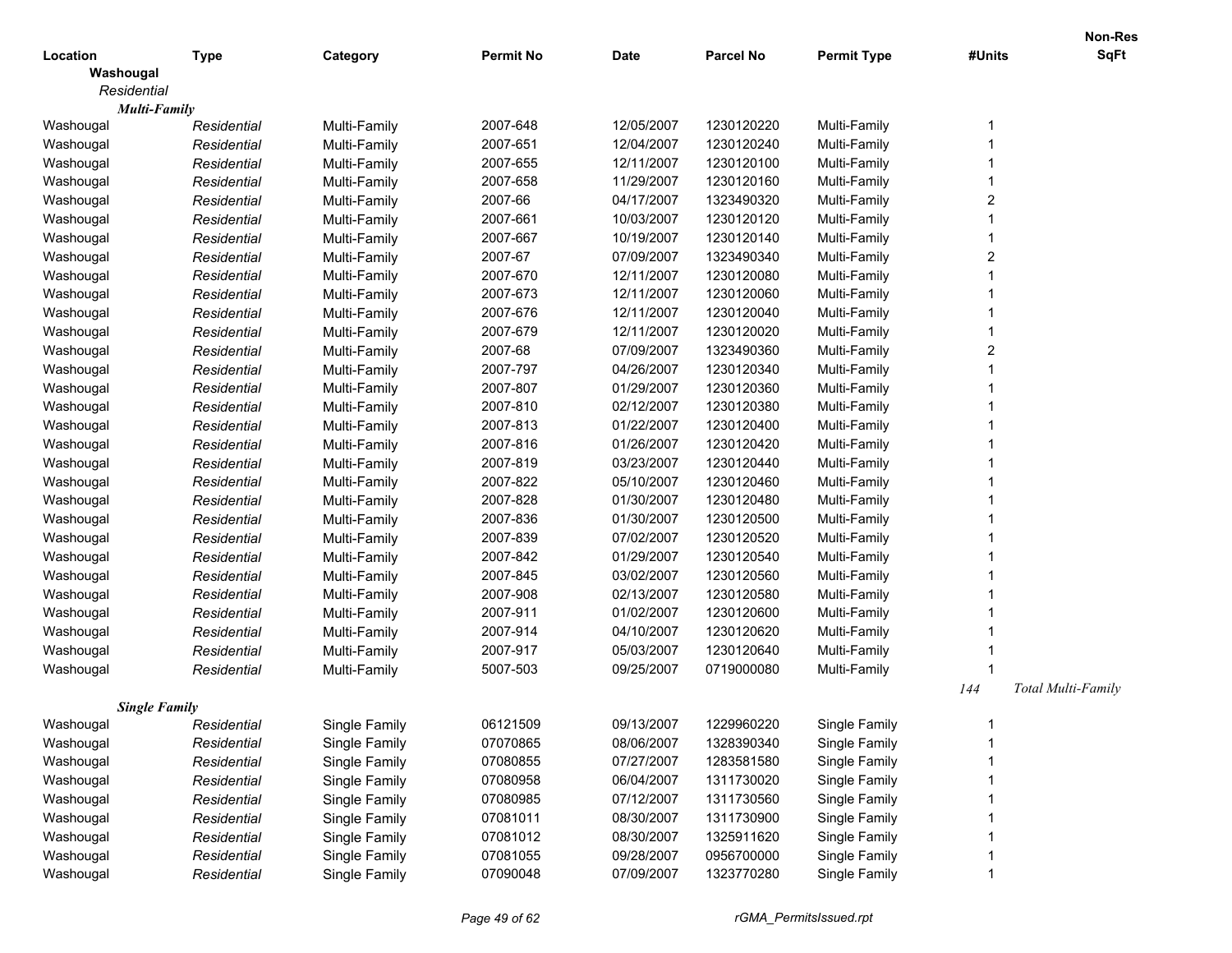| Location | Type | Category | Permit No | Date | Parcel No | Permit Type | #Units | Non-Res SqFt |
|---|---|---|---|---|---|---|---|---|
| **Washougal** | | | | | | | | |
| *Residential* | | | | | | | | |
| ***Multi-Family*** | | | | | | | | |
| Washougal | *Residential* | Multi-Family | 2007-648 | 12/05/2007 | 1230120220 | Multi-Family | 1 | |
| Washougal | *Residential* | Multi-Family | 2007-651 | 12/04/2007 | 1230120240 | Multi-Family | 1 | |
| Washougal | *Residential* | Multi-Family | 2007-655 | 12/11/2007 | 1230120100 | Multi-Family | 1 | |
| Washougal | *Residential* | Multi-Family | 2007-658 | 11/29/2007 | 1230120160 | Multi-Family | 1 | |
| Washougal | *Residential* | Multi-Family | 2007-66 | 04/17/2007 | 1323490320 | Multi-Family | 2 | |
| Washougal | *Residential* | Multi-Family | 2007-661 | 10/03/2007 | 1230120120 | Multi-Family | 1 | |
| Washougal | *Residential* | Multi-Family | 2007-667 | 10/19/2007 | 1230120140 | Multi-Family | 1 | |
| Washougal | *Residential* | Multi-Family | 2007-67 | 07/09/2007 | 1323490340 | Multi-Family | 2 | |
| Washougal | *Residential* | Multi-Family | 2007-670 | 12/11/2007 | 1230120080 | Multi-Family | 1 | |
| Washougal | *Residential* | Multi-Family | 2007-673 | 12/11/2007 | 1230120060 | Multi-Family | 1 | |
| Washougal | *Residential* | Multi-Family | 2007-676 | 12/11/2007 | 1230120040 | Multi-Family | 1 | |
| Washougal | *Residential* | Multi-Family | 2007-679 | 12/11/2007 | 1230120020 | Multi-Family | 1 | |
| Washougal | *Residential* | Multi-Family | 2007-68 | 07/09/2007 | 1323490360 | Multi-Family | 2 | |
| Washougal | *Residential* | Multi-Family | 2007-797 | 04/26/2007 | 1230120340 | Multi-Family | 1 | |
| Washougal | *Residential* | Multi-Family | 2007-807 | 01/29/2007 | 1230120360 | Multi-Family | 1 | |
| Washougal | *Residential* | Multi-Family | 2007-810 | 02/12/2007 | 1230120380 | Multi-Family | 1 | |
| Washougal | *Residential* | Multi-Family | 2007-813 | 01/22/2007 | 1230120400 | Multi-Family | 1 | |
| Washougal | *Residential* | Multi-Family | 2007-816 | 01/26/2007 | 1230120420 | Multi-Family | 1 | |
| Washougal | *Residential* | Multi-Family | 2007-819 | 03/23/2007 | 1230120440 | Multi-Family | 1 | |
| Washougal | *Residential* | Multi-Family | 2007-822 | 05/10/2007 | 1230120460 | Multi-Family | 1 | |
| Washougal | *Residential* | Multi-Family | 2007-828 | 01/30/2007 | 1230120480 | Multi-Family | 1 | |
| Washougal | *Residential* | Multi-Family | 2007-836 | 01/30/2007 | 1230120500 | Multi-Family | 1 | |
| Washougal | *Residential* | Multi-Family | 2007-839 | 07/02/2007 | 1230120520 | Multi-Family | 1 | |
| Washougal | *Residential* | Multi-Family | 2007-842 | 01/29/2007 | 1230120540 | Multi-Family | 1 | |
| Washougal | *Residential* | Multi-Family | 2007-845 | 03/02/2007 | 1230120560 | Multi-Family | 1 | |
| Washougal | *Residential* | Multi-Family | 2007-908 | 02/13/2007 | 1230120580 | Multi-Family | 1 | |
| Washougal | *Residential* | Multi-Family | 2007-911 | 01/02/2007 | 1230120600 | Multi-Family | 1 | |
| Washougal | *Residential* | Multi-Family | 2007-914 | 04/10/2007 | 1230120620 | Multi-Family | 1 | |
| Washougal | *Residential* | Multi-Family | 2007-917 | 05/03/2007 | 1230120640 | Multi-Family | 1 | |
| Washougal | *Residential* | Multi-Family | 5007-503 | 09/25/2007 | 0719000080 | Multi-Family | 1 | |
| | | | | | | | *144* | *Total Multi-Family* |
| ***Single Family*** | | | | | | | | |
| Washougal | *Residential* | Single Family | 06121509 | 09/13/2007 | 1229960220 | Single Family | 1 | |
| Washougal | *Residential* | Single Family | 07070865 | 08/06/2007 | 1328390340 | Single Family | 1 | |
| Washougal | *Residential* | Single Family | 07080855 | 07/27/2007 | 1283581580 | Single Family | 1 | |
| Washougal | *Residential* | Single Family | 07080958 | 06/04/2007 | 1311730020 | Single Family | 1 | |
| Washougal | *Residential* | Single Family | 07080985 | 07/12/2007 | 1311730560 | Single Family | 1 | |
| Washougal | *Residential* | Single Family | 07081011 | 08/30/2007 | 1311730900 | Single Family | 1 | |
| Washougal | *Residential* | Single Family | 07081012 | 08/30/2007 | 1325911620 | Single Family | 1 | |
| Washougal | *Residential* | Single Family | 07081055 | 09/28/2007 | 0956700000 | Single Family | 1 | |
| Washougal | *Residential* | Single Family | 07090048 | 07/09/2007 | 1323770280 | Single Family | 1 | |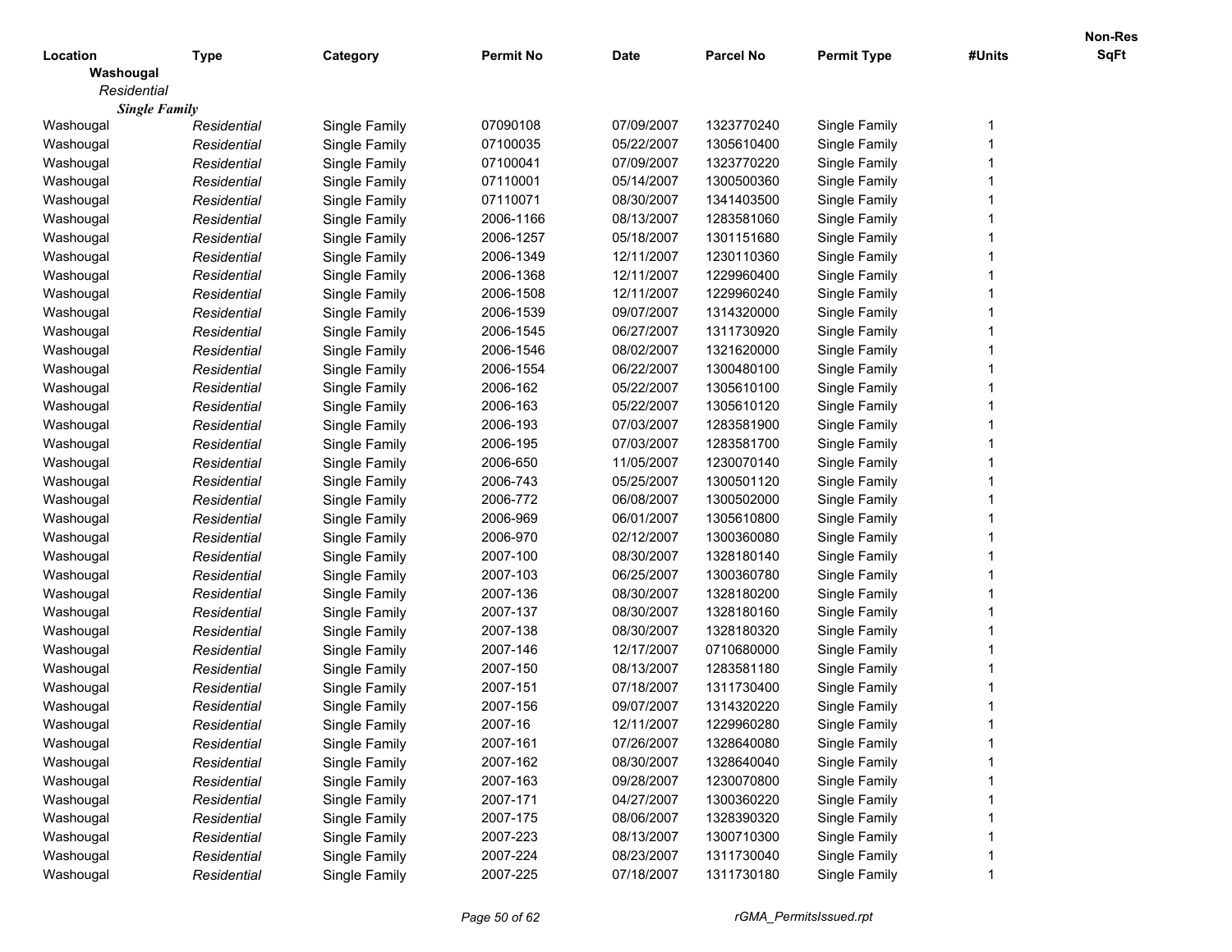| Location | Type | Category | Permit No | Date | Parcel No | Permit Type | #Units | Non-Res SqFt |
|---|---|---|---|---|---|---|---|---|
| **Washougal** | | | | | | | | |
| *Residential* | | | | | | | | |
| ***Single Family*** | | | | | | | | |
| Washougal | *Residential* | Single Family | 07090108 | 07/09/2007 | 1323770240 | Single Family | 1 | |
| Washougal | *Residential* | Single Family | 07100035 | 05/22/2007 | 1305610400 | Single Family | 1 | |
| Washougal | *Residential* | Single Family | 07100041 | 07/09/2007 | 1323770220 | Single Family | 1 | |
| Washougal | *Residential* | Single Family | 07110001 | 05/14/2007 | 1300500360 | Single Family | 1 | |
| Washougal | *Residential* | Single Family | 07110071 | 08/30/2007 | 1341403500 | Single Family | 1 | |
| Washougal | *Residential* | Single Family | 2006-1166 | 08/13/2007 | 1283581060 | Single Family | 1 | |
| Washougal | *Residential* | Single Family | 2006-1257 | 05/18/2007 | 1301151680 | Single Family | 1 | |
| Washougal | *Residential* | Single Family | 2006-1349 | 12/11/2007 | 1230110360 | Single Family | 1 | |
| Washougal | *Residential* | Single Family | 2006-1368 | 12/11/2007 | 1229960400 | Single Family | 1 | |
| Washougal | *Residential* | Single Family | 2006-1508 | 12/11/2007 | 1229960240 | Single Family | 1 | |
| Washougal | *Residential* | Single Family | 2006-1539 | 09/07/2007 | 1314320000 | Single Family | 1 | |
| Washougal | *Residential* | Single Family | 2006-1545 | 06/27/2007 | 1311730920 | Single Family | 1 | |
| Washougal | *Residential* | Single Family | 2006-1546 | 08/02/2007 | 1321620000 | Single Family | 1 | |
| Washougal | *Residential* | Single Family | 2006-1554 | 06/22/2007 | 1300480100 | Single Family | 1 | |
| Washougal | *Residential* | Single Family | 2006-162 | 05/22/2007 | 1305610100 | Single Family | 1 | |
| Washougal | *Residential* | Single Family | 2006-163 | 05/22/2007 | 1305610120 | Single Family | 1 | |
| Washougal | *Residential* | Single Family | 2006-193 | 07/03/2007 | 1283581900 | Single Family | 1 | |
| Washougal | *Residential* | Single Family | 2006-195 | 07/03/2007 | 1283581700 | Single Family | 1 | |
| Washougal | *Residential* | Single Family | 2006-650 | 11/05/2007 | 1230070140 | Single Family | 1 | |
| Washougal | *Residential* | Single Family | 2006-743 | 05/25/2007 | 1300501120 | Single Family | 1 | |
| Washougal | *Residential* | Single Family | 2006-772 | 06/08/2007 | 1300502000 | Single Family | 1 | |
| Washougal | *Residential* | Single Family | 2006-969 | 06/01/2007 | 1305610800 | Single Family | 1 | |
| Washougal | *Residential* | Single Family | 2006-970 | 02/12/2007 | 1300360080 | Single Family | 1 | |
| Washougal | *Residential* | Single Family | 2007-100 | 08/30/2007 | 1328180140 | Single Family | 1 | |
| Washougal | *Residential* | Single Family | 2007-103 | 06/25/2007 | 1300360780 | Single Family | 1 | |
| Washougal | *Residential* | Single Family | 2007-136 | 08/30/2007 | 1328180200 | Single Family | 1 | |
| Washougal | *Residential* | Single Family | 2007-137 | 08/30/2007 | 1328180160 | Single Family | 1 | |
| Washougal | *Residential* | Single Family | 2007-138 | 08/30/2007 | 1328180320 | Single Family | 1 | |
| Washougal | *Residential* | Single Family | 2007-146 | 12/17/2007 | 0710680000 | Single Family | 1 | |
| Washougal | *Residential* | Single Family | 2007-150 | 08/13/2007 | 1283581180 | Single Family | 1 | |
| Washougal | *Residential* | Single Family | 2007-151 | 07/18/2007 | 1311730400 | Single Family | 1 | |
| Washougal | *Residential* | Single Family | 2007-156 | 09/07/2007 | 1314320220 | Single Family | 1 | |
| Washougal | *Residential* | Single Family | 2007-16 | 12/11/2007 | 1229960280 | Single Family | 1 | |
| Washougal | *Residential* | Single Family | 2007-161 | 07/26/2007 | 1328640080 | Single Family | 1 | |
| Washougal | *Residential* | Single Family | 2007-162 | 08/30/2007 | 1328640040 | Single Family | 1 | |
| Washougal | *Residential* | Single Family | 2007-163 | 09/28/2007 | 1230070800 | Single Family | 1 | |
| Washougal | *Residential* | Single Family | 2007-171 | 04/27/2007 | 1300360220 | Single Family | 1 | |
| Washougal | *Residential* | Single Family | 2007-175 | 08/06/2007 | 1328390320 | Single Family | 1 | |
| Washougal | *Residential* | Single Family | 2007-223 | 08/13/2007 | 1300710300 | Single Family | 1 | |
| Washougal | *Residential* | Single Family | 2007-224 | 08/23/2007 | 1311730040 | Single Family | 1 | |
| Washougal | *Residential* | Single Family | 2007-225 | 07/18/2007 | 1311730180 | Single Family | 1 | |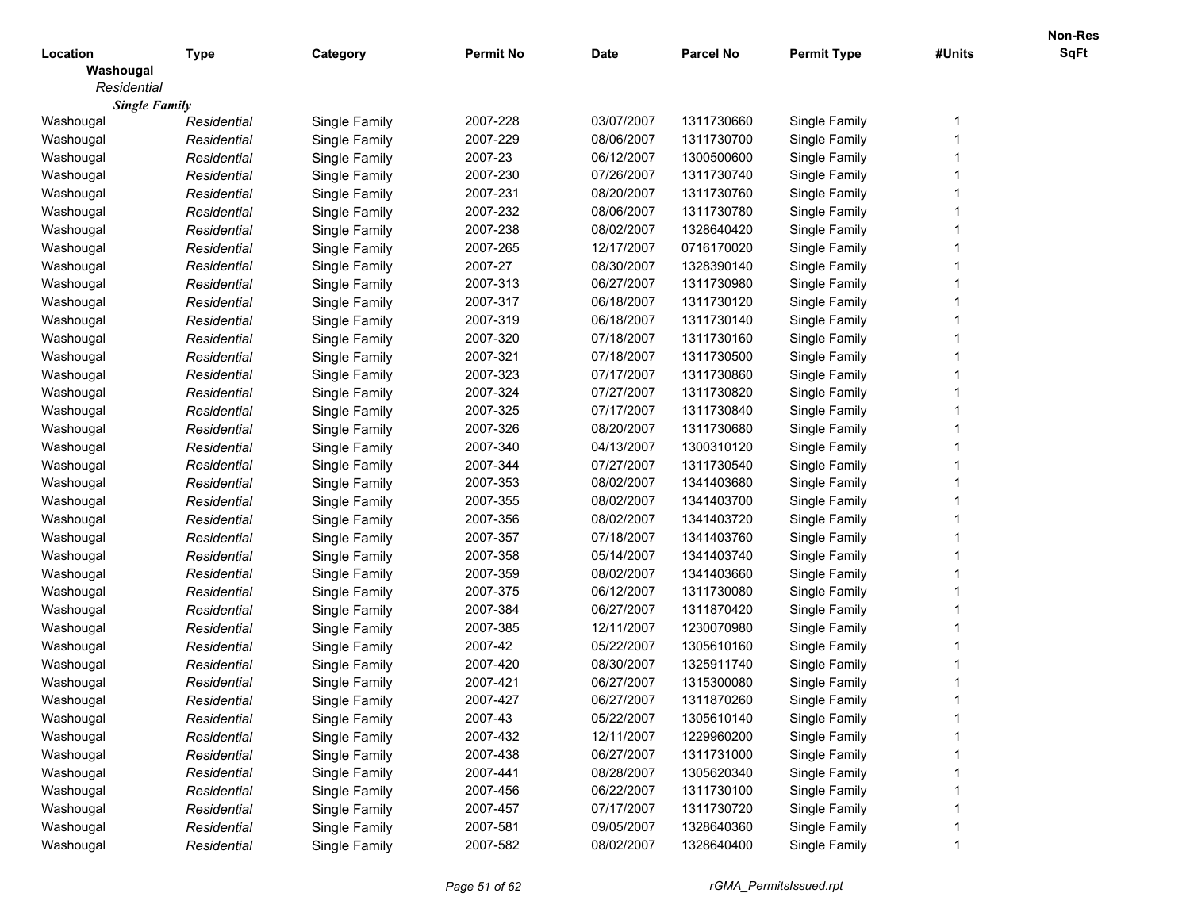| Location | Type | Category | Permit No | Date | Parcel No | Permit Type | #Units | Non-Res SqFt |
|---|---|---|---|---|---|---|---|---|
| **Washougal** | | | | | | | | |
| *Residential* | | | | | | | | |
| ***Single Family*** | | | | | | | | |
| Washougal | *Residential* | Single Family | 2007-228 | 03/07/2007 | 1311730660 | Single Family | 1 | |
| Washougal | *Residential* | Single Family | 2007-229 | 08/06/2007 | 1311730700 | Single Family | 1 | |
| Washougal | *Residential* | Single Family | 2007-23 | 06/12/2007 | 1300500600 | Single Family | 1 | |
| Washougal | *Residential* | Single Family | 2007-230 | 07/26/2007 | 1311730740 | Single Family | 1 | |
| Washougal | *Residential* | Single Family | 2007-231 | 08/20/2007 | 1311730760 | Single Family | 1 | |
| Washougal | *Residential* | Single Family | 2007-232 | 08/06/2007 | 1311730780 | Single Family | 1 | |
| Washougal | *Residential* | Single Family | 2007-238 | 08/02/2007 | 1328640420 | Single Family | 1 | |
| Washougal | *Residential* | Single Family | 2007-265 | 12/17/2007 | 0716170020 | Single Family | 1 | |
| Washougal | *Residential* | Single Family | 2007-27 | 08/30/2007 | 1328390140 | Single Family | 1 | |
| Washougal | *Residential* | Single Family | 2007-313 | 06/27/2007 | 1311730980 | Single Family | 1 | |
| Washougal | *Residential* | Single Family | 2007-317 | 06/18/2007 | 1311730120 | Single Family | 1 | |
| Washougal | *Residential* | Single Family | 2007-319 | 06/18/2007 | 1311730140 | Single Family | 1 | |
| Washougal | *Residential* | Single Family | 2007-320 | 07/18/2007 | 1311730160 | Single Family | 1 | |
| Washougal | *Residential* | Single Family | 2007-321 | 07/18/2007 | 1311730500 | Single Family | 1 | |
| Washougal | *Residential* | Single Family | 2007-323 | 07/17/2007 | 1311730860 | Single Family | 1 | |
| Washougal | *Residential* | Single Family | 2007-324 | 07/27/2007 | 1311730820 | Single Family | 1 | |
| Washougal | *Residential* | Single Family | 2007-325 | 07/17/2007 | 1311730840 | Single Family | 1 | |
| Washougal | *Residential* | Single Family | 2007-326 | 08/20/2007 | 1311730680 | Single Family | 1 | |
| Washougal | *Residential* | Single Family | 2007-340 | 04/13/2007 | 1300310120 | Single Family | 1 | |
| Washougal | *Residential* | Single Family | 2007-344 | 07/27/2007 | 1311730540 | Single Family | 1 | |
| Washougal | *Residential* | Single Family | 2007-353 | 08/02/2007 | 1341403680 | Single Family | 1 | |
| Washougal | *Residential* | Single Family | 2007-355 | 08/02/2007 | 1341403700 | Single Family | 1 | |
| Washougal | *Residential* | Single Family | 2007-356 | 08/02/2007 | 1341403720 | Single Family | 1 | |
| Washougal | *Residential* | Single Family | 2007-357 | 07/18/2007 | 1341403760 | Single Family | 1 | |
| Washougal | *Residential* | Single Family | 2007-358 | 05/14/2007 | 1341403740 | Single Family | 1 | |
| Washougal | *Residential* | Single Family | 2007-359 | 08/02/2007 | 1341403660 | Single Family | 1 | |
| Washougal | *Residential* | Single Family | 2007-375 | 06/12/2007 | 1311730080 | Single Family | 1 | |
| Washougal | *Residential* | Single Family | 2007-384 | 06/27/2007 | 1311870420 | Single Family | 1 | |
| Washougal | *Residential* | Single Family | 2007-385 | 12/11/2007 | 1230070980 | Single Family | 1 | |
| Washougal | *Residential* | Single Family | 2007-42 | 05/22/2007 | 1305610160 | Single Family | 1 | |
| Washougal | *Residential* | Single Family | 2007-420 | 08/30/2007 | 1325911740 | Single Family | 1 | |
| Washougal | *Residential* | Single Family | 2007-421 | 06/27/2007 | 1315300080 | Single Family | 1 | |
| Washougal | *Residential* | Single Family | 2007-427 | 06/27/2007 | 1311870260 | Single Family | 1 | |
| Washougal | *Residential* | Single Family | 2007-43 | 05/22/2007 | 1305610140 | Single Family | 1 | |
| Washougal | *Residential* | Single Family | 2007-432 | 12/11/2007 | 1229960200 | Single Family | 1 | |
| Washougal | *Residential* | Single Family | 2007-438 | 06/27/2007 | 1311731000 | Single Family | 1 | |
| Washougal | *Residential* | Single Family | 2007-441 | 08/28/2007 | 1305620340 | Single Family | 1 | |
| Washougal | *Residential* | Single Family | 2007-456 | 06/22/2007 | 1311730100 | Single Family | 1 | |
| Washougal | *Residential* | Single Family | 2007-457 | 07/17/2007 | 1311730720 | Single Family | 1 | |
| Washougal | *Residential* | Single Family | 2007-581 | 09/05/2007 | 1328640360 | Single Family | 1 | |
| Washougal | *Residential* | Single Family | 2007-582 | 08/02/2007 | 1328640400 | Single Family | 1 | |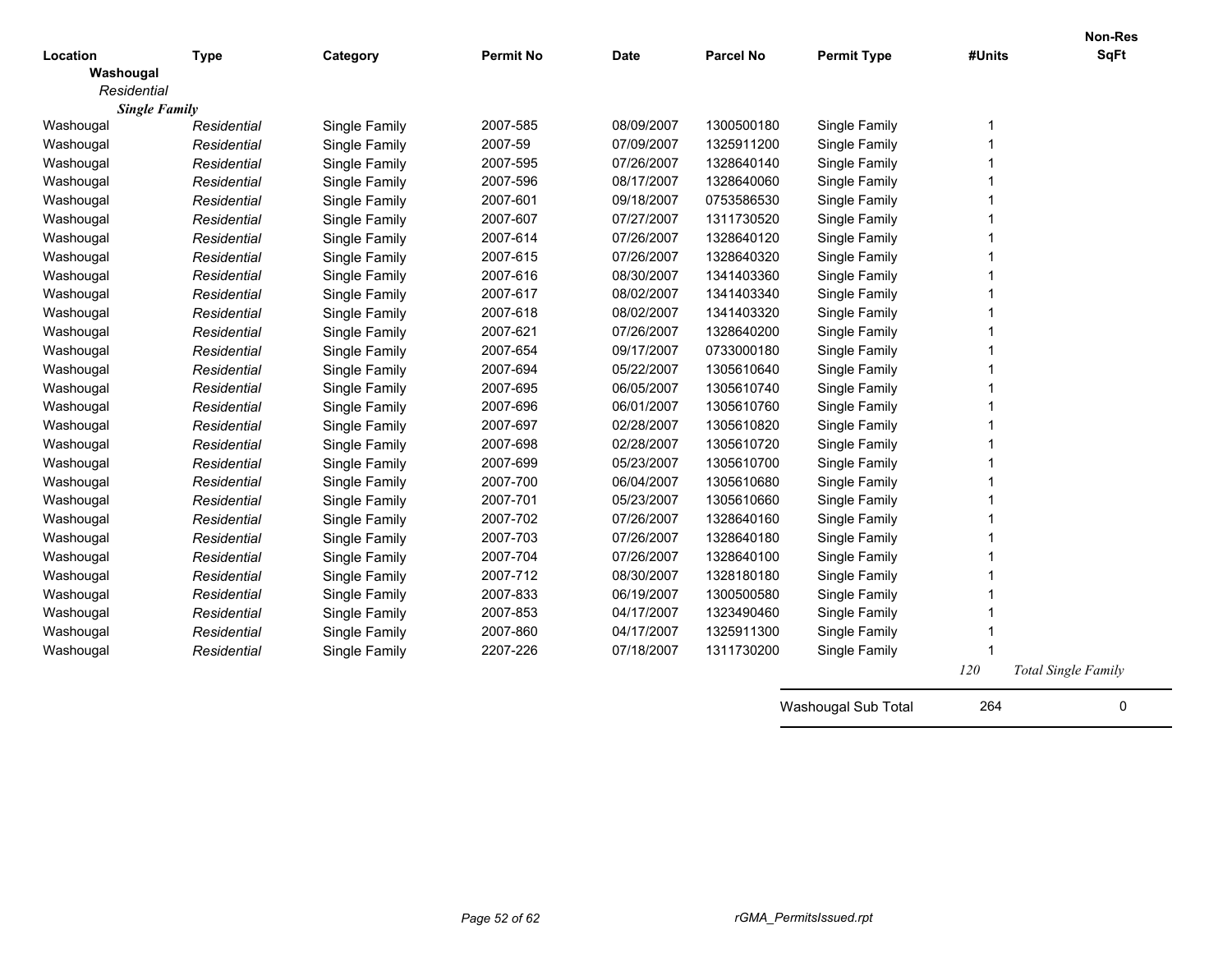| Location | Type | Category | Permit No | Date | Parcel No | Permit Type | #Units | Non-Res SqFt |
|---|---|---|---|---|---|---|---|---|
| **Washougal** | | | | | | | | |
| *Residential* | | | | | | | | |
| ***Single Family*** | | | | | | | | |
| Washougal | *Residential* | Single Family | 2007-585 | 08/09/2007 | 1300500180 | Single Family | 1 | |
| Washougal | *Residential* | Single Family | 2007-59 | 07/09/2007 | 1325911200 | Single Family | 1 | |
| Washougal | *Residential* | Single Family | 2007-595 | 07/26/2007 | 1328640140 | Single Family | 1 | |
| Washougal | *Residential* | Single Family | 2007-596 | 08/17/2007 | 1328640060 | Single Family | 1 | |
| Washougal | *Residential* | Single Family | 2007-601 | 09/18/2007 | 0753586530 | Single Family | 1 | |
| Washougal | *Residential* | Single Family | 2007-607 | 07/27/2007 | 1311730520 | Single Family | 1 | |
| Washougal | *Residential* | Single Family | 2007-614 | 07/26/2007 | 1328640120 | Single Family | 1 | |
| Washougal | *Residential* | Single Family | 2007-615 | 07/26/2007 | 1328640320 | Single Family | 1 | |
| Washougal | *Residential* | Single Family | 2007-616 | 08/30/2007 | 1341403360 | Single Family | 1 | |
| Washougal | *Residential* | Single Family | 2007-617 | 08/02/2007 | 1341403340 | Single Family | 1 | |
| Washougal | *Residential* | Single Family | 2007-618 | 08/02/2007 | 1341403320 | Single Family | 1 | |
| Washougal | *Residential* | Single Family | 2007-621 | 07/26/2007 | 1328640200 | Single Family | 1 | |
| Washougal | *Residential* | Single Family | 2007-654 | 09/17/2007 | 0733000180 | Single Family | 1 | |
| Washougal | *Residential* | Single Family | 2007-694 | 05/22/2007 | 1305610640 | Single Family | 1 | |
| Washougal | *Residential* | Single Family | 2007-695 | 06/05/2007 | 1305610740 | Single Family | 1 | |
| Washougal | *Residential* | Single Family | 2007-696 | 06/01/2007 | 1305610760 | Single Family | 1 | |
| Washougal | *Residential* | Single Family | 2007-697 | 02/28/2007 | 1305610820 | Single Family | 1 | |
| Washougal | *Residential* | Single Family | 2007-698 | 02/28/2007 | 1305610720 | Single Family | 1 | |
| Washougal | *Residential* | Single Family | 2007-699 | 05/23/2007 | 1305610700 | Single Family | 1 | |
| Washougal | *Residential* | Single Family | 2007-700 | 06/04/2007 | 1305610680 | Single Family | 1 | |
| Washougal | *Residential* | Single Family | 2007-701 | 05/23/2007 | 1305610660 | Single Family | 1 | |
| Washougal | *Residential* | Single Family | 2007-702 | 07/26/2007 | 1328640160 | Single Family | 1 | |
| Washougal | *Residential* | Single Family | 2007-703 | 07/26/2007 | 1328640180 | Single Family | 1 | |
| Washougal | *Residential* | Single Family | 2007-704 | 07/26/2007 | 1328640100 | Single Family | 1 | |
| Washougal | *Residential* | Single Family | 2007-712 | 08/30/2007 | 1328180180 | Single Family | 1 | |
| Washougal | *Residential* | Single Family | 2007-833 | 06/19/2007 | 1300500580 | Single Family | 1 | |
| Washougal | *Residential* | Single Family | 2007-853 | 04/17/2007 | 1323490460 | Single Family | 1 | |
| Washougal | *Residential* | Single Family | 2007-860 | 04/17/2007 | 1325911300 | Single Family | 1 | |
| Washougal | *Residential* | Single Family | 2207-226 | 07/18/2007 | 1311730200 | Single Family | 1 | |
| | | | | | | | *120* | *Total Single Family* |
| | | | | | | Washougal Sub Total | 264 | 0 |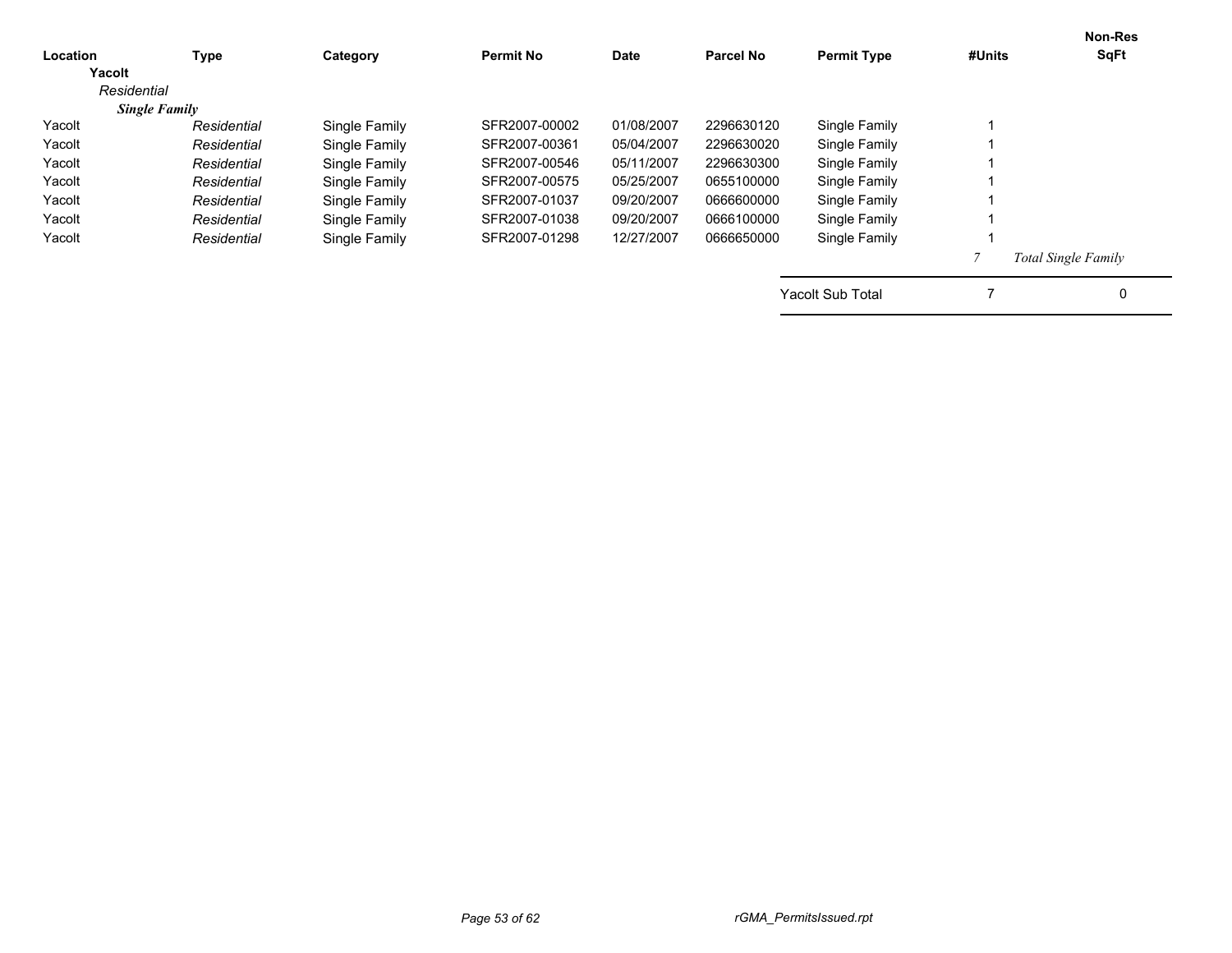| Location | Type | Category | Permit No | Date | Parcel No | Permit Type | #Units | Non-Res SqFt |
|---|---|---|---|---|---|---|---|---|
| **Yacolt** | | | | | | | | |
| *Residential* | | | | | | | | |
| ***Single Family*** | | | | | | | | |
| Yacolt | *Residential* | Single Family | SFR2007-00002 | 01/08/2007 | 2296630120 | Single Family | 1 | |
| Yacolt | *Residential* | Single Family | SFR2007-00361 | 05/04/2007 | 2296630020 | Single Family | 1 | |
| Yacolt | *Residential* | Single Family | SFR2007-00546 | 05/11/2007 | 2296630300 | Single Family | 1 | |
| Yacolt | *Residential* | Single Family | SFR2007-00575 | 05/25/2007 | 0655100000 | Single Family | 1 | |
| Yacolt | *Residential* | Single Family | SFR2007-01037 | 09/20/2007 | 0666600000 | Single Family | 1 | |
| Yacolt | *Residential* | Single Family | SFR2007-01038 | 09/20/2007 | 0666100000 | Single Family | 1 | |
| Yacolt | *Residential* | Single Family | SFR2007-01298 | 12/27/2007 | 0666650000 | Single Family | 1 | |
| | | | | | | | *7* | *Total Single Family* |
| | | | | | | Yacolt Sub Total | 7 | 0 |

*rGMA_PermitsIssued.rpt*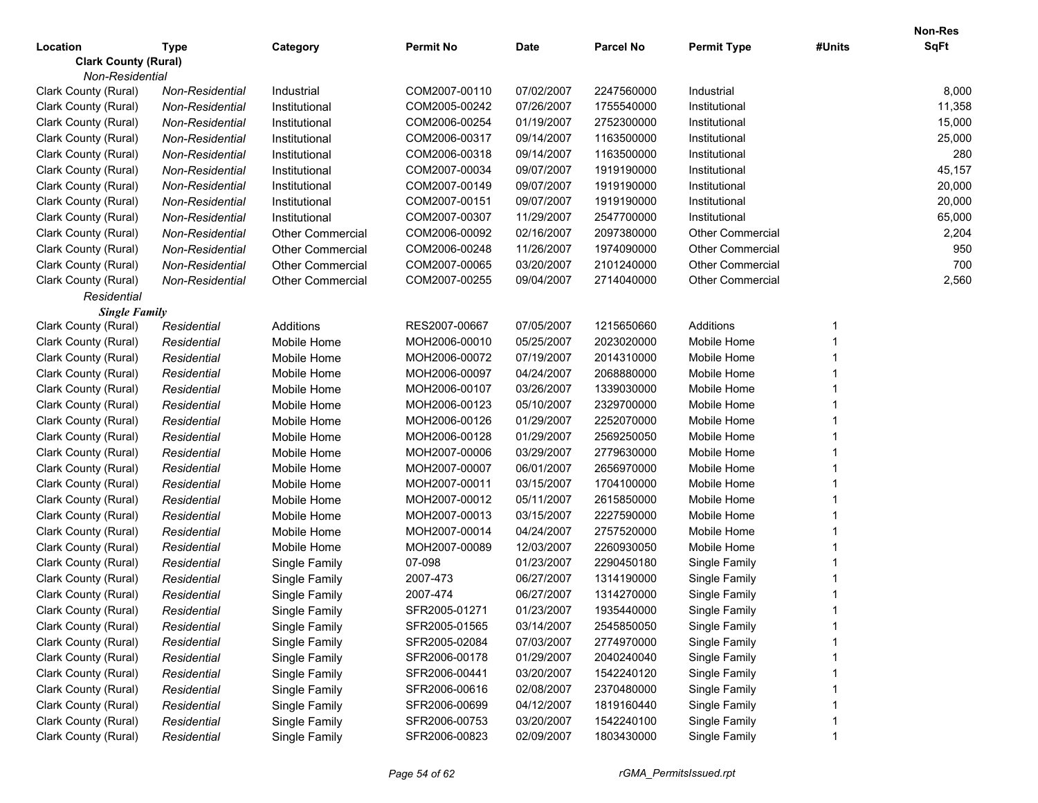| Location | Type | Category | Permit No | Date | Parcel No | Permit Type | #Units | Non-Res SqFt |
|---|---|---|---|---|---|---|---|---|
| **Clark County (Rural)** | | | | | | | | |
| *Non-Residential* | | | | | | | | |
| Clark County (Rural) | *Non-Residential* | Industrial | COM2007-00110 | 07/02/2007 | 2247560000 | Industrial | | 8,000 |
| Clark County (Rural) | *Non-Residential* | Institutional | COM2005-00242 | 07/26/2007 | 1755540000 | Institutional | | 11,358 |
| Clark County (Rural) | *Non-Residential* | Institutional | COM2006-00254 | 01/19/2007 | 2752300000 | Institutional | | 15,000 |
| Clark County (Rural) | *Non-Residential* | Institutional | COM2006-00317 | 09/14/2007 | 1163500000 | Institutional | | 25,000 |
| Clark County (Rural) | *Non-Residential* | Institutional | COM2006-00318 | 09/14/2007 | 1163500000 | Institutional | | 280 |
| Clark County (Rural) | *Non-Residential* | Institutional | COM2007-00034 | 09/07/2007 | 1919190000 | Institutional | | 45,157 |
| Clark County (Rural) | *Non-Residential* | Institutional | COM2007-00149 | 09/07/2007 | 1919190000 | Institutional | | 20,000 |
| Clark County (Rural) | *Non-Residential* | Institutional | COM2007-00151 | 09/07/2007 | 1919190000 | Institutional | | 20,000 |
| Clark County (Rural) | *Non-Residential* | Institutional | COM2007-00307 | 11/29/2007 | 2547700000 | Institutional | | 65,000 |
| Clark County (Rural) | *Non-Residential* | Other Commercial | COM2006-00092 | 02/16/2007 | 2097380000 | Other Commercial | | 2,204 |
| Clark County (Rural) | *Non-Residential* | Other Commercial | COM2006-00248 | 11/26/2007 | 1974090000 | Other Commercial | | 950 |
| Clark County (Rural) | *Non-Residential* | Other Commercial | COM2007-00065 | 03/20/2007 | 2101240000 | Other Commercial | | 700 |
| Clark County (Rural) | *Non-Residential* | Other Commercial | COM2007-00255 | 09/04/2007 | 2714040000 | Other Commercial | | 2,560 |
| *Residential* | | | | | | | | |
| ***Single Family*** | | | | | | | | |
| Clark County (Rural) | *Residential* | Additions | RES2007-00667 | 07/05/2007 | 1215650660 | Additions | 1 | |
| Clark County (Rural) | *Residential* | Mobile Home | MOH2006-00010 | 05/25/2007 | 2023020000 | Mobile Home | 1 | |
| Clark County (Rural) | *Residential* | Mobile Home | MOH2006-00072 | 07/19/2007 | 2014310000 | Mobile Home | 1 | |
| Clark County (Rural) | *Residential* | Mobile Home | MOH2006-00097 | 04/24/2007 | 2068880000 | Mobile Home | 1 | |
| Clark County (Rural) | *Residential* | Mobile Home | MOH2006-00107 | 03/26/2007 | 1339030000 | Mobile Home | 1 | |
| Clark County (Rural) | *Residential* | Mobile Home | MOH2006-00123 | 05/10/2007 | 2329700000 | Mobile Home | 1 | |
| Clark County (Rural) | *Residential* | Mobile Home | MOH2006-00126 | 01/29/2007 | 2252070000 | Mobile Home | 1 | |
| Clark County (Rural) | *Residential* | Mobile Home | MOH2006-00128 | 01/29/2007 | 2569250050 | Mobile Home | 1 | |
| Clark County (Rural) | *Residential* | Mobile Home | MOH2007-00006 | 03/29/2007 | 2779630000 | Mobile Home | 1 | |
| Clark County (Rural) | *Residential* | Mobile Home | MOH2007-00007 | 06/01/2007 | 2656970000 | Mobile Home | 1 | |
| Clark County (Rural) | *Residential* | Mobile Home | MOH2007-00011 | 03/15/2007 | 1704100000 | Mobile Home | 1 | |
| Clark County (Rural) | *Residential* | Mobile Home | MOH2007-00012 | 05/11/2007 | 2615850000 | Mobile Home | 1 | |
| Clark County (Rural) | *Residential* | Mobile Home | MOH2007-00013 | 03/15/2007 | 2227590000 | Mobile Home | 1 | |
| Clark County (Rural) | *Residential* | Mobile Home | MOH2007-00014 | 04/24/2007 | 2757520000 | Mobile Home | 1 | |
| Clark County (Rural) | *Residential* | Mobile Home | MOH2007-00089 | 12/03/2007 | 2260930050 | Mobile Home | 1 | |
| Clark County (Rural) | *Residential* | Single Family | 07-098 | 01/23/2007 | 2290450180 | Single Family | 1 | |
| Clark County (Rural) | *Residential* | Single Family | 2007-473 | 06/27/2007 | 1314190000 | Single Family | 1 | |
| Clark County (Rural) | *Residential* | Single Family | 2007-474 | 06/27/2007 | 1314270000 | Single Family | 1 | |
| Clark County (Rural) | *Residential* | Single Family | SFR2005-01271 | 01/23/2007 | 1935440000 | Single Family | 1 | |
| Clark County (Rural) | *Residential* | Single Family | SFR2005-01565 | 03/14/2007 | 2545850050 | Single Family | 1 | |
| Clark County (Rural) | *Residential* | Single Family | SFR2005-02084 | 07/03/2007 | 2774970000 | Single Family | 1 | |
| Clark County (Rural) | *Residential* | Single Family | SFR2006-00178 | 01/29/2007 | 2040240040 | Single Family | 1 | |
| Clark County (Rural) | *Residential* | Single Family | SFR2006-00441 | 03/20/2007 | 1542240120 | Single Family | 1 | |
| Clark County (Rural) | *Residential* | Single Family | SFR2006-00616 | 02/08/2007 | 2370480000 | Single Family | 1 | |
| Clark County (Rural) | *Residential* | Single Family | SFR2006-00699 | 04/12/2007 | 1819160440 | Single Family | 1 | |
| Clark County (Rural) | *Residential* | Single Family | SFR2006-00753 | 03/20/2007 | 1542240100 | Single Family | 1 | |
| Clark County (Rural) | *Residential* | Single Family | SFR2006-00823 | 02/09/2007 | 1803430000 | Single Family | 1 | |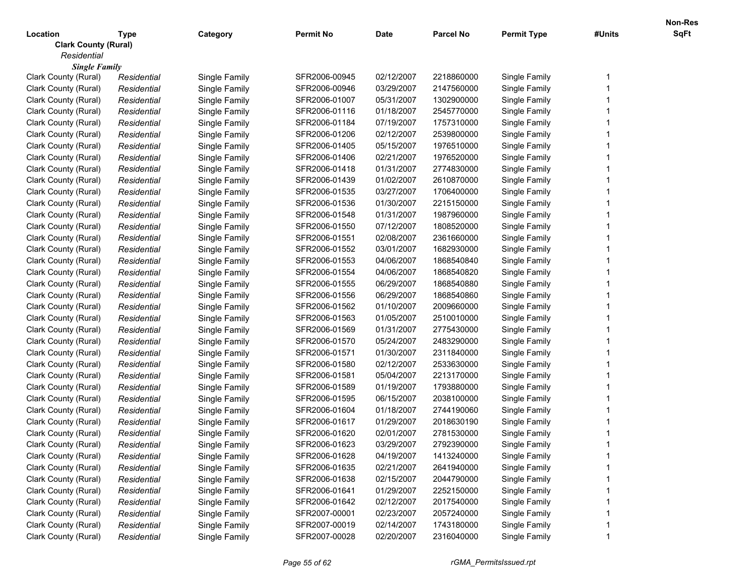| Location | Type | Category | Permit No | Date | Parcel No | Permit Type | #Units | Non-Res SqFt |
|---|---|---|---|---|---|---|---|---|
| **Clark County (Rural)** | | | | | | | | |
| *Residential* | | | | | | | | |
| ***Single Family*** | | | | | | | | |
| Clark County (Rural) | *Residential* | Single Family | SFR2006-00945 | 02/12/2007 | 2218860000 | Single Family | 1 | |
| Clark County (Rural) | *Residential* | Single Family | SFR2006-00946 | 03/29/2007 | 2147560000 | Single Family | 1 | |
| Clark County (Rural) | *Residential* | Single Family | SFR2006-01007 | 05/31/2007 | 1302900000 | Single Family | 1 | |
| Clark County (Rural) | *Residential* | Single Family | SFR2006-01116 | 01/18/2007 | 2545770000 | Single Family | 1 | |
| Clark County (Rural) | *Residential* | Single Family | SFR2006-01184 | 07/19/2007 | 1757310000 | Single Family | 1 | |
| Clark County (Rural) | *Residential* | Single Family | SFR2006-01206 | 02/12/2007 | 2539800000 | Single Family | 1 | |
| Clark County (Rural) | *Residential* | Single Family | SFR2006-01405 | 05/15/2007 | 1976510000 | Single Family | 1 | |
| Clark County (Rural) | *Residential* | Single Family | SFR2006-01406 | 02/21/2007 | 1976520000 | Single Family | 1 | |
| Clark County (Rural) | *Residential* | Single Family | SFR2006-01418 | 01/31/2007 | 2774830000 | Single Family | 1 | |
| Clark County (Rural) | *Residential* | Single Family | SFR2006-01439 | 01/02/2007 | 2610870000 | Single Family | 1 | |
| Clark County (Rural) | *Residential* | Single Family | SFR2006-01535 | 03/27/2007 | 1706400000 | Single Family | 1 | |
| Clark County (Rural) | *Residential* | Single Family | SFR2006-01536 | 01/30/2007 | 2215150000 | Single Family | 1 | |
| Clark County (Rural) | *Residential* | Single Family | SFR2006-01548 | 01/31/2007 | 1987960000 | Single Family | 1 | |
| Clark County (Rural) | *Residential* | Single Family | SFR2006-01550 | 07/12/2007 | 1808520000 | Single Family | 1 | |
| Clark County (Rural) | *Residential* | Single Family | SFR2006-01551 | 02/08/2007 | 2361660000 | Single Family | 1 | |
| Clark County (Rural) | *Residential* | Single Family | SFR2006-01552 | 03/01/2007 | 1682930000 | Single Family | 1 | |
| Clark County (Rural) | *Residential* | Single Family | SFR2006-01553 | 04/06/2007 | 1868540840 | Single Family | 1 | |
| Clark County (Rural) | *Residential* | Single Family | SFR2006-01554 | 04/06/2007 | 1868540820 | Single Family | 1 | |
| Clark County (Rural) | *Residential* | Single Family | SFR2006-01555 | 06/29/2007 | 1868540880 | Single Family | 1 | |
| Clark County (Rural) | *Residential* | Single Family | SFR2006-01556 | 06/29/2007 | 1868540860 | Single Family | 1 | |
| Clark County (Rural) | *Residential* | Single Family | SFR2006-01562 | 01/10/2007 | 2009660000 | Single Family | 1 | |
| Clark County (Rural) | *Residential* | Single Family | SFR2006-01563 | 01/05/2007 | 2510010000 | Single Family | 1 | |
| Clark County (Rural) | *Residential* | Single Family | SFR2006-01569 | 01/31/2007 | 2775430000 | Single Family | 1 | |
| Clark County (Rural) | *Residential* | Single Family | SFR2006-01570 | 05/24/2007 | 2483290000 | Single Family | 1 | |
| Clark County (Rural) | *Residential* | Single Family | SFR2006-01571 | 01/30/2007 | 2311840000 | Single Family | 1 | |
| Clark County (Rural) | *Residential* | Single Family | SFR2006-01580 | 02/12/2007 | 2533630000 | Single Family | 1 | |
| Clark County (Rural) | *Residential* | Single Family | SFR2006-01581 | 05/04/2007 | 2213170000 | Single Family | 1 | |
| Clark County (Rural) | *Residential* | Single Family | SFR2006-01589 | 01/19/2007 | 1793880000 | Single Family | 1 | |
| Clark County (Rural) | *Residential* | Single Family | SFR2006-01595 | 06/15/2007 | 2038100000 | Single Family | 1 | |
| Clark County (Rural) | *Residential* | Single Family | SFR2006-01604 | 01/18/2007 | 2744190060 | Single Family | 1 | |
| Clark County (Rural) | *Residential* | Single Family | SFR2006-01617 | 01/29/2007 | 2018630190 | Single Family | 1 | |
| Clark County (Rural) | *Residential* | Single Family | SFR2006-01620 | 02/01/2007 | 2781530000 | Single Family | 1 | |
| Clark County (Rural) | *Residential* | Single Family | SFR2006-01623 | 03/29/2007 | 2792390000 | Single Family | 1 | |
| Clark County (Rural) | *Residential* | Single Family | SFR2006-01628 | 04/19/2007 | 1413240000 | Single Family | 1 | |
| Clark County (Rural) | *Residential* | Single Family | SFR2006-01635 | 02/21/2007 | 2641940000 | Single Family | 1 | |
| Clark County (Rural) | *Residential* | Single Family | SFR2006-01638 | 02/15/2007 | 2044790000 | Single Family | 1 | |
| Clark County (Rural) | *Residential* | Single Family | SFR2006-01641 | 01/29/2007 | 2252150000 | Single Family | 1 | |
| Clark County (Rural) | *Residential* | Single Family | SFR2006-01642 | 02/12/2007 | 2017540000 | Single Family | 1 | |
| Clark County (Rural) | *Residential* | Single Family | SFR2007-00001 | 02/23/2007 | 2057240000 | Single Family | 1 | |
| Clark County (Rural) | *Residential* | Single Family | SFR2007-00019 | 02/14/2007 | 1743180000 | Single Family | 1 | |
| Clark County (Rural) | *Residential* | Single Family | SFR2007-00028 | 02/20/2007 | 2316040000 | Single Family | 1 | |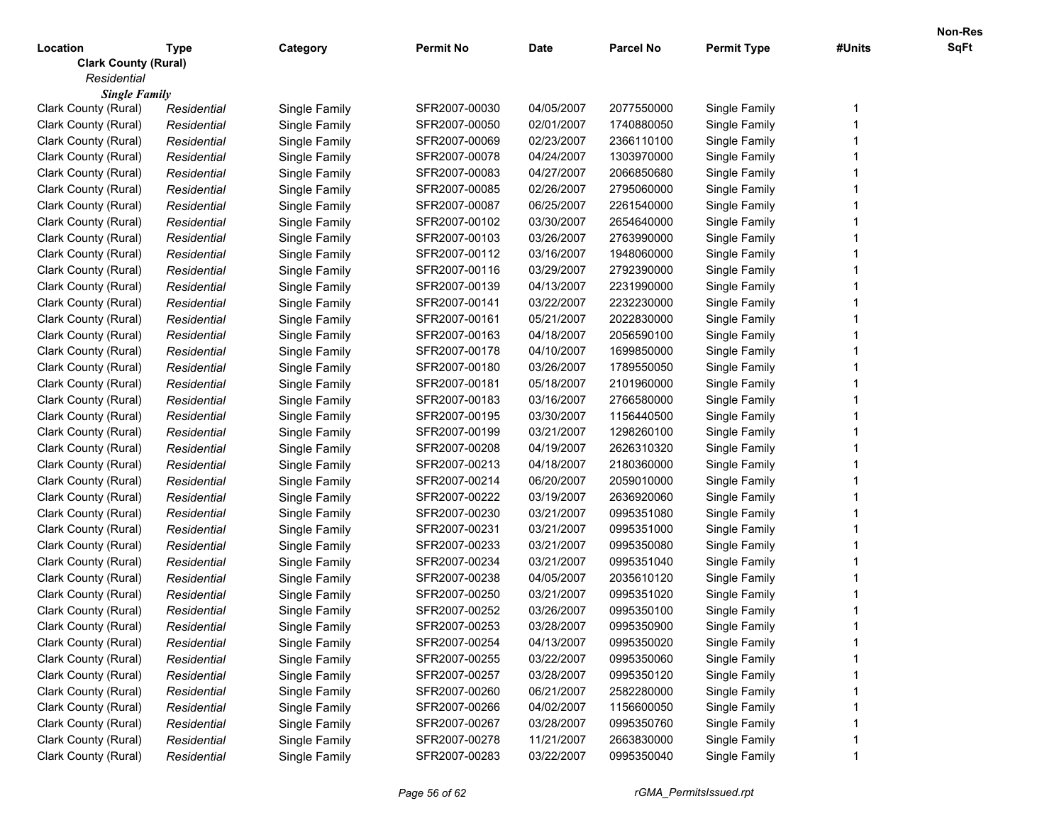| Location | Type | Category | Permit No | Date | Parcel No | Permit Type | #Units | Non-Res SqFt |
|---|---|---|---|---|---|---|---|---|
| **Clark County (Rural)** | | | | | | | | |
| *Residential* | | | | | | | | |
| ***Single Family*** | | | | | | | | |
| Clark County (Rural) | *Residential* | Single Family | SFR2007-00030 | 04/05/2007 | 2077550000 | Single Family | 1 | |
| Clark County (Rural) | *Residential* | Single Family | SFR2007-00050 | 02/01/2007 | 1740880050 | Single Family | 1 | |
| Clark County (Rural) | *Residential* | Single Family | SFR2007-00069 | 02/23/2007 | 2366110100 | Single Family | 1 | |
| Clark County (Rural) | *Residential* | Single Family | SFR2007-00078 | 04/24/2007 | 1303970000 | Single Family | 1 | |
| Clark County (Rural) | *Residential* | Single Family | SFR2007-00083 | 04/27/2007 | 2066850680 | Single Family | 1 | |
| Clark County (Rural) | *Residential* | Single Family | SFR2007-00085 | 02/26/2007 | 2795060000 | Single Family | 1 | |
| Clark County (Rural) | *Residential* | Single Family | SFR2007-00087 | 06/25/2007 | 2261540000 | Single Family | 1 | |
| Clark County (Rural) | *Residential* | Single Family | SFR2007-00102 | 03/30/2007 | 2654640000 | Single Family | 1 | |
| Clark County (Rural) | *Residential* | Single Family | SFR2007-00103 | 03/26/2007 | 2763990000 | Single Family | 1 | |
| Clark County (Rural) | *Residential* | Single Family | SFR2007-00112 | 03/16/2007 | 1948060000 | Single Family | 1 | |
| Clark County (Rural) | *Residential* | Single Family | SFR2007-00116 | 03/29/2007 | 2792390000 | Single Family | 1 | |
| Clark County (Rural) | *Residential* | Single Family | SFR2007-00139 | 04/13/2007 | 2231990000 | Single Family | 1 | |
| Clark County (Rural) | *Residential* | Single Family | SFR2007-00141 | 03/22/2007 | 2232230000 | Single Family | 1 | |
| Clark County (Rural) | *Residential* | Single Family | SFR2007-00161 | 05/21/2007 | 2022830000 | Single Family | 1 | |
| Clark County (Rural) | *Residential* | Single Family | SFR2007-00163 | 04/18/2007 | 2056590100 | Single Family | 1 | |
| Clark County (Rural) | *Residential* | Single Family | SFR2007-00178 | 04/10/2007 | 1699850000 | Single Family | 1 | |
| Clark County (Rural) | *Residential* | Single Family | SFR2007-00180 | 03/26/2007 | 1789550050 | Single Family | 1 | |
| Clark County (Rural) | *Residential* | Single Family | SFR2007-00181 | 05/18/2007 | 2101960000 | Single Family | 1 | |
| Clark County (Rural) | *Residential* | Single Family | SFR2007-00183 | 03/16/2007 | 2766580000 | Single Family | 1 | |
| Clark County (Rural) | *Residential* | Single Family | SFR2007-00195 | 03/30/2007 | 1156440500 | Single Family | 1 | |
| Clark County (Rural) | *Residential* | Single Family | SFR2007-00199 | 03/21/2007 | 1298260100 | Single Family | 1 | |
| Clark County (Rural) | *Residential* | Single Family | SFR2007-00208 | 04/19/2007 | 2626310320 | Single Family | 1 | |
| Clark County (Rural) | *Residential* | Single Family | SFR2007-00213 | 04/18/2007 | 2180360000 | Single Family | 1 | |
| Clark County (Rural) | *Residential* | Single Family | SFR2007-00214 | 06/20/2007 | 2059010000 | Single Family | 1 | |
| Clark County (Rural) | *Residential* | Single Family | SFR2007-00222 | 03/19/2007 | 2636920060 | Single Family | 1 | |
| Clark County (Rural) | *Residential* | Single Family | SFR2007-00230 | 03/21/2007 | 0995351080 | Single Family | 1 | |
| Clark County (Rural) | *Residential* | Single Family | SFR2007-00231 | 03/21/2007 | 0995351000 | Single Family | 1 | |
| Clark County (Rural) | *Residential* | Single Family | SFR2007-00233 | 03/21/2007 | 0995350080 | Single Family | 1 | |
| Clark County (Rural) | *Residential* | Single Family | SFR2007-00234 | 03/21/2007 | 0995351040 | Single Family | 1 | |
| Clark County (Rural) | *Residential* | Single Family | SFR2007-00238 | 04/05/2007 | 2035610120 | Single Family | 1 | |
| Clark County (Rural) | *Residential* | Single Family | SFR2007-00250 | 03/21/2007 | 0995351020 | Single Family | 1 | |
| Clark County (Rural) | *Residential* | Single Family | SFR2007-00252 | 03/26/2007 | 0995350100 | Single Family | 1 | |
| Clark County (Rural) | *Residential* | Single Family | SFR2007-00253 | 03/28/2007 | 0995350900 | Single Family | 1 | |
| Clark County (Rural) | *Residential* | Single Family | SFR2007-00254 | 04/13/2007 | 0995350020 | Single Family | 1 | |
| Clark County (Rural) | *Residential* | Single Family | SFR2007-00255 | 03/22/2007 | 0995350060 | Single Family | 1 | |
| Clark County (Rural) | *Residential* | Single Family | SFR2007-00257 | 03/28/2007 | 0995350120 | Single Family | 1 | |
| Clark County (Rural) | *Residential* | Single Family | SFR2007-00260 | 06/21/2007 | 2582280000 | Single Family | 1 | |
| Clark County (Rural) | *Residential* | Single Family | SFR2007-00266 | 04/02/2007 | 1156600050 | Single Family | 1 | |
| Clark County (Rural) | *Residential* | Single Family | SFR2007-00267 | 03/28/2007 | 0995350760 | Single Family | 1 | |
| Clark County (Rural) | *Residential* | Single Family | SFR2007-00278 | 11/21/2007 | 2663830000 | Single Family | 1 | |
| Clark County (Rural) | *Residential* | Single Family | SFR2007-00283 | 03/22/2007 | 0995350040 | Single Family | 1 | |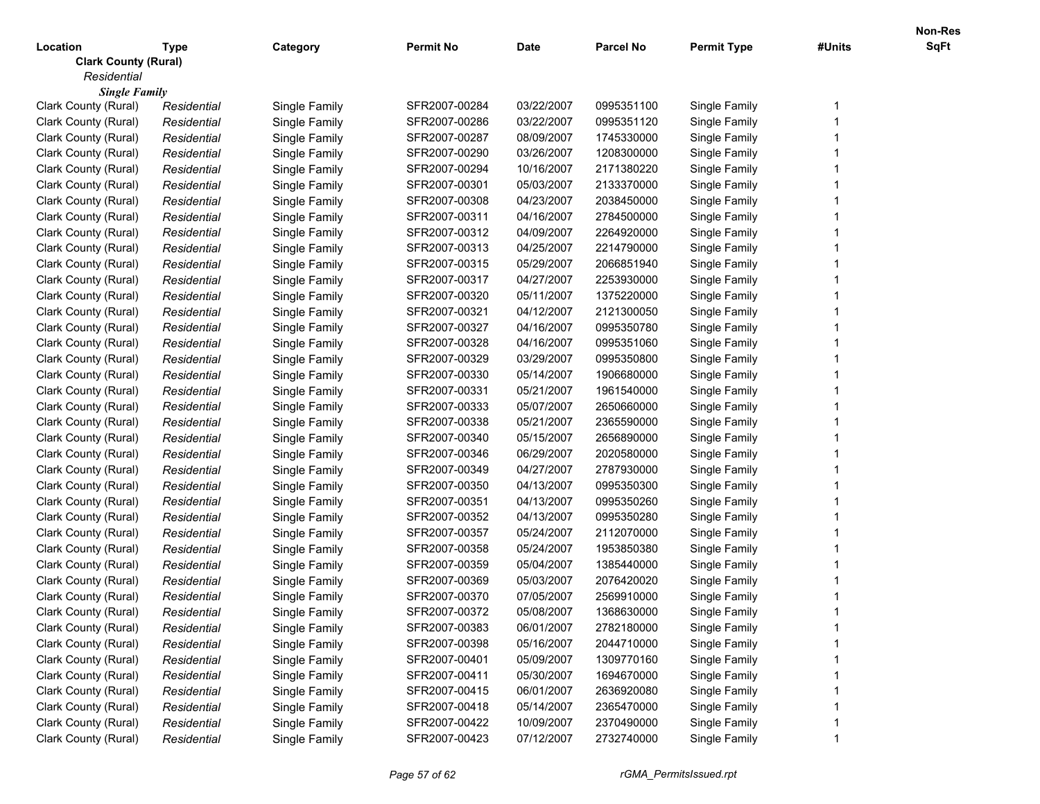| Location | Type | Category | Permit No | Date | Parcel No | Permit Type | #Units | Non-Res SqFt |
|---|---|---|---|---|---|---|---|---|
| **Clark County (Rural)** | | | | | | | | |
| *Residential* | | | | | | | | |
| ***Single Family*** | | | | | | | | |
| Clark County (Rural) | *Residential* | Single Family | SFR2007-00284 | 03/22/2007 | 0995351100 | Single Family | 1 | |
| Clark County (Rural) | *Residential* | Single Family | SFR2007-00286 | 03/22/2007 | 0995351120 | Single Family | 1 | |
| Clark County (Rural) | *Residential* | Single Family | SFR2007-00287 | 08/09/2007 | 1745330000 | Single Family | 1 | |
| Clark County (Rural) | *Residential* | Single Family | SFR2007-00290 | 03/26/2007 | 1208300000 | Single Family | 1 | |
| Clark County (Rural) | *Residential* | Single Family | SFR2007-00294 | 10/16/2007 | 2171380220 | Single Family | 1 | |
| Clark County (Rural) | *Residential* | Single Family | SFR2007-00301 | 05/03/2007 | 2133370000 | Single Family | 1 | |
| Clark County (Rural) | *Residential* | Single Family | SFR2007-00308 | 04/23/2007 | 2038450000 | Single Family | 1 | |
| Clark County (Rural) | *Residential* | Single Family | SFR2007-00311 | 04/16/2007 | 2784500000 | Single Family | 1 | |
| Clark County (Rural) | *Residential* | Single Family | SFR2007-00312 | 04/09/2007 | 2264920000 | Single Family | 1 | |
| Clark County (Rural) | *Residential* | Single Family | SFR2007-00313 | 04/25/2007 | 2214790000 | Single Family | 1 | |
| Clark County (Rural) | *Residential* | Single Family | SFR2007-00315 | 05/29/2007 | 2066851940 | Single Family | 1 | |
| Clark County (Rural) | *Residential* | Single Family | SFR2007-00317 | 04/27/2007 | 2253930000 | Single Family | 1 | |
| Clark County (Rural) | *Residential* | Single Family | SFR2007-00320 | 05/11/2007 | 1375220000 | Single Family | 1 | |
| Clark County (Rural) | *Residential* | Single Family | SFR2007-00321 | 04/12/2007 | 2121300050 | Single Family | 1 | |
| Clark County (Rural) | *Residential* | Single Family | SFR2007-00327 | 04/16/2007 | 0995350780 | Single Family | 1 | |
| Clark County (Rural) | *Residential* | Single Family | SFR2007-00328 | 04/16/2007 | 0995351060 | Single Family | 1 | |
| Clark County (Rural) | *Residential* | Single Family | SFR2007-00329 | 03/29/2007 | 0995350800 | Single Family | 1 | |
| Clark County (Rural) | *Residential* | Single Family | SFR2007-00330 | 05/14/2007 | 1906680000 | Single Family | 1 | |
| Clark County (Rural) | *Residential* | Single Family | SFR2007-00331 | 05/21/2007 | 1961540000 | Single Family | 1 | |
| Clark County (Rural) | *Residential* | Single Family | SFR2007-00333 | 05/07/2007 | 2650660000 | Single Family | 1 | |
| Clark County (Rural) | *Residential* | Single Family | SFR2007-00338 | 05/21/2007 | 2365590000 | Single Family | 1 | |
| Clark County (Rural) | *Residential* | Single Family | SFR2007-00340 | 05/15/2007 | 2656890000 | Single Family | 1 | |
| Clark County (Rural) | *Residential* | Single Family | SFR2007-00346 | 06/29/2007 | 2020580000 | Single Family | 1 | |
| Clark County (Rural) | *Residential* | Single Family | SFR2007-00349 | 04/27/2007 | 2787930000 | Single Family | 1 | |
| Clark County (Rural) | *Residential* | Single Family | SFR2007-00350 | 04/13/2007 | 0995350300 | Single Family | 1 | |
| Clark County (Rural) | *Residential* | Single Family | SFR2007-00351 | 04/13/2007 | 0995350260 | Single Family | 1 | |
| Clark County (Rural) | *Residential* | Single Family | SFR2007-00352 | 04/13/2007 | 0995350280 | Single Family | 1 | |
| Clark County (Rural) | *Residential* | Single Family | SFR2007-00357 | 05/24/2007 | 2112070000 | Single Family | 1 | |
| Clark County (Rural) | *Residential* | Single Family | SFR2007-00358 | 05/24/2007 | 1953850380 | Single Family | 1 | |
| Clark County (Rural) | *Residential* | Single Family | SFR2007-00359 | 05/04/2007 | 1385440000 | Single Family | 1 | |
| Clark County (Rural) | *Residential* | Single Family | SFR2007-00369 | 05/03/2007 | 2076420020 | Single Family | 1 | |
| Clark County (Rural) | *Residential* | Single Family | SFR2007-00370 | 07/05/2007 | 2569910000 | Single Family | 1 | |
| Clark County (Rural) | *Residential* | Single Family | SFR2007-00372 | 05/08/2007 | 1368630000 | Single Family | 1 | |
| Clark County (Rural) | *Residential* | Single Family | SFR2007-00383 | 06/01/2007 | 2782180000 | Single Family | 1 | |
| Clark County (Rural) | *Residential* | Single Family | SFR2007-00398 | 05/16/2007 | 2044710000 | Single Family | 1 | |
| Clark County (Rural) | *Residential* | Single Family | SFR2007-00401 | 05/09/2007 | 1309770160 | Single Family | 1 | |
| Clark County (Rural) | *Residential* | Single Family | SFR2007-00411 | 05/30/2007 | 1694670000 | Single Family | 1 | |
| Clark County (Rural) | *Residential* | Single Family | SFR2007-00415 | 06/01/2007 | 2636920080 | Single Family | 1 | |
| Clark County (Rural) | *Residential* | Single Family | SFR2007-00418 | 05/14/2007 | 2365470000 | Single Family | 1 | |
| Clark County (Rural) | *Residential* | Single Family | SFR2007-00422 | 10/09/2007 | 2370490000 | Single Family | 1 | |
| Clark County (Rural) | *Residential* | Single Family | SFR2007-00423 | 07/12/2007 | 2732740000 | Single Family | 1 | |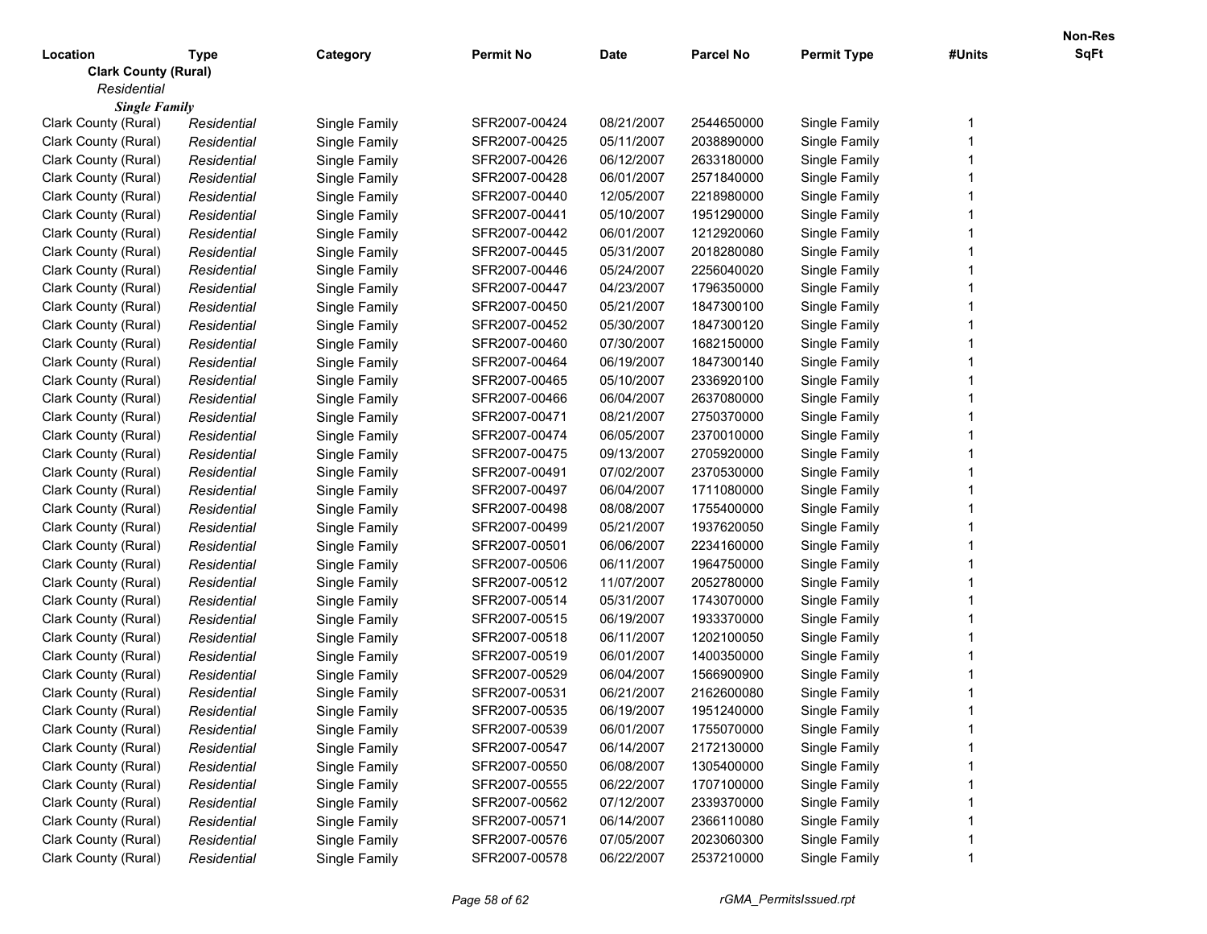| Location | Type | Category | Permit No | Date | Parcel No | Permit Type | #Units | Non-Res SqFt |
|---|---|---|---|---|---|---|---|---|
| **Clark County (Rural)** | | | | | | | | |
| *Residential* | | | | | | | | |
| ***Single Family*** | | | | | | | | |
| Clark County (Rural) | *Residential* | Single Family | SFR2007-00424 | 08/21/2007 | 2544650000 | Single Family | 1 | |
| Clark County (Rural) | *Residential* | Single Family | SFR2007-00425 | 05/11/2007 | 2038890000 | Single Family | 1 | |
| Clark County (Rural) | *Residential* | Single Family | SFR2007-00426 | 06/12/2007 | 2633180000 | Single Family | 1 | |
| Clark County (Rural) | *Residential* | Single Family | SFR2007-00428 | 06/01/2007 | 2571840000 | Single Family | 1 | |
| Clark County (Rural) | *Residential* | Single Family | SFR2007-00440 | 12/05/2007 | 2218980000 | Single Family | 1 | |
| Clark County (Rural) | *Residential* | Single Family | SFR2007-00441 | 05/10/2007 | 1951290000 | Single Family | 1 | |
| Clark County (Rural) | *Residential* | Single Family | SFR2007-00442 | 06/01/2007 | 1212920060 | Single Family | 1 | |
| Clark County (Rural) | *Residential* | Single Family | SFR2007-00445 | 05/31/2007 | 2018280080 | Single Family | 1 | |
| Clark County (Rural) | *Residential* | Single Family | SFR2007-00446 | 05/24/2007 | 2256040020 | Single Family | 1 | |
| Clark County (Rural) | *Residential* | Single Family | SFR2007-00447 | 04/23/2007 | 1796350000 | Single Family | 1 | |
| Clark County (Rural) | *Residential* | Single Family | SFR2007-00450 | 05/21/2007 | 1847300100 | Single Family | 1 | |
| Clark County (Rural) | *Residential* | Single Family | SFR2007-00452 | 05/30/2007 | 1847300120 | Single Family | 1 | |
| Clark County (Rural) | *Residential* | Single Family | SFR2007-00460 | 07/30/2007 | 1682150000 | Single Family | 1 | |
| Clark County (Rural) | *Residential* | Single Family | SFR2007-00464 | 06/19/2007 | 1847300140 | Single Family | 1 | |
| Clark County (Rural) | *Residential* | Single Family | SFR2007-00465 | 05/10/2007 | 2336920100 | Single Family | 1 | |
| Clark County (Rural) | *Residential* | Single Family | SFR2007-00466 | 06/04/2007 | 2637080000 | Single Family | 1 | |
| Clark County (Rural) | *Residential* | Single Family | SFR2007-00471 | 08/21/2007 | 2750370000 | Single Family | 1 | |
| Clark County (Rural) | *Residential* | Single Family | SFR2007-00474 | 06/05/2007 | 2370010000 | Single Family | 1 | |
| Clark County (Rural) | *Residential* | Single Family | SFR2007-00475 | 09/13/2007 | 2705920000 | Single Family | 1 | |
| Clark County (Rural) | *Residential* | Single Family | SFR2007-00491 | 07/02/2007 | 2370530000 | Single Family | 1 | |
| Clark County (Rural) | *Residential* | Single Family | SFR2007-00497 | 06/04/2007 | 1711080000 | Single Family | 1 | |
| Clark County (Rural) | *Residential* | Single Family | SFR2007-00498 | 08/08/2007 | 1755400000 | Single Family | 1 | |
| Clark County (Rural) | *Residential* | Single Family | SFR2007-00499 | 05/21/2007 | 1937620050 | Single Family | 1 | |
| Clark County (Rural) | *Residential* | Single Family | SFR2007-00501 | 06/06/2007 | 2234160000 | Single Family | 1 | |
| Clark County (Rural) | *Residential* | Single Family | SFR2007-00506 | 06/11/2007 | 1964750000 | Single Family | 1 | |
| Clark County (Rural) | *Residential* | Single Family | SFR2007-00512 | 11/07/2007 | 2052780000 | Single Family | 1 | |
| Clark County (Rural) | *Residential* | Single Family | SFR2007-00514 | 05/31/2007 | 1743070000 | Single Family | 1 | |
| Clark County (Rural) | *Residential* | Single Family | SFR2007-00515 | 06/19/2007 | 1933370000 | Single Family | 1 | |
| Clark County (Rural) | *Residential* | Single Family | SFR2007-00518 | 06/11/2007 | 1202100050 | Single Family | 1 | |
| Clark County (Rural) | *Residential* | Single Family | SFR2007-00519 | 06/01/2007 | 1400350000 | Single Family | 1 | |
| Clark County (Rural) | *Residential* | Single Family | SFR2007-00529 | 06/04/2007 | 1566900900 | Single Family | 1 | |
| Clark County (Rural) | *Residential* | Single Family | SFR2007-00531 | 06/21/2007 | 2162600080 | Single Family | 1 | |
| Clark County (Rural) | *Residential* | Single Family | SFR2007-00535 | 06/19/2007 | 1951240000 | Single Family | 1 | |
| Clark County (Rural) | *Residential* | Single Family | SFR2007-00539 | 06/01/2007 | 1755070000 | Single Family | 1 | |
| Clark County (Rural) | *Residential* | Single Family | SFR2007-00547 | 06/14/2007 | 2172130000 | Single Family | 1 | |
| Clark County (Rural) | *Residential* | Single Family | SFR2007-00550 | 06/08/2007 | 1305400000 | Single Family | 1 | |
| Clark County (Rural) | *Residential* | Single Family | SFR2007-00555 | 06/22/2007 | 1707100000 | Single Family | 1 | |
| Clark County (Rural) | *Residential* | Single Family | SFR2007-00562 | 07/12/2007 | 2339370000 | Single Family | 1 | |
| Clark County (Rural) | *Residential* | Single Family | SFR2007-00571 | 06/14/2007 | 2366110080 | Single Family | 1 | |
| Clark County (Rural) | *Residential* | Single Family | SFR2007-00576 | 07/05/2007 | 2023060300 | Single Family | 1 | |
| Clark County (Rural) | *Residential* | Single Family | SFR2007-00578 | 06/22/2007 | 2537210000 | Single Family | 1 | |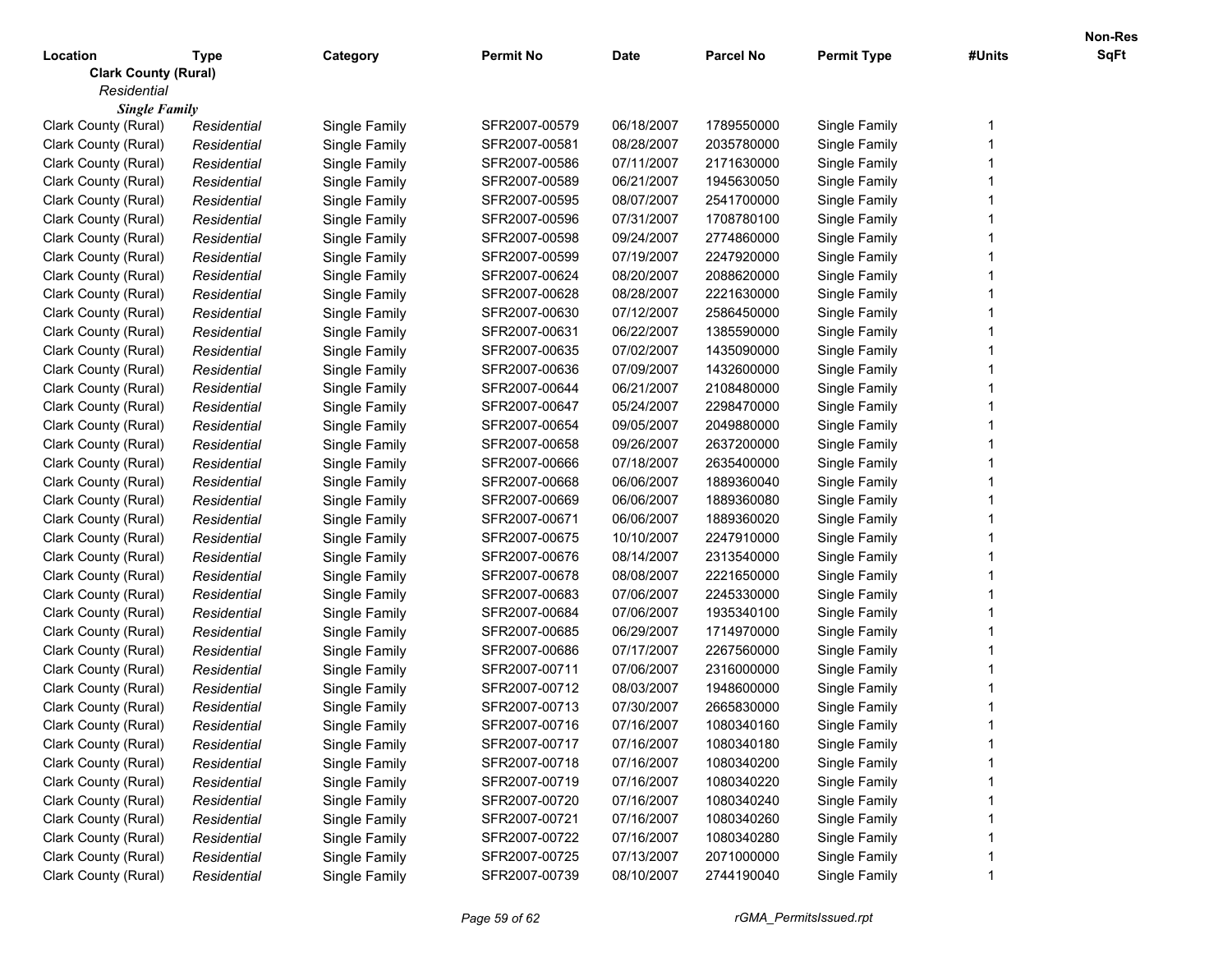| Location | Type | Category | Permit No | Date | Parcel No | Permit Type | #Units | Non-Res SqFt |
|---|---|---|---|---|---|---|---|---|
| **Clark County (Rural)** | | | | | | | | |
| *Residential* | | | | | | | | |
| ***Single Family*** | | | | | | | | |
| Clark County (Rural) | *Residential* | Single Family | SFR2007-00579 | 06/18/2007 | 1789550000 | Single Family | 1 | |
| Clark County (Rural) | *Residential* | Single Family | SFR2007-00581 | 08/28/2007 | 2035780000 | Single Family | 1 | |
| Clark County (Rural) | *Residential* | Single Family | SFR2007-00586 | 07/11/2007 | 2171630000 | Single Family | 1 | |
| Clark County (Rural) | *Residential* | Single Family | SFR2007-00589 | 06/21/2007 | 1945630050 | Single Family | 1 | |
| Clark County (Rural) | *Residential* | Single Family | SFR2007-00595 | 08/07/2007 | 2541700000 | Single Family | 1 | |
| Clark County (Rural) | *Residential* | Single Family | SFR2007-00596 | 07/31/2007 | 1708780100 | Single Family | 1 | |
| Clark County (Rural) | *Residential* | Single Family | SFR2007-00598 | 09/24/2007 | 2774860000 | Single Family | 1 | |
| Clark County (Rural) | *Residential* | Single Family | SFR2007-00599 | 07/19/2007 | 2247920000 | Single Family | 1 | |
| Clark County (Rural) | *Residential* | Single Family | SFR2007-00624 | 08/20/2007 | 2088620000 | Single Family | 1 | |
| Clark County (Rural) | *Residential* | Single Family | SFR2007-00628 | 08/28/2007 | 2221630000 | Single Family | 1 | |
| Clark County (Rural) | *Residential* | Single Family | SFR2007-00630 | 07/12/2007 | 2586450000 | Single Family | 1 | |
| Clark County (Rural) | *Residential* | Single Family | SFR2007-00631 | 06/22/2007 | 1385590000 | Single Family | 1 | |
| Clark County (Rural) | *Residential* | Single Family | SFR2007-00635 | 07/02/2007 | 1435090000 | Single Family | 1 | |
| Clark County (Rural) | *Residential* | Single Family | SFR2007-00636 | 07/09/2007 | 1432600000 | Single Family | 1 | |
| Clark County (Rural) | *Residential* | Single Family | SFR2007-00644 | 06/21/2007 | 2108480000 | Single Family | 1 | |
| Clark County (Rural) | *Residential* | Single Family | SFR2007-00647 | 05/24/2007 | 2298470000 | Single Family | 1 | |
| Clark County (Rural) | *Residential* | Single Family | SFR2007-00654 | 09/05/2007 | 2049880000 | Single Family | 1 | |
| Clark County (Rural) | *Residential* | Single Family | SFR2007-00658 | 09/26/2007 | 2637200000 | Single Family | 1 | |
| Clark County (Rural) | *Residential* | Single Family | SFR2007-00666 | 07/18/2007 | 2635400000 | Single Family | 1 | |
| Clark County (Rural) | *Residential* | Single Family | SFR2007-00668 | 06/06/2007 | 1889360040 | Single Family | 1 | |
| Clark County (Rural) | *Residential* | Single Family | SFR2007-00669 | 06/06/2007 | 1889360080 | Single Family | 1 | |
| Clark County (Rural) | *Residential* | Single Family | SFR2007-00671 | 06/06/2007 | 1889360020 | Single Family | 1 | |
| Clark County (Rural) | *Residential* | Single Family | SFR2007-00675 | 10/10/2007 | 2247910000 | Single Family | 1 | |
| Clark County (Rural) | *Residential* | Single Family | SFR2007-00676 | 08/14/2007 | 2313540000 | Single Family | 1 | |
| Clark County (Rural) | *Residential* | Single Family | SFR2007-00678 | 08/08/2007 | 2221650000 | Single Family | 1 | |
| Clark County (Rural) | *Residential* | Single Family | SFR2007-00683 | 07/06/2007 | 2245330000 | Single Family | 1 | |
| Clark County (Rural) | *Residential* | Single Family | SFR2007-00684 | 07/06/2007 | 1935340100 | Single Family | 1 | |
| Clark County (Rural) | *Residential* | Single Family | SFR2007-00685 | 06/29/2007 | 1714970000 | Single Family | 1 | |
| Clark County (Rural) | *Residential* | Single Family | SFR2007-00686 | 07/17/2007 | 2267560000 | Single Family | 1 | |
| Clark County (Rural) | *Residential* | Single Family | SFR2007-00711 | 07/06/2007 | 2316000000 | Single Family | 1 | |
| Clark County (Rural) | *Residential* | Single Family | SFR2007-00712 | 08/03/2007 | 1948600000 | Single Family | 1 | |
| Clark County (Rural) | *Residential* | Single Family | SFR2007-00713 | 07/30/2007 | 2665830000 | Single Family | 1 | |
| Clark County (Rural) | *Residential* | Single Family | SFR2007-00716 | 07/16/2007 | 1080340160 | Single Family | 1 | |
| Clark County (Rural) | *Residential* | Single Family | SFR2007-00717 | 07/16/2007 | 1080340180 | Single Family | 1 | |
| Clark County (Rural) | *Residential* | Single Family | SFR2007-00718 | 07/16/2007 | 1080340200 | Single Family | 1 | |
| Clark County (Rural) | *Residential* | Single Family | SFR2007-00719 | 07/16/2007 | 1080340220 | Single Family | 1 | |
| Clark County (Rural) | *Residential* | Single Family | SFR2007-00720 | 07/16/2007 | 1080340240 | Single Family | 1 | |
| Clark County (Rural) | *Residential* | Single Family | SFR2007-00721 | 07/16/2007 | 1080340260 | Single Family | 1 | |
| Clark County (Rural) | *Residential* | Single Family | SFR2007-00722 | 07/16/2007 | 1080340280 | Single Family | 1 | |
| Clark County (Rural) | *Residential* | Single Family | SFR2007-00725 | 07/13/2007 | 2071000000 | Single Family | 1 | |
| Clark County (Rural) | *Residential* | Single Family | SFR2007-00739 | 08/10/2007 | 2744190040 | Single Family | 1 | |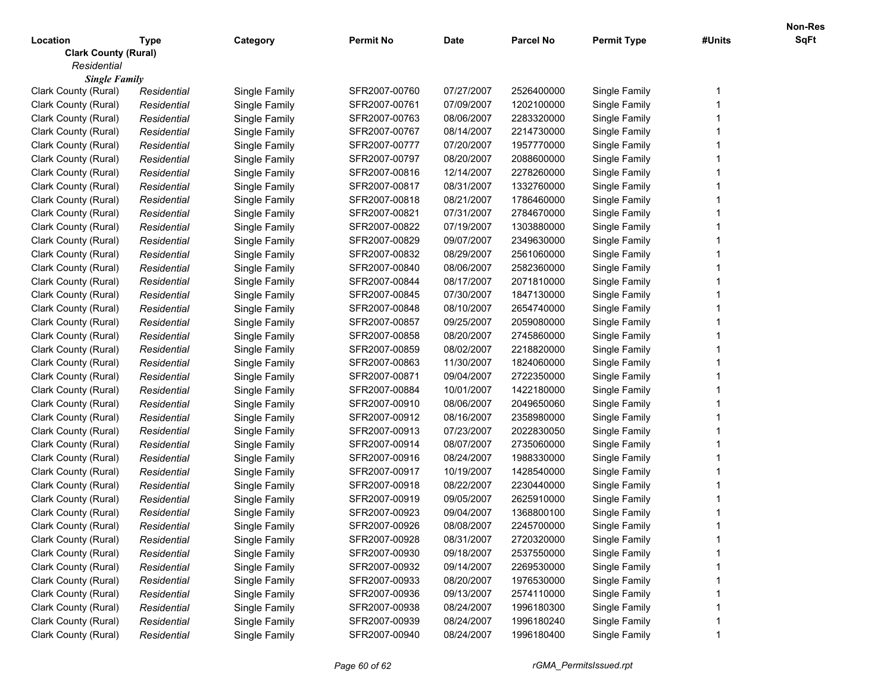| Location | Type | Category | Permit No | Date | Parcel No | Permit Type | #Units | Non-Res SqFt |
|---|---|---|---|---|---|---|---|---|
| **Clark County (Rural)** | | | | | | | | |
| *Residential* | | | | | | | | |
| ***Single Family*** | | | | | | | | |
| Clark County (Rural) | *Residential* | Single Family | SFR2007-00760 | 07/27/2007 | 2526400000 | Single Family | 1 | |
| Clark County (Rural) | *Residential* | Single Family | SFR2007-00761 | 07/09/2007 | 1202100000 | Single Family | 1 | |
| Clark County (Rural) | *Residential* | Single Family | SFR2007-00763 | 08/06/2007 | 2283320000 | Single Family | 1 | |
| Clark County (Rural) | *Residential* | Single Family | SFR2007-00767 | 08/14/2007 | 2214730000 | Single Family | 1 | |
| Clark County (Rural) | *Residential* | Single Family | SFR2007-00777 | 07/20/2007 | 1957770000 | Single Family | 1 | |
| Clark County (Rural) | *Residential* | Single Family | SFR2007-00797 | 08/20/2007 | 2088600000 | Single Family | 1 | |
| Clark County (Rural) | *Residential* | Single Family | SFR2007-00816 | 12/14/2007 | 2278260000 | Single Family | 1 | |
| Clark County (Rural) | *Residential* | Single Family | SFR2007-00817 | 08/31/2007 | 1332760000 | Single Family | 1 | |
| Clark County (Rural) | *Residential* | Single Family | SFR2007-00818 | 08/21/2007 | 1786460000 | Single Family | 1 | |
| Clark County (Rural) | *Residential* | Single Family | SFR2007-00821 | 07/31/2007 | 2784670000 | Single Family | 1 | |
| Clark County (Rural) | *Residential* | Single Family | SFR2007-00822 | 07/19/2007 | 1303880000 | Single Family | 1 | |
| Clark County (Rural) | *Residential* | Single Family | SFR2007-00829 | 09/07/2007 | 2349630000 | Single Family | 1 | |
| Clark County (Rural) | *Residential* | Single Family | SFR2007-00832 | 08/29/2007 | 2561060000 | Single Family | 1 | |
| Clark County (Rural) | *Residential* | Single Family | SFR2007-00840 | 08/06/2007 | 2582360000 | Single Family | 1 | |
| Clark County (Rural) | *Residential* | Single Family | SFR2007-00844 | 08/17/2007 | 2071810000 | Single Family | 1 | |
| Clark County (Rural) | *Residential* | Single Family | SFR2007-00845 | 07/30/2007 | 1847130000 | Single Family | 1 | |
| Clark County (Rural) | *Residential* | Single Family | SFR2007-00848 | 08/10/2007 | 2654740000 | Single Family | 1 | |
| Clark County (Rural) | *Residential* | Single Family | SFR2007-00857 | 09/25/2007 | 2059080000 | Single Family | 1 | |
| Clark County (Rural) | *Residential* | Single Family | SFR2007-00858 | 08/20/2007 | 2745860000 | Single Family | 1 | |
| Clark County (Rural) | *Residential* | Single Family | SFR2007-00859 | 08/02/2007 | 2218820000 | Single Family | 1 | |
| Clark County (Rural) | *Residential* | Single Family | SFR2007-00863 | 11/30/2007 | 1824060000 | Single Family | 1 | |
| Clark County (Rural) | *Residential* | Single Family | SFR2007-00871 | 09/04/2007 | 2722350000 | Single Family | 1 | |
| Clark County (Rural) | *Residential* | Single Family | SFR2007-00884 | 10/01/2007 | 1422180000 | Single Family | 1 | |
| Clark County (Rural) | *Residential* | Single Family | SFR2007-00910 | 08/06/2007 | 2049650060 | Single Family | 1 | |
| Clark County (Rural) | *Residential* | Single Family | SFR2007-00912 | 08/16/2007 | 2358980000 | Single Family | 1 | |
| Clark County (Rural) | *Residential* | Single Family | SFR2007-00913 | 07/23/2007 | 2022830050 | Single Family | 1 | |
| Clark County (Rural) | *Residential* | Single Family | SFR2007-00914 | 08/07/2007 | 2735060000 | Single Family | 1 | |
| Clark County (Rural) | *Residential* | Single Family | SFR2007-00916 | 08/24/2007 | 1988330000 | Single Family | 1 | |
| Clark County (Rural) | *Residential* | Single Family | SFR2007-00917 | 10/19/2007 | 1428540000 | Single Family | 1 | |
| Clark County (Rural) | *Residential* | Single Family | SFR2007-00918 | 08/22/2007 | 2230440000 | Single Family | 1 | |
| Clark County (Rural) | *Residential* | Single Family | SFR2007-00919 | 09/05/2007 | 2625910000 | Single Family | 1 | |
| Clark County (Rural) | *Residential* | Single Family | SFR2007-00923 | 09/04/2007 | 1368800100 | Single Family | 1 | |
| Clark County (Rural) | *Residential* | Single Family | SFR2007-00926 | 08/08/2007 | 2245700000 | Single Family | 1 | |
| Clark County (Rural) | *Residential* | Single Family | SFR2007-00928 | 08/31/2007 | 2720320000 | Single Family | 1 | |
| Clark County (Rural) | *Residential* | Single Family | SFR2007-00930 | 09/18/2007 | 2537550000 | Single Family | 1 | |
| Clark County (Rural) | *Residential* | Single Family | SFR2007-00932 | 09/14/2007 | 2269530000 | Single Family | 1 | |
| Clark County (Rural) | *Residential* | Single Family | SFR2007-00933 | 08/20/2007 | 1976530000 | Single Family | 1 | |
| Clark County (Rural) | *Residential* | Single Family | SFR2007-00936 | 09/13/2007 | 2574110000 | Single Family | 1 | |
| Clark County (Rural) | *Residential* | Single Family | SFR2007-00938 | 08/24/2007 | 1996180300 | Single Family | 1 | |
| Clark County (Rural) | *Residential* | Single Family | SFR2007-00939 | 08/24/2007 | 1996180240 | Single Family | 1 | |
| Clark County (Rural) | *Residential* | Single Family | SFR2007-00940 | 08/24/2007 | 1996180400 | Single Family | 1 | |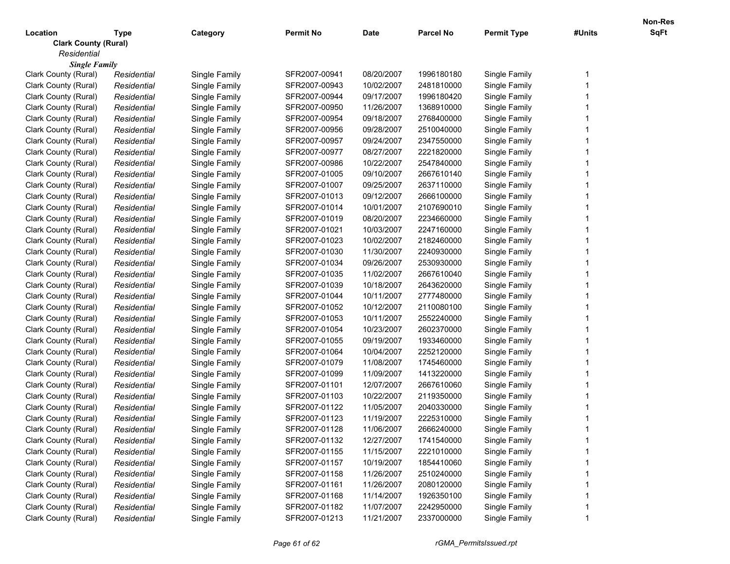| Location | Type | Category | Permit No | Date | Parcel No | Permit Type | #Units | Non-Res SqFt |
|---|---|---|---|---|---|---|---|---|
| **Clark County (Rural)** | | | | | | | | |
| *Residential* | | | | | | | | |
| ***Single Family*** | | | | | | | | |
| Clark County (Rural) | *Residential* | Single Family | SFR2007-00941 | 08/20/2007 | 1996180180 | Single Family | 1 | |
| Clark County (Rural) | *Residential* | Single Family | SFR2007-00943 | 10/02/2007 | 2481810000 | Single Family | 1 | |
| Clark County (Rural) | *Residential* | Single Family | SFR2007-00944 | 09/17/2007 | 1996180420 | Single Family | 1 | |
| Clark County (Rural) | *Residential* | Single Family | SFR2007-00950 | 11/26/2007 | 1368910000 | Single Family | 1 | |
| Clark County (Rural) | *Residential* | Single Family | SFR2007-00954 | 09/18/2007 | 2768400000 | Single Family | 1 | |
| Clark County (Rural) | *Residential* | Single Family | SFR2007-00956 | 09/28/2007 | 2510040000 | Single Family | 1 | |
| Clark County (Rural) | *Residential* | Single Family | SFR2007-00957 | 09/24/2007 | 2347550000 | Single Family | 1 | |
| Clark County (Rural) | *Residential* | Single Family | SFR2007-00977 | 08/27/2007 | 2221820000 | Single Family | 1 | |
| Clark County (Rural) | *Residential* | Single Family | SFR2007-00986 | 10/22/2007 | 2547840000 | Single Family | 1 | |
| Clark County (Rural) | *Residential* | Single Family | SFR2007-01005 | 09/10/2007 | 2667610140 | Single Family | 1 | |
| Clark County (Rural) | *Residential* | Single Family | SFR2007-01007 | 09/25/2007 | 2637110000 | Single Family | 1 | |
| Clark County (Rural) | *Residential* | Single Family | SFR2007-01013 | 09/12/2007 | 2666100000 | Single Family | 1 | |
| Clark County (Rural) | *Residential* | Single Family | SFR2007-01014 | 10/01/2007 | 2107690010 | Single Family | 1 | |
| Clark County (Rural) | *Residential* | Single Family | SFR2007-01019 | 08/20/2007 | 2234660000 | Single Family | 1 | |
| Clark County (Rural) | *Residential* | Single Family | SFR2007-01021 | 10/03/2007 | 2247160000 | Single Family | 1 | |
| Clark County (Rural) | *Residential* | Single Family | SFR2007-01023 | 10/02/2007 | 2182460000 | Single Family | 1 | |
| Clark County (Rural) | *Residential* | Single Family | SFR2007-01030 | 11/30/2007 | 2240930000 | Single Family | 1 | |
| Clark County (Rural) | *Residential* | Single Family | SFR2007-01034 | 09/26/2007 | 2530930000 | Single Family | 1 | |
| Clark County (Rural) | *Residential* | Single Family | SFR2007-01035 | 11/02/2007 | 2667610040 | Single Family | 1 | |
| Clark County (Rural) | *Residential* | Single Family | SFR2007-01039 | 10/18/2007 | 2643620000 | Single Family | 1 | |
| Clark County (Rural) | *Residential* | Single Family | SFR2007-01044 | 10/11/2007 | 2777480000 | Single Family | 1 | |
| Clark County (Rural) | *Residential* | Single Family | SFR2007-01052 | 10/12/2007 | 2110080100 | Single Family | 1 | |
| Clark County (Rural) | *Residential* | Single Family | SFR2007-01053 | 10/11/2007 | 2552240000 | Single Family | 1 | |
| Clark County (Rural) | *Residential* | Single Family | SFR2007-01054 | 10/23/2007 | 2602370000 | Single Family | 1 | |
| Clark County (Rural) | *Residential* | Single Family | SFR2007-01055 | 09/19/2007 | 1933460000 | Single Family | 1 | |
| Clark County (Rural) | *Residential* | Single Family | SFR2007-01064 | 10/04/2007 | 2252120000 | Single Family | 1 | |
| Clark County (Rural) | *Residential* | Single Family | SFR2007-01079 | 11/08/2007 | 1745460000 | Single Family | 1 | |
| Clark County (Rural) | *Residential* | Single Family | SFR2007-01099 | 11/09/2007 | 1413220000 | Single Family | 1 | |
| Clark County (Rural) | *Residential* | Single Family | SFR2007-01101 | 12/07/2007 | 2667610060 | Single Family | 1 | |
| Clark County (Rural) | *Residential* | Single Family | SFR2007-01103 | 10/22/2007 | 2119350000 | Single Family | 1 | |
| Clark County (Rural) | *Residential* | Single Family | SFR2007-01122 | 11/05/2007 | 2040330000 | Single Family | 1 | |
| Clark County (Rural) | *Residential* | Single Family | SFR2007-01123 | 11/19/2007 | 2225310000 | Single Family | 1 | |
| Clark County (Rural) | *Residential* | Single Family | SFR2007-01128 | 11/06/2007 | 2666240000 | Single Family | 1 | |
| Clark County (Rural) | *Residential* | Single Family | SFR2007-01132 | 12/27/2007 | 1741540000 | Single Family | 1 | |
| Clark County (Rural) | *Residential* | Single Family | SFR2007-01155 | 11/15/2007 | 2221010000 | Single Family | 1 | |
| Clark County (Rural) | *Residential* | Single Family | SFR2007-01157 | 10/19/2007 | 1854410060 | Single Family | 1 | |
| Clark County (Rural) | *Residential* | Single Family | SFR2007-01158 | 11/26/2007 | 2510240000 | Single Family | 1 | |
| Clark County (Rural) | *Residential* | Single Family | SFR2007-01161 | 11/26/2007 | 2080120000 | Single Family | 1 | |
| Clark County (Rural) | *Residential* | Single Family | SFR2007-01168 | 11/14/2007 | 1926350100 | Single Family | 1 | |
| Clark County (Rural) | *Residential* | Single Family | SFR2007-01182 | 11/07/2007 | 2242950000 | Single Family | 1 | |
| Clark County (Rural) | *Residential* | Single Family | SFR2007-01213 | 11/21/2007 | 2337000000 | Single Family | 1 | |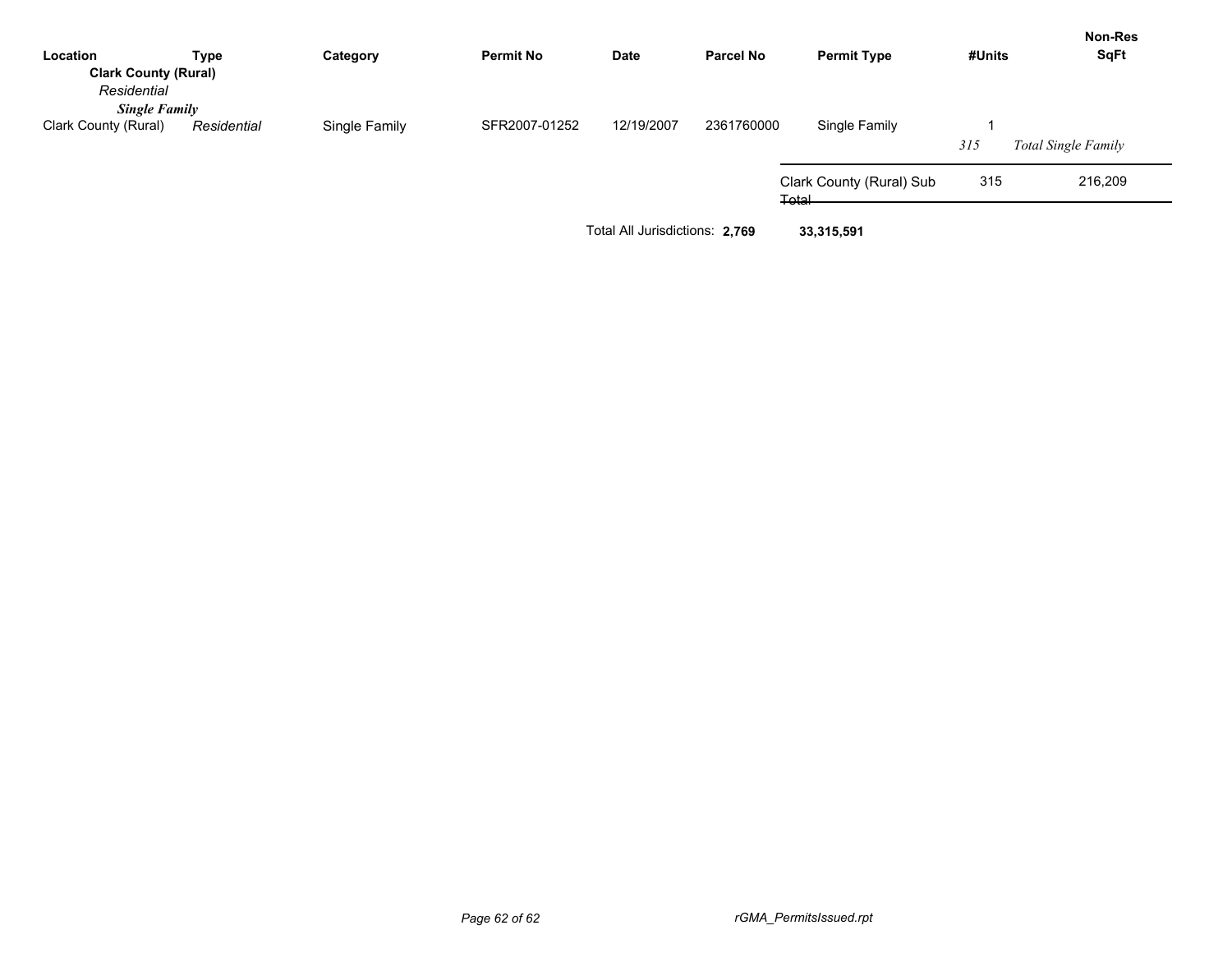| Location | Type | Category | Permit No | Date | Parcel No | Permit Type | #Units | Non-Res SqFt |
|---|---|---|---|---|---|---|---|---|
| **Clark County (Rural)** | | | | | | | | |
| *Residential* | | | | | | | | |
| ***Single Family*** | | | | | | | | |
| Clark County (Rural) | *Residential* | Single Family | SFR2007-01252 | 12/19/2007 | 2361760000 | Single Family | 1 | |
| | | | | | | | *315* | *Total Single Family* |
| | | | | | | Clark County (Rural) Sub Total | 315 | 216,209 |

Total All Jurisdictions: **2,769** **33,315,591**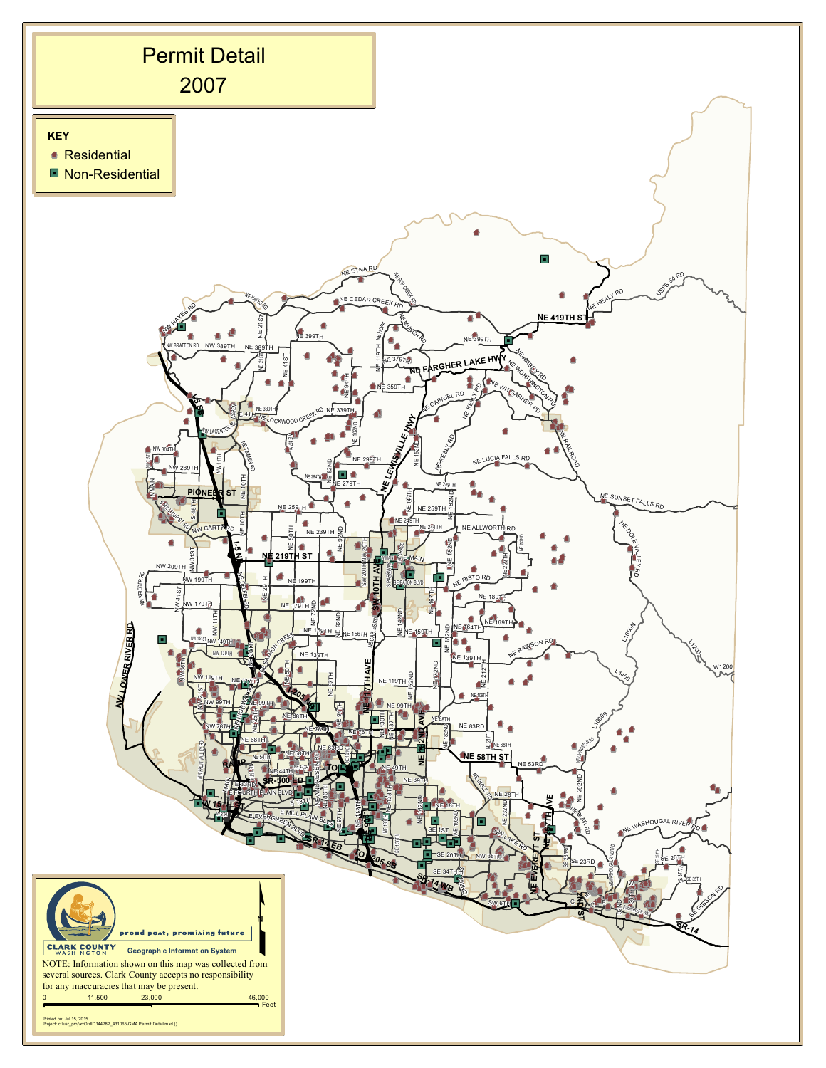# Permit Detail
# 2007

**KEY**

- Residential
- Non-Residential

proud past, promising future

CLARK COUNTY WASHINGTON

Geographic Information System

NOTE: Information shown on this map was collected from several sources. Clark County accepts no responsibility for any inaccuracies that may be present.

0 11,500 23,000 46,000 Feet

Printed on: Jul 15, 2015
Project: c:\usr_proj\xxOrdID144782_431065\GMA Permit Detail.mxd ()